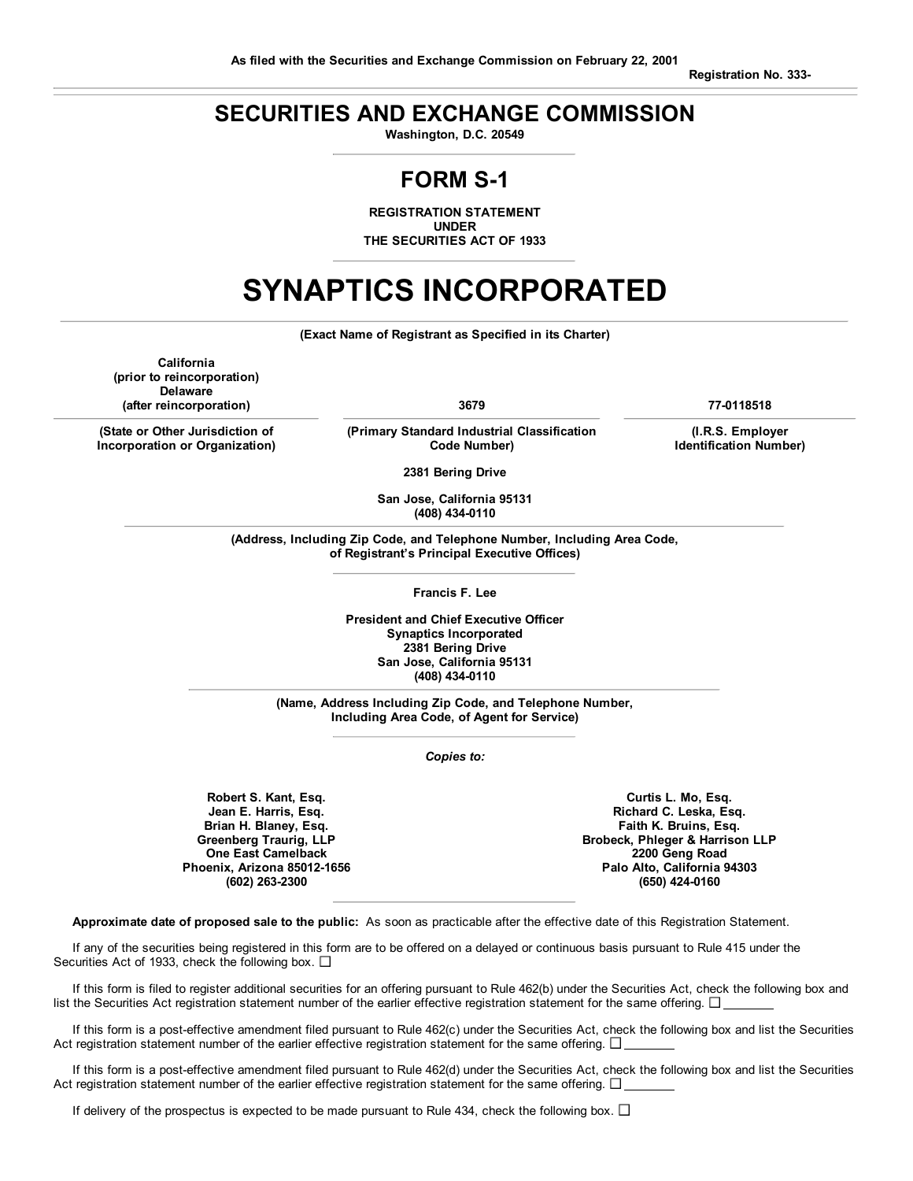**As filed with the Securities and Exchange Commission on February 22, 2001**

**Registration No. 333-**

# SECURITIES AND EXCHANGE COMMISSION

**Washington, D.C. 20549**

## FORM S-1

**REGISTRATION STATEMENT**
**UNDER**
**THE SECURITIES ACT OF 1933**

# SYNAPTICS INCORPORATED

**(Exact Name of Registrant as Specified in its Charter)**

| California (prior to reincorporation) Delaware (after reincorporation) | 3679 | 77-0118518 |
|---|---|---|
| **(State or Other Jurisdiction of Incorporation or Organization)** | **(Primary Standard Industrial Classification Code Number)** | **(I.R.S. Employer Identification Number)** |

**2381 Bering Drive**

**San Jose, California 95131**
**(408) 434-0110**

**(Address, Including Zip Code, and Telephone Number, Including Area Code, of Registrant's Principal Executive Offices)**

**Francis F. Lee**

**President and Chief Executive Officer**
**Synaptics Incorporated**
**2381 Bering Drive**
**San Jose, California 95131**
**(408) 434-0110**

**(Name, Address Including Zip Code, and Telephone Number, Including Area Code, of Agent for Service)**

***Copies to:***

**Robert S. Kant, Esq.**
**Jean E. Harris, Esq.**
**Brian H. Blaney, Esq.**
**Greenberg Traurig, LLP**
**One East Camelback**
**Phoenix, Arizona 85012-1656**
**(602) 263-2300**

**Curtis L. Mo, Esq.**
**Richard C. Leska, Esq.**
**Faith K. Bruins, Esq.**
**Brobeck, Phleger & Harrison LLP**
**2200 Geng Road**
**Palo Alto, California 94303**
**(650) 424-0160**

**Approximate date of proposed sale to the public:** As soon as practicable after the effective date of this Registration Statement.

If any of the securities being registered in this form are to be offered on a delayed or continuous basis pursuant to Rule 415 under the Securities Act of 1933, check the following box. ☐

If this form is filed to register additional securities for an offering pursuant to Rule 462(b) under the Securities Act, check the following box and list the Securities Act registration statement number of the earlier effective registration statement for the same offering. ☐ ________

If this form is a post-effective amendment filed pursuant to Rule 462(c) under the Securities Act, check the following box and list the Securities Act registration statement number of the earlier effective registration statement for the same offering. ☐ ________

If this form is a post-effective amendment filed pursuant to Rule 462(d) under the Securities Act, check the following box and list the Securities Act registration statement number of the earlier effective registration statement for the same offering. ☐ ________

If delivery of the prospectus is expected to be made pursuant to Rule 434, check the following box. ☐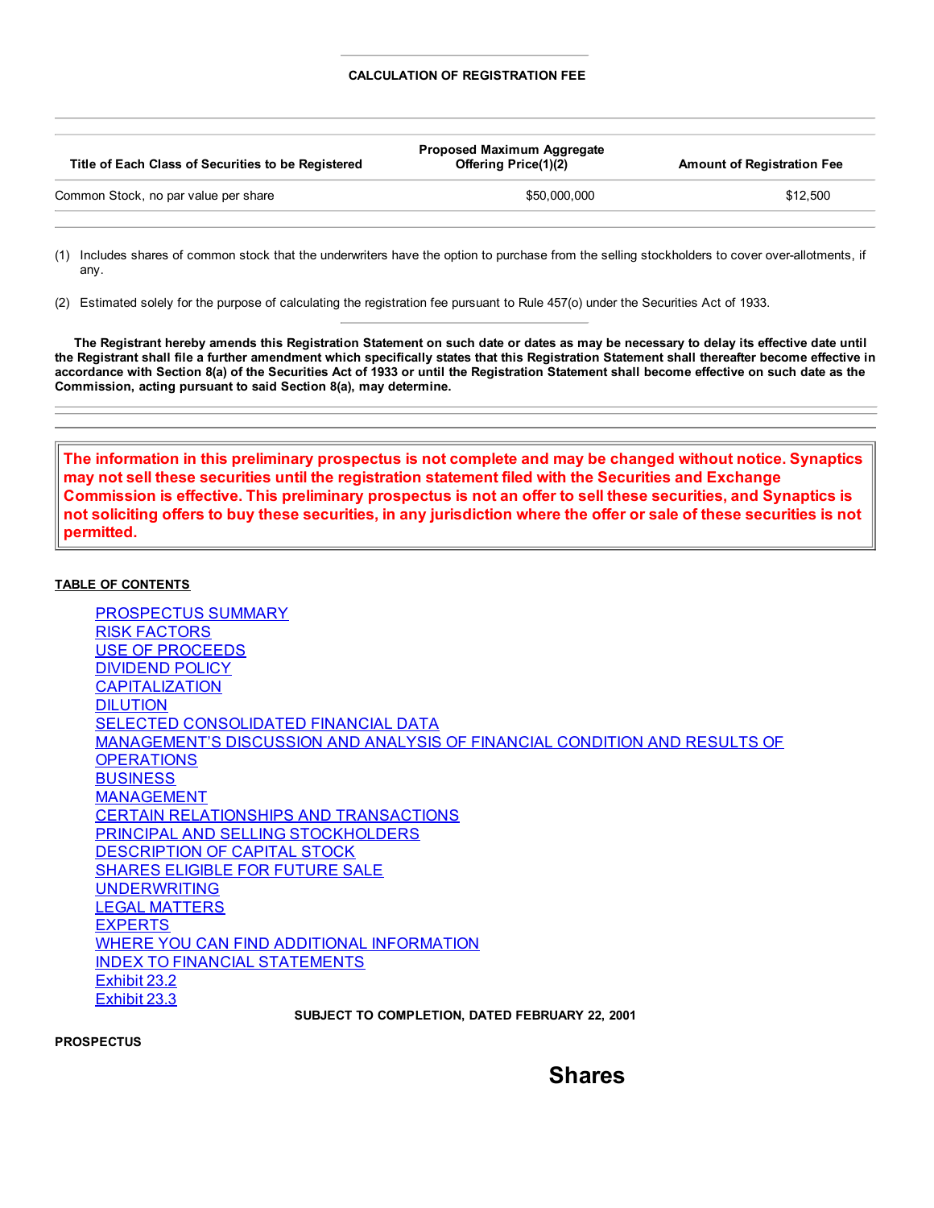**CALCULATION OF REGISTRATION FEE**

| Title of Each Class of Securities to be Registered | Proposed Maximum Aggregate Offering Price(1)(2) | Amount of Registration Fee |
| --- | --- | --- |
| Common Stock, no par value per share | $50,000,000 | $12,500 |

(1) Includes shares of common stock that the underwriters have the option to purchase from the selling stockholders to cover over-allotments, if any.

(2) Estimated solely for the purpose of calculating the registration fee pursuant to Rule 457(o) under the Securities Act of 1933.

**The Registrant hereby amends this Registration Statement on such date or dates as may be necessary to delay its effective date until the Registrant shall file a further amendment which specifically states that this Registration Statement shall thereafter become effective in accordance with Section 8(a) of the Securities Act of 1933 or until the Registration Statement shall become effective on such date as the Commission, acting pursuant to said Section 8(a), may determine.**

**The information in this preliminary prospectus is not complete and may be changed without notice. Synaptics may not sell these securities until the registration statement filed with the Securities and Exchange Commission is effective. This preliminary prospectus is not an offer to sell these securities, and Synaptics is not soliciting offers to buy these securities, in any jurisdiction where the offer or sale of these securities is not permitted.**

**TABLE OF CONTENTS**

- PROSPECTUS SUMMARY
- RISK FACTORS
- USE OF PROCEEDS
- DIVIDEND POLICY
- CAPITALIZATION
- DILUTION
- SELECTED CONSOLIDATED FINANCIAL DATA
- MANAGEMENT'S DISCUSSION AND ANALYSIS OF FINANCIAL CONDITION AND RESULTS OF OPERATIONS
- BUSINESS
- MANAGEMENT
- CERTAIN RELATIONSHIPS AND TRANSACTIONS
- PRINCIPAL AND SELLING STOCKHOLDERS
- DESCRIPTION OF CAPITAL STOCK
- SHARES ELIGIBLE FOR FUTURE SALE
- UNDERWRITING
- LEGAL MATTERS
- EXPERTS
- WHERE YOU CAN FIND ADDITIONAL INFORMATION
- INDEX TO FINANCIAL STATEMENTS
- Exhibit 23.2
- Exhibit 23.3

**SUBJECT TO COMPLETION, DATED FEBRUARY 22, 2001**

**PROSPECTUS**

## Shares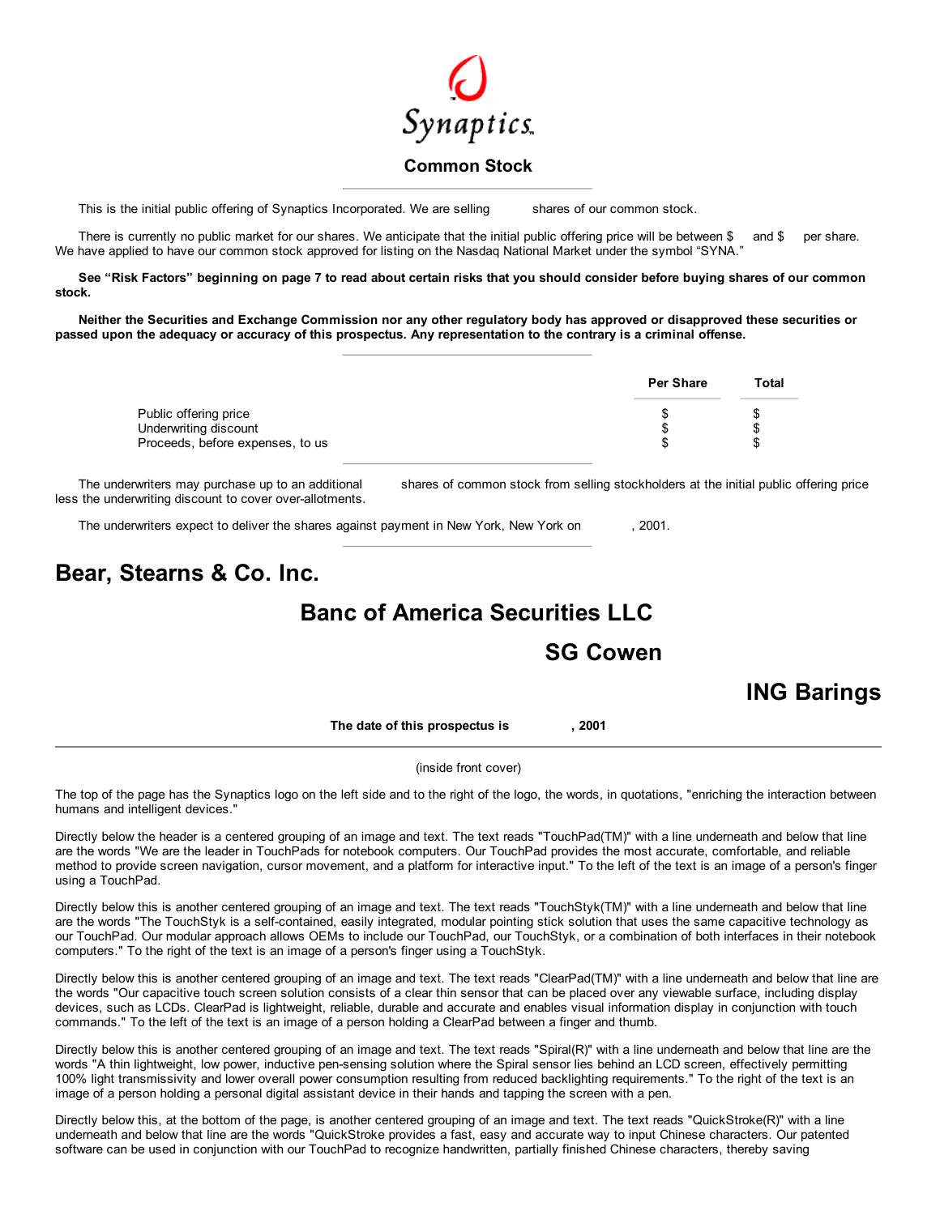# Synaptics

## Common Stock

This is the initial public offering of Synaptics Incorporated. We are selling shares of our common stock.

There is currently no public market for our shares. We anticipate that the initial public offering price will be between $ and $ per share. We have applied to have our common stock approved for listing on the Nasdaq National Market under the symbol "SYNA."

**See "Risk Factors" beginning on page 7 to read about certain risks that you should consider before buying shares of our common stock.**

**Neither the Securities and Exchange Commission nor any other regulatory body has approved or disapproved these securities or passed upon the adequacy or accuracy of this prospectus. Any representation to the contrary is a criminal offense.**

| | Per Share | Total |
|---|---|---|
| Public offering price | $ | $ |
| Underwriting discount | $ | $ |
| Proceeds, before expenses, to us | $ | $ |

The underwriters may purchase up to an additional shares of common stock from selling stockholders at the initial public offering price less the underwriting discount to cover over-allotments.

The underwriters expect to deliver the shares against payment in New York, New York on , 2001.

# Bear, Stearns & Co. Inc.

# Banc of America Securities LLC

# SG Cowen

# ING Barings

**The date of this prospectus is , 2001**

---

(inside front cover)

The top of the page has the Synaptics logo on the left side and to the right of the logo, the words, in quotations, "enriching the interaction between humans and intelligent devices."

Directly below the header is a centered grouping of an image and text. The text reads "TouchPad(TM)" with a line underneath and below that line are the words "We are the leader in TouchPads for notebook computers. Our TouchPad provides the most accurate, comfortable, and reliable method to provide screen navigation, cursor movement, and a platform for interactive input." To the left of the text is an image of a person's finger using a TouchPad.

Directly below this is another centered grouping of an image and text. The text reads "TouchStyk(TM)" with a line underneath and below that line are the words "The TouchStyk is a self-contained, easily integrated, modular pointing stick solution that uses the same capacitive technology as our TouchPad. Our modular approach allows OEMs to include our TouchPad, our TouchStyk, or a combination of both interfaces in their notebook computers." To the right of the text is an image of a person's finger using a TouchStyk.

Directly below this is another centered grouping of an image and text. The text reads "ClearPad(TM)" with a line underneath and below that line are the words "Our capacitive touch screen solution consists of a clear thin sensor that can be placed over any viewable surface, including display devices, such as LCDs. ClearPad is lightweight, reliable, durable and accurate and enables visual information display in conjunction with touch commands." To the left of the text is an image of a person holding a ClearPad between a finger and thumb.

Directly below this is another centered grouping of an image and text. The text reads "Spiral(R)" with a line underneath and below that line are the words "A thin lightweight, low power, inductive pen-sensing solution where the Spiral sensor lies behind an LCD screen, effectively permitting 100% light transmissivity and lower overall power consumption resulting from reduced backlighting requirements." To the right of the text is an image of a person holding a personal digital assistant device in their hands and tapping the screen with a pen.

Directly below this, at the bottom of the page, is another centered grouping of an image and text. The text reads "QuickStroke(R)" with a line underneath and below that line are the words "QuickStroke provides a fast, easy and accurate way to input Chinese characters. Our patented software can be used in conjunction with our TouchPad to recognize handwritten, partially finished Chinese characters, thereby saving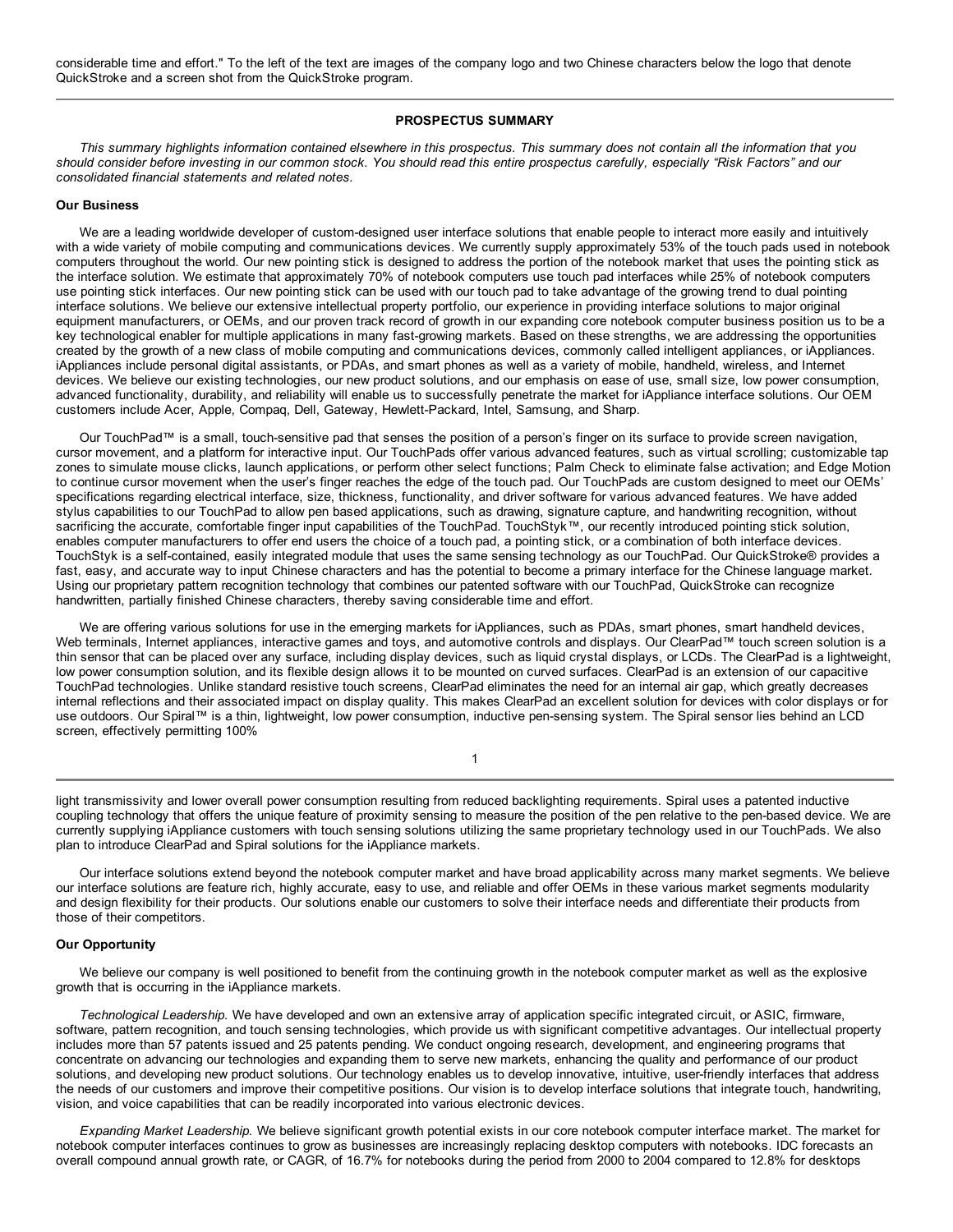considerable time and effort." To the left of the text are images of the company logo and two Chinese characters below the logo that denote QuickStroke and a screen shot from the QuickStroke program.

---

## PROSPECTUS SUMMARY

*This summary highlights information contained elsewhere in this prospectus. This summary does not contain all the information that you should consider before investing in our common stock. You should read this entire prospectus carefully, especially "Risk Factors" and our consolidated financial statements and related notes.*

### Our Business

We are a leading worldwide developer of custom-designed user interface solutions that enable people to interact more easily and intuitively with a wide variety of mobile computing and communications devices. We currently supply approximately 53% of the touch pads used in notebook computers throughout the world. Our new pointing stick is designed to address the portion of the notebook market that uses the pointing stick as the interface solution. We estimate that approximately 70% of notebook computers use touch pad interfaces while 25% of notebook computers use pointing stick interfaces. Our new pointing stick can be used with our touch pad to take advantage of the growing trend to dual pointing interface solutions. We believe our extensive intellectual property portfolio, our experience in providing interface solutions to major original equipment manufacturers, or OEMs, and our proven track record of growth in our expanding core notebook computer business position us to be a key technological enabler for multiple applications in many fast-growing markets. Based on these strengths, we are addressing the opportunities created by the growth of a new class of mobile computing and communications devices, commonly called intelligent appliances, or iAppliances. iAppliances include personal digital assistants, or PDAs, and smart phones as well as a variety of mobile, handheld, wireless, and Internet devices. We believe our existing technologies, our new product solutions, and our emphasis on ease of use, small size, low power consumption, advanced functionality, durability, and reliability will enable us to successfully penetrate the market for iAppliance interface solutions. Our OEM customers include Acer, Apple, Compaq, Dell, Gateway, Hewlett-Packard, Intel, Samsung, and Sharp.

Our TouchPad™ is a small, touch-sensitive pad that senses the position of a person's finger on its surface to provide screen navigation, cursor movement, and a platform for interactive input. Our TouchPads offer various advanced features, such as virtual scrolling; customizable tap zones to simulate mouse clicks, launch applications, or perform other select functions; Palm Check to eliminate false activation; and Edge Motion to continue cursor movement when the user's finger reaches the edge of the touch pad. Our TouchPads are custom designed to meet our OEMs' specifications regarding electrical interface, size, thickness, functionality, and driver software for various advanced features. We have added stylus capabilities to our TouchPad to allow pen based applications, such as drawing, signature capture, and handwriting recognition, without sacrificing the accurate, comfortable finger input capabilities of the TouchPad. TouchStyk™, our recently introduced pointing stick solution, enables computer manufacturers to offer end users the choice of a touch pad, a pointing stick, or a combination of both interface devices. TouchStyk is a self-contained, easily integrated module that uses the same sensing technology as our TouchPad. Our QuickStroke® provides a fast, easy, and accurate way to input Chinese characters and has the potential to become a primary interface for the Chinese language market. Using our proprietary pattern recognition technology that combines our patented software with our TouchPad, QuickStroke can recognize handwritten, partially finished Chinese characters, thereby saving considerable time and effort.

We are offering various solutions for use in the emerging markets for iAppliances, such as PDAs, smart phones, smart handheld devices, Web terminals, Internet appliances, interactive games and toys, and automotive controls and displays. Our ClearPad™ touch screen solution is a thin sensor that can be placed over any surface, including display devices, such as liquid crystal displays, or LCDs. The ClearPad is a lightweight, low power consumption solution, and its flexible design allows it to be mounted on curved surfaces. ClearPad is an extension of our capacitive TouchPad technologies. Unlike standard resistive touch screens, ClearPad eliminates the need for an internal air gap, which greatly decreases internal reflections and their associated impact on display quality. This makes ClearPad an excellent solution for devices with color displays or for use outdoors. Our Spiral™ is a thin, lightweight, low power consumption, inductive pen-sensing system. The Spiral sensor lies behind an LCD screen, effectively permitting 100% light transmissivity and lower overall power consumption resulting from reduced backlighting requirements. Spiral uses a patented inductive coupling technology that offers the unique feature of proximity sensing to measure the position of the pen relative to the pen-based device. We are currently supplying iAppliance customers with touch sensing solutions utilizing the same proprietary technology used in our TouchPads. We also plan to introduce ClearPad and Spiral solutions for the iAppliance markets.

Our interface solutions extend beyond the notebook computer market and have broad applicability across many market segments. We believe our interface solutions are feature rich, highly accurate, easy to use, and reliable and offer OEMs in these various market segments modularity and design flexibility for their products. Our solutions enable our customers to solve their interface needs and differentiate their products from those of their competitors.

### Our Opportunity

We believe our company is well positioned to benefit from the continuing growth in the notebook computer market as well as the explosive growth that is occurring in the iAppliance markets.

*Technological Leadership.* We have developed and own an extensive array of application specific integrated circuit, or ASIC, firmware, software, pattern recognition, and touch sensing technologies, which provide us with significant competitive advantages. Our intellectual property includes more than 57 patents issued and 25 patents pending. We conduct ongoing research, development, and engineering programs that concentrate on advancing our technologies and expanding them to serve new markets, enhancing the quality and performance of our product solutions, and developing new product solutions. Our technology enables us to develop innovative, intuitive, user-friendly interfaces that address the needs of our customers and improve their competitive positions. Our vision is to develop interface solutions that integrate touch, handwriting, vision, and voice capabilities that can be readily incorporated into various electronic devices.

*Expanding Market Leadership.* We believe significant growth potential exists in our core notebook computer interface market. The market for notebook computer interfaces continues to grow as businesses are increasingly replacing desktop computers with notebooks. IDC forecasts an overall compound annual growth rate, or CAGR, of 16.7% for notebooks during the period from 2000 to 2004 compared to 12.8% for desktops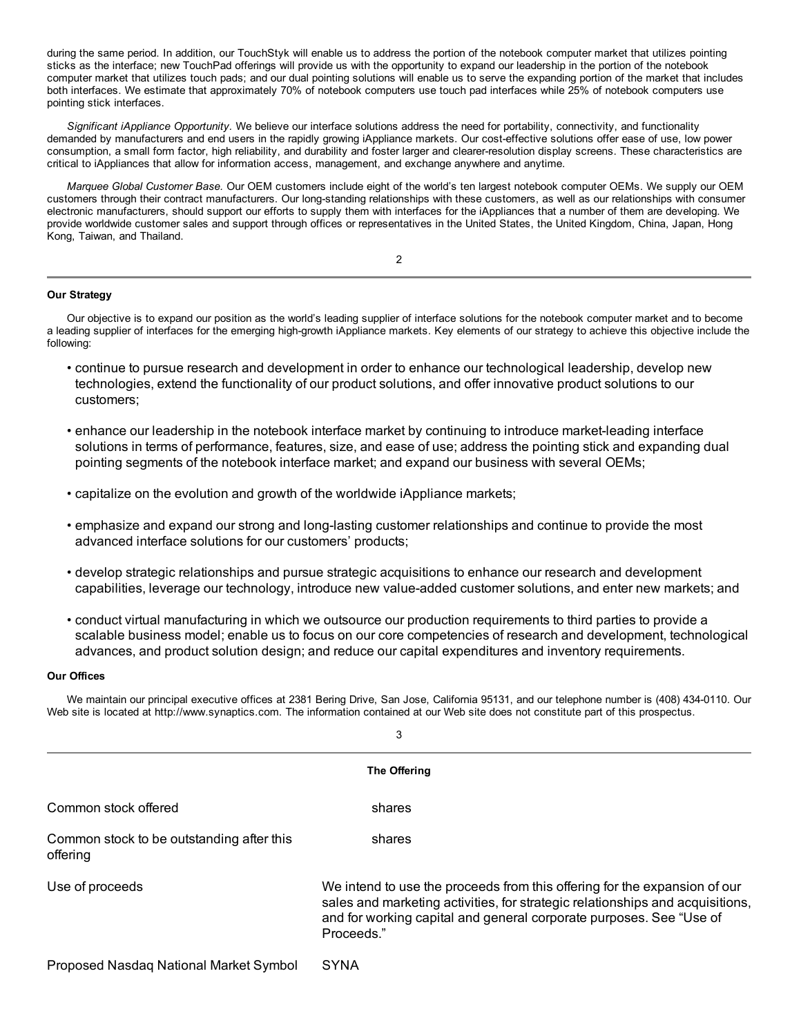during the same period. In addition, our TouchStyk will enable us to address the portion of the notebook computer market that utilizes pointing sticks as the interface; new TouchPad offerings will provide us with the opportunity to expand our leadership in the portion of the notebook computer market that utilizes touch pads; and our dual pointing solutions will enable us to serve the expanding portion of the market that includes both interfaces. We estimate that approximately 70% of notebook computers use touch pad interfaces while 25% of notebook computers use pointing stick interfaces.

*Significant iAppliance Opportunity.* We believe our interface solutions address the need for portability, connectivity, and functionality demanded by manufacturers and end users in the rapidly growing iAppliance markets. Our cost-effective solutions offer ease of use, low power consumption, a small form factor, high reliability, and durability and foster larger and clearer-resolution display screens. These characteristics are critical to iAppliances that allow for information access, management, and exchange anywhere and anytime.

*Marquee Global Customer Base.* Our OEM customers include eight of the world's ten largest notebook computer OEMs. We supply our OEM customers through their contract manufacturers. Our long-standing relationships with these customers, as well as our relationships with consumer electronic manufacturers, should support our efforts to supply them with interfaces for the iAppliances that a number of them are developing. We provide worldwide customer sales and support through offices or representatives in the United States, the United Kingdom, China, Japan, Hong Kong, Taiwan, and Thailand.

#### Our Strategy

Our objective is to expand our position as the world's leading supplier of interface solutions for the notebook computer market and to become a leading supplier of interfaces for the emerging high-growth iAppliance markets. Key elements of our strategy to achieve this objective include the following:

- continue to pursue research and development in order to enhance our technological leadership, develop new technologies, extend the functionality of our product solutions, and offer innovative product solutions to our customers;
- enhance our leadership in the notebook interface market by continuing to introduce market-leading interface solutions in terms of performance, features, size, and ease of use; address the pointing stick and expanding dual pointing segments of the notebook interface market; and expand our business with several OEMs;
- capitalize on the evolution and growth of the worldwide iAppliance markets;
- emphasize and expand our strong and long-lasting customer relationships and continue to provide the most advanced interface solutions for our customers' products;
- develop strategic relationships and pursue strategic acquisitions to enhance our research and development capabilities, leverage our technology, introduce new value-added customer solutions, and enter new markets; and
- conduct virtual manufacturing in which we outsource our production requirements to third parties to provide a scalable business model; enable us to focus on our core competencies of research and development, technological advances, and product solution design; and reduce our capital expenditures and inventory requirements.

#### Our Offices

We maintain our principal executive offices at 2381 Bering Drive, San Jose, California 95131, and our telephone number is (408) 434-0110. Our Web site is located at http://www.synaptics.com. The information contained at our Web site does not constitute part of this prospectus.

#### The Offering

| | |
|---|---|
| Common stock offered | shares |
| Common stock to be outstanding after this offering | shares |
| Use of proceeds | We intend to use the proceeds from this offering for the expansion of our sales and marketing activities, for strategic relationships and acquisitions, and for working capital and general corporate purposes. See "Use of Proceeds." |
| Proposed Nasdaq National Market Symbol | SYNA |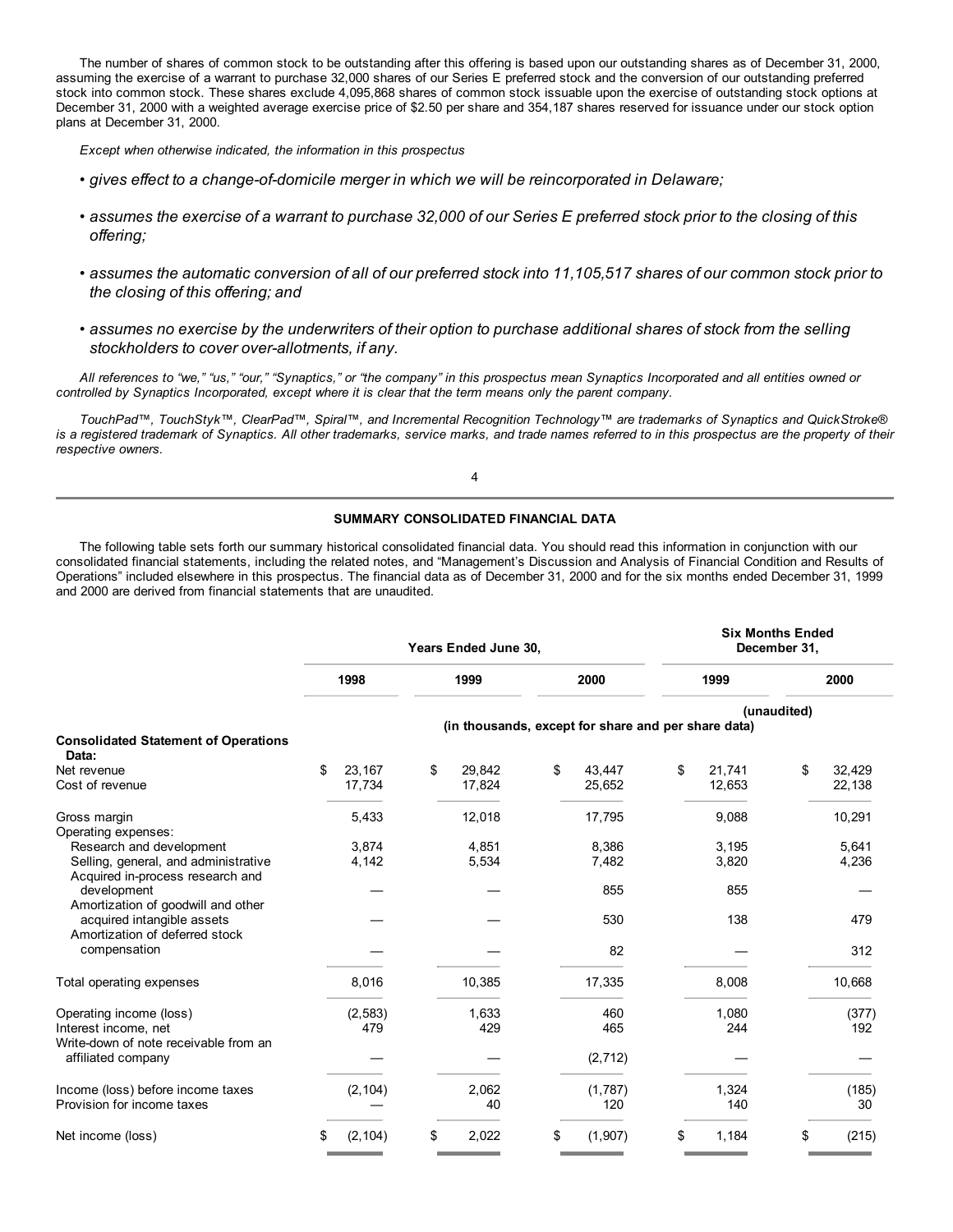The number of shares of common stock to be outstanding after this offering is based upon our outstanding shares as of December 31, 2000, assuming the exercise of a warrant to purchase 32,000 shares of our Series E preferred stock and the conversion of our outstanding preferred stock into common stock. These shares exclude 4,095,868 shares of common stock issuable upon the exercise of outstanding stock options at December 31, 2000 with a weighted average exercise price of $2.50 per share and 354,187 shares reserved for issuance under our stock option plans at December 31, 2000.

*Except when otherwise indicated, the information in this prospectus*

- *gives effect to a change-of-domicile merger in which we will be reincorporated in Delaware;*
- *assumes the exercise of a warrant to purchase 32,000 of our Series E preferred stock prior to the closing of this offering;*
- *assumes the automatic conversion of all of our preferred stock into 11,105,517 shares of our common stock prior to the closing of this offering; and*
- *assumes no exercise by the underwriters of their option to purchase additional shares of stock from the selling stockholders to cover over-allotments, if any.*

*All references to "we," "us," "our," "Synaptics," or "the company" in this prospectus mean Synaptics Incorporated and all entities owned or controlled by Synaptics Incorporated, except where it is clear that the term means only the parent company.*

*TouchPad™, TouchStyk™, ClearPad™, Spiral™, and Incremental Recognition Technology™ are trademarks of Synaptics and QuickStroke® is a registered trademark of Synaptics. All other trademarks, service marks, and trade names referred to in this prospectus are the property of their respective owners.*

## SUMMARY CONSOLIDATED FINANCIAL DATA

The following table sets forth our summary historical consolidated financial data. You should read this information in conjunction with our consolidated financial statements, including the related notes, and "Management's Discussion and Analysis of Financial Condition and Results of Operations" included elsewhere in this prospectus. The financial data as of December 31, 2000 and for the six months ended December 31, 1999 and 2000 are derived from financial statements that are unaudited.

| | Years Ended June 30, | | | Six Months Ended December 31, | |
|---|---|---|---|---|---|
| | 1998 | 1999 | 2000 | 1999 | 2000 |
| | | | | (unaudited) | |
| | (in thousands, except for share and per share data) | | | | |
| **Consolidated Statement of Operations Data:** | | | | | |
| Net revenue | $ 23,167 | $ 29,842 | $ 43,447 | $ 21,741 | $ 32,429 |
| Cost of revenue | 17,734 | 17,824 | 25,652 | 12,653 | 22,138 |
| Gross margin | 5,433 | 12,018 | 17,795 | 9,088 | 10,291 |
| Operating expenses: | | | | | |
| Research and development | 3,874 | 4,851 | 8,386 | 3,195 | 5,641 |
| Selling, general, and administrative | 4,142 | 5,534 | 7,482 | 3,820 | 4,236 |
| Acquired in-process research and development | — | — | 855 | 855 | — |
| Amortization of goodwill and other acquired intangible assets | — | — | 530 | 138 | 479 |
| Amortization of deferred stock compensation | — | — | 82 | — | 312 |
| Total operating expenses | 8,016 | 10,385 | 17,335 | 8,008 | 10,668 |
| Operating income (loss) | (2,583) | 1,633 | 460 | 1,080 | (377) |
| Interest income, net | 479 | 429 | 465 | 244 | 192 |
| Write-down of note receivable from an affiliated company | — | — | (2,712) | — | — |
| Income (loss) before income taxes | (2,104) | 2,062 | (1,787) | 1,324 | (185) |
| Provision for income taxes | — | 40 | 120 | 140 | 30 |
| Net income (loss) | $ (2,104) | $ 2,022 | $ (1,907) | $ 1,184 | $ (215) |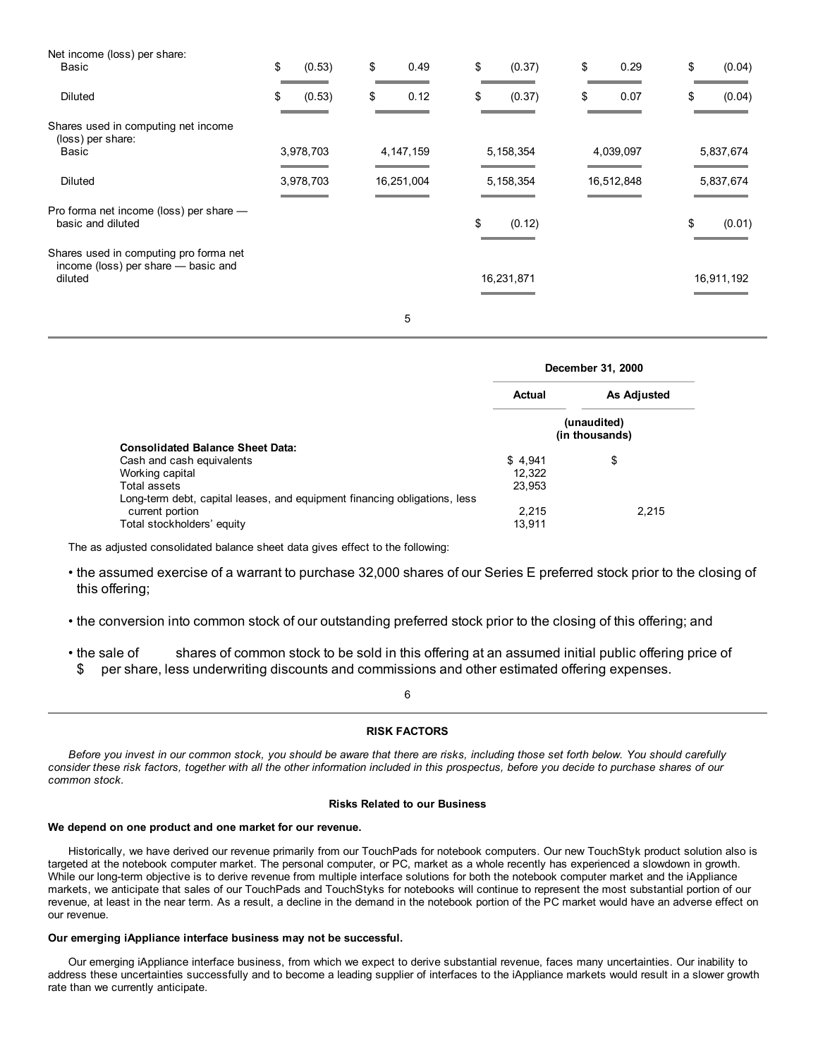| | | | | | |
|---|---|---|---|---|---|
| Net income (loss) per share: | | | | | |
| Basic | $ (0.53) | $ 0.49 | $ (0.37) | $ 0.29 | $ (0.04) |
| Diluted | $ (0.53) | $ 0.12 | $ (0.37) | $ 0.07 | $ (0.04) |
| Shares used in computing net income (loss) per share: | | | | | |
| Basic | 3,978,703 | 4,147,159 | 5,158,354 | 4,039,097 | 5,837,674 |
| Diluted | 3,978,703 | 16,251,004 | 5,158,354 | 16,512,848 | 5,837,674 |
| Pro forma net income (loss) per share — basic and diluted | | | $ (0.12) | | $ (0.01) |
| Shares used in computing pro forma net income (loss) per share — basic and diluted | | | 16,231,871 | | 16,911,192 |

| | December 31, 2000 | |
|---|---|---|
| | Actual | As Adjusted |
| | (unaudited) (in thousands) | |
| **Consolidated Balance Sheet Data:** | | |
| Cash and cash equivalents | $ 4,941 | $ |
| Working capital | 12,322 | |
| Total assets | 23,953 | |
| Long-term debt, capital leases, and equipment financing obligations, less current portion | 2,215 | 2,215 |
| Total stockholders' equity | 13,911 | |

The as adjusted consolidated balance sheet data gives effect to the following:

- the assumed exercise of a warrant to purchase 32,000 shares of our Series E preferred stock prior to the closing of this offering;
- the conversion into common stock of our outstanding preferred stock prior to the closing of this offering; and
- the sale of shares of common stock to be sold in this offering at an assumed initial public offering price of $ per share, less underwriting discounts and commissions and other estimated offering expenses.

## RISK FACTORS

*Before you invest in our common stock, you should be aware that there are risks, including those set forth below. You should carefully consider these risk factors, together with all the other information included in this prospectus, before you decide to purchase shares of our common stock.*

### Risks Related to our Business

**We depend on one product and one market for our revenue.**

Historically, we have derived our revenue primarily from our TouchPads for notebook computers. Our new TouchStyk product solution also is targeted at the notebook computer market. The personal computer, or PC, market as a whole recently has experienced a slowdown in growth. While our long-term objective is to derive revenue from multiple interface solutions for both the notebook computer market and the iAppliance markets, we anticipate that sales of our TouchPads and TouchStyks for notebooks will continue to represent the most substantial portion of our revenue, at least in the near term. As a result, a decline in the demand in the notebook portion of the PC market would have an adverse effect on our revenue.

**Our emerging iAppliance interface business may not be successful.**

Our emerging iAppliance interface business, from which we expect to derive substantial revenue, faces many uncertainties. Our inability to address these uncertainties successfully and to become a leading supplier of interfaces to the iAppliance markets would result in a slower growth rate than we currently anticipate.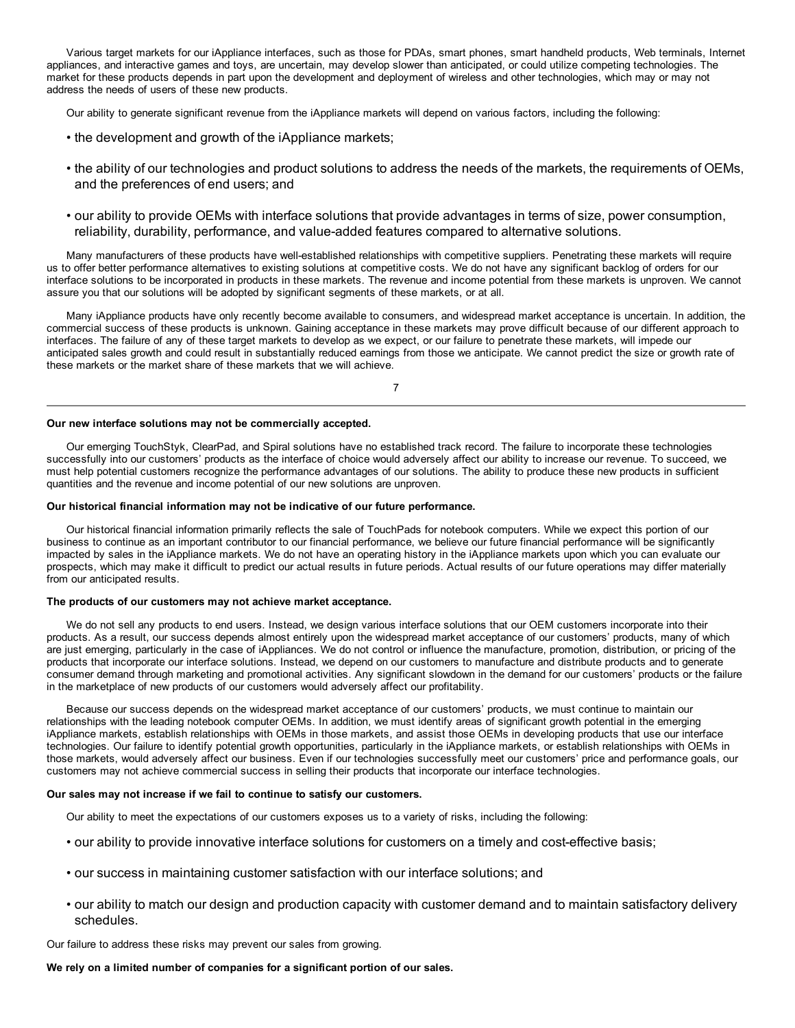Various target markets for our iAppliance interfaces, such as those for PDAs, smart phones, smart handheld products, Web terminals, Internet appliances, and interactive games and toys, are uncertain, may develop slower than anticipated, or could utilize competing technologies. The market for these products depends in part upon the development and deployment of wireless and other technologies, which may or may not address the needs of users of these new products.

Our ability to generate significant revenue from the iAppliance markets will depend on various factors, including the following:

- the development and growth of the iAppliance markets;
- the ability of our technologies and product solutions to address the needs of the markets, the requirements of OEMs, and the preferences of end users; and
- our ability to provide OEMs with interface solutions that provide advantages in terms of size, power consumption, reliability, durability, performance, and value-added features compared to alternative solutions.

Many manufacturers of these products have well-established relationships with competitive suppliers. Penetrating these markets will require us to offer better performance alternatives to existing solutions at competitive costs. We do not have any significant backlog of orders for our interface solutions to be incorporated in products in these markets. The revenue and income potential from these markets is unproven. We cannot assure you that our solutions will be adopted by significant segments of these markets, or at all.

Many iAppliance products have only recently become available to consumers, and widespread market acceptance is uncertain. In addition, the commercial success of these products is unknown. Gaining acceptance in these markets may prove difficult because of our different approach to interfaces. The failure of any of these target markets to develop as we expect, or our failure to penetrate these markets, will impede our anticipated sales growth and could result in substantially reduced earnings from those we anticipate. We cannot predict the size or growth rate of these markets or the market share of these markets that we will achieve.

**Our new interface solutions may not be commercially accepted.**

Our emerging TouchStyk, ClearPad, and Spiral solutions have no established track record. The failure to incorporate these technologies successfully into our customers' products as the interface of choice would adversely affect our ability to increase our revenue. To succeed, we must help potential customers recognize the performance advantages of our solutions. The ability to produce these new products in sufficient quantities and the revenue and income potential of our new solutions are unproven.

**Our historical financial information may not be indicative of our future performance.**

Our historical financial information primarily reflects the sale of TouchPads for notebook computers. While we expect this portion of our business to continue as an important contributor to our financial performance, we believe our future financial performance will be significantly impacted by sales in the iAppliance markets. We do not have an operating history in the iAppliance markets upon which you can evaluate our prospects, which may make it difficult to predict our actual results in future periods. Actual results of our future operations may differ materially from our anticipated results.

**The products of our customers may not achieve market acceptance.**

We do not sell any products to end users. Instead, we design various interface solutions that our OEM customers incorporate into their products. As a result, our success depends almost entirely upon the widespread market acceptance of our customers' products, many of which are just emerging, particularly in the case of iAppliances. We do not control or influence the manufacture, promotion, distribution, or pricing of the products that incorporate our interface solutions. Instead, we depend on our customers to manufacture and distribute products and to generate consumer demand through marketing and promotional activities. Any significant slowdown in the demand for our customers' products or the failure in the marketplace of new products of our customers would adversely affect our profitability.

Because our success depends on the widespread market acceptance of our customers' products, we must continue to maintain our relationships with the leading notebook computer OEMs. In addition, we must identify areas of significant growth potential in the emerging iAppliance markets, establish relationships with OEMs in those markets, and assist those OEMs in developing products that use our interface technologies. Our failure to identify potential growth opportunities, particularly in the iAppliance markets, or establish relationships with OEMs in those markets, would adversely affect our business. Even if our technologies successfully meet our customers' price and performance goals, our customers may not achieve commercial success in selling their products that incorporate our interface technologies.

**Our sales may not increase if we fail to continue to satisfy our customers.**

Our ability to meet the expectations of our customers exposes us to a variety of risks, including the following:

- our ability to provide innovative interface solutions for customers on a timely and cost-effective basis;
- our success in maintaining customer satisfaction with our interface solutions; and
- our ability to match our design and production capacity with customer demand and to maintain satisfactory delivery schedules.

Our failure to address these risks may prevent our sales from growing.

**We rely on a limited number of companies for a significant portion of our sales.**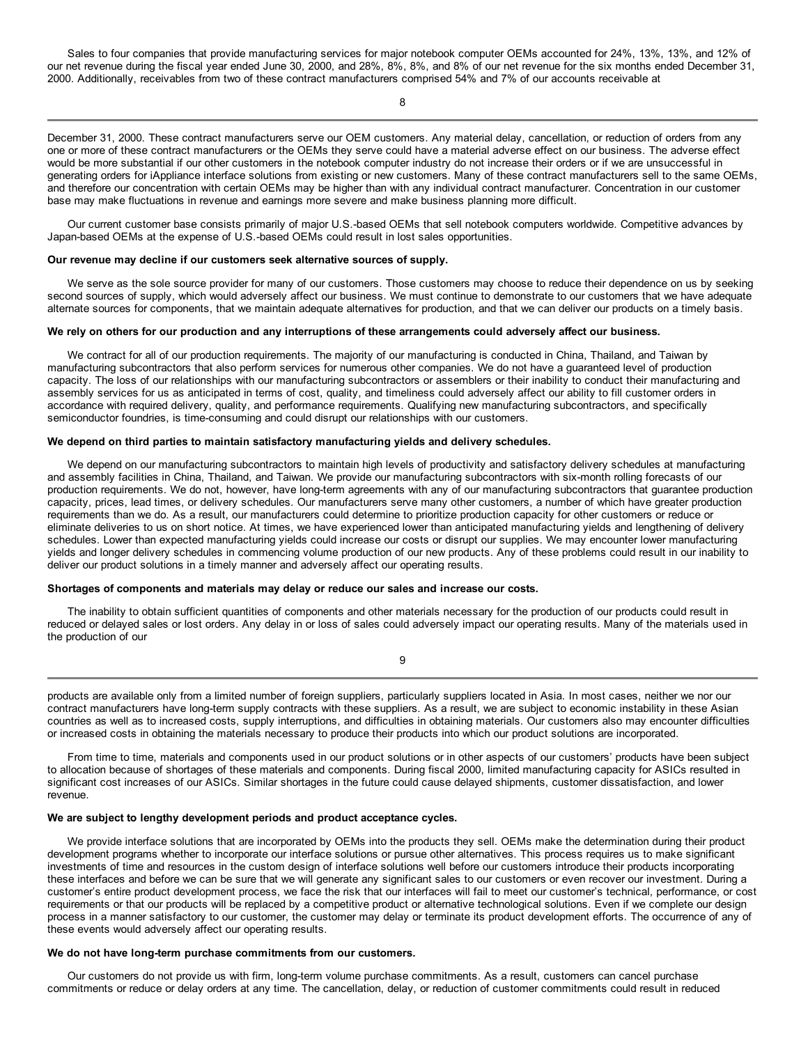Sales to four companies that provide manufacturing services for major notebook computer OEMs accounted for 24%, 13%, 13%, and 12% of our net revenue during the fiscal year ended June 30, 2000, and 28%, 8%, 8%, and 8% of our net revenue for the six months ended December 31, 2000. Additionally, receivables from two of these contract manufacturers comprised 54% and 7% of our accounts receivable at December 31, 2000. These contract manufacturers serve our OEM customers. Any material delay, cancellation, or reduction of orders from any one or more of these contract manufacturers or the OEMs they serve could have a material adverse effect on our business. The adverse effect would be more substantial if our other customers in the notebook computer industry do not increase their orders or if we are unsuccessful in generating orders for iAppliance interface solutions from existing or new customers. Many of these contract manufacturers sell to the same OEMs, and therefore our concentration with certain OEMs may be higher than with any individual contract manufacturer. Concentration in our customer base may make fluctuations in revenue and earnings more severe and make business planning more difficult.

Our current customer base consists primarily of major U.S.-based OEMs that sell notebook computers worldwide. Competitive advances by Japan-based OEMs at the expense of U.S.-based OEMs could result in lost sales opportunities.

**Our revenue may decline if our customers seek alternative sources of supply.**

We serve as the sole source provider for many of our customers. Those customers may choose to reduce their dependence on us by seeking second sources of supply, which would adversely affect our business. We must continue to demonstrate to our customers that we have adequate alternate sources for components, that we maintain adequate alternatives for production, and that we can deliver our products on a timely basis.

**We rely on others for our production and any interruptions of these arrangements could adversely affect our business.**

We contract for all of our production requirements. The majority of our manufacturing is conducted in China, Thailand, and Taiwan by manufacturing subcontractors that also perform services for numerous other companies. We do not have a guaranteed level of production capacity. The loss of our relationships with our manufacturing subcontractors or assemblers or their inability to conduct their manufacturing and assembly services for us as anticipated in terms of cost, quality, and timeliness could adversely affect our ability to fill customer orders in accordance with required delivery, quality, and performance requirements. Qualifying new manufacturing subcontractors, and specifically semiconductor foundries, is time-consuming and could disrupt our relationships with our customers.

**We depend on third parties to maintain satisfactory manufacturing yields and delivery schedules.**

We depend on our manufacturing subcontractors to maintain high levels of productivity and satisfactory delivery schedules at manufacturing and assembly facilities in China, Thailand, and Taiwan. We provide our manufacturing subcontractors with six-month rolling forecasts of our production requirements. We do not, however, have long-term agreements with any of our manufacturing subcontractors that guarantee production capacity, prices, lead times, or delivery schedules. Our manufacturers serve many other customers, a number of which have greater production requirements than we do. As a result, our manufacturers could determine to prioritize production capacity for other customers or reduce or eliminate deliveries to us on short notice. At times, we have experienced lower than anticipated manufacturing yields and lengthening of delivery schedules. Lower than expected manufacturing yields could increase our costs or disrupt our supplies. We may encounter lower manufacturing yields and longer delivery schedules in commencing volume production of our new products. Any of these problems could result in our inability to deliver our product solutions in a timely manner and adversely affect our operating results.

**Shortages of components and materials may delay or reduce our sales and increase our costs.**

The inability to obtain sufficient quantities of components and other materials necessary for the production of our products could result in reduced or delayed sales or lost orders. Any delay in or loss of sales could adversely impact our operating results. Many of the materials used in the production of our products are available only from a limited number of foreign suppliers, particularly suppliers located in Asia. In most cases, neither we nor our contract manufacturers have long-term supply contracts with these suppliers. As a result, we are subject to economic instability in these Asian countries as well as to increased costs, supply interruptions, and difficulties in obtaining materials. Our customers also may encounter difficulties or increased costs in obtaining the materials necessary to produce their products into which our product solutions are incorporated.

From time to time, materials and components used in our product solutions or in other aspects of our customers' products have been subject to allocation because of shortages of these materials and components. During fiscal 2000, limited manufacturing capacity for ASICs resulted in significant cost increases of our ASICs. Similar shortages in the future could cause delayed shipments, customer dissatisfaction, and lower revenue.

**We are subject to lengthy development periods and product acceptance cycles.**

We provide interface solutions that are incorporated by OEMs into the products they sell. OEMs make the determination during their product development programs whether to incorporate our interface solutions or pursue other alternatives. This process requires us to make significant investments of time and resources in the custom design of interface solutions well before our customers introduce their products incorporating these interfaces and before we can be sure that we will generate any significant sales to our customers or even recover our investment. During a customer's entire product development process, we face the risk that our interfaces will fail to meet our customer's technical, performance, or cost requirements or that our products will be replaced by a competitive product or alternative technological solutions. Even if we complete our design process in a manner satisfactory to our customer, the customer may delay or terminate its product development efforts. The occurrence of any of these events would adversely affect our operating results.

**We do not have long-term purchase commitments from our customers.**

Our customers do not provide us with firm, long-term volume purchase commitments. As a result, customers can cancel purchase commitments or reduce or delay orders at any time. The cancellation, delay, or reduction of customer commitments could result in reduced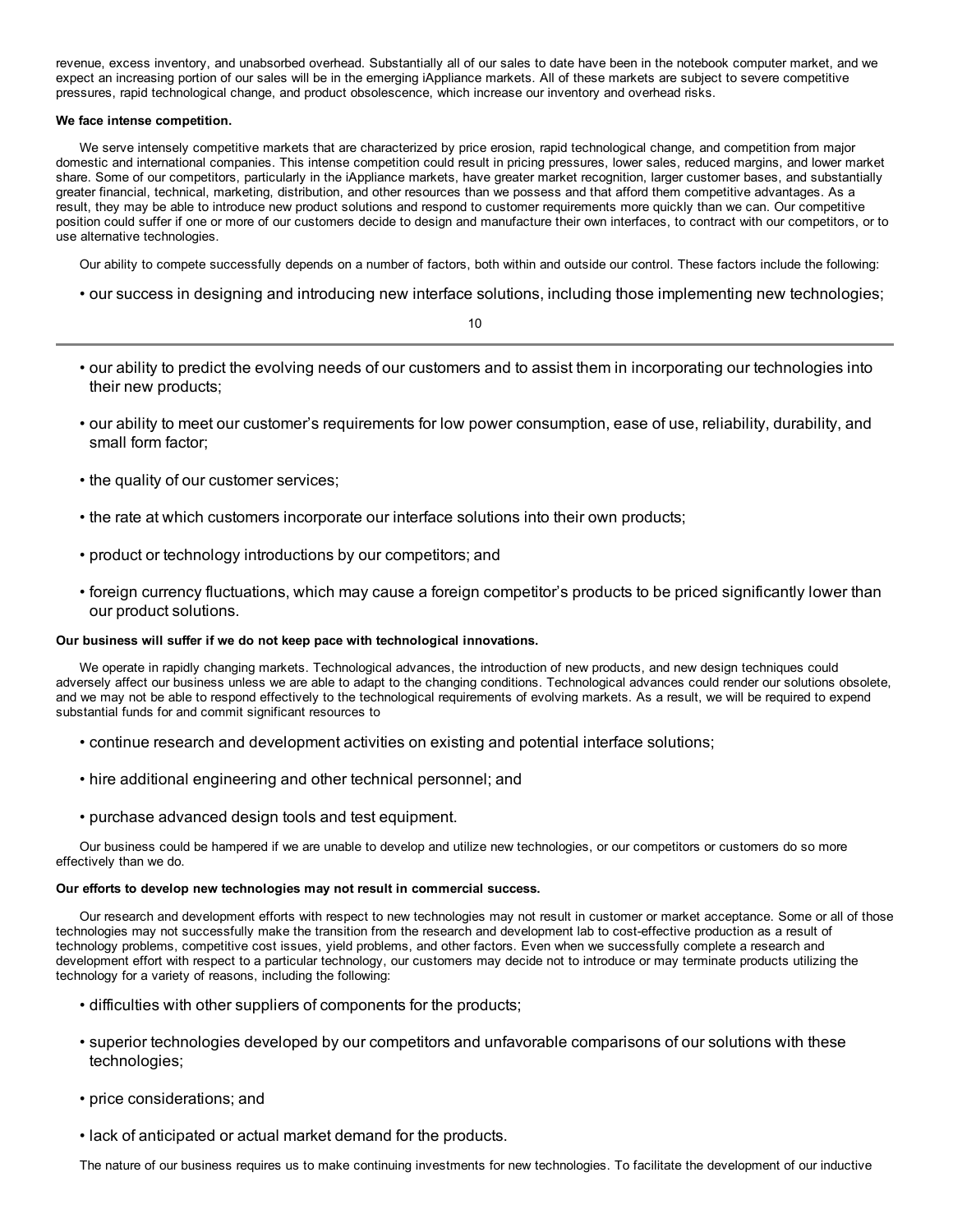revenue, excess inventory, and unabsorbed overhead. Substantially all of our sales to date have been in the notebook computer market, and we expect an increasing portion of our sales will be in the emerging iAppliance markets. All of these markets are subject to severe competitive pressures, rapid technological change, and product obsolescence, which increase our inventory and overhead risks.

**We face intense competition.**

We serve intensely competitive markets that are characterized by price erosion, rapid technological change, and competition from major domestic and international companies. This intense competition could result in pricing pressures, lower sales, reduced margins, and lower market share. Some of our competitors, particularly in the iAppliance markets, have greater market recognition, larger customer bases, and substantially greater financial, technical, marketing, distribution, and other resources than we possess and that afford them competitive advantages. As a result, they may be able to introduce new product solutions and respond to customer requirements more quickly than we can. Our competitive position could suffer if one or more of our customers decide to design and manufacture their own interfaces, to contract with our competitors, or to use alternative technologies.

Our ability to compete successfully depends on a number of factors, both within and outside our control. These factors include the following:

- our success in designing and introducing new interface solutions, including those implementing new technologies;
- our ability to predict the evolving needs of our customers and to assist them in incorporating our technologies into their new products;
- our ability to meet our customer's requirements for low power consumption, ease of use, reliability, durability, and small form factor;
- the quality of our customer services;
- the rate at which customers incorporate our interface solutions into their own products;
- product or technology introductions by our competitors; and
- foreign currency fluctuations, which may cause a foreign competitor's products to be priced significantly lower than our product solutions.

**Our business will suffer if we do not keep pace with technological innovations.**

We operate in rapidly changing markets. Technological advances, the introduction of new products, and new design techniques could adversely affect our business unless we are able to adapt to the changing conditions. Technological advances could render our solutions obsolete, and we may not be able to respond effectively to the technological requirements of evolving markets. As a result, we will be required to expend substantial funds for and commit significant resources to

- continue research and development activities on existing and potential interface solutions;
- hire additional engineering and other technical personnel; and
- purchase advanced design tools and test equipment.

Our business could be hampered if we are unable to develop and utilize new technologies, or our competitors or customers do so more effectively than we do.

**Our efforts to develop new technologies may not result in commercial success.**

Our research and development efforts with respect to new technologies may not result in customer or market acceptance. Some or all of those technologies may not successfully make the transition from the research and development lab to cost-effective production as a result of technology problems, competitive cost issues, yield problems, and other factors. Even when we successfully complete a research and development effort with respect to a particular technology, our customers may decide not to introduce or may terminate products utilizing the technology for a variety of reasons, including the following:

- difficulties with other suppliers of components for the products;
- superior technologies developed by our competitors and unfavorable comparisons of our solutions with these technologies;
- price considerations; and
- lack of anticipated or actual market demand for the products.

The nature of our business requires us to make continuing investments for new technologies. To facilitate the development of our inductive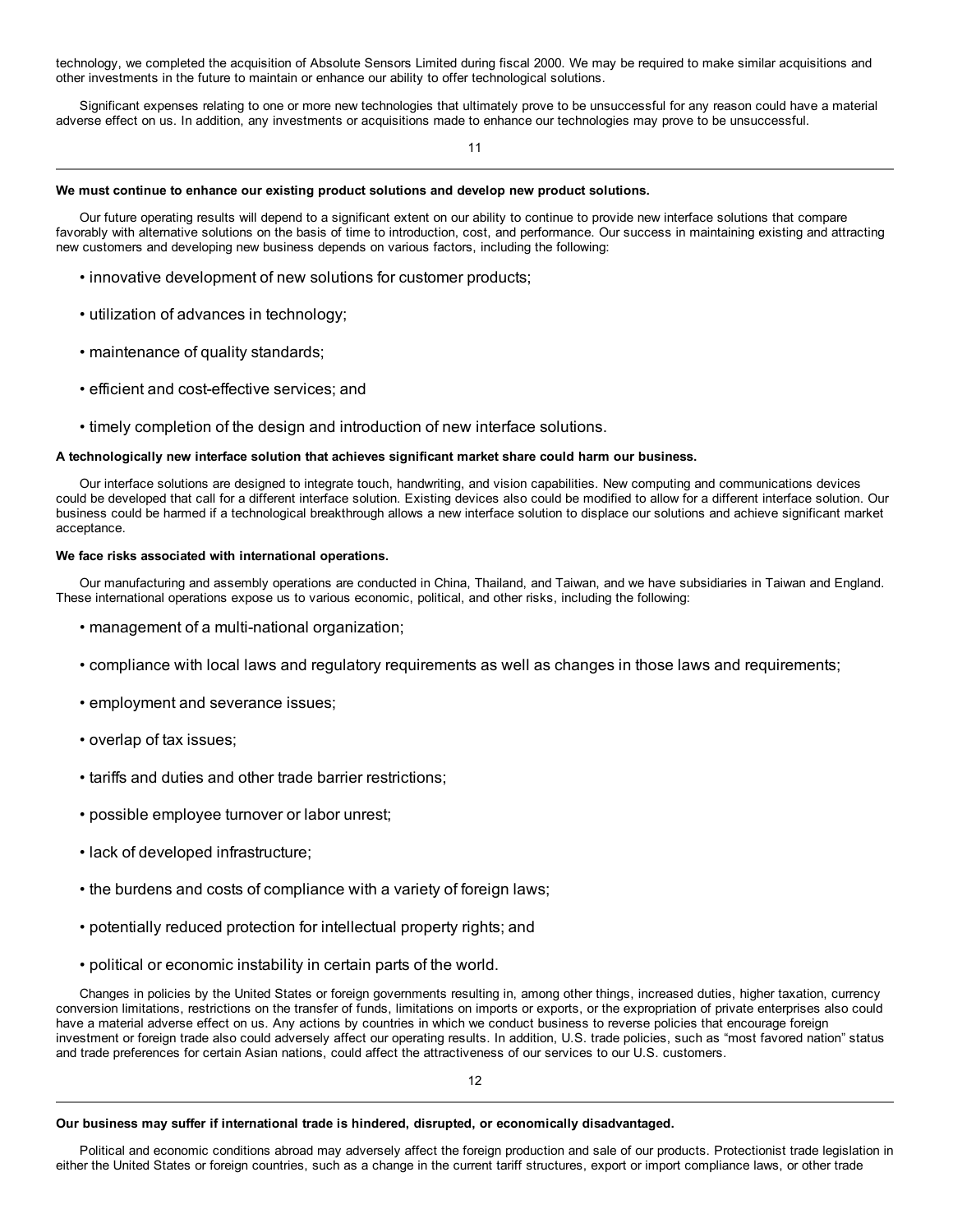technology, we completed the acquisition of Absolute Sensors Limited during fiscal 2000. We may be required to make similar acquisitions and other investments in the future to maintain or enhance our ability to offer technological solutions.

Significant expenses relating to one or more new technologies that ultimately prove to be unsuccessful for any reason could have a material adverse effect on us. In addition, any investments or acquisitions made to enhance our technologies may prove to be unsuccessful.

**We must continue to enhance our existing product solutions and develop new product solutions.**

Our future operating results will depend to a significant extent on our ability to continue to provide new interface solutions that compare favorably with alternative solutions on the basis of time to introduction, cost, and performance. Our success in maintaining existing and attracting new customers and developing new business depends on various factors, including the following:

- innovative development of new solutions for customer products;
- utilization of advances in technology;
- maintenance of quality standards;
- efficient and cost-effective services; and
- timely completion of the design and introduction of new interface solutions.

**A technologically new interface solution that achieves significant market share could harm our business.**

Our interface solutions are designed to integrate touch, handwriting, and vision capabilities. New computing and communications devices could be developed that call for a different interface solution. Existing devices also could be modified to allow for a different interface solution. Our business could be harmed if a technological breakthrough allows a new interface solution to displace our solutions and achieve significant market acceptance.

**We face risks associated with international operations.**

Our manufacturing and assembly operations are conducted in China, Thailand, and Taiwan, and we have subsidiaries in Taiwan and England. These international operations expose us to various economic, political, and other risks, including the following:

- management of a multi-national organization;
- compliance with local laws and regulatory requirements as well as changes in those laws and requirements;
- employment and severance issues;
- overlap of tax issues;
- tariffs and duties and other trade barrier restrictions;
- possible employee turnover or labor unrest;
- lack of developed infrastructure;
- the burdens and costs of compliance with a variety of foreign laws;
- potentially reduced protection for intellectual property rights; and
- political or economic instability in certain parts of the world.

Changes in policies by the United States or foreign governments resulting in, among other things, increased duties, higher taxation, currency conversion limitations, restrictions on the transfer of funds, limitations on imports or exports, or the expropriation of private enterprises also could have a material adverse effect on us. Any actions by countries in which we conduct business to reverse policies that encourage foreign investment or foreign trade also could adversely affect our operating results. In addition, U.S. trade policies, such as "most favored nation" status and trade preferences for certain Asian nations, could affect the attractiveness of our services to our U.S. customers.

**Our business may suffer if international trade is hindered, disrupted, or economically disadvantaged.**

Political and economic conditions abroad may adversely affect the foreign production and sale of our products. Protectionist trade legislation in either the United States or foreign countries, such as a change in the current tariff structures, export or import compliance laws, or other trade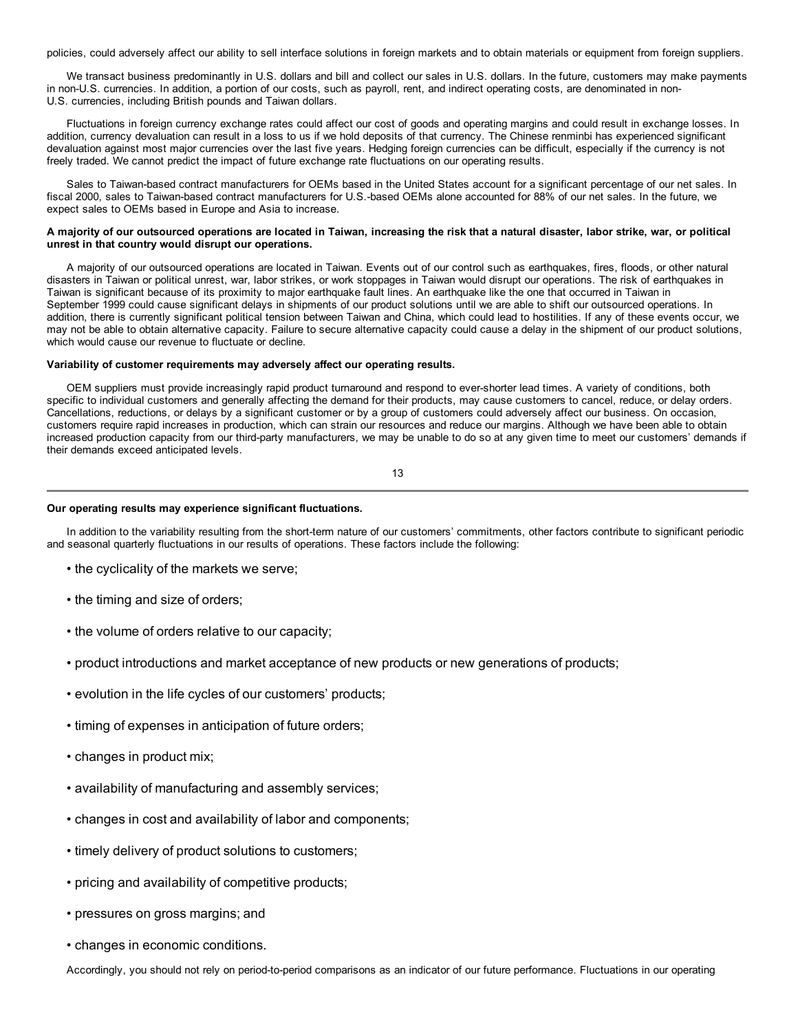policies, could adversely affect our ability to sell interface solutions in foreign markets and to obtain materials or equipment from foreign suppliers.

We transact business predominantly in U.S. dollars and bill and collect our sales in U.S. dollars. In the future, customers may make payments in non-U.S. currencies. In addition, a portion of our costs, such as payroll, rent, and indirect operating costs, are denominated in non-U.S. currencies, including British pounds and Taiwan dollars.

Fluctuations in foreign currency exchange rates could affect our cost of goods and operating margins and could result in exchange losses. In addition, currency devaluation can result in a loss to us if we hold deposits of that currency. The Chinese renminbi has experienced significant devaluation against most major currencies over the last five years. Hedging foreign currencies can be difficult, especially if the currency is not freely traded. We cannot predict the impact of future exchange rate fluctuations on our operating results.

Sales to Taiwan-based contract manufacturers for OEMs based in the United States account for a significant percentage of our net sales. In fiscal 2000, sales to Taiwan-based contract manufacturers for U.S.-based OEMs alone accounted for 88% of our net sales. In the future, we expect sales to OEMs based in Europe and Asia to increase.

**A majority of our outsourced operations are located in Taiwan, increasing the risk that a natural disaster, labor strike, war, or political unrest in that country would disrupt our operations.**

A majority of our outsourced operations are located in Taiwan. Events out of our control such as earthquakes, fires, floods, or other natural disasters in Taiwan or political unrest, war, labor strikes, or work stoppages in Taiwan would disrupt our operations. The risk of earthquakes in Taiwan is significant because of its proximity to major earthquake fault lines. An earthquake like the one that occurred in Taiwan in September 1999 could cause significant delays in shipments of our product solutions until we are able to shift our outsourced operations. In addition, there is currently significant political tension between Taiwan and China, which could lead to hostilities. If any of these events occur, we may not be able to obtain alternative capacity. Failure to secure alternative capacity could cause a delay in the shipment of our product solutions, which would cause our revenue to fluctuate or decline.

**Variability of customer requirements may adversely affect our operating results.**

OEM suppliers must provide increasingly rapid product turnaround and respond to ever-shorter lead times. A variety of conditions, both specific to individual customers and generally affecting the demand for their products, may cause customers to cancel, reduce, or delay orders. Cancellations, reductions, or delays by a significant customer or by a group of customers could adversely affect our business. On occasion, customers require rapid increases in production, which can strain our resources and reduce our margins. Although we have been able to obtain increased production capacity from our third-party manufacturers, we may be unable to do so at any given time to meet our customers' demands if their demands exceed anticipated levels.

**Our operating results may experience significant fluctuations.**

In addition to the variability resulting from the short-term nature of our customers' commitments, other factors contribute to significant periodic and seasonal quarterly fluctuations in our results of operations. These factors include the following:

- the cyclicality of the markets we serve;
- the timing and size of orders;
- the volume of orders relative to our capacity;
- product introductions and market acceptance of new products or new generations of products;
- evolution in the life cycles of our customers' products;
- timing of expenses in anticipation of future orders;
- changes in product mix;
- availability of manufacturing and assembly services;
- changes in cost and availability of labor and components;
- timely delivery of product solutions to customers;
- pricing and availability of competitive products;
- pressures on gross margins; and
- changes in economic conditions.

Accordingly, you should not rely on period-to-period comparisons as an indicator of our future performance. Fluctuations in our operating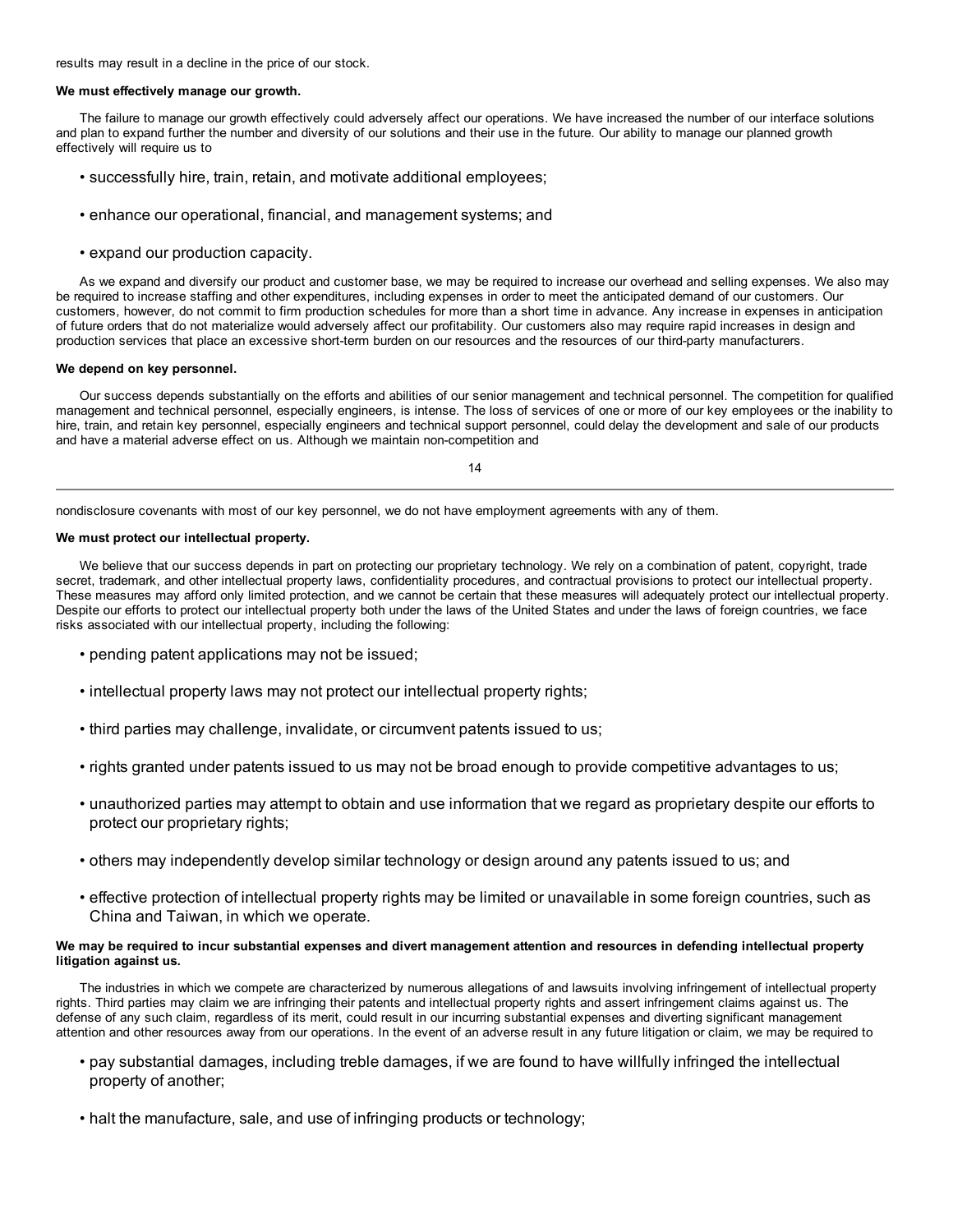results may result in a decline in the price of our stock.

**We must effectively manage our growth.**

The failure to manage our growth effectively could adversely affect our operations. We have increased the number of our interface solutions and plan to expand further the number and diversity of our solutions and their use in the future. Our ability to manage our planned growth effectively will require us to

- successfully hire, train, retain, and motivate additional employees;
- enhance our operational, financial, and management systems; and
- expand our production capacity.

As we expand and diversify our product and customer base, we may be required to increase our overhead and selling expenses. We also may be required to increase staffing and other expenditures, including expenses in order to meet the anticipated demand of our customers. Our customers, however, do not commit to firm production schedules for more than a short time in advance. Any increase in expenses in anticipation of future orders that do not materialize would adversely affect our profitability. Our customers also may require rapid increases in design and production services that place an excessive short-term burden on our resources and the resources of our third-party manufacturers.

**We depend on key personnel.**

Our success depends substantially on the efforts and abilities of our senior management and technical personnel. The competition for qualified management and technical personnel, especially engineers, is intense. The loss of services of one or more of our key employees or the inability to hire, train, and retain key personnel, especially engineers and technical support personnel, could delay the development and sale of our products and have a material adverse effect on us. Although we maintain non-competition and nondisclosure covenants with most of our key personnel, we do not have employment agreements with any of them.

**We must protect our intellectual property.**

We believe that our success depends in part on protecting our proprietary technology. We rely on a combination of patent, copyright, trade secret, trademark, and other intellectual property laws, confidentiality procedures, and contractual provisions to protect our intellectual property. These measures may afford only limited protection, and we cannot be certain that these measures will adequately protect our intellectual property. Despite our efforts to protect our intellectual property both under the laws of the United States and under the laws of foreign countries, we face risks associated with our intellectual property, including the following:

- pending patent applications may not be issued;
- intellectual property laws may not protect our intellectual property rights;
- third parties may challenge, invalidate, or circumvent patents issued to us;
- rights granted under patents issued to us may not be broad enough to provide competitive advantages to us;
- unauthorized parties may attempt to obtain and use information that we regard as proprietary despite our efforts to protect our proprietary rights;
- others may independently develop similar technology or design around any patents issued to us; and
- effective protection of intellectual property rights may be limited or unavailable in some foreign countries, such as China and Taiwan, in which we operate.

**We may be required to incur substantial expenses and divert management attention and resources in defending intellectual property litigation against us.**

The industries in which we compete are characterized by numerous allegations of and lawsuits involving infringement of intellectual property rights. Third parties may claim we are infringing their patents and intellectual property rights and assert infringement claims against us. The defense of any such claim, regardless of its merit, could result in our incurring substantial expenses and diverting significant management attention and other resources away from our operations. In the event of an adverse result in any future litigation or claim, we may be required to

- pay substantial damages, including treble damages, if we are found to have willfully infringed the intellectual property of another;
- halt the manufacture, sale, and use of infringing products or technology;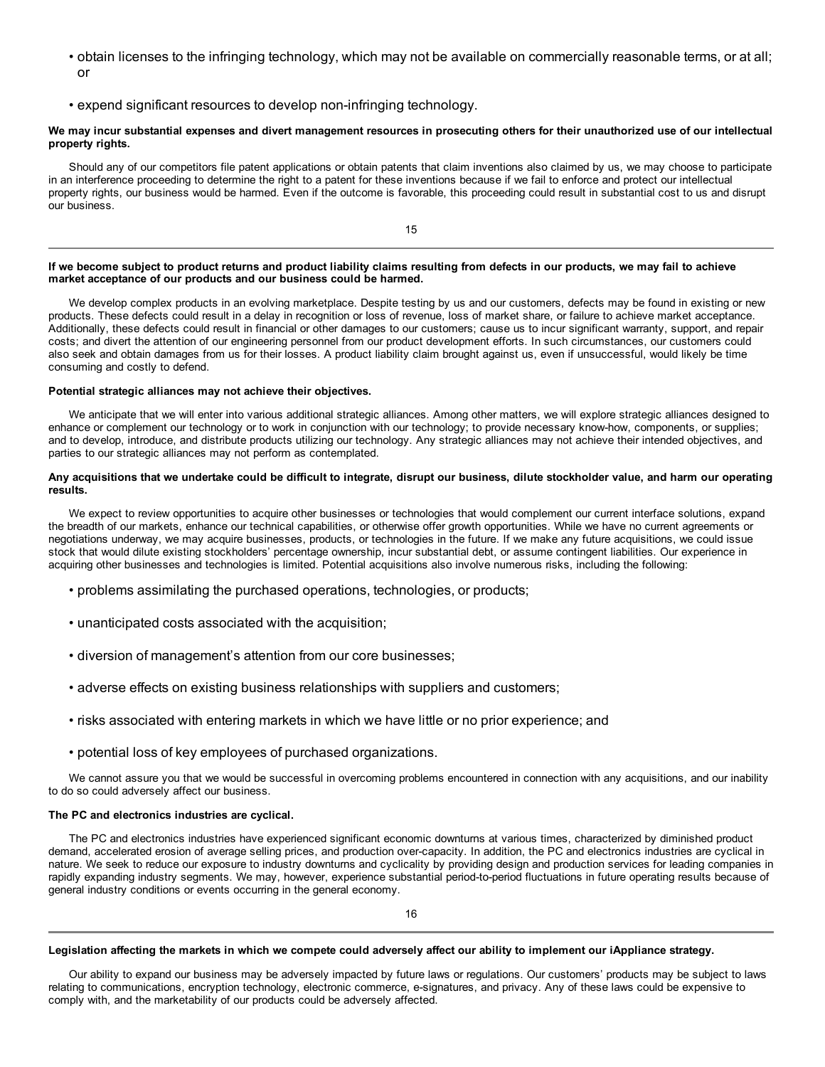- obtain licenses to the infringing technology, which may not be available on commercially reasonable terms, or at all; or

- expend significant resources to develop non-infringing technology.

**We may incur substantial expenses and divert management resources in prosecuting others for their unauthorized use of our intellectual property rights.**

Should any of our competitors file patent applications or obtain patents that claim inventions also claimed by us, we may choose to participate in an interference proceeding to determine the right to a patent for these inventions because if we fail to enforce and protect our intellectual property rights, our business would be harmed. Even if the outcome is favorable, this proceeding could result in substantial cost to us and disrupt our business.

**If we become subject to product returns and product liability claims resulting from defects in our products, we may fail to achieve market acceptance of our products and our business could be harmed.**

We develop complex products in an evolving marketplace. Despite testing by us and our customers, defects may be found in existing or new products. These defects could result in a delay in recognition or loss of revenue, loss of market share, or failure to achieve market acceptance. Additionally, these defects could result in financial or other damages to our customers; cause us to incur significant warranty, support, and repair costs; and divert the attention of our engineering personnel from our product development efforts. In such circumstances, our customers could also seek and obtain damages from us for their losses. A product liability claim brought against us, even if unsuccessful, would likely be time consuming and costly to defend.

**Potential strategic alliances may not achieve their objectives.**

We anticipate that we will enter into various additional strategic alliances. Among other matters, we will explore strategic alliances designed to enhance or complement our technology or to work in conjunction with our technology; to provide necessary know-how, components, or supplies; and to develop, introduce, and distribute products utilizing our technology. Any strategic alliances may not achieve their intended objectives, and parties to our strategic alliances may not perform as contemplated.

**Any acquisitions that we undertake could be difficult to integrate, disrupt our business, dilute stockholder value, and harm our operating results.**

We expect to review opportunities to acquire other businesses or technologies that would complement our current interface solutions, expand the breadth of our markets, enhance our technical capabilities, or otherwise offer growth opportunities. While we have no current agreements or negotiations underway, we may acquire businesses, products, or technologies in the future. If we make any future acquisitions, we could issue stock that would dilute existing stockholders' percentage ownership, incur substantial debt, or assume contingent liabilities. Our experience in acquiring other businesses and technologies is limited. Potential acquisitions also involve numerous risks, including the following:

- problems assimilating the purchased operations, technologies, or products;

- unanticipated costs associated with the acquisition;

- diversion of management's attention from our core businesses;

- adverse effects on existing business relationships with suppliers and customers;

- risks associated with entering markets in which we have little or no prior experience; and

- potential loss of key employees of purchased organizations.

We cannot assure you that we would be successful in overcoming problems encountered in connection with any acquisitions, and our inability to do so could adversely affect our business.

**The PC and electronics industries are cyclical.**

The PC and electronics industries have experienced significant economic downturns at various times, characterized by diminished product demand, accelerated erosion of average selling prices, and production over-capacity. In addition, the PC and electronics industries are cyclical in nature. We seek to reduce our exposure to industry downturns and cyclicality by providing design and production services for leading companies in rapidly expanding industry segments. We may, however, experience substantial period-to-period fluctuations in future operating results because of general industry conditions or events occurring in the general economy.

**Legislation affecting the markets in which we compete could adversely affect our ability to implement our iAppliance strategy.**

Our ability to expand our business may be adversely impacted by future laws or regulations. Our customers' products may be subject to laws relating to communications, encryption technology, electronic commerce, e-signatures, and privacy. Any of these laws could be expensive to comply with, and the marketability of our products could be adversely affected.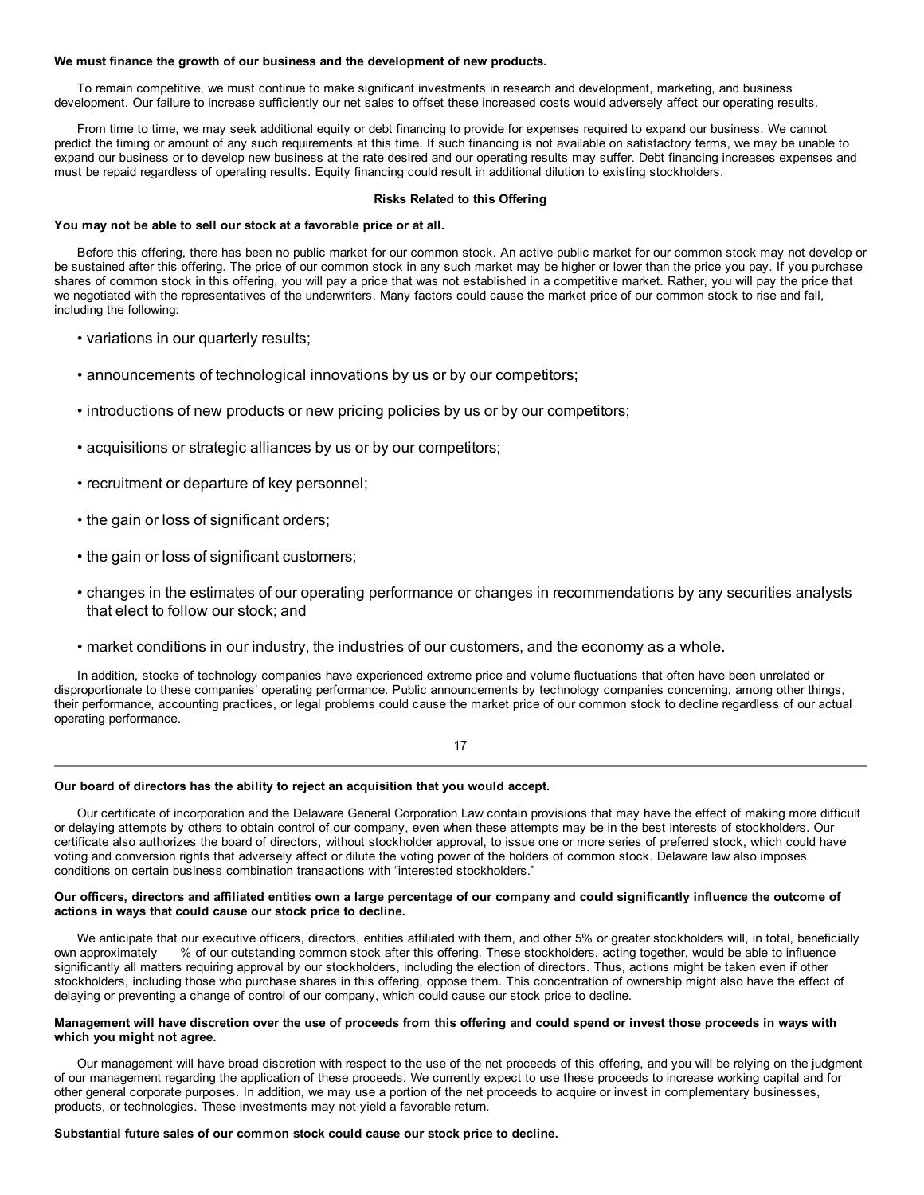**We must finance the growth of our business and the development of new products.**

To remain competitive, we must continue to make significant investments in research and development, marketing, and business development. Our failure to increase sufficiently our net sales to offset these increased costs would adversely affect our operating results.

From time to time, we may seek additional equity or debt financing to provide for expenses required to expand our business. We cannot predict the timing or amount of any such requirements at this time. If such financing is not available on satisfactory terms, we may be unable to expand our business or to develop new business at the rate desired and our operating results may suffer. Debt financing increases expenses and must be repaid regardless of operating results. Equity financing could result in additional dilution to existing stockholders.

## Risks Related to this Offering

**You may not be able to sell our stock at a favorable price or at all.**

Before this offering, there has been no public market for our common stock. An active public market for our common stock may not develop or be sustained after this offering. The price of our common stock in any such market may be higher or lower than the price you pay. If you purchase shares of common stock in this offering, you will pay a price that was not established in a competitive market. Rather, you will pay the price that we negotiated with the representatives of the underwriters. Many factors could cause the market price of our common stock to rise and fall, including the following:

- variations in our quarterly results;
- announcements of technological innovations by us or by our competitors;
- introductions of new products or new pricing policies by us or by our competitors;
- acquisitions or strategic alliances by us or by our competitors;
- recruitment or departure of key personnel;
- the gain or loss of significant orders;
- the gain or loss of significant customers;
- changes in the estimates of our operating performance or changes in recommendations by any securities analysts that elect to follow our stock; and
- market conditions in our industry, the industries of our customers, and the economy as a whole.

In addition, stocks of technology companies have experienced extreme price and volume fluctuations that often have been unrelated or disproportionate to these companies' operating performance. Public announcements by technology companies concerning, among other things, their performance, accounting practices, or legal problems could cause the market price of our common stock to decline regardless of our actual operating performance.

**Our board of directors has the ability to reject an acquisition that you would accept.**

Our certificate of incorporation and the Delaware General Corporation Law contain provisions that may have the effect of making more difficult or delaying attempts by others to obtain control of our company, even when these attempts may be in the best interests of stockholders. Our certificate also authorizes the board of directors, without stockholder approval, to issue one or more series of preferred stock, which could have voting and conversion rights that adversely affect or dilute the voting power of the holders of common stock. Delaware law also imposes conditions on certain business combination transactions with "interested stockholders."

**Our officers, directors and affiliated entities own a large percentage of our company and could significantly influence the outcome of actions in ways that could cause our stock price to decline.**

We anticipate that our executive officers, directors, entities affiliated with them, and other 5% or greater stockholders will, in total, beneficially own approximately      % of our outstanding common stock after this offering. These stockholders, acting together, would be able to influence significantly all matters requiring approval by our stockholders, including the election of directors. Thus, actions might be taken even if other stockholders, including those who purchase shares in this offering, oppose them. This concentration of ownership might also have the effect of delaying or preventing a change of control of our company, which could cause our stock price to decline.

**Management will have discretion over the use of proceeds from this offering and could spend or invest those proceeds in ways with which you might not agree.**

Our management will have broad discretion with respect to the use of the net proceeds of this offering, and you will be relying on the judgment of our management regarding the application of these proceeds. We currently expect to use these proceeds to increase working capital and for other general corporate purposes. In addition, we may use a portion of the net proceeds to acquire or invest in complementary businesses, products, or technologies. These investments may not yield a favorable return.

**Substantial future sales of our common stock could cause our stock price to decline.**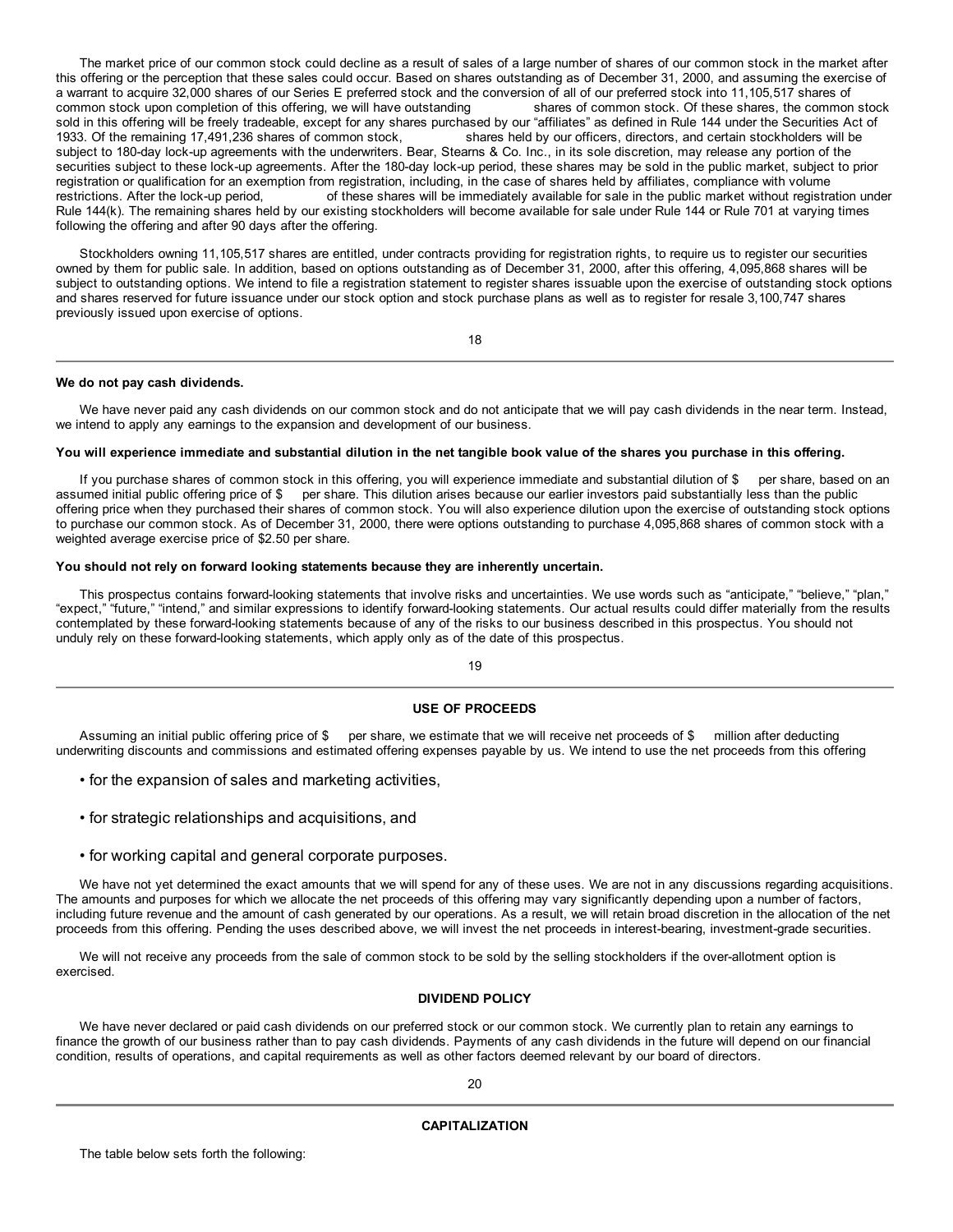The market price of our common stock could decline as a result of sales of a large number of shares of our common stock in the market after this offering or the perception that these sales could occur. Based on shares outstanding as of December 31, 2000, and assuming the exercise of a warrant to acquire 32,000 shares of our Series E preferred stock and the conversion of all of our preferred stock into 11,105,517 shares of common stock upon completion of this offering, we will have outstanding shares of common stock. Of these shares, the common stock sold in this offering will be freely tradeable, except for any shares purchased by our "affiliates" as defined in Rule 144 under the Securities Act of 1933. Of the remaining 17,491,236 shares of common stock, shares held by our officers, directors, and certain stockholders will be subject to 180-day lock-up agreements with the underwriters. Bear, Stearns & Co. Inc., in its sole discretion, may release any portion of the securities subject to these lock-up agreements. After the 180-day lock-up period, these shares may be sold in the public market, subject to prior registration or qualification for an exemption from registration, including, in the case of shares held by affiliates, compliance with volume restrictions. After the lock-up period, of these shares will be immediately available for sale in the public market without registration under Rule 144(k). The remaining shares held by our existing stockholders will become available for sale under Rule 144 or Rule 701 at varying times following the offering and after 90 days after the offering.

Stockholders owning 11,105,517 shares are entitled, under contracts providing for registration rights, to require us to register our securities owned by them for public sale. In addition, based on options outstanding as of December 31, 2000, after this offering, 4,095,868 shares will be subject to outstanding options. We intend to file a registration statement to register shares issuable upon the exercise of outstanding stock options and shares reserved for future issuance under our stock option and stock purchase plans as well as to register for resale 3,100,747 shares previously issued upon exercise of options.

**We do not pay cash dividends.**

We have never paid any cash dividends on our common stock and do not anticipate that we will pay cash dividends in the near term. Instead, we intend to apply any earnings to the expansion and development of our business.

**You will experience immediate and substantial dilution in the net tangible book value of the shares you purchase in this offering.**

If you purchase shares of common stock in this offering, you will experience immediate and substantial dilution of $ per share, based on an assumed initial public offering price of $ per share. This dilution arises because our earlier investors paid substantially less than the public offering price when they purchased their shares of common stock. You will also experience dilution upon the exercise of outstanding stock options to purchase our common stock. As of December 31, 2000, there were options outstanding to purchase 4,095,868 shares of common stock with a weighted average exercise price of $2.50 per share.

**You should not rely on forward looking statements because they are inherently uncertain.**

This prospectus contains forward-looking statements that involve risks and uncertainties. We use words such as "anticipate," "believe," "plan," "expect," "future," "intend," and similar expressions to identify forward-looking statements. Our actual results could differ materially from the results contemplated by these forward-looking statements because of any of the risks to our business described in this prospectus. You should not unduly rely on these forward-looking statements, which apply only as of the date of this prospectus.

## USE OF PROCEEDS

Assuming an initial public offering price of $ per share, we estimate that we will receive net proceeds of $ million after deducting underwriting discounts and commissions and estimated offering expenses payable by us. We intend to use the net proceeds from this offering

- for the expansion of sales and marketing activities,
- for strategic relationships and acquisitions, and
- for working capital and general corporate purposes.

We have not yet determined the exact amounts that we will spend for any of these uses. We are not in any discussions regarding acquisitions. The amounts and purposes for which we allocate the net proceeds of this offering may vary significantly depending upon a number of factors, including future revenue and the amount of cash generated by our operations. As a result, we will retain broad discretion in the allocation of the net proceeds from this offering. Pending the uses described above, we will invest the net proceeds in interest-bearing, investment-grade securities.

We will not receive any proceeds from the sale of common stock to be sold by the selling stockholders if the over-allotment option is exercised.

## DIVIDEND POLICY

We have never declared or paid cash dividends on our preferred stock or our common stock. We currently plan to retain any earnings to finance the growth of our business rather than to pay cash dividends. Payments of any cash dividends in the future will depend on our financial condition, results of operations, and capital requirements as well as other factors deemed relevant by our board of directors.

## CAPITALIZATION

The table below sets forth the following: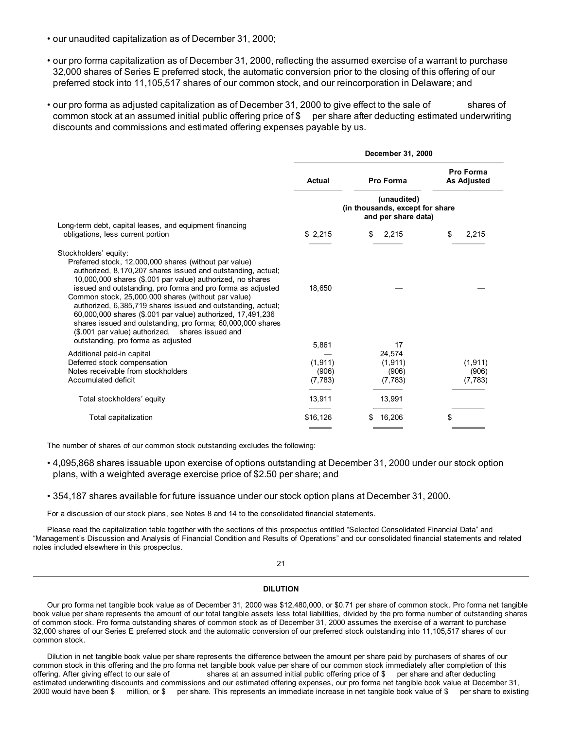- our unaudited capitalization as of December 31, 2000;
- our pro forma capitalization as of December 31, 2000, reflecting the assumed exercise of a warrant to purchase 32,000 shares of Series E preferred stock, the automatic conversion prior to the closing of this offering of our preferred stock into 11,105,517 shares of our common stock, and our reincorporation in Delaware; and
- our pro forma as adjusted capitalization as of December 31, 2000 to give effect to the sale of shares of common stock at an assumed initial public offering price of $ per share after deducting estimated underwriting discounts and commissions and estimated offering expenses payable by us.

| | December 31, 2000 | | |
|---|---|---|---|
| | Actual | Pro Forma | Pro Forma As Adjusted |
| | (unaudited) (in thousands, except for share and per share data) | | |
| Long-term debt, capital leases, and equipment financing obligations, less current portion | $ 2,215 | $ 2,215 | $ 2,215 |
| Stockholders' equity: | | | |
| Preferred stock, 12,000,000 shares (without par value) authorized, 8,170,207 shares issued and outstanding, actual; 10,000,000 shares ($.001 par value) authorized, no shares issued and outstanding, pro forma and pro forma as adjusted | 18,650 | — | — |
| Common stock, 25,000,000 shares (without par value) authorized, 6,385,719 shares issued and outstanding, actual; 60,000,000 shares ($.001 par value) authorized, 17,491,236 shares issued and outstanding, pro forma; 60,000,000 shares ($.001 par value) authorized, shares issued and outstanding, pro forma as adjusted | 5,861 | 17 | |
| Additional paid-in capital | — | 24,574 | |
| Deferred stock compensation | (1,911) | (1,911) | (1,911) |
| Notes receivable from stockholders | (906) | (906) | (906) |
| Accumulated deficit | (7,783) | (7,783) | (7,783) |
| Total stockholders' equity | 13,911 | 13,991 | |
| Total capitalization | $16,126 | $ 16,206 | $ |

The number of shares of our common stock outstanding excludes the following:

- 4,095,868 shares issuable upon exercise of options outstanding at December 31, 2000 under our stock option plans, with a weighted average exercise price of $2.50 per share; and
- 354,187 shares available for future issuance under our stock option plans at December 31, 2000.

For a discussion of our stock plans, see Notes 8 and 14 to the consolidated financial statements.

Please read the capitalization table together with the sections of this prospectus entitled "Selected Consolidated Financial Data" and "Management's Discussion and Analysis of Financial Condition and Results of Operations" and our consolidated financial statements and related notes included elsewhere in this prospectus.

## DILUTION

Our pro forma net tangible book value as of December 31, 2000 was $12,480,000, or $0.71 per share of common stock. Pro forma net tangible book value per share represents the amount of our total tangible assets less total liabilities, divided by the pro forma number of outstanding shares of common stock. Pro forma outstanding shares of common stock as of December 31, 2000 assumes the exercise of a warrant to purchase 32,000 shares of our Series E preferred stock and the automatic conversion of our preferred stock outstanding into 11,105,517 shares of our common stock.

Dilution in net tangible book value per share represents the difference between the amount per share paid by purchasers of shares of our common stock in this offering and the pro forma net tangible book value per share of our common stock immediately after completion of this offering. After giving effect to our sale of shares at an assumed initial public offering price of $ per share and after deducting estimated underwriting discounts and commissions and our estimated offering expenses, our pro forma net tangible book value at December 31, 2000 would have been $ million, or $ per share. This represents an immediate increase in net tangible book value of $ per share to existing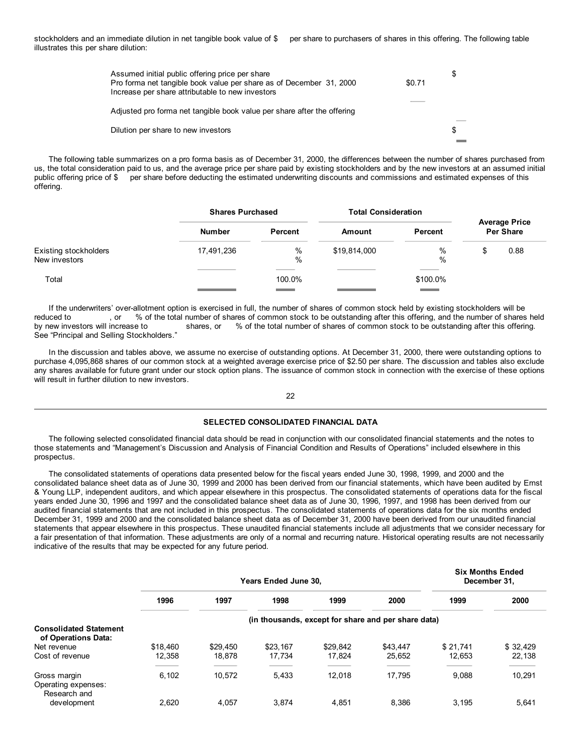stockholders and an immediate dilution in net tangible book value of $ per share to purchasers of shares in this offering. The following table illustrates this per share dilution:

| | | |
|---|---|---|
| Assumed initial public offering price per share | | $ |
| Pro forma net tangible book value per share as of December 31, 2000 | $0.71 | |
| Increase per share attributable to new investors | | |
| Adjusted pro forma net tangible book value per share after the offering | | |
| Dilution per share to new investors | | $ |

The following table summarizes on a pro forma basis as of December 31, 2000, the differences between the number of shares purchased from us, the total consideration paid to us, and the average price per share paid by existing stockholders and by the new investors at an assumed initial public offering price of $ per share before deducting the estimated underwriting discounts and commissions and estimated expenses of this offering.

| | Shares Purchased | | Total Consideration | | Average Price Per Share |
|---|---|---|---|---|---|
| | Number | Percent | Amount | Percent | |
| Existing stockholders | 17,491,236 | % | $19,814,000 | % | $ 0.88 |
| New investors | | % | | % | |
| Total | | 100.0% | | $100.0% | |

If the underwriters' over-allotment option is exercised in full, the number of shares of common stock held by existing stockholders will be reduced to , or % of the total number of shares of common stock to be outstanding after this offering, and the number of shares held by new investors will increase to shares, or % of the total number of shares of common stock to be outstanding after this offering. See "Principal and Selling Stockholders."

In the discussion and tables above, we assume no exercise of outstanding options. At December 31, 2000, there were outstanding options to purchase 4,095,868 shares of our common stock at a weighted average exercise price of $2.50 per share. The discussion and tables also exclude any shares available for future grant under our stock option plans. The issuance of common stock in connection with the exercise of these options will result in further dilution to new investors.

## SELECTED CONSOLIDATED FINANCIAL DATA

The following selected consolidated financial data should be read in conjunction with our consolidated financial statements and the notes to those statements and "Management's Discussion and Analysis of Financial Condition and Results of Operations" included elsewhere in this prospectus.

The consolidated statements of operations data presented below for the fiscal years ended June 30, 1998, 1999, and 2000 and the consolidated balance sheet data as of June 30, 1999 and 2000 has been derived from our financial statements, which have been audited by Ernst & Young LLP, independent auditors, and which appear elsewhere in this prospectus. The consolidated statements of operations data for the fiscal years ended June 30, 1996 and 1997 and the consolidated balance sheet data as of June 30, 1996, 1997, and 1998 has been derived from our audited financial statements that are not included in this prospectus. The consolidated statements of operations data for the six months ended December 31, 1999 and 2000 and the consolidated balance sheet data as of December 31, 2000 have been derived from our unaudited financial statements that appear elsewhere in this prospectus. These unaudited financial statements include all adjustments that we consider necessary for a fair presentation of that information. These adjustments are only of a normal and recurring nature. Historical operating results are not necessarily indicative of the results that may be expected for any future period.

| | Years Ended June 30, | | | | | Six Months Ended December 31, | |
|---|---|---|---|---|---|---|---|
| | 1996 | 1997 | 1998 | 1999 | 2000 | 1999 | 2000 |
| | (in thousands, except for share and per share data) | | | | | | |
| **Consolidated Statement of Operations Data:** | | | | | | | |
| Net revenue | $18,460 | $29,450 | $23,167 | $29,842 | $43,447 | $ 21,741 | $ 32,429 |
| Cost of revenue | 12,358 | 18,878 | 17,734 | 17,824 | 25,652 | 12,653 | 22,138 |
| Gross margin | 6,102 | 10,572 | 5,433 | 12,018 | 17,795 | 9,088 | 10,291 |
| Operating expenses: | | | | | | | |
| Research and development | 2,620 | 4,057 | 3,874 | 4,851 | 8,386 | 3,195 | 5,641 |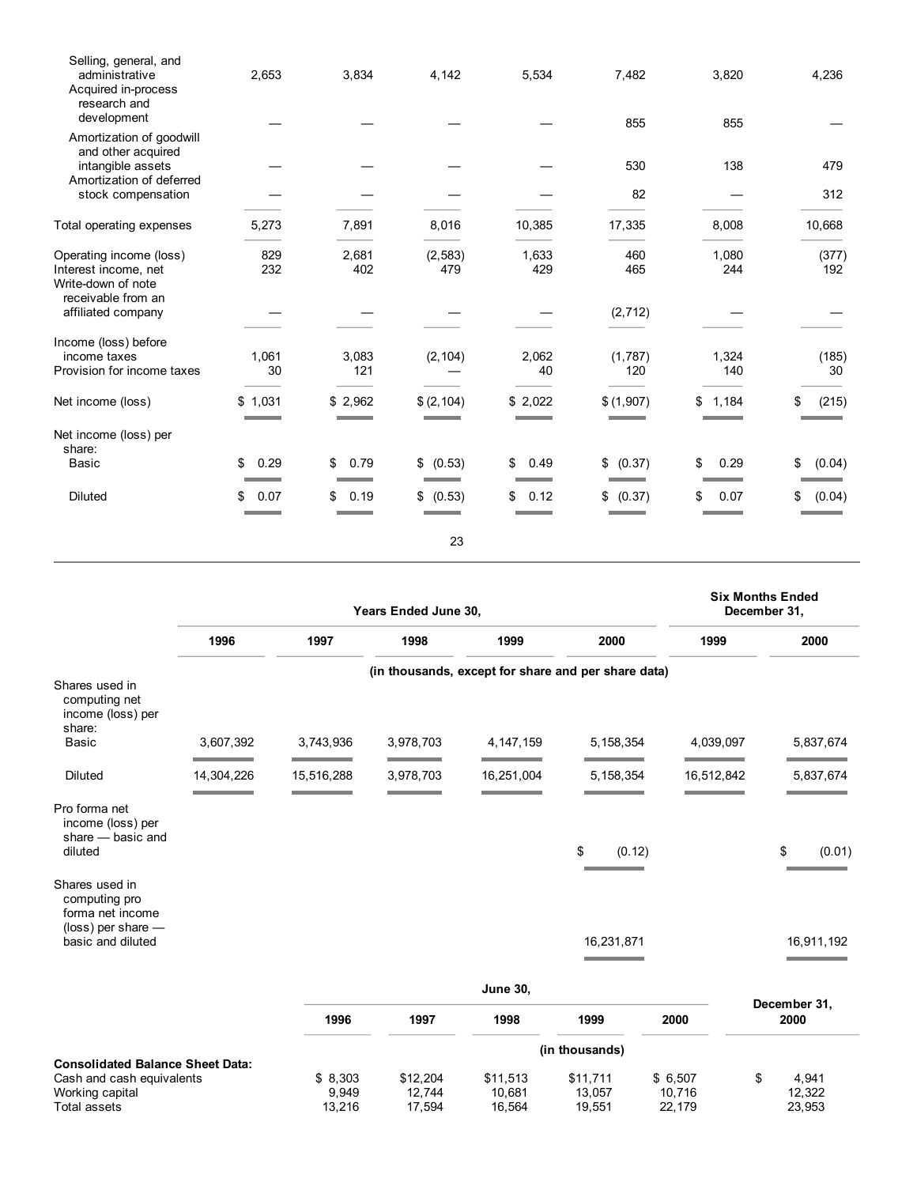| | | | | | | | |
|---|---|---|---|---|---|---|---|
| Selling, general, and administrative | 2,653 | 3,834 | 4,142 | 5,534 | 7,482 | 3,820 | 4,236 |
| Acquired in-process research and development | — | — | — | — | 855 | 855 | — |
| Amortization of goodwill and other acquired intangible assets | — | — | — | — | 530 | 138 | 479 |
| Amortization of deferred stock compensation | — | — | — | — | 82 | — | 312 |
| Total operating expenses | 5,273 | 7,891 | 8,016 | 10,385 | 17,335 | 8,008 | 10,668 |
| Operating income (loss) | 829 | 2,681 | (2,583) | 1,633 | 460 | 1,080 | (377) |
| Interest income, net | 232 | 402 | 479 | 429 | 465 | 244 | 192 |
| Write-down of note receivable from an affiliated company | — | — | — | — | (2,712) | — | — |
| Income (loss) before income taxes | 1,061 | 3,083 | (2,104) | 2,062 | (1,787) | 1,324 | (185) |
| Provision for income taxes | 30 | 121 | — | 40 | 120 | 140 | 30 |
| Net income (loss) | $ 1,031 | $ 2,962 | $ (2,104) | $ 2,022 | $ (1,907) | $ 1,184 | $ (215) |
| Net income (loss) per share: | | | | | | | |
| Basic | $ 0.29 | $ 0.79 | $ (0.53) | $ 0.49 | $ (0.37) | $ 0.29 | $ (0.04) |
| Diluted | $ 0.07 | $ 0.19 | $ (0.53) | $ 0.12 | $ (0.37) | $ 0.07 | $ (0.04) |

| | Years Ended June 30, | | | | | Six Months Ended December 31, | |
|---|---|---|---|---|---|---|---|
| | 1996 | 1997 | 1998 | 1999 | 2000 | 1999 | 2000 |
| | (in thousands, except for share and per share data) | | | | | | |
| Shares used in computing net income (loss) per share: | | | | | | | |
| Basic | 3,607,392 | 3,743,936 | 3,978,703 | 4,147,159 | 5,158,354 | 4,039,097 | 5,837,674 |
| Diluted | 14,304,226 | 15,516,288 | 3,978,703 | 16,251,004 | 5,158,354 | 16,512,842 | 5,837,674 |
| Pro forma net income (loss) per share — basic and diluted | | | | | $ (0.12) | | $ (0.01) |
| Shares used in computing pro forma net income (loss) per share — basic and diluted | | | | | 16,231,871 | | 16,911,192 |

| | June 30, | | | | | December 31, |
|---|---|---|---|---|---|---|
| | 1996 | 1997 | 1998 | 1999 | 2000 | 2000 |
| | (in thousands) | | | | | |
| **Consolidated Balance Sheet Data:** | | | | | | |
| Cash and cash equivalents | $ 8,303 | $12,204 | $11,513 | $11,711 | $ 6,507 | $ 4,941 |
| Working capital | 9,949 | 12,744 | 10,681 | 13,057 | 10,716 | 12,322 |
| Total assets | 13,216 | 17,594 | 16,564 | 19,551 | 22,179 | 23,953 |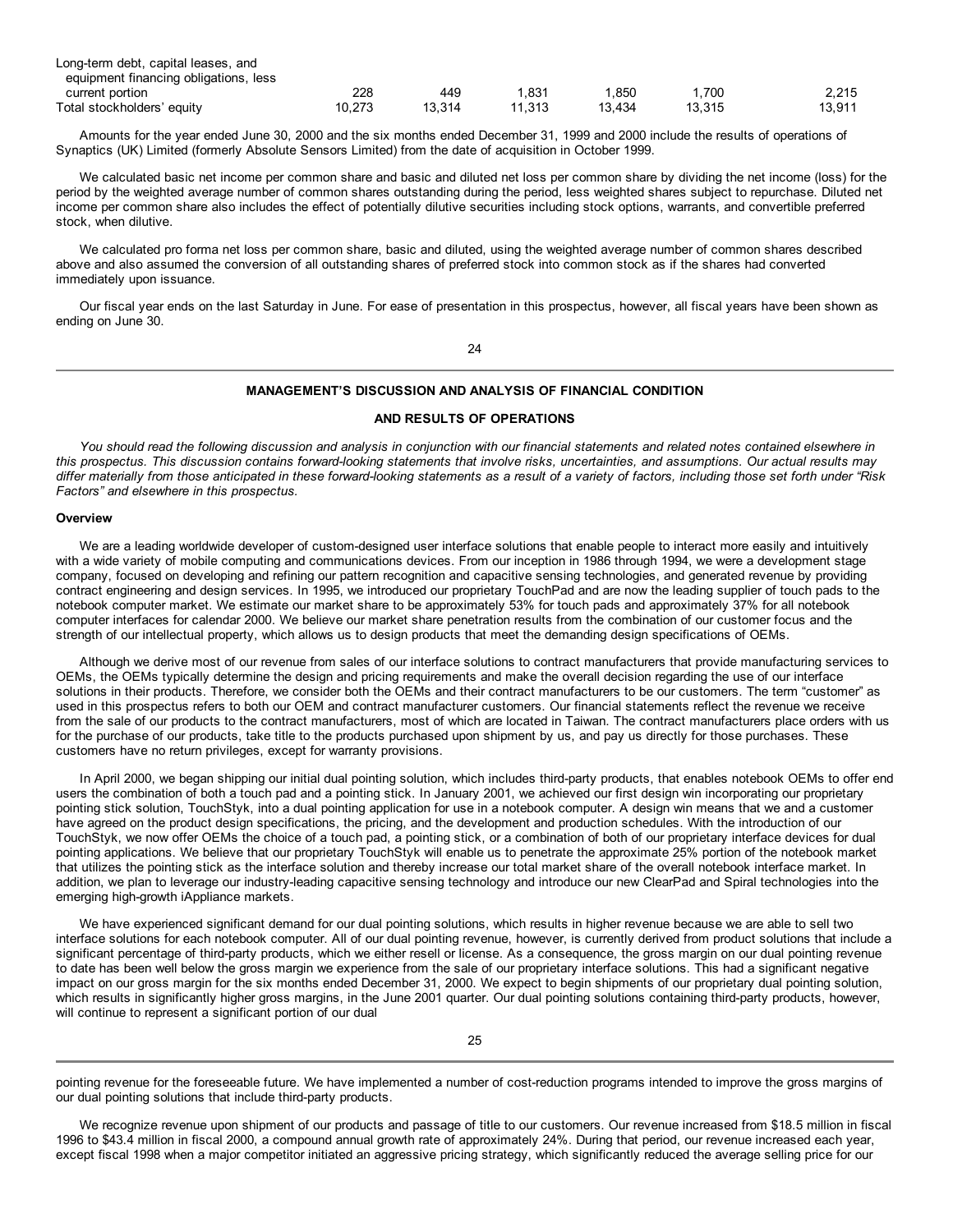| | | | | | | |
|---|---|---|---|---|---|---|
| Long-term debt, capital leases, and equipment financing obligations, less current portion | 228 | 449 | 1,831 | 1,850 | 1,700 | 2,215 |
| Total stockholders' equity | 10,273 | 13,314 | 11,313 | 13,434 | 13,315 | 13,911 |

Amounts for the year ended June 30, 2000 and the six months ended December 31, 1999 and 2000 include the results of operations of Synaptics (UK) Limited (formerly Absolute Sensors Limited) from the date of acquisition in October 1999.

We calculated basic net income per common share and basic and diluted net loss per common share by dividing the net income (loss) for the period by the weighted average number of common shares outstanding during the period, less weighted shares subject to repurchase. Diluted net income per common share also includes the effect of potentially dilutive securities including stock options, warrants, and convertible preferred stock, when dilutive.

We calculated pro forma net loss per common share, basic and diluted, using the weighted average number of common shares described above and also assumed the conversion of all outstanding shares of preferred stock into common stock as if the shares had converted immediately upon issuance.

Our fiscal year ends on the last Saturday in June. For ease of presentation in this prospectus, however, all fiscal years have been shown as ending on June 30.

## MANAGEMENT'S DISCUSSION AND ANALYSIS OF FINANCIAL CONDITION AND RESULTS OF OPERATIONS

*You should read the following discussion and analysis in conjunction with our financial statements and related notes contained elsewhere in this prospectus. This discussion contains forward-looking statements that involve risks, uncertainties, and assumptions. Our actual results may differ materially from those anticipated in these forward-looking statements as a result of a variety of factors, including those set forth under "Risk Factors" and elsewhere in this prospectus.*

### Overview

We are a leading worldwide developer of custom-designed user interface solutions that enable people to interact more easily and intuitively with a wide variety of mobile computing and communications devices. From our inception in 1986 through 1994, we were a development stage company, focused on developing and refining our pattern recognition and capacitive sensing technologies, and generated revenue by providing contract engineering and design services. In 1995, we introduced our proprietary TouchPad and are now the leading supplier of touch pads to the notebook computer market. We estimate our market share to be approximately 53% for touch pads and approximately 37% for all notebook computer interfaces for calendar 2000. We believe our market share penetration results from the combination of our customer focus and the strength of our intellectual property, which allows us to design products that meet the demanding design specifications of OEMs.

Although we derive most of our revenue from sales of our interface solutions to contract manufacturers that provide manufacturing services to OEMs, the OEMs typically determine the design and pricing requirements and make the overall decision regarding the use of our interface solutions in their products. Therefore, we consider both the OEMs and their contract manufacturers to be our customers. The term "customer" as used in this prospectus refers to both our OEM and contract manufacturer customers. Our financial statements reflect the revenue we receive from the sale of our products to the contract manufacturers, most of which are located in Taiwan. The contract manufacturers place orders with us for the purchase of our products, take title to the products purchased upon shipment by us, and pay us directly for those purchases. These customers have no return privileges, except for warranty provisions.

In April 2000, we began shipping our initial dual pointing solution, which includes third-party products, that enables notebook OEMs to offer end users the combination of both a touch pad and a pointing stick. In January 2001, we achieved our first design win incorporating our proprietary pointing stick solution, TouchStyk, into a dual pointing application for use in a notebook computer. A design win means that we and a customer have agreed on the product design specifications, the pricing, and the development and production schedules. With the introduction of our TouchStyk, we now offer OEMs the choice of a touch pad, a pointing stick, or a combination of both of our proprietary interface devices for dual pointing applications. We believe that our proprietary TouchStyk will enable us to penetrate the approximate 25% portion of the notebook market that utilizes the pointing stick as the interface solution and thereby increase our total market share of the overall notebook interface market. In addition, we plan to leverage our industry-leading capacitive sensing technology and introduce our new ClearPad and Spiral technologies into the emerging high-growth iAppliance markets.

We have experienced significant demand for our dual pointing solutions, which results in higher revenue because we are able to sell two interface solutions for each notebook computer. All of our dual pointing revenue, however, is currently derived from product solutions that include a significant percentage of third-party products, which we either resell or license. As a consequence, the gross margin on our dual pointing revenue to date has been well below the gross margin we experience from the sale of our proprietary interface solutions. This had a significant negative impact on our gross margin for the six months ended December 31, 2000. We expect to begin shipments of our proprietary dual pointing solution, which results in significantly higher gross margins, in the June 2001 quarter. Our dual pointing solutions containing third-party products, however, will continue to represent a significant portion of our dual pointing revenue for the foreseeable future. We have implemented a number of cost-reduction programs intended to improve the gross margins of our dual pointing solutions that include third-party products.

We recognize revenue upon shipment of our products and passage of title to our customers. Our revenue increased from $18.5 million in fiscal 1996 to $43.4 million in fiscal 2000, a compound annual growth rate of approximately 24%. During that period, our revenue increased each year, except fiscal 1998 when a major competitor initiated an aggressive pricing strategy, which significantly reduced the average selling price for our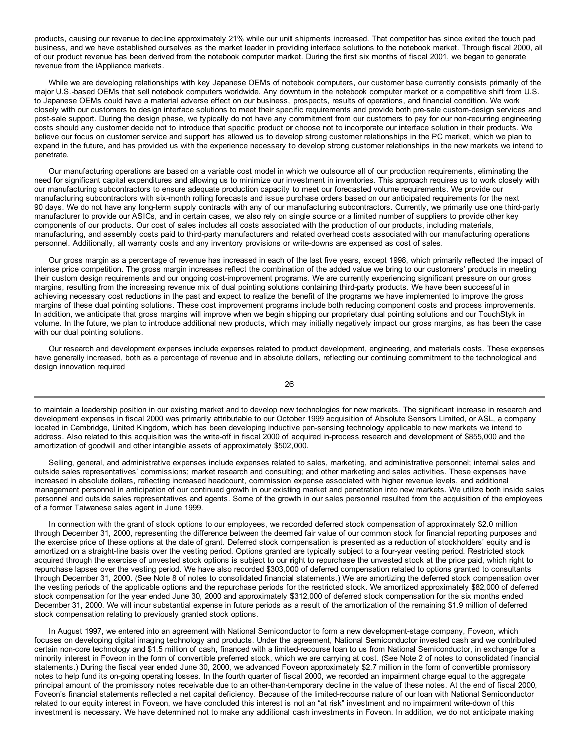products, causing our revenue to decline approximately 21% while our unit shipments increased. That competitor has since exited the touch pad business, and we have established ourselves as the market leader in providing interface solutions to the notebook market. Through fiscal 2000, all of our product revenue has been derived from the notebook computer market. During the first six months of fiscal 2001, we began to generate revenue from the iAppliance markets.

While we are developing relationships with key Japanese OEMs of notebook computers, our customer base currently consists primarily of the major U.S.-based OEMs that sell notebook computers worldwide. Any downturn in the notebook computer market or a competitive shift from U.S. to Japanese OEMs could have a material adverse effect on our business, prospects, results of operations, and financial condition. We work closely with our customers to design interface solutions to meet their specific requirements and provide both pre-sale custom-design services and post-sale support. During the design phase, we typically do not have any commitment from our customers to pay for our non-recurring engineering costs should any customer decide not to introduce that specific product or choose not to incorporate our interface solution in their products. We believe our focus on customer service and support has allowed us to develop strong customer relationships in the PC market, which we plan to expand in the future, and has provided us with the experience necessary to develop strong customer relationships in the new markets we intend to penetrate.

Our manufacturing operations are based on a variable cost model in which we outsource all of our production requirements, eliminating the need for significant capital expenditures and allowing us to minimize our investment in inventories. This approach requires us to work closely with our manufacturing subcontractors to ensure adequate production capacity to meet our forecasted volume requirements. We provide our manufacturing subcontractors with six-month rolling forecasts and issue purchase orders based on our anticipated requirements for the next 90 days. We do not have any long-term supply contracts with any of our manufacturing subcontractors. Currently, we primarily use one third-party manufacturer to provide our ASICs, and in certain cases, we also rely on single source or a limited number of suppliers to provide other key components of our products. Our cost of sales includes all costs associated with the production of our products, including materials, manufacturing, and assembly costs paid to third-party manufacturers and related overhead costs associated with our manufacturing operations personnel. Additionally, all warranty costs and any inventory provisions or write-downs are expensed as cost of sales.

Our gross margin as a percentage of revenue has increased in each of the last five years, except 1998, which primarily reflected the impact of intense price competition. The gross margin increases reflect the combination of the added value we bring to our customers' products in meeting their custom design requirements and our ongoing cost-improvement programs. We are currently experiencing significant pressure on our gross margins, resulting from the increasing revenue mix of dual pointing solutions containing third-party products. We have been successful in achieving necessary cost reductions in the past and expect to realize the benefit of the programs we have implemented to improve the gross margins of these dual pointing solutions. These cost improvement programs include both reducing component costs and process improvements. In addition, we anticipate that gross margins will improve when we begin shipping our proprietary dual pointing solutions and our TouchStyk in volume. In the future, we plan to introduce additional new products, which may initially negatively impact our gross margins, as has been the case with our dual pointing solutions.

Our research and development expenses include expenses related to product development, engineering, and materials costs. These expenses have generally increased, both as a percentage of revenue and in absolute dollars, reflecting our continuing commitment to the technological and design innovation required to maintain a leadership position in our existing market and to develop new technologies for new markets. The significant increase in research and development expenses in fiscal 2000 was primarily attributable to our October 1999 acquisition of Absolute Sensors Limited, or ASL, a company located in Cambridge, United Kingdom, which has been developing inductive pen-sensing technology applicable to new markets we intend to address. Also related to this acquisition was the write-off in fiscal 2000 of acquired in-process research and development of $855,000 and the amortization of goodwill and other intangible assets of approximately $502,000.

Selling, general, and administrative expenses include expenses related to sales, marketing, and administrative personnel; internal sales and outside sales representatives' commissions; market research and consulting; and other marketing and sales activities. These expenses have increased in absolute dollars, reflecting increased headcount, commission expense associated with higher revenue levels, and additional management personnel in anticipation of our continued growth in our existing market and penetration into new markets. We utilize both inside sales personnel and outside sales representatives and agents. Some of the growth in our sales personnel resulted from the acquisition of the employees of a former Taiwanese sales agent in June 1999.

In connection with the grant of stock options to our employees, we recorded deferred stock compensation of approximately $2.0 million through December 31, 2000, representing the difference between the deemed fair value of our common stock for financial reporting purposes and the exercise price of these options at the date of grant. Deferred stock compensation is presented as a reduction of stockholders' equity and is amortized on a straight-line basis over the vesting period. Options granted are typically subject to a four-year vesting period. Restricted stock acquired through the exercise of unvested stock options is subject to our right to repurchase the unvested stock at the price paid, which right to repurchase lapses over the vesting period. We have also recorded $303,000 of deferred compensation related to options granted to consultants through December 31, 2000. (See Note 8 of notes to consolidated financial statements.) We are amortizing the deferred stock compensation over the vesting periods of the applicable options and the repurchase periods for the restricted stock. We amortized approximately $82,000 of deferred stock compensation for the year ended June 30, 2000 and approximately $312,000 of deferred stock compensation for the six months ended December 31, 2000. We will incur substantial expense in future periods as a result of the amortization of the remaining $1.9 million of deferred stock compensation relating to previously granted stock options.

In August 1997, we entered into an agreement with National Semiconductor to form a new development-stage company, Foveon, which focuses on developing digital imaging technology and products. Under the agreement, National Semiconductor invested cash and we contributed certain non-core technology and $1.5 million of cash, financed with a limited-recourse loan to us from National Semiconductor, in exchange for a minority interest in Foveon in the form of convertible preferred stock, which we are carrying at cost. (See Note 2 of notes to consolidated financial statements.) During the fiscal year ended June 30, 2000, we advanced Foveon approximately $2.7 million in the form of convertible promissory notes to help fund its on-going operating losses. In the fourth quarter of fiscal 2000, we recorded an impairment charge equal to the aggregate principal amount of the promissory notes receivable due to an other-than-temporary decline in the value of these notes. At the end of fiscal 2000, Foveon's financial statements reflected a net capital deficiency. Because of the limited-recourse nature of our loan with National Semiconductor related to our equity interest in Foveon, we have concluded this interest is not an "at risk" investment and no impairment write-down of this investment is necessary. We have determined not to make any additional cash investments in Foveon. In addition, we do not anticipate making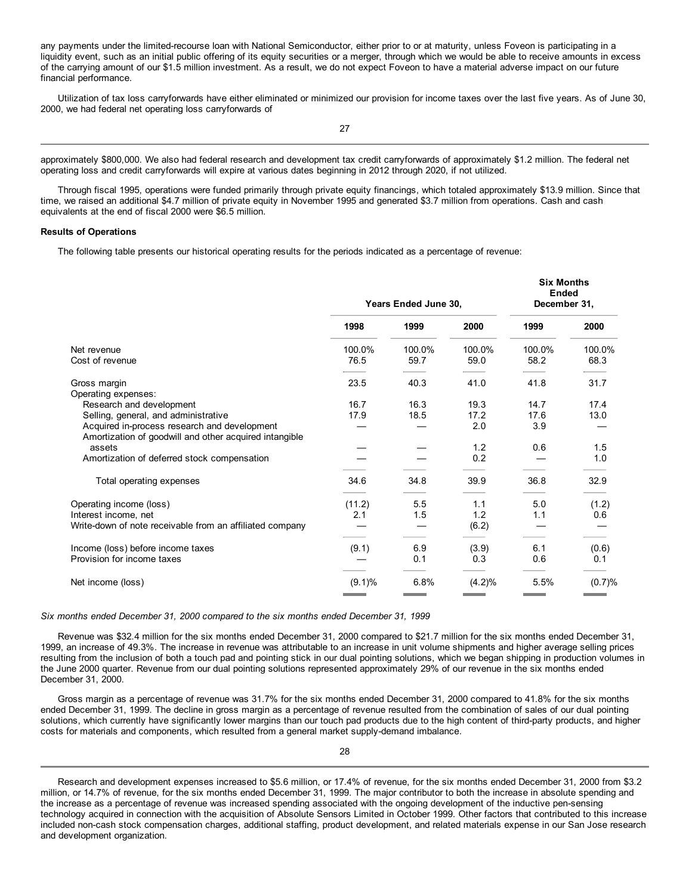any payments under the limited-recourse loan with National Semiconductor, either prior to or at maturity, unless Foveon is participating in a liquidity event, such as an initial public offering of its equity securities or a merger, through which we would be able to receive amounts in excess of the carrying amount of our $1.5 million investment. As a result, we do not expect Foveon to have a material adverse impact on our future financial performance.

Utilization of tax loss carryforwards have either eliminated or minimized our provision for income taxes over the last five years. As of June 30, 2000, we had federal net operating loss carryforwards of approximately $800,000. We also had federal research and development tax credit carryforwards of approximately $1.2 million. The federal net operating loss and credit carryforwards will expire at various dates beginning in 2012 through 2020, if not utilized.

Through fiscal 1995, operations were funded primarily through private equity financings, which totaled approximately $13.9 million. Since that time, we raised an additional $4.7 million of private equity in November 1995 and generated $3.7 million from operations. Cash and cash equivalents at the end of fiscal 2000 were $6.5 million.

**Results of Operations**

The following table presents our historical operating results for the periods indicated as a percentage of revenue:

| | Years Ended June 30, | | | Six Months Ended December 31, | |
|---|---|---|---|---|---|
| | 1998 | 1999 | 2000 | 1999 | 2000 |
| Net revenue | 100.0% | 100.0% | 100.0% | 100.0% | 100.0% |
| Cost of revenue | 76.5 | 59.7 | 59.0 | 58.2 | 68.3 |
| Gross margin | 23.5 | 40.3 | 41.0 | 41.8 | 31.7 |
| Operating expenses: | | | | | |
| Research and development | 16.7 | 16.3 | 19.3 | 14.7 | 17.4 |
| Selling, general, and administrative | 17.9 | 18.5 | 17.2 | 17.6 | 13.0 |
| Acquired in-process research and development | — | — | 2.0 | 3.9 | — |
| Amortization of goodwill and other acquired intangible assets | — | — | 1.2 | 0.6 | 1.5 |
| Amortization of deferred stock compensation | — | — | 0.2 | — | 1.0 |
| Total operating expenses | 34.6 | 34.8 | 39.9 | 36.8 | 32.9 |
| Operating income (loss) | (11.2) | 5.5 | 1.1 | 5.0 | (1.2) |
| Interest income, net | 2.1 | 1.5 | 1.2 | 1.1 | 0.6 |
| Write-down of note receivable from an affiliated company | — | — | (6.2) | — | — |
| Income (loss) before income taxes | (9.1) | 6.9 | (3.9) | 6.1 | (0.6) |
| Provision for income taxes | — | 0.1 | 0.3 | 0.6 | 0.1 |
| Net income (loss) | (9.1)% | 6.8% | (4.2)% | 5.5% | (0.7)% |

*Six months ended December 31, 2000 compared to the six months ended December 31, 1999*

Revenue was $32.4 million for the six months ended December 31, 2000 compared to $21.7 million for the six months ended December 31, 1999, an increase of 49.3%. The increase in revenue was attributable to an increase in unit volume shipments and higher average selling prices resulting from the inclusion of both a touch pad and pointing stick in our dual pointing solutions, which we began shipping in production volumes in the June 2000 quarter. Revenue from our dual pointing solutions represented approximately 29% of our revenue in the six months ended December 31, 2000.

Gross margin as a percentage of revenue was 31.7% for the six months ended December 31, 2000 compared to 41.8% for the six months ended December 31, 1999. The decline in gross margin as a percentage of revenue resulted from the combination of sales of our dual pointing solutions, which currently have significantly lower margins than our touch pad products due to the high content of third-party products, and higher costs for materials and components, which resulted from a general market supply-demand imbalance.

Research and development expenses increased to $5.6 million, or 17.4% of revenue, for the six months ended December 31, 2000 from $3.2 million, or 14.7% of revenue, for the six months ended December 31, 1999. The major contributor to both the increase in absolute spending and the increase as a percentage of revenue was increased spending associated with the ongoing development of the inductive pen-sensing technology acquired in connection with the acquisition of Absolute Sensors Limited in October 1999. Other factors that contributed to this increase included non-cash stock compensation charges, additional staffing, product development, and related materials expense in our San Jose research and development organization.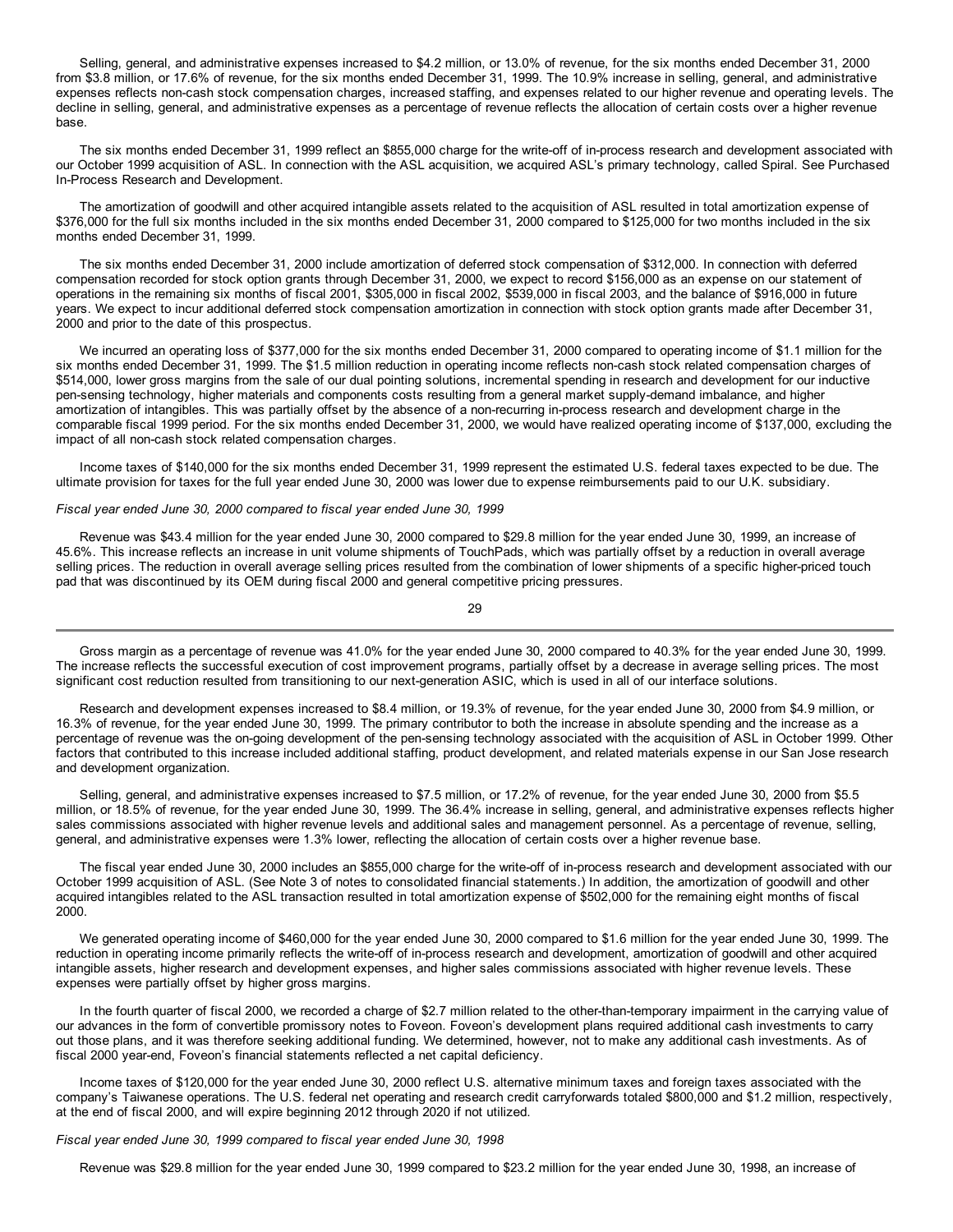Selling, general, and administrative expenses increased to $4.2 million, or 13.0% of revenue, for the six months ended December 31, 2000 from $3.8 million, or 17.6% of revenue, for the six months ended December 31, 1999. The 10.9% increase in selling, general, and administrative expenses reflects non-cash stock compensation charges, increased staffing, and expenses related to our higher revenue and operating levels. The decline in selling, general, and administrative expenses as a percentage of revenue reflects the allocation of certain costs over a higher revenue base.

The six months ended December 31, 1999 reflect an $855,000 charge for the write-off of in-process research and development associated with our October 1999 acquisition of ASL. In connection with the ASL acquisition, we acquired ASL's primary technology, called Spiral. See Purchased In-Process Research and Development.

The amortization of goodwill and other acquired intangible assets related to the acquisition of ASL resulted in total amortization expense of $376,000 for the full six months included in the six months ended December 31, 2000 compared to $125,000 for two months included in the six months ended December 31, 1999.

The six months ended December 31, 2000 include amortization of deferred stock compensation of $312,000. In connection with deferred compensation recorded for stock option grants through December 31, 2000, we expect to record $156,000 as an expense on our statement of operations in the remaining six months of fiscal 2001, $305,000 in fiscal 2002, $539,000 in fiscal 2003, and the balance of $916,000 in future years. We expect to incur additional deferred stock compensation amortization in connection with stock option grants made after December 31, 2000 and prior to the date of this prospectus.

We incurred an operating loss of $377,000 for the six months ended December 31, 2000 compared to operating income of $1.1 million for the six months ended December 31, 1999. The $1.5 million reduction in operating income reflects non-cash stock related compensation charges of $514,000, lower gross margins from the sale of our dual pointing solutions, incremental spending in research and development for our inductive pen-sensing technology, higher materials and components costs resulting from a general market supply-demand imbalance, and higher amortization of intangibles. This was partially offset by the absence of a non-recurring in-process research and development charge in the comparable fiscal 1999 period. For the six months ended December 31, 2000, we would have realized operating income of $137,000, excluding the impact of all non-cash stock related compensation charges.

Income taxes of $140,000 for the six months ended December 31, 1999 represent the estimated U.S. federal taxes expected to be due. The ultimate provision for taxes for the full year ended June 30, 2000 was lower due to expense reimbursements paid to our U.K. subsidiary.

*Fiscal year ended June 30, 2000 compared to fiscal year ended June 30, 1999*

Revenue was $43.4 million for the year ended June 30, 2000 compared to $29.8 million for the year ended June 30, 1999, an increase of 45.6%. This increase reflects an increase in unit volume shipments of TouchPads, which was partially offset by a reduction in overall average selling prices. The reduction in overall average selling prices resulted from the combination of lower shipments of a specific higher-priced touch pad that was discontinued by its OEM during fiscal 2000 and general competitive pricing pressures.

Gross margin as a percentage of revenue was 41.0% for the year ended June 30, 2000 compared to 40.3% for the year ended June 30, 1999. The increase reflects the successful execution of cost improvement programs, partially offset by a decrease in average selling prices. The most significant cost reduction resulted from transitioning to our next-generation ASIC, which is used in all of our interface solutions.

Research and development expenses increased to $8.4 million, or 19.3% of revenue, for the year ended June 30, 2000 from $4.9 million, or 16.3% of revenue, for the year ended June 30, 1999. The primary contributor to both the increase in absolute spending and the increase as a percentage of revenue was the on-going development of the pen-sensing technology associated with the acquisition of ASL in October 1999. Other factors that contributed to this increase included additional staffing, product development, and related materials expense in our San Jose research and development organization.

Selling, general, and administrative expenses increased to $7.5 million, or 17.2% of revenue, for the year ended June 30, 2000 from $5.5 million, or 18.5% of revenue, for the year ended June 30, 1999. The 36.4% increase in selling, general, and administrative expenses reflects higher sales commissions associated with higher revenue levels and additional sales and management personnel. As a percentage of revenue, selling, general, and administrative expenses were 1.3% lower, reflecting the allocation of certain costs over a higher revenue base.

The fiscal year ended June 30, 2000 includes an $855,000 charge for the write-off of in-process research and development associated with our October 1999 acquisition of ASL. (See Note 3 of notes to consolidated financial statements.) In addition, the amortization of goodwill and other acquired intangibles related to the ASL transaction resulted in total amortization expense of $502,000 for the remaining eight months of fiscal 2000.

We generated operating income of $460,000 for the year ended June 30, 2000 compared to $1.6 million for the year ended June 30, 1999. The reduction in operating income primarily reflects the write-off of in-process research and development, amortization of goodwill and other acquired intangible assets, higher research and development expenses, and higher sales commissions associated with higher revenue levels. These expenses were partially offset by higher gross margins.

In the fourth quarter of fiscal 2000, we recorded a charge of $2.7 million related to the other-than-temporary impairment in the carrying value of our advances in the form of convertible promissory notes to Foveon. Foveon's development plans required additional cash investments to carry out those plans, and it was therefore seeking additional funding. We determined, however, not to make any additional cash investments. As of fiscal 2000 year-end, Foveon's financial statements reflected a net capital deficiency.

Income taxes of $120,000 for the year ended June 30, 2000 reflect U.S. alternative minimum taxes and foreign taxes associated with the company's Taiwanese operations. The U.S. federal net operating and research credit carryforwards totaled $800,000 and $1.2 million, respectively, at the end of fiscal 2000, and will expire beginning 2012 through 2020 if not utilized.

*Fiscal year ended June 30, 1999 compared to fiscal year ended June 30, 1998*

Revenue was $29.8 million for the year ended June 30, 1999 compared to $23.2 million for the year ended June 30, 1998, an increase of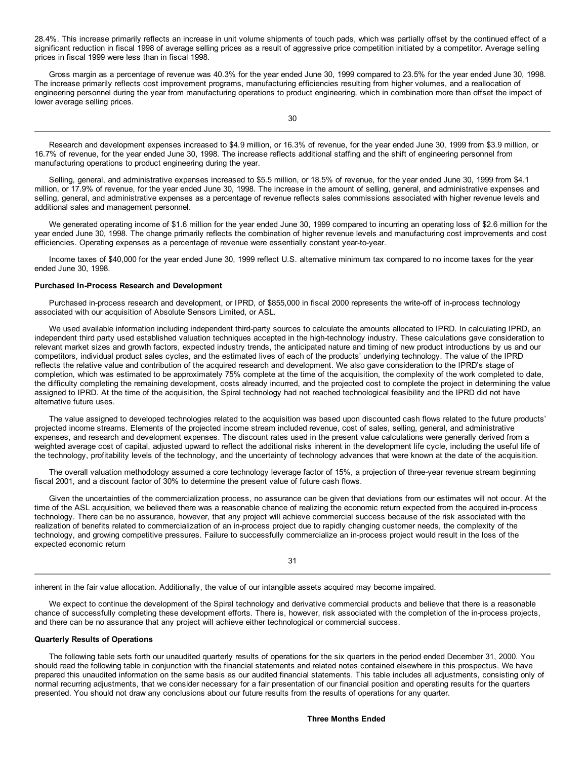28.4%. This increase primarily reflects an increase in unit volume shipments of touch pads, which was partially offset by the continued effect of a significant reduction in fiscal 1998 of average selling prices as a result of aggressive price competition initiated by a competitor. Average selling prices in fiscal 1999 were less than in fiscal 1998.

Gross margin as a percentage of revenue was 40.3% for the year ended June 30, 1999 compared to 23.5% for the year ended June 30, 1998. The increase primarily reflects cost improvement programs, manufacturing efficiencies resulting from higher volumes, and a reallocation of engineering personnel during the year from manufacturing operations to product engineering, which in combination more than offset the impact of lower average selling prices.

Research and development expenses increased to $4.9 million, or 16.3% of revenue, for the year ended June 30, 1999 from $3.9 million, or 16.7% of revenue, for the year ended June 30, 1998. The increase reflects additional staffing and the shift of engineering personnel from manufacturing operations to product engineering during the year.

Selling, general, and administrative expenses increased to $5.5 million, or 18.5% of revenue, for the year ended June 30, 1999 from $4.1 million, or 17.9% of revenue, for the year ended June 30, 1998. The increase in the amount of selling, general, and administrative expenses and selling, general, and administrative expenses as a percentage of revenue reflects sales commissions associated with higher revenue levels and additional sales and management personnel.

We generated operating income of $1.6 million for the year ended June 30, 1999 compared to incurring an operating loss of $2.6 million for the year ended June 30, 1998. The change primarily reflects the combination of higher revenue levels and manufacturing cost improvements and cost efficiencies. Operating expenses as a percentage of revenue were essentially constant year-to-year.

Income taxes of $40,000 for the year ended June 30, 1999 reflect U.S. alternative minimum tax compared to no income taxes for the year ended June 30, 1998.

**Purchased In-Process Research and Development**

Purchased in-process research and development, or IPRD, of $855,000 in fiscal 2000 represents the write-off of in-process technology associated with our acquisition of Absolute Sensors Limited, or ASL.

We used available information including independent third-party sources to calculate the amounts allocated to IPRD. In calculating IPRD, an independent third party used established valuation techniques accepted in the high-technology industry. These calculations gave consideration to relevant market sizes and growth factors, expected industry trends, the anticipated nature and timing of new product introductions by us and our competitors, individual product sales cycles, and the estimated lives of each of the products' underlying technology. The value of the IPRD reflects the relative value and contribution of the acquired research and development. We also gave consideration to the IPRD's stage of completion, which was estimated to be approximately 75% complete at the time of the acquisition, the complexity of the work completed to date, the difficulty completing the remaining development, costs already incurred, and the projected cost to complete the project in determining the value assigned to IPRD. At the time of the acquisition, the Spiral technology had not reached technological feasibility and the IPRD did not have alternative future uses.

The value assigned to developed technologies related to the acquisition was based upon discounted cash flows related to the future products' projected income streams. Elements of the projected income stream included revenue, cost of sales, selling, general, and administrative expenses, and research and development expenses. The discount rates used in the present value calculations were generally derived from a weighted average cost of capital, adjusted upward to reflect the additional risks inherent in the development life cycle, including the useful life of the technology, profitability levels of the technology, and the uncertainty of technology advances that were known at the date of the acquisition.

The overall valuation methodology assumed a core technology leverage factor of 15%, a projection of three-year revenue stream beginning fiscal 2001, and a discount factor of 30% to determine the present value of future cash flows.

Given the uncertainties of the commercialization process, no assurance can be given that deviations from our estimates will not occur. At the time of the ASL acquisition, we believed there was a reasonable chance of realizing the economic return expected from the acquired in-process technology. There can be no assurance, however, that any project will achieve commercial success because of the risk associated with the realization of benefits related to commercialization of an in-process project due to rapidly changing customer needs, the complexity of the technology, and growing competitive pressures. Failure to successfully commercialize an in-process project would result in the loss of the expected economic return inherent in the fair value allocation. Additionally, the value of our intangible assets acquired may become impaired.

We expect to continue the development of the Spiral technology and derivative commercial products and believe that there is a reasonable chance of successfully completing these development efforts. There is, however, risk associated with the completion of the in-process projects, and there can be no assurance that any project will achieve either technological or commercial success.

**Quarterly Results of Operations**

The following table sets forth our unaudited quarterly results of operations for the six quarters in the period ended December 31, 2000. You should read the following table in conjunction with the financial statements and related notes contained elsewhere in this prospectus. We have prepared this unaudited information on the same basis as our audited financial statements. This table includes all adjustments, consisting only of normal recurring adjustments, that we consider necessary for a fair presentation of our financial position and operating results for the quarters presented. You should not draw any conclusions about our future results from the results of operations for any quarter.

**Three Months Ended**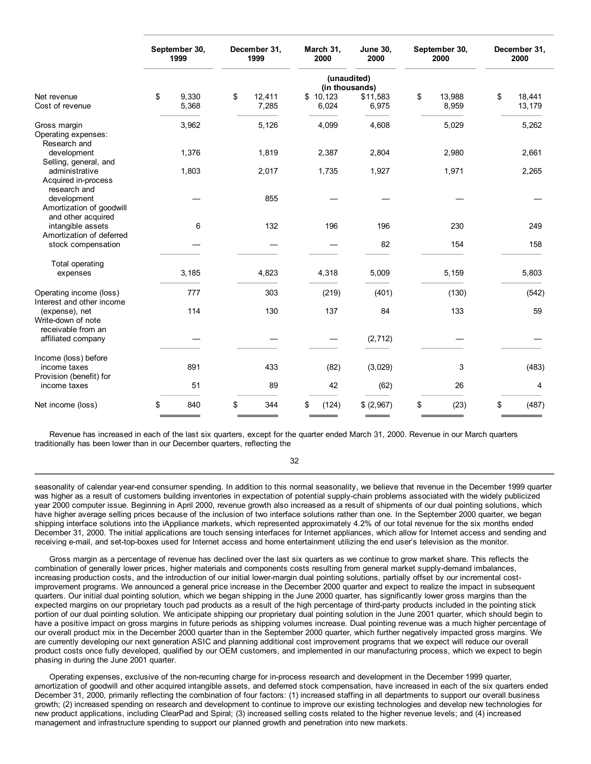| | September 30, 1999 | December 31, 1999 | March 31, 2000 | June 30, 2000 | September 30, 2000 | December 31, 2000 |
|---|---|---|---|---|---|---|
| | | | (unaudited) (in thousands) | | | |
| Net revenue | $ 9,330 | $ 12,411 | $ 10,123 | $11,583 | $ 13,988 | $ 18,441 |
| Cost of revenue | 5,368 | 7,285 | 6,024 | 6,975 | 8,959 | 13,179 |
| Gross margin | 3,962 | 5,126 | 4,099 | 4,608 | 5,029 | 5,262 |
| Operating expenses: | | | | | | |
| Research and development | 1,376 | 1,819 | 2,387 | 2,804 | 2,980 | 2,661 |
| Selling, general, and administrative | 1,803 | 2,017 | 1,735 | 1,927 | 1,971 | 2,265 |
| Acquired in-process research and development | — | 855 | — | — | — | — |
| Amortization of goodwill and other acquired intangible assets | 6 | 132 | 196 | 196 | 230 | 249 |
| Amortization of deferred stock compensation | — | — | — | 82 | 154 | 158 |
| Total operating expenses | 3,185 | 4,823 | 4,318 | 5,009 | 5,159 | 5,803 |
| Operating income (loss) | 777 | 303 | (219) | (401) | (130) | (542) |
| Interest and other income (expense), net | 114 | 130 | 137 | 84 | 133 | 59 |
| Write-down of note receivable from an affiliated company | — | — | — | (2,712) | — | — |
| Income (loss) before income taxes | 891 | 433 | (82) | (3,029) | 3 | (483) |
| Provision (benefit) for income taxes | 51 | 89 | 42 | (62) | 26 | 4 |
| Net income (loss) | $ 840 | $ 344 | $ (124) | $ (2,967) | $ (23) | $ (487) |

Revenue has increased in each of the last six quarters, except for the quarter ended March 31, 2000. Revenue in our March quarters traditionally has been lower than in our December quarters, reflecting the seasonality of calendar year-end consumer spending. In addition to this normal seasonality, we believe that revenue in the December 1999 quarter was higher as a result of customers building inventories in expectation of potential supply-chain problems associated with the widely publicized year 2000 computer issue. Beginning in April 2000, revenue growth also increased as a result of shipments of our dual pointing solutions, which have higher average selling prices because of the inclusion of two interface solutions rather than one. In the September 2000 quarter, we began shipping interface solutions into the iAppliance markets, which represented approximately 4.2% of our total revenue for the six months ended December 31, 2000. The initial applications are touch sensing interfaces for Internet appliances, which allow for Internet access and sending and receiving e-mail, and set-top-boxes used for Internet access and home entertainment utilizing the end user's television as the monitor.

Gross margin as a percentage of revenue has declined over the last six quarters as we continue to grow market share. This reflects the combination of generally lower prices, higher materials and components costs resulting from general market supply-demand imbalances, increasing production costs, and the introduction of our initial lower-margin dual pointing solutions, partially offset by our incremental cost-improvement programs. We announced a general price increase in the December 2000 quarter and expect to realize the impact in subsequent quarters. Our initial dual pointing solution, which we began shipping in the June 2000 quarter, has significantly lower gross margins than the expected margins on our proprietary touch pad products as a result of the high percentage of third-party products included in the pointing stick portion of our dual pointing solution. We anticipate shipping our proprietary dual pointing solution in the June 2001 quarter, which should begin to have a positive impact on gross margins in future periods as shipping volumes increase. Dual pointing revenue was a much higher percentage of our overall product mix in the December 2000 quarter than in the September 2000 quarter, which further negatively impacted gross margins. We are currently developing our next generation ASIC and planning additional cost improvement programs that we expect will reduce our overall product costs once fully developed, qualified by our OEM customers, and implemented in our manufacturing process, which we expect to begin phasing in during the June 2001 quarter.

Operating expenses, exclusive of the non-recurring charge for in-process research and development in the December 1999 quarter, amortization of goodwill and other acquired intangible assets, and deferred stock compensation, have increased in each of the six quarters ended December 31, 2000, primarily reflecting the combination of four factors: (1) increased staffing in all departments to support our overall business growth; (2) increased spending on research and development to continue to improve our existing technologies and develop new technologies for new product applications, including ClearPad and Spiral; (3) increased selling costs related to the higher revenue levels; and (4) increased management and infrastructure spending to support our planned growth and penetration into new markets.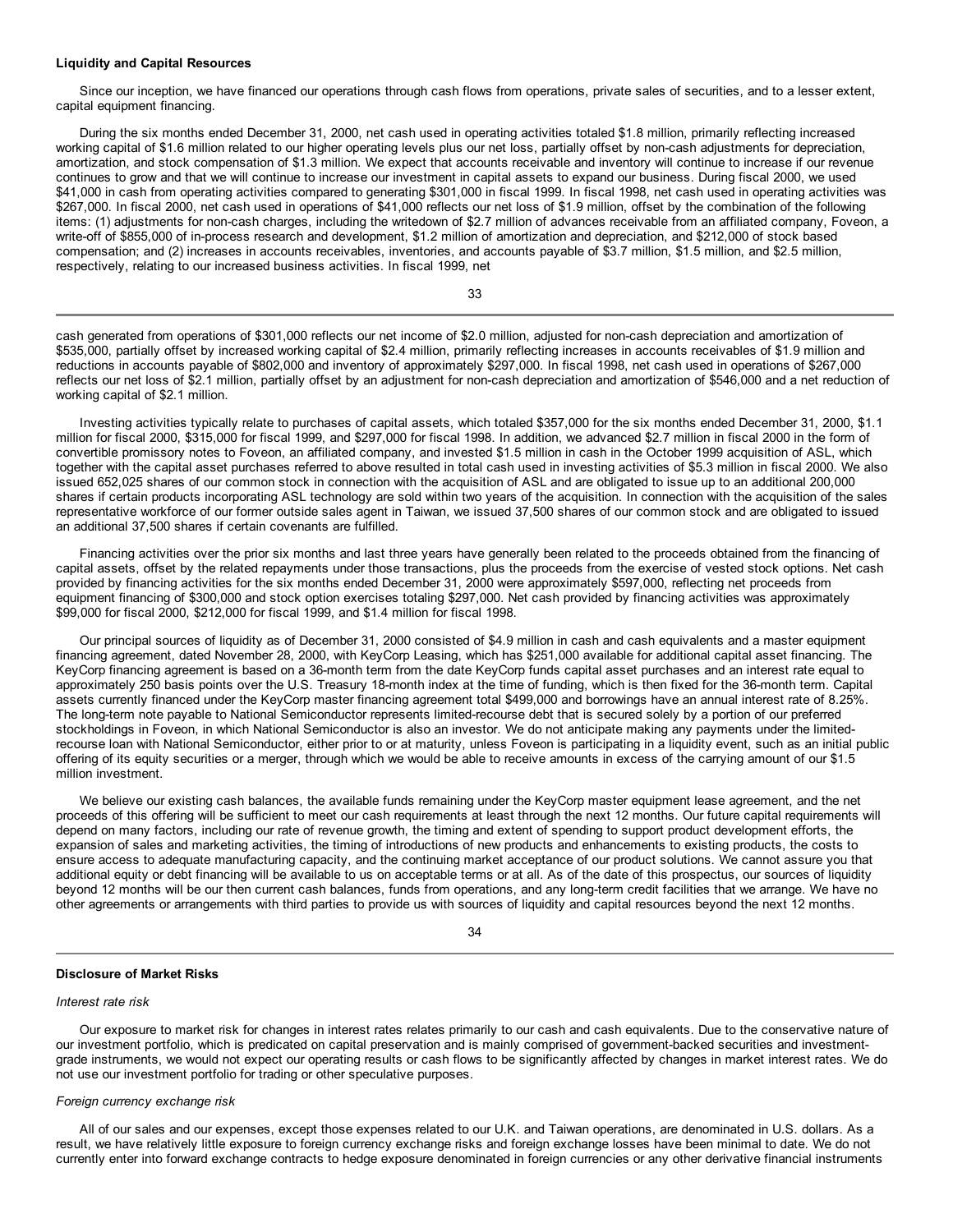**Liquidity and Capital Resources**

Since our inception, we have financed our operations through cash flows from operations, private sales of securities, and to a lesser extent, capital equipment financing.

During the six months ended December 31, 2000, net cash used in operating activities totaled $1.8 million, primarily reflecting increased working capital of $1.6 million related to our higher operating levels plus our net loss, partially offset by non-cash adjustments for depreciation, amortization, and stock compensation of $1.3 million. We expect that accounts receivable and inventory will continue to increase if our revenue continues to grow and that we will continue to increase our investment in capital assets to expand our business. During fiscal 2000, we used $41,000 in cash from operating activities compared to generating $301,000 in fiscal 1999. In fiscal 1998, net cash used in operating activities was $267,000. In fiscal 2000, net cash used in operations of $41,000 reflects our net loss of $1.9 million, offset by the combination of the following items: (1) adjustments for non-cash charges, including the writedown of $2.7 million of advances receivable from an affiliated company, Foveon, a write-off of $855,000 of in-process research and development, $1.2 million of amortization and depreciation, and $212,000 of stock based compensation; and (2) increases in accounts receivables, inventories, and accounts payable of $3.7 million, $1.5 million, and $2.5 million, respectively, relating to our increased business activities. In fiscal 1999, net cash generated from operations of $301,000 reflects our net income of $2.0 million, adjusted for non-cash depreciation and amortization of $535,000, partially offset by increased working capital of $2.4 million, primarily reflecting increases in accounts receivables of $1.9 million and reductions in accounts payable of $802,000 and inventory of approximately $297,000. In fiscal 1998, net cash used in operations of $267,000 reflects our net loss of $2.1 million, partially offset by an adjustment for non-cash depreciation and amortization of $546,000 and a net reduction of working capital of $2.1 million.

Investing activities typically relate to purchases of capital assets, which totaled $357,000 for the six months ended December 31, 2000, $1.1 million for fiscal 2000, $315,000 for fiscal 1999, and $297,000 for fiscal 1998. In addition, we advanced $2.7 million in fiscal 2000 in the form of convertible promissory notes to Foveon, an affiliated company, and invested $1.5 million in cash in the October 1999 acquisition of ASL, which together with the capital asset purchases referred to above resulted in total cash used in investing activities of $5.3 million in fiscal 2000. We also issued 652,025 shares of our common stock in connection with the acquisition of ASL and are obligated to issue up to an additional 200,000 shares if certain products incorporating ASL technology are sold within two years of the acquisition. In connection with the acquisition of the sales representative workforce of our former outside sales agent in Taiwan, we issued 37,500 shares of our common stock and are obligated to issued an additional 37,500 shares if certain covenants are fulfilled.

Financing activities over the prior six months and last three years have generally been related to the proceeds obtained from the financing of capital assets, offset by the related repayments under those transactions, plus the proceeds from the exercise of vested stock options. Net cash provided by financing activities for the six months ended December 31, 2000 were approximately $597,000, reflecting net proceeds from equipment financing of $300,000 and stock option exercises totaling $297,000. Net cash provided by financing activities was approximately $99,000 for fiscal 2000, $212,000 for fiscal 1999, and $1.4 million for fiscal 1998.

Our principal sources of liquidity as of December 31, 2000 consisted of $4.9 million in cash and cash equivalents and a master equipment financing agreement, dated November 28, 2000, with KeyCorp Leasing, which has $251,000 available for additional capital asset financing. The KeyCorp financing agreement is based on a 36-month term from the date KeyCorp funds capital asset purchases and an interest rate equal to approximately 250 basis points over the U.S. Treasury 18-month index at the time of funding, which is then fixed for the 36-month term. Capital assets currently financed under the KeyCorp master financing agreement total $499,000 and borrowings have an annual interest rate of 8.25%. The long-term note payable to National Semiconductor represents limited-recourse debt that is secured solely by a portion of our preferred stockholdings in Foveon, in which National Semiconductor is also an investor. We do not anticipate making any payments under the limited-recourse loan with National Semiconductor, either prior to or at maturity, unless Foveon is participating in a liquidity event, such as an initial public offering of its equity securities or a merger, through which we would be able to receive amounts in excess of the carrying amount of our $1.5 million investment.

We believe our existing cash balances, the available funds remaining under the KeyCorp master equipment lease agreement, and the net proceeds of this offering will be sufficient to meet our cash requirements at least through the next 12 months. Our future capital requirements will depend on many factors, including our rate of revenue growth, the timing and extent of spending to support product development efforts, the expansion of sales and marketing activities, the timing of introductions of new products and enhancements to existing products, the costs to ensure access to adequate manufacturing capacity, and the continuing market acceptance of our product solutions. We cannot assure you that additional equity or debt financing will be available to us on acceptable terms or at all. As of the date of this prospectus, our sources of liquidity beyond 12 months will be our then current cash balances, funds from operations, and any long-term credit facilities that we arrange. We have no other agreements or arrangements with third parties to provide us with sources of liquidity and capital resources beyond the next 12 months.

**Disclosure of Market Risks**

*Interest rate risk*

Our exposure to market risk for changes in interest rates relates primarily to our cash and cash equivalents. Due to the conservative nature of our investment portfolio, which is predicated on capital preservation and is mainly comprised of government-backed securities and investment-grade instruments, we would not expect our operating results or cash flows to be significantly affected by changes in market interest rates. We do not use our investment portfolio for trading or other speculative purposes.

*Foreign currency exchange risk*

All of our sales and our expenses, except those expenses related to our U.K. and Taiwan operations, are denominated in U.S. dollars. As a result, we have relatively little exposure to foreign currency exchange risks and foreign exchange losses have been minimal to date. We do not currently enter into forward exchange contracts to hedge exposure denominated in foreign currencies or any other derivative financial instruments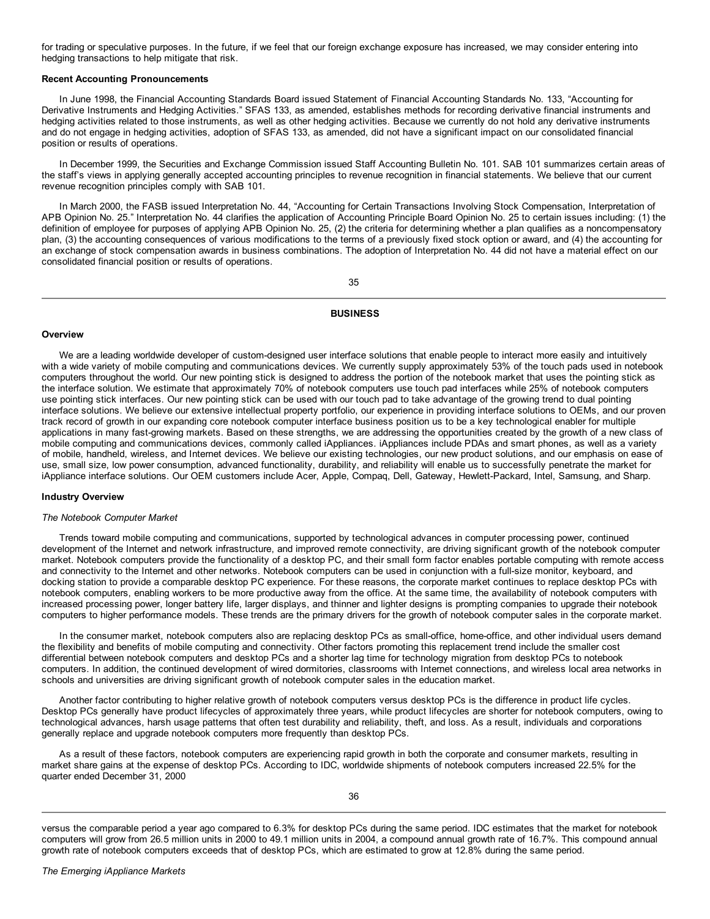for trading or speculative purposes. In the future, if we feel that our foreign exchange exposure has increased, we may consider entering into hedging transactions to help mitigate that risk.

**Recent Accounting Pronouncements**

In June 1998, the Financial Accounting Standards Board issued Statement of Financial Accounting Standards No. 133, "Accounting for Derivative Instruments and Hedging Activities." SFAS 133, as amended, establishes methods for recording derivative financial instruments and hedging activities related to those instruments, as well as other hedging activities. Because we currently do not hold any derivative instruments and do not engage in hedging activities, adoption of SFAS 133, as amended, did not have a significant impact on our consolidated financial position or results of operations.

In December 1999, the Securities and Exchange Commission issued Staff Accounting Bulletin No. 101. SAB 101 summarizes certain areas of the staff's views in applying generally accepted accounting principles to revenue recognition in financial statements. We believe that our current revenue recognition principles comply with SAB 101.

In March 2000, the FASB issued Interpretation No. 44, "Accounting for Certain Transactions Involving Stock Compensation, Interpretation of APB Opinion No. 25." Interpretation No. 44 clarifies the application of Accounting Principle Board Opinion No. 25 to certain issues including: (1) the definition of employee for purposes of applying APB Opinion No. 25, (2) the criteria for determining whether a plan qualifies as a noncompensatory plan, (3) the accounting consequences of various modifications to the terms of a previously fixed stock option or award, and (4) the accounting for an exchange of stock compensation awards in business combinations. The adoption of Interpretation No. 44 did not have a material effect on our consolidated financial position or results of operations.

## BUSINESS

**Overview**

We are a leading worldwide developer of custom-designed user interface solutions that enable people to interact more easily and intuitively with a wide variety of mobile computing and communications devices. We currently supply approximately 53% of the touch pads used in notebook computers throughout the world. Our new pointing stick is designed to address the portion of the notebook market that uses the pointing stick as the interface solution. We estimate that approximately 70% of notebook computers use touch pad interfaces while 25% of notebook computers use pointing stick interfaces. Our new pointing stick can be used with our touch pad to take advantage of the growing trend to dual pointing interface solutions. We believe our extensive intellectual property portfolio, our experience in providing interface solutions to OEMs, and our proven track record of growth in our expanding core notebook computer interface business position us to be a key technological enabler for multiple applications in many fast-growing markets. Based on these strengths, we are addressing the opportunities created by the growth of a new class of mobile computing and communications devices, commonly called iAppliances. iAppliances include PDAs and smart phones, as well as a variety of mobile, handheld, wireless, and Internet devices. We believe our existing technologies, our new product solutions, and our emphasis on ease of use, small size, low power consumption, advanced functionality, durability, and reliability will enable us to successfully penetrate the market for iAppliance interface solutions. Our OEM customers include Acer, Apple, Compaq, Dell, Gateway, Hewlett-Packard, Intel, Samsung, and Sharp.

**Industry Overview**

*The Notebook Computer Market*

Trends toward mobile computing and communications, supported by technological advances in computer processing power, continued development of the Internet and network infrastructure, and improved remote connectivity, are driving significant growth of the notebook computer market. Notebook computers provide the functionality of a desktop PC, and their small form factor enables portable computing with remote access and connectivity to the Internet and other networks. Notebook computers can be used in conjunction with a full-size monitor, keyboard, and docking station to provide a comparable desktop PC experience. For these reasons, the corporate market continues to replace desktop PCs with notebook computers, enabling workers to be more productive away from the office. At the same time, the availability of notebook computers with increased processing power, longer battery life, larger displays, and thinner and lighter designs is prompting companies to upgrade their notebook computers to higher performance models. These trends are the primary drivers for the growth of notebook computer sales in the corporate market.

In the consumer market, notebook computers also are replacing desktop PCs as small-office, home-office, and other individual users demand the flexibility and benefits of mobile computing and connectivity. Other factors promoting this replacement trend include the smaller cost differential between notebook computers and desktop PCs and a shorter lag time for technology migration from desktop PCs to notebook computers. In addition, the continued development of wired dormitories, classrooms with Internet connections, and wireless local area networks in schools and universities are driving significant growth of notebook computer sales in the education market.

Another factor contributing to higher relative growth of notebook computers versus desktop PCs is the difference in product life cycles. Desktop PCs generally have product lifecycles of approximately three years, while product lifecycles are shorter for notebook computers, owing to technological advances, harsh usage patterns that often test durability and reliability, theft, and loss. As a result, individuals and corporations generally replace and upgrade notebook computers more frequently than desktop PCs.

As a result of these factors, notebook computers are experiencing rapid growth in both the corporate and consumer markets, resulting in market share gains at the expense of desktop PCs. According to IDC, worldwide shipments of notebook computers increased 22.5% for the quarter ended December 31, 2000 versus the comparable period a year ago compared to 6.3% for desktop PCs during the same period. IDC estimates that the market for notebook computers will grow from 26.5 million units in 2000 to 49.1 million units in 2004, a compound annual growth rate of 16.7%. This compound annual growth rate of notebook computers exceeds that of desktop PCs, which are estimated to grow at 12.8% during the same period.

*The Emerging iAppliance Markets*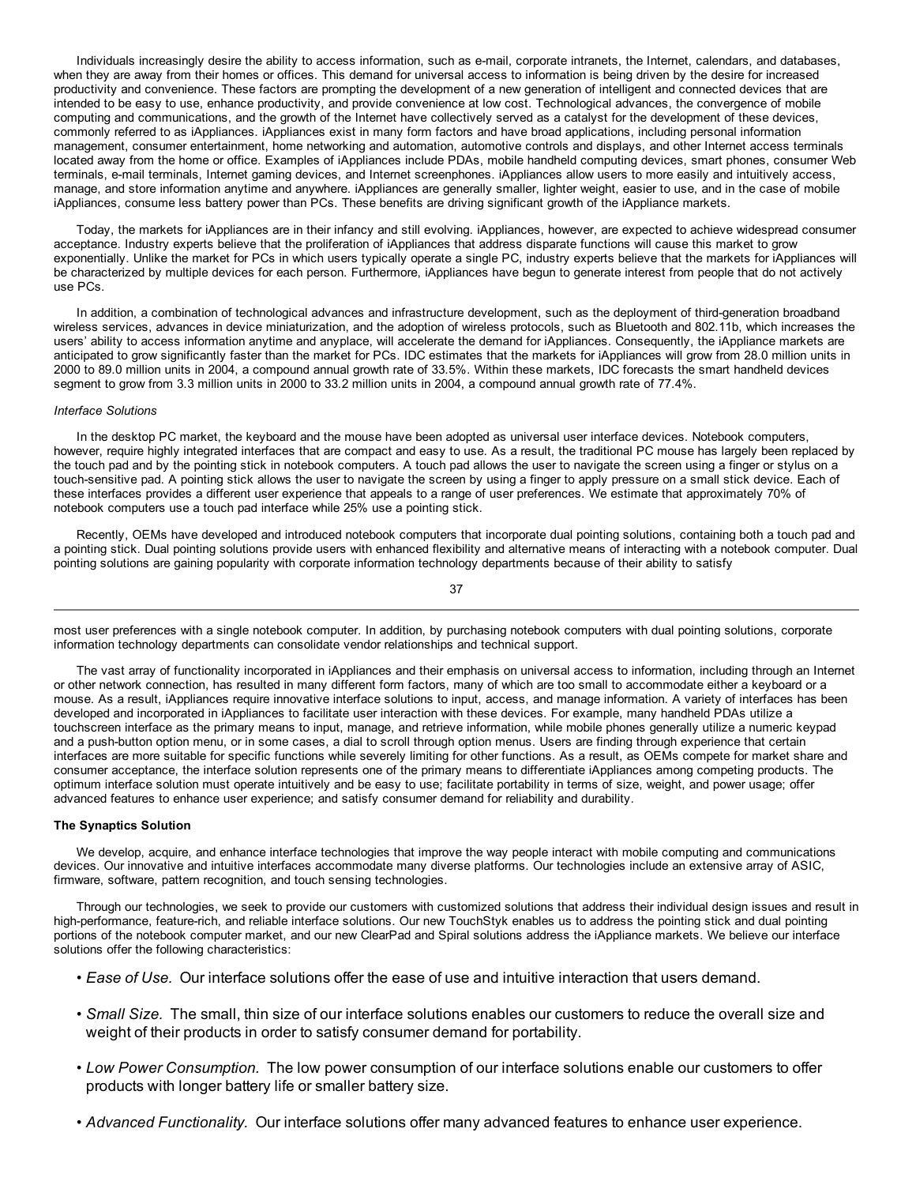Individuals increasingly desire the ability to access information, such as e-mail, corporate intranets, the Internet, calendars, and databases, when they are away from their homes or offices. This demand for universal access to information is being driven by the desire for increased productivity and convenience. These factors are prompting the development of a new generation of intelligent and connected devices that are intended to be easy to use, enhance productivity, and provide convenience at low cost. Technological advances, the convergence of mobile computing and communications, and the growth of the Internet have collectively served as a catalyst for the development of these devices, commonly referred to as iAppliances. iAppliances exist in many form factors and have broad applications, including personal information management, consumer entertainment, home networking and automation, automotive controls and displays, and other Internet access terminals located away from the home or office. Examples of iAppliances include PDAs, mobile handheld computing devices, smart phones, consumer Web terminals, e-mail terminals, Internet gaming devices, and Internet screenphones. iAppliances allow users to more easily and intuitively access, manage, and store information anytime and anywhere. iAppliances are generally smaller, lighter weight, easier to use, and in the case of mobile iAppliances, consume less battery power than PCs. These benefits are driving significant growth of the iAppliance markets.

Today, the markets for iAppliances are in their infancy and still evolving. iAppliances, however, are expected to achieve widespread consumer acceptance. Industry experts believe that the proliferation of iAppliances that address disparate functions will cause this market to grow exponentially. Unlike the market for PCs in which users typically operate a single PC, industry experts believe that the markets for iAppliances will be characterized by multiple devices for each person. Furthermore, iAppliances have begun to generate interest from people that do not actively use PCs.

In addition, a combination of technological advances and infrastructure development, such as the deployment of third-generation broadband wireless services, advances in device miniaturization, and the adoption of wireless protocols, such as Bluetooth and 802.11b, which increases the users' ability to access information anytime and anyplace, will accelerate the demand for iAppliances. Consequently, the iAppliance markets are anticipated to grow significantly faster than the market for PCs. IDC estimates that the markets for iAppliances will grow from 28.0 million units in 2000 to 89.0 million units in 2004, a compound annual growth rate of 33.5%. Within these markets, IDC forecasts the smart handheld devices segment to grow from 3.3 million units in 2000 to 33.2 million units in 2004, a compound annual growth rate of 77.4%.

*Interface Solutions*

In the desktop PC market, the keyboard and the mouse have been adopted as universal user interface devices. Notebook computers, however, require highly integrated interfaces that are compact and easy to use. As a result, the traditional PC mouse has largely been replaced by the touch pad and by the pointing stick in notebook computers. A touch pad allows the user to navigate the screen using a finger or stylus on a touch-sensitive pad. A pointing stick allows the user to navigate the screen by using a finger to apply pressure on a small stick device. Each of these interfaces provides a different user experience that appeals to a range of user preferences. We estimate that approximately 70% of notebook computers use a touch pad interface while 25% use a pointing stick.

Recently, OEMs have developed and introduced notebook computers that incorporate dual pointing solutions, containing both a touch pad and a pointing stick. Dual pointing solutions provide users with enhanced flexibility and alternative means of interacting with a notebook computer. Dual pointing solutions are gaining popularity with corporate information technology departments because of their ability to satisfy most user preferences with a single notebook computer. In addition, by purchasing notebook computers with dual pointing solutions, corporate information technology departments can consolidate vendor relationships and technical support.

The vast array of functionality incorporated in iAppliances and their emphasis on universal access to information, including through an Internet or other network connection, has resulted in many different form factors, many of which are too small to accommodate either a keyboard or a mouse. As a result, iAppliances require innovative interface solutions to input, access, and manage information. A variety of interfaces has been developed and incorporated in iAppliances to facilitate user interaction with these devices. For example, many handheld PDAs utilize a touchscreen interface as the primary means to input, manage, and retrieve information, while mobile phones generally utilize a numeric keypad and a push-button option menu, or in some cases, a dial to scroll through option menus. Users are finding through experience that certain interfaces are more suitable for specific functions while severely limiting for other functions. As a result, as OEMs compete for market share and consumer acceptance, the interface solution represents one of the primary means to differentiate iAppliances among competing products. The optimum interface solution must operate intuitively and be easy to use; facilitate portability in terms of size, weight, and power usage; offer advanced features to enhance user experience; and satisfy consumer demand for reliability and durability.

**The Synaptics Solution**

We develop, acquire, and enhance interface technologies that improve the way people interact with mobile computing and communications devices. Our innovative and intuitive interfaces accommodate many diverse platforms. Our technologies include an extensive array of ASIC, firmware, software, pattern recognition, and touch sensing technologies.

Through our technologies, we seek to provide our customers with customized solutions that address their individual design issues and result in high-performance, feature-rich, and reliable interface solutions. Our new TouchStyk enables us to address the pointing stick and dual pointing portions of the notebook computer market, and our new ClearPad and Spiral solutions address the iAppliance markets. We believe our interface solutions offer the following characteristics:

- *Ease of Use.* Our interface solutions offer the ease of use and intuitive interaction that users demand.
- *Small Size.* The small, thin size of our interface solutions enables our customers to reduce the overall size and weight of their products in order to satisfy consumer demand for portability.
- *Low Power Consumption.* The low power consumption of our interface solutions enable our customers to offer products with longer battery life or smaller battery size.
- *Advanced Functionality.* Our interface solutions offer many advanced features to enhance user experience.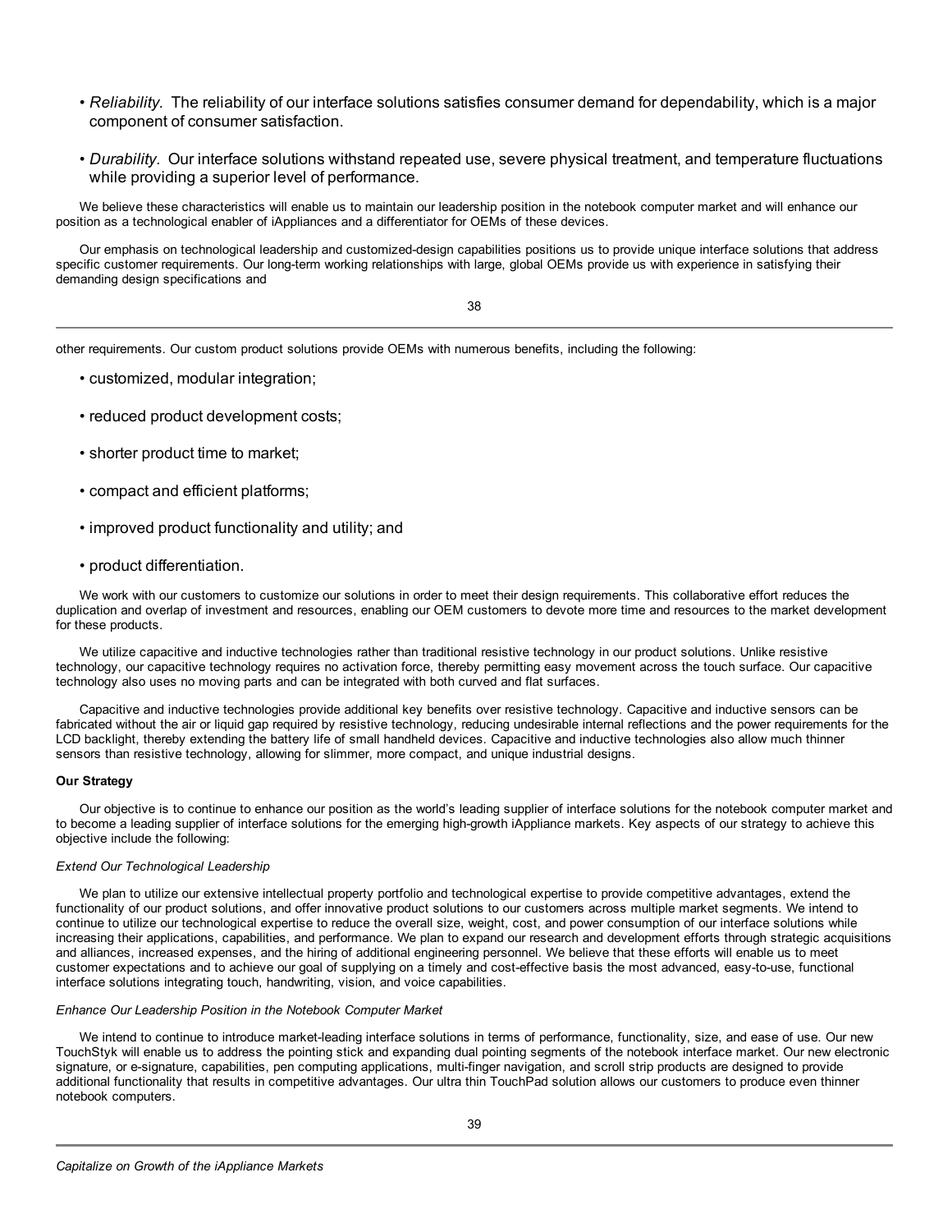- *Reliability*. The reliability of our interface solutions satisfies consumer demand for dependability, which is a major component of consumer satisfaction.

- *Durability*. Our interface solutions withstand repeated use, severe physical treatment, and temperature fluctuations while providing a superior level of performance.

We believe these characteristics will enable us to maintain our leadership position in the notebook computer market and will enhance our position as a technological enabler of iAppliances and a differentiator for OEMs of these devices.

Our emphasis on technological leadership and customized-design capabilities positions us to provide unique interface solutions that address specific customer requirements. Our long-term working relationships with large, global OEMs provide us with experience in satisfying their demanding design specifications and other requirements. Our custom product solutions provide OEMs with numerous benefits, including the following:

- customized, modular integration;

- reduced product development costs;

- shorter product time to market;

- compact and efficient platforms;

- improved product functionality and utility; and

- product differentiation.

We work with our customers to customize our solutions in order to meet their design requirements. This collaborative effort reduces the duplication and overlap of investment and resources, enabling our OEM customers to devote more time and resources to the market development for these products.

We utilize capacitive and inductive technologies rather than traditional resistive technology in our product solutions. Unlike resistive technology, our capacitive technology requires no activation force, thereby permitting easy movement across the touch surface. Our capacitive technology also uses no moving parts and can be integrated with both curved and flat surfaces.

Capacitive and inductive technologies provide additional key benefits over resistive technology. Capacitive and inductive sensors can be fabricated without the air or liquid gap required by resistive technology, reducing undesirable internal reflections and the power requirements for the LCD backlight, thereby extending the battery life of small handheld devices. Capacitive and inductive technologies also allow much thinner sensors than resistive technology, allowing for slimmer, more compact, and unique industrial designs.

**Our Strategy**

Our objective is to continue to enhance our position as the world's leading supplier of interface solutions for the notebook computer market and to become a leading supplier of interface solutions for the emerging high-growth iAppliance markets. Key aspects of our strategy to achieve this objective include the following:

*Extend Our Technological Leadership*

We plan to utilize our extensive intellectual property portfolio and technological expertise to provide competitive advantages, extend the functionality of our product solutions, and offer innovative product solutions to our customers across multiple market segments. We intend to continue to utilize our technological expertise to reduce the overall size, weight, cost, and power consumption of our interface solutions while increasing their applications, capabilities, and performance. We plan to expand our research and development efforts through strategic acquisitions and alliances, increased expenses, and the hiring of additional engineering personnel. We believe that these efforts will enable us to meet customer expectations and to achieve our goal of supplying on a timely and cost-effective basis the most advanced, easy-to-use, functional interface solutions integrating touch, handwriting, vision, and voice capabilities.

*Enhance Our Leadership Position in the Notebook Computer Market*

We intend to continue to introduce market-leading interface solutions in terms of performance, functionality, size, and ease of use. Our new TouchStyk will enable us to address the pointing stick and expanding dual pointing segments of the notebook interface market. Our new electronic signature, or e-signature, capabilities, pen computing applications, multi-finger navigation, and scroll strip products are designed to provide additional functionality that results in competitive advantages. Our ultra thin TouchPad solution allows our customers to produce even thinner notebook computers.

*Capitalize on Growth of the iAppliance Markets*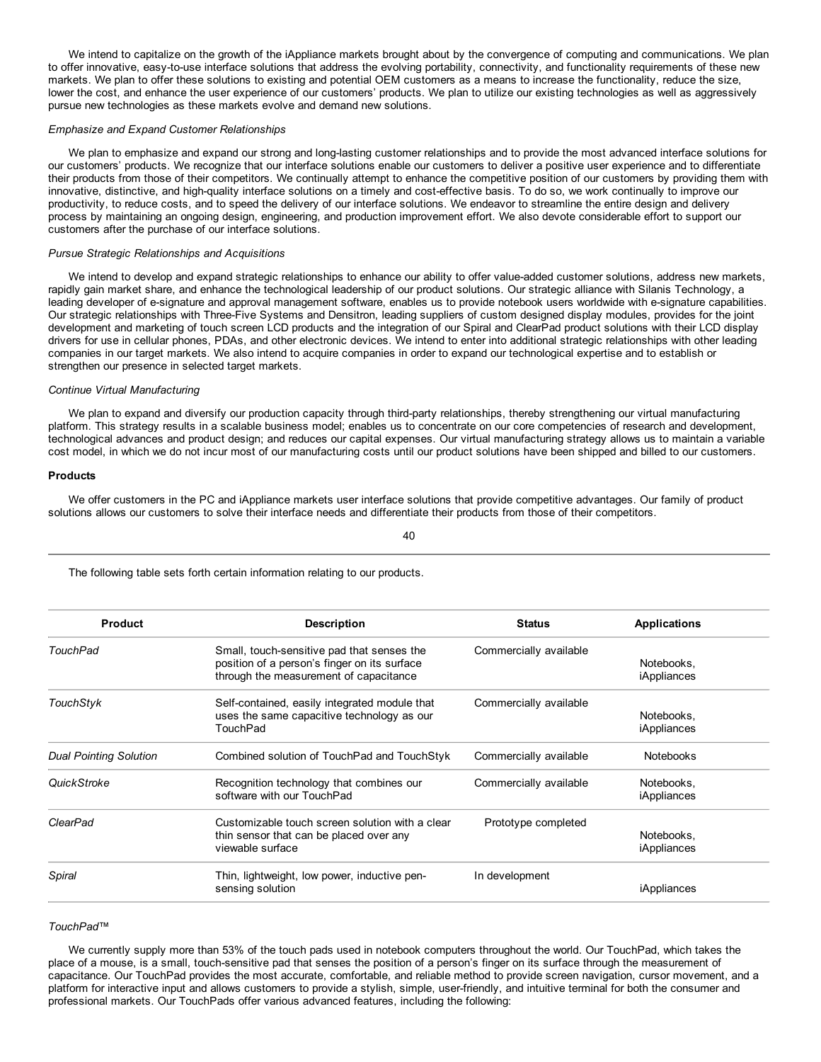We intend to capitalize on the growth of the iAppliance markets brought about by the convergence of computing and communications. We plan to offer innovative, easy-to-use interface solutions that address the evolving portability, connectivity, and functionality requirements of these new markets. We plan to offer these solutions to existing and potential OEM customers as a means to increase the functionality, reduce the size, lower the cost, and enhance the user experience of our customers' products. We plan to utilize our existing technologies as well as aggressively pursue new technologies as these markets evolve and demand new solutions.

*Emphasize and Expand Customer Relationships*

We plan to emphasize and expand our strong and long-lasting customer relationships and to provide the most advanced interface solutions for our customers' products. We recognize that our interface solutions enable our customers to deliver a positive user experience and to differentiate their products from those of their competitors. We continually attempt to enhance the competitive position of our customers by providing them with innovative, distinctive, and high-quality interface solutions on a timely and cost-effective basis. To do so, we work continually to improve our productivity, to reduce costs, and to speed the delivery of our interface solutions. We endeavor to streamline the entire design and delivery process by maintaining an ongoing design, engineering, and production improvement effort. We also devote considerable effort to support our customers after the purchase of our interface solutions.

*Pursue Strategic Relationships and Acquisitions*

We intend to develop and expand strategic relationships to enhance our ability to offer value-added customer solutions, address new markets, rapidly gain market share, and enhance the technological leadership of our product solutions. Our strategic alliance with Silanis Technology, a leading developer of e-signature and approval management software, enables us to provide notebook users worldwide with e-signature capabilities. Our strategic relationships with Three-Five Systems and Densitron, leading suppliers of custom designed display modules, provides for the joint development and marketing of touch screen LCD products and the integration of our Spiral and ClearPad product solutions with their LCD display drivers for use in cellular phones, PDAs, and other electronic devices. We intend to enter into additional strategic relationships with other leading companies in our target markets. We also intend to acquire companies in order to expand our technological expertise and to establish or strengthen our presence in selected target markets.

*Continue Virtual Manufacturing*

We plan to expand and diversify our production capacity through third-party relationships, thereby strengthening our virtual manufacturing platform. This strategy results in a scalable business model; enables us to concentrate on our core competencies of research and development, technological advances and product design; and reduces our capital expenses. Our virtual manufacturing strategy allows us to maintain a variable cost model, in which we do not incur most of our manufacturing costs until our product solutions have been shipped and billed to our customers.

**Products**

We offer customers in the PC and iAppliance markets user interface solutions that provide competitive advantages. Our family of product solutions allows our customers to solve their interface needs and differentiate their products from those of their competitors.

The following table sets forth certain information relating to our products.

| Product | Description | Status | Applications |
|---|---|---|---|
| *TouchPad* | Small, touch-sensitive pad that senses the position of a person's finger on its surface through the measurement of capacitance | Commercially available | Notebooks, iAppliances |
| *TouchStyk* | Self-contained, easily integrated module that uses the same capacitive technology as our TouchPad | Commercially available | Notebooks, iAppliances |
| *Dual Pointing Solution* | Combined solution of TouchPad and TouchStyk | Commercially available | Notebooks |
| *QuickStroke* | Recognition technology that combines our software with our TouchPad | Commercially available | Notebooks, iAppliances |
| *ClearPad* | Customizable touch screen solution with a clear thin sensor that can be placed over any viewable surface | Prototype completed | Notebooks, iAppliances |
| *Spiral* | Thin, lightweight, low power, inductive pen-sensing solution | In development | iAppliances |

*TouchPad™*

We currently supply more than 53% of the touch pads used in notebook computers throughout the world. Our TouchPad, which takes the place of a mouse, is a small, touch-sensitive pad that senses the position of a person's finger on its surface through the measurement of capacitance. Our TouchPad provides the most accurate, comfortable, and reliable method to provide screen navigation, cursor movement, and a platform for interactive input and allows customers to provide a stylish, simple, user-friendly, and intuitive terminal for both the consumer and professional markets. Our TouchPads offer various advanced features, including the following: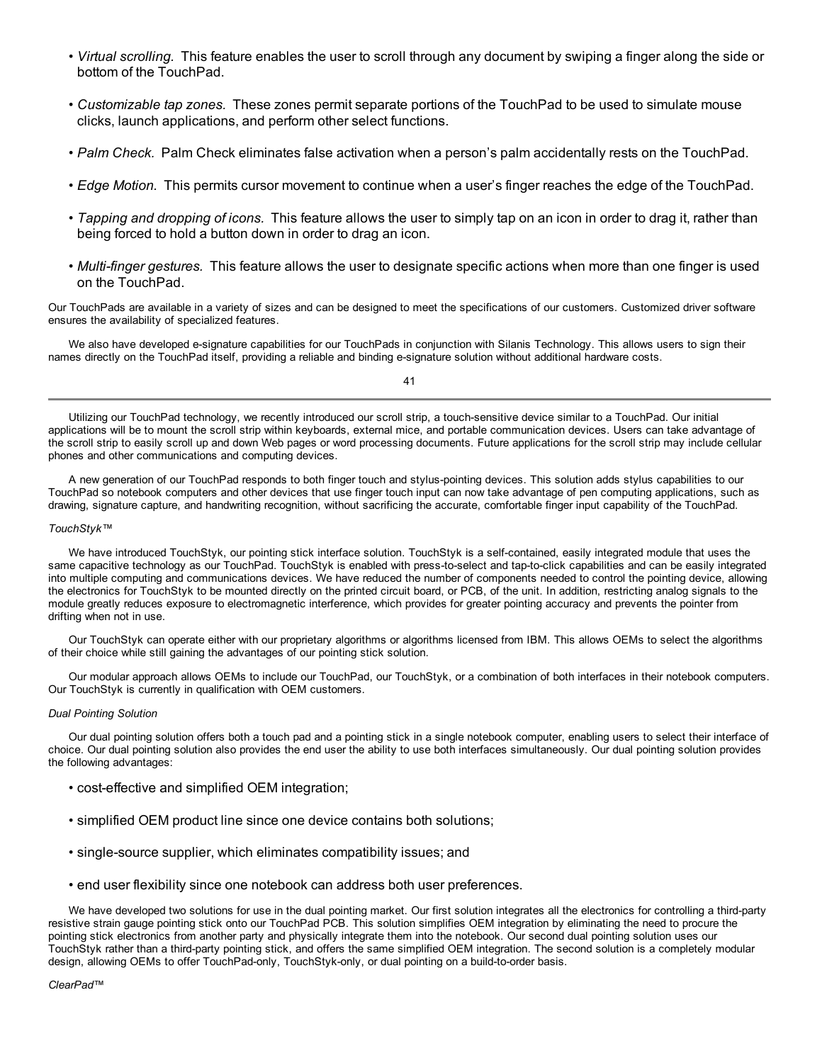- *Virtual scrolling.* This feature enables the user to scroll through any document by swiping a finger along the side or bottom of the TouchPad.

- *Customizable tap zones.* These zones permit separate portions of the TouchPad to be used to simulate mouse clicks, launch applications, and perform other select functions.

- *Palm Check.* Palm Check eliminates false activation when a person's palm accidentally rests on the TouchPad.

- *Edge Motion.* This permits cursor movement to continue when a user's finger reaches the edge of the TouchPad.

- *Tapping and dropping of icons.* This feature allows the user to simply tap on an icon in order to drag it, rather than being forced to hold a button down in order to drag an icon.

- *Multi-finger gestures.* This feature allows the user to designate specific actions when more than one finger is used on the TouchPad.

Our TouchPads are available in a variety of sizes and can be designed to meet the specifications of our customers. Customized driver software ensures the availability of specialized features.

We also have developed e-signature capabilities for our TouchPads in conjunction with Silanis Technology. This allows users to sign their names directly on the TouchPad itself, providing a reliable and binding e-signature solution without additional hardware costs.

Utilizing our TouchPad technology, we recently introduced our scroll strip, a touch-sensitive device similar to a TouchPad. Our initial applications will be to mount the scroll strip within keyboards, external mice, and portable communication devices. Users can take advantage of the scroll strip to easily scroll up and down Web pages or word processing documents. Future applications for the scroll strip may include cellular phones and other communications and computing devices.

A new generation of our TouchPad responds to both finger touch and stylus-pointing devices. This solution adds stylus capabilities to our TouchPad so notebook computers and other devices that use finger touch input can now take advantage of pen computing applications, such as drawing, signature capture, and handwriting recognition, without sacrificing the accurate, comfortable finger input capability of the TouchPad.

*TouchStyk™*

We have introduced TouchStyk, our pointing stick interface solution. TouchStyk is a self-contained, easily integrated module that uses the same capacitive technology as our TouchPad. TouchStyk is enabled with press-to-select and tap-to-click capabilities and can be easily integrated into multiple computing and communications devices. We have reduced the number of components needed to control the pointing device, allowing the electronics for TouchStyk to be mounted directly on the printed circuit board, or PCB, of the unit. In addition, restricting analog signals to the module greatly reduces exposure to electromagnetic interference, which provides for greater pointing accuracy and prevents the pointer from drifting when not in use.

Our TouchStyk can operate either with our proprietary algorithms or algorithms licensed from IBM. This allows OEMs to select the algorithms of their choice while still gaining the advantages of our pointing stick solution.

Our modular approach allows OEMs to include our TouchPad, our TouchStyk, or a combination of both interfaces in their notebook computers. Our TouchStyk is currently in qualification with OEM customers.

*Dual Pointing Solution*

Our dual pointing solution offers both a touch pad and a pointing stick in a single notebook computer, enabling users to select their interface of choice. Our dual pointing solution also provides the end user the ability to use both interfaces simultaneously. Our dual pointing solution provides the following advantages:

- cost-effective and simplified OEM integration;

- simplified OEM product line since one device contains both solutions;

- single-source supplier, which eliminates compatibility issues; and

- end user flexibility since one notebook can address both user preferences.

We have developed two solutions for use in the dual pointing market. Our first solution integrates all the electronics for controlling a third-party resistive strain gauge pointing stick onto our TouchPad PCB. This solution simplifies OEM integration by eliminating the need to procure the pointing stick electronics from another party and physically integrate them into the notebook. Our second dual pointing solution uses our TouchStyk rather than a third-party pointing stick, and offers the same simplified OEM integration. The second solution is a completely modular design, allowing OEMs to offer TouchPad-only, TouchStyk-only, or dual pointing on a build-to-order basis.

*ClearPad™*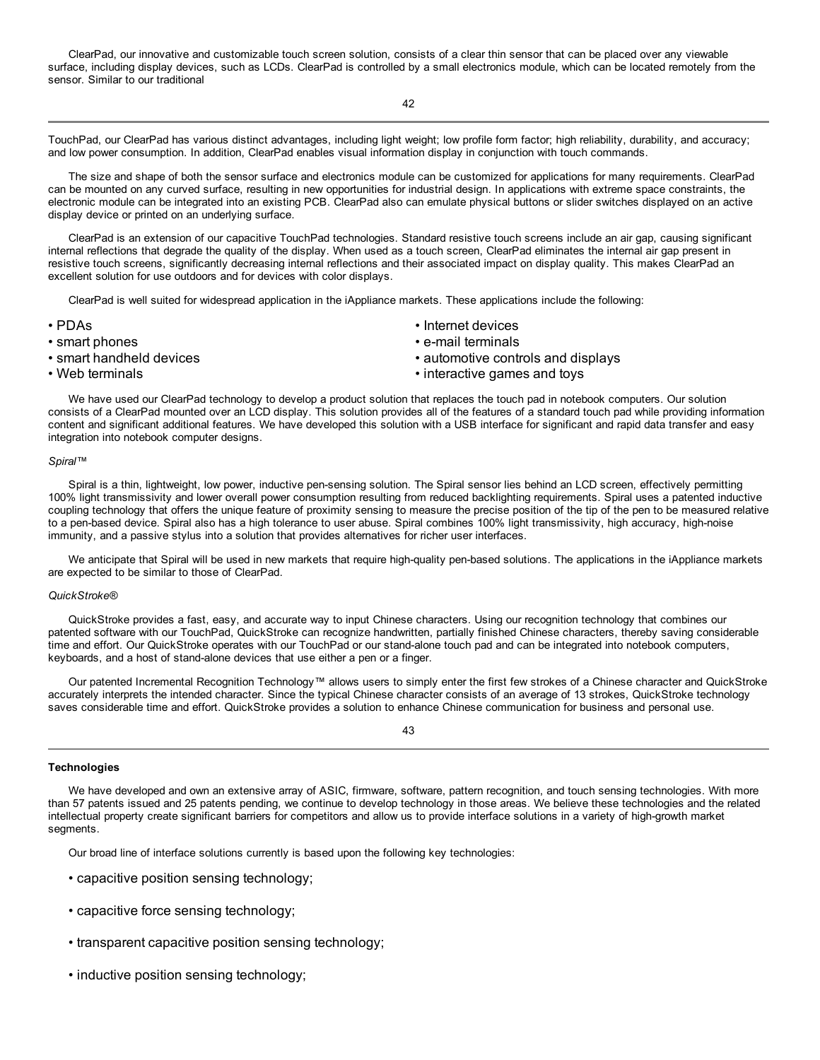ClearPad, our innovative and customizable touch screen solution, consists of a clear thin sensor that can be placed over any viewable surface, including display devices, such as LCDs. ClearPad is controlled by a small electronics module, which can be located remotely from the sensor. Similar to our traditional TouchPad, our ClearPad has various distinct advantages, including light weight; low profile form factor; high reliability, durability, and accuracy; and low power consumption. In addition, ClearPad enables visual information display in conjunction with touch commands.

The size and shape of both the sensor surface and electronics module can be customized for applications for many requirements. ClearPad can be mounted on any curved surface, resulting in new opportunities for industrial design. In applications with extreme space constraints, the electronic module can be integrated into an existing PCB. ClearPad also can emulate physical buttons or slider switches displayed on an active display device or printed on an underlying surface.

ClearPad is an extension of our capacitive TouchPad technologies. Standard resistive touch screens include an air gap, causing significant internal reflections that degrade the quality of the display. When used as a touch screen, ClearPad eliminates the internal air gap present in resistive touch screens, significantly decreasing internal reflections and their associated impact on display quality. This makes ClearPad an excellent solution for use outdoors and for devices with color displays.

ClearPad is well suited for widespread application in the iAppliance markets. These applications include the following:

- PDAs
- smart phones
- smart handheld devices
- Web terminals
- Internet devices
- e-mail terminals
- automotive controls and displays
- interactive games and toys

We have used our ClearPad technology to develop a product solution that replaces the touch pad in notebook computers. Our solution consists of a ClearPad mounted over an LCD display. This solution provides all of the features of a standard touch pad while providing information content and significant additional features. We have developed this solution with a USB interface for significant and rapid data transfer and easy integration into notebook computer designs.

*Spiral™*

Spiral is a thin, lightweight, low power, inductive pen-sensing solution. The Spiral sensor lies behind an LCD screen, effectively permitting 100% light transmissivity and lower overall power consumption resulting from reduced backlighting requirements. Spiral uses a patented inductive coupling technology that offers the unique feature of proximity sensing to measure the precise position of the tip of the pen to be measured relative to a pen-based device. Spiral also has a high tolerance to user abuse. Spiral combines 100% light transmissivity, high accuracy, high-noise immunity, and a passive stylus into a solution that provides alternatives for richer user interfaces.

We anticipate that Spiral will be used in new markets that require high-quality pen-based solutions. The applications in the iAppliance markets are expected to be similar to those of ClearPad.

*QuickStroke®*

QuickStroke provides a fast, easy, and accurate way to input Chinese characters. Using our recognition technology that combines our patented software with our TouchPad, QuickStroke can recognize handwritten, partially finished Chinese characters, thereby saving considerable time and effort. Our QuickStroke operates with our TouchPad or our stand-alone touch pad and can be integrated into notebook computers, keyboards, and a host of stand-alone devices that use either a pen or a finger.

Our patented Incremental Recognition Technology™ allows users to simply enter the first few strokes of a Chinese character and QuickStroke accurately interprets the intended character. Since the typical Chinese character consists of an average of 13 strokes, QuickStroke technology saves considerable time and effort. QuickStroke provides a solution to enhance Chinese communication for business and personal use.

**Technologies**

We have developed and own an extensive array of ASIC, firmware, software, pattern recognition, and touch sensing technologies. With more than 57 patents issued and 25 patents pending, we continue to develop technology in those areas. We believe these technologies and the related intellectual property create significant barriers for competitors and allow us to provide interface solutions in a variety of high-growth market segments.

Our broad line of interface solutions currently is based upon the following key technologies:

- capacitive position sensing technology;
- capacitive force sensing technology;
- transparent capacitive position sensing technology;
- inductive position sensing technology;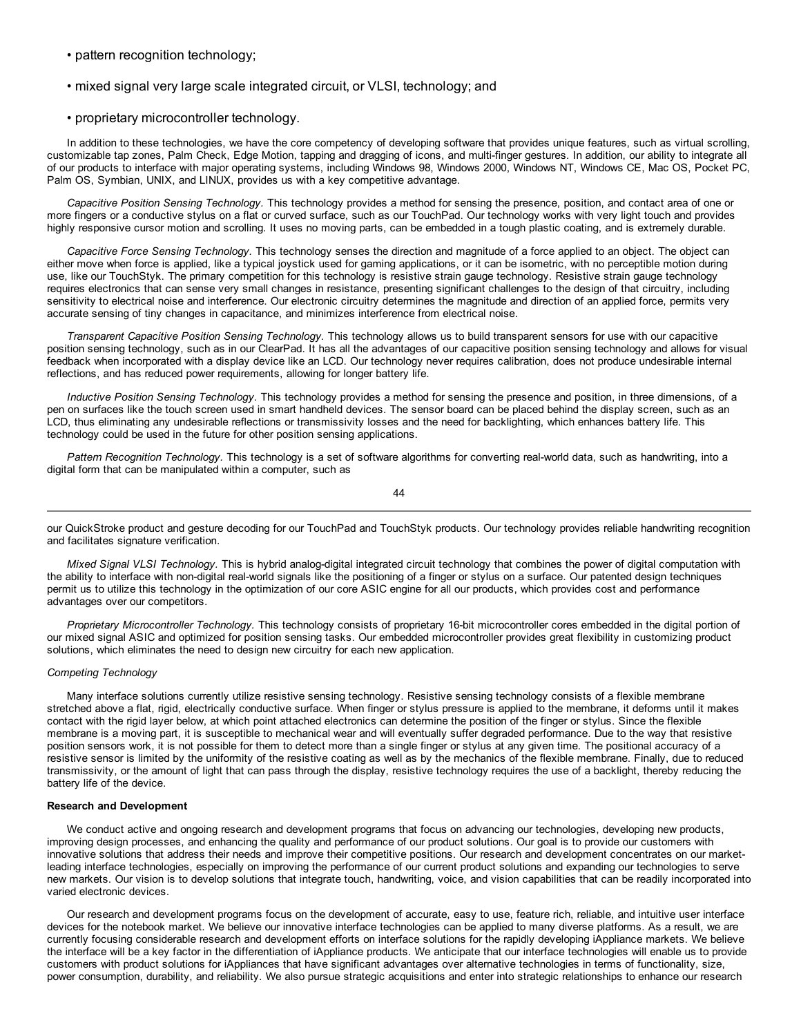- pattern recognition technology;
- mixed signal very large scale integrated circuit, or VLSI, technology; and
- proprietary microcontroller technology.

In addition to these technologies, we have the core competency of developing software that provides unique features, such as virtual scrolling, customizable tap zones, Palm Check, Edge Motion, tapping and dragging of icons, and multi-finger gestures. In addition, our ability to integrate all of our products to interface with major operating systems, including Windows 98, Windows 2000, Windows NT, Windows CE, Mac OS, Pocket PC, Palm OS, Symbian, UNIX, and LINUX, provides us with a key competitive advantage.

*Capacitive Position Sensing Technology.* This technology provides a method for sensing the presence, position, and contact area of one or more fingers or a conductive stylus on a flat or curved surface, such as our TouchPad. Our technology works with very light touch and provides highly responsive cursor motion and scrolling. It uses no moving parts, can be embedded in a tough plastic coating, and is extremely durable.

*Capacitive Force Sensing Technology.* This technology senses the direction and magnitude of a force applied to an object. The object can either move when force is applied, like a typical joystick used for gaming applications, or it can be isometric, with no perceptible motion during use, like our TouchStyk. The primary competition for this technology is resistive strain gauge technology. Resistive strain gauge technology requires electronics that can sense very small changes in resistance, presenting significant challenges to the design of that circuitry, including sensitivity to electrical noise and interference. Our electronic circuitry determines the magnitude and direction of an applied force, permits very accurate sensing of tiny changes in capacitance, and minimizes interference from electrical noise.

*Transparent Capacitive Position Sensing Technology.* This technology allows us to build transparent sensors for use with our capacitive position sensing technology, such as in our ClearPad. It has all the advantages of our capacitive position sensing technology and allows for visual feedback when incorporated with a display device like an LCD. Our technology never requires calibration, does not produce undesirable internal reflections, and has reduced power requirements, allowing for longer battery life.

*Inductive Position Sensing Technology*. This technology provides a method for sensing the presence and position, in three dimensions, of a pen on surfaces like the touch screen used in smart handheld devices. The sensor board can be placed behind the display screen, such as an LCD, thus eliminating any undesirable reflections or transmissivity losses and the need for backlighting, which enhances battery life. This technology could be used in the future for other position sensing applications.

*Pattern Recognition Technology.* This technology is a set of software algorithms for converting real-world data, such as handwriting, into a digital form that can be manipulated within a computer, such as our QuickStroke product and gesture decoding for our TouchPad and TouchStyk products. Our technology provides reliable handwriting recognition and facilitates signature verification.

*Mixed Signal VLSI Technology.* This is hybrid analog-digital integrated circuit technology that combines the power of digital computation with the ability to interface with non-digital real-world signals like the positioning of a finger or stylus on a surface. Our patented design techniques permit us to utilize this technology in the optimization of our core ASIC engine for all our products, which provides cost and performance advantages over our competitors.

*Proprietary Microcontroller Technology.* This technology consists of proprietary 16-bit microcontroller cores embedded in the digital portion of our mixed signal ASIC and optimized for position sensing tasks. Our embedded microcontroller provides great flexibility in customizing product solutions, which eliminates the need to design new circuitry for each new application.

*Competing Technology*

Many interface solutions currently utilize resistive sensing technology. Resistive sensing technology consists of a flexible membrane stretched above a flat, rigid, electrically conductive surface. When finger or stylus pressure is applied to the membrane, it deforms until it makes contact with the rigid layer below, at which point attached electronics can determine the position of the finger or stylus. Since the flexible membrane is a moving part, it is susceptible to mechanical wear and will eventually suffer degraded performance. Due to the way that resistive position sensors work, it is not possible for them to detect more than a single finger or stylus at any given time. The positional accuracy of a resistive sensor is limited by the uniformity of the resistive coating as well as by the mechanics of the flexible membrane. Finally, due to reduced transmissivity, or the amount of light that can pass through the display, resistive technology requires the use of a backlight, thereby reducing the battery life of the device.

**Research and Development**

We conduct active and ongoing research and development programs that focus on advancing our technologies, developing new products, improving design processes, and enhancing the quality and performance of our product solutions. Our goal is to provide our customers with innovative solutions that address their needs and improve their competitive positions. Our research and development concentrates on our market-leading interface technologies, especially on improving the performance of our current product solutions and expanding our technologies to serve new markets. Our vision is to develop solutions that integrate touch, handwriting, voice, and vision capabilities that can be readily incorporated into varied electronic devices.

Our research and development programs focus on the development of accurate, easy to use, feature rich, reliable, and intuitive user interface devices for the notebook market. We believe our innovative interface technologies can be applied to many diverse platforms. As a result, we are currently focusing considerable research and development efforts on interface solutions for the rapidly developing iAppliance markets. We believe the interface will be a key factor in the differentiation of iAppliance products. We anticipate that our interface technologies will enable us to provide customers with product solutions for iAppliances that have significant advantages over alternative technologies in terms of functionality, size, power consumption, durability, and reliability. We also pursue strategic acquisitions and enter into strategic relationships to enhance our research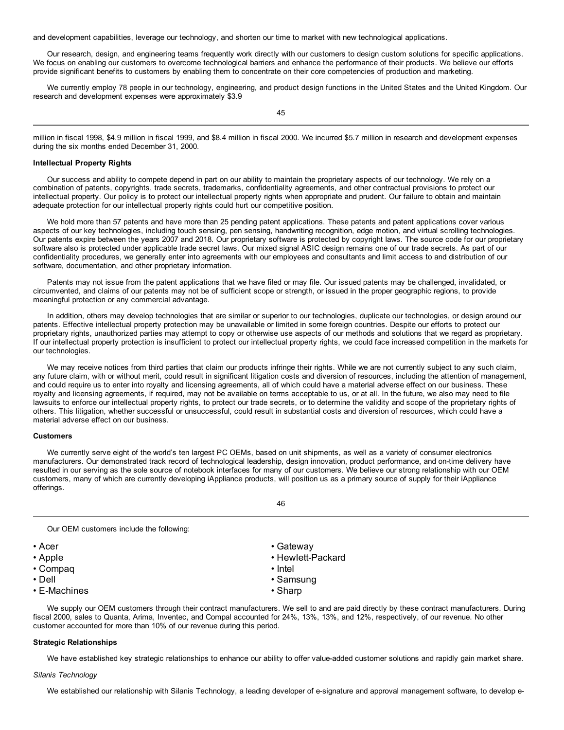and development capabilities, leverage our technology, and shorten our time to market with new technological applications.

Our research, design, and engineering teams frequently work directly with our customers to design custom solutions for specific applications. We focus on enabling our customers to overcome technological barriers and enhance the performance of their products. We believe our efforts provide significant benefits to customers by enabling them to concentrate on their core competencies of production and marketing.

We currently employ 78 people in our technology, engineering, and product design functions in the United States and the United Kingdom. Our research and development expenses were approximately $3.9 million in fiscal 1998, $4.9 million in fiscal 1999, and $8.4 million in fiscal 2000. We incurred $5.7 million in research and development expenses during the six months ended December 31, 2000.

**Intellectual Property Rights**

Our success and ability to compete depend in part on our ability to maintain the proprietary aspects of our technology. We rely on a combination of patents, copyrights, trade secrets, trademarks, confidentiality agreements, and other contractual provisions to protect our intellectual property. Our policy is to protect our intellectual property rights when appropriate and prudent. Our failure to obtain and maintain adequate protection for our intellectual property rights could hurt our competitive position.

We hold more than 57 patents and have more than 25 pending patent applications. These patents and patent applications cover various aspects of our key technologies, including touch sensing, pen sensing, handwriting recognition, edge motion, and virtual scrolling technologies. Our patents expire between the years 2007 and 2018. Our proprietary software is protected by copyright laws. The source code for our proprietary software also is protected under applicable trade secret laws. Our mixed signal ASIC design remains one of our trade secrets. As part of our confidentiality procedures, we generally enter into agreements with our employees and consultants and limit access to and distribution of our software, documentation, and other proprietary information.

Patents may not issue from the patent applications that we have filed or may file. Our issued patents may be challenged, invalidated, or circumvented, and claims of our patents may not be of sufficient scope or strength, or issued in the proper geographic regions, to provide meaningful protection or any commercial advantage.

In addition, others may develop technologies that are similar or superior to our technologies, duplicate our technologies, or design around our patents. Effective intellectual property protection may be unavailable or limited in some foreign countries. Despite our efforts to protect our proprietary rights, unauthorized parties may attempt to copy or otherwise use aspects of our methods and solutions that we regard as proprietary. If our intellectual property protection is insufficient to protect our intellectual property rights, we could face increased competition in the markets for our technologies.

We may receive notices from third parties that claim our products infringe their rights. While we are not currently subject to any such claim, any future claim, with or without merit, could result in significant litigation costs and diversion of resources, including the attention of management, and could require us to enter into royalty and licensing agreements, all of which could have a material adverse effect on our business. These royalty and licensing agreements, if required, may not be available on terms acceptable to us, or at all. In the future, we also may need to file lawsuits to enforce our intellectual property rights, to protect our trade secrets, or to determine the validity and scope of the proprietary rights of others. This litigation, whether successful or unsuccessful, could result in substantial costs and diversion of resources, which could have a material adverse effect on our business.

**Customers**

We currently serve eight of the world's ten largest PC OEMs, based on unit shipments, as well as a variety of consumer electronics manufacturers. Our demonstrated track record of technological leadership, design innovation, product performance, and on-time delivery have resulted in our serving as the sole source of notebook interfaces for many of our customers. We believe our strong relationship with our OEM customers, many of which are currently developing iAppliance products, will position us as a primary source of supply for their iAppliance offerings.

Our OEM customers include the following:

- Acer
- Apple
- Compaq
- Dell
- E-Machines
- Gateway
- Hewlett-Packard
- Intel
- Samsung
- Sharp

We supply our OEM customers through their contract manufacturers. We sell to and are paid directly by these contract manufacturers. During fiscal 2000, sales to Quanta, Arima, Inventec, and Compal accounted for 24%, 13%, 13%, and 12%, respectively, of our revenue. No other customer accounted for more than 10% of our revenue during this period.

**Strategic Relationships**

We have established key strategic relationships to enhance our ability to offer value-added customer solutions and rapidly gain market share.

*Silanis Technology*

We established our relationship with Silanis Technology, a leading developer of e-signature and approval management software, to develop e-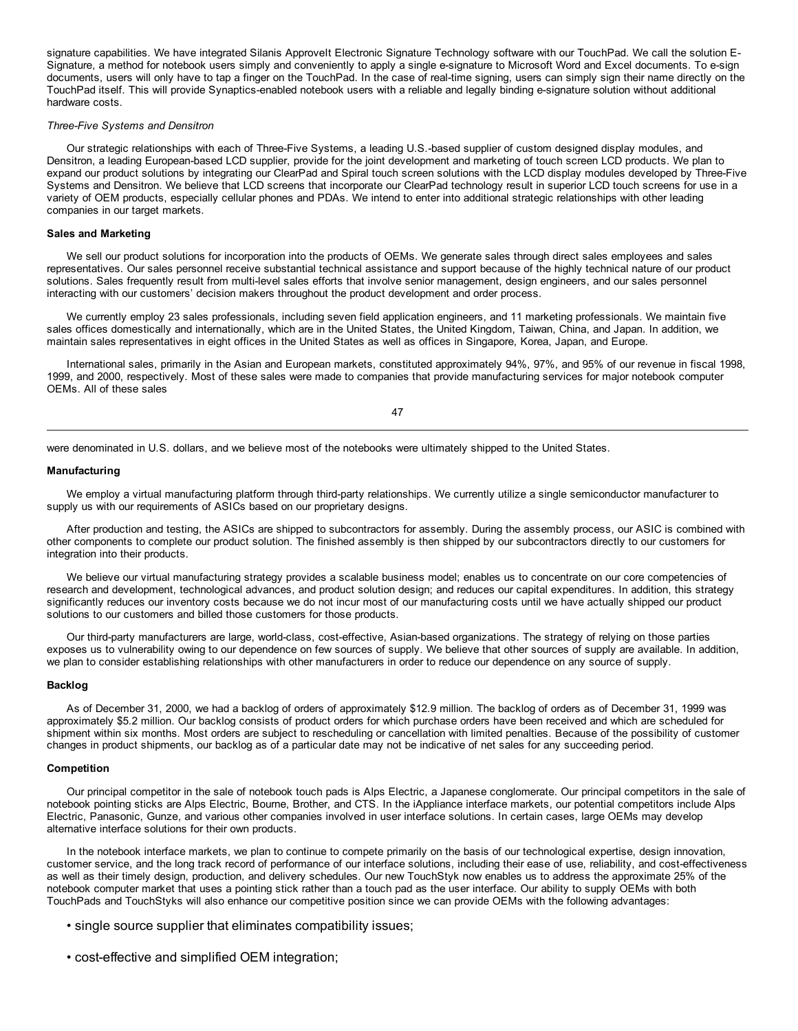signature capabilities. We have integrated Silanis ApproveIt Electronic Signature Technology software with our TouchPad. We call the solution E-Signature, a method for notebook users simply and conveniently to apply a single e-signature to Microsoft Word and Excel documents. To e-sign documents, users will only have to tap a finger on the TouchPad. In the case of real-time signing, users can simply sign their name directly on the TouchPad itself. This will provide Synaptics-enabled notebook users with a reliable and legally binding e-signature solution without additional hardware costs.

*Three-Five Systems and Densitron*

Our strategic relationships with each of Three-Five Systems, a leading U.S.-based supplier of custom designed display modules, and Densitron, a leading European-based LCD supplier, provide for the joint development and marketing of touch screen LCD products. We plan to expand our product solutions by integrating our ClearPad and Spiral touch screen solutions with the LCD display modules developed by Three-Five Systems and Densitron. We believe that LCD screens that incorporate our ClearPad technology result in superior LCD touch screens for use in a variety of OEM products, especially cellular phones and PDAs. We intend to enter into additional strategic relationships with other leading companies in our target markets.

**Sales and Marketing**

We sell our product solutions for incorporation into the products of OEMs. We generate sales through direct sales employees and sales representatives. Our sales personnel receive substantial technical assistance and support because of the highly technical nature of our product solutions. Sales frequently result from multi-level sales efforts that involve senior management, design engineers, and our sales personnel interacting with our customers' decision makers throughout the product development and order process.

We currently employ 23 sales professionals, including seven field application engineers, and 11 marketing professionals. We maintain five sales offices domestically and internationally, which are in the United States, the United Kingdom, Taiwan, China, and Japan. In addition, we maintain sales representatives in eight offices in the United States as well as offices in Singapore, Korea, Japan, and Europe.

International sales, primarily in the Asian and European markets, constituted approximately 94%, 97%, and 95% of our revenue in fiscal 1998, 1999, and 2000, respectively. Most of these sales were made to companies that provide manufacturing services for major notebook computer OEMs. All of these sales were denominated in U.S. dollars, and we believe most of the notebooks were ultimately shipped to the United States.

**Manufacturing**

We employ a virtual manufacturing platform through third-party relationships. We currently utilize a single semiconductor manufacturer to supply us with our requirements of ASICs based on our proprietary designs.

After production and testing, the ASICs are shipped to subcontractors for assembly. During the assembly process, our ASIC is combined with other components to complete our product solution. The finished assembly is then shipped by our subcontractors directly to our customers for integration into their products.

We believe our virtual manufacturing strategy provides a scalable business model; enables us to concentrate on our core competencies of research and development, technological advances, and product solution design; and reduces our capital expenditures. In addition, this strategy significantly reduces our inventory costs because we do not incur most of our manufacturing costs until we have actually shipped our product solutions to our customers and billed those customers for those products.

Our third-party manufacturers are large, world-class, cost-effective, Asian-based organizations. The strategy of relying on those parties exposes us to vulnerability owing to our dependence on few sources of supply. We believe that other sources of supply are available. In addition, we plan to consider establishing relationships with other manufacturers in order to reduce our dependence on any source of supply.

**Backlog**

As of December 31, 2000, we had a backlog of orders of approximately $12.9 million. The backlog of orders as of December 31, 1999 was approximately $5.2 million. Our backlog consists of product orders for which purchase orders have been received and which are scheduled for shipment within six months. Most orders are subject to rescheduling or cancellation with limited penalties. Because of the possibility of customer changes in product shipments, our backlog as of a particular date may not be indicative of net sales for any succeeding period.

**Competition**

Our principal competitor in the sale of notebook touch pads is Alps Electric, a Japanese conglomerate. Our principal competitors in the sale of notebook pointing sticks are Alps Electric, Bourne, Brother, and CTS. In the iAppliance interface markets, our potential competitors include Alps Electric, Panasonic, Gunze, and various other companies involved in user interface solutions. In certain cases, large OEMs may develop alternative interface solutions for their own products.

In the notebook interface markets, we plan to continue to compete primarily on the basis of our technological expertise, design innovation, customer service, and the long track record of performance of our interface solutions, including their ease of use, reliability, and cost-effectiveness as well as their timely design, production, and delivery schedules. Our new TouchStyk now enables us to address the approximate 25% of the notebook computer market that uses a pointing stick rather than a touch pad as the user interface. Our ability to supply OEMs with both TouchPads and TouchStyks will also enhance our competitive position since we can provide OEMs with the following advantages:

- single source supplier that eliminates compatibility issues;
- cost-effective and simplified OEM integration;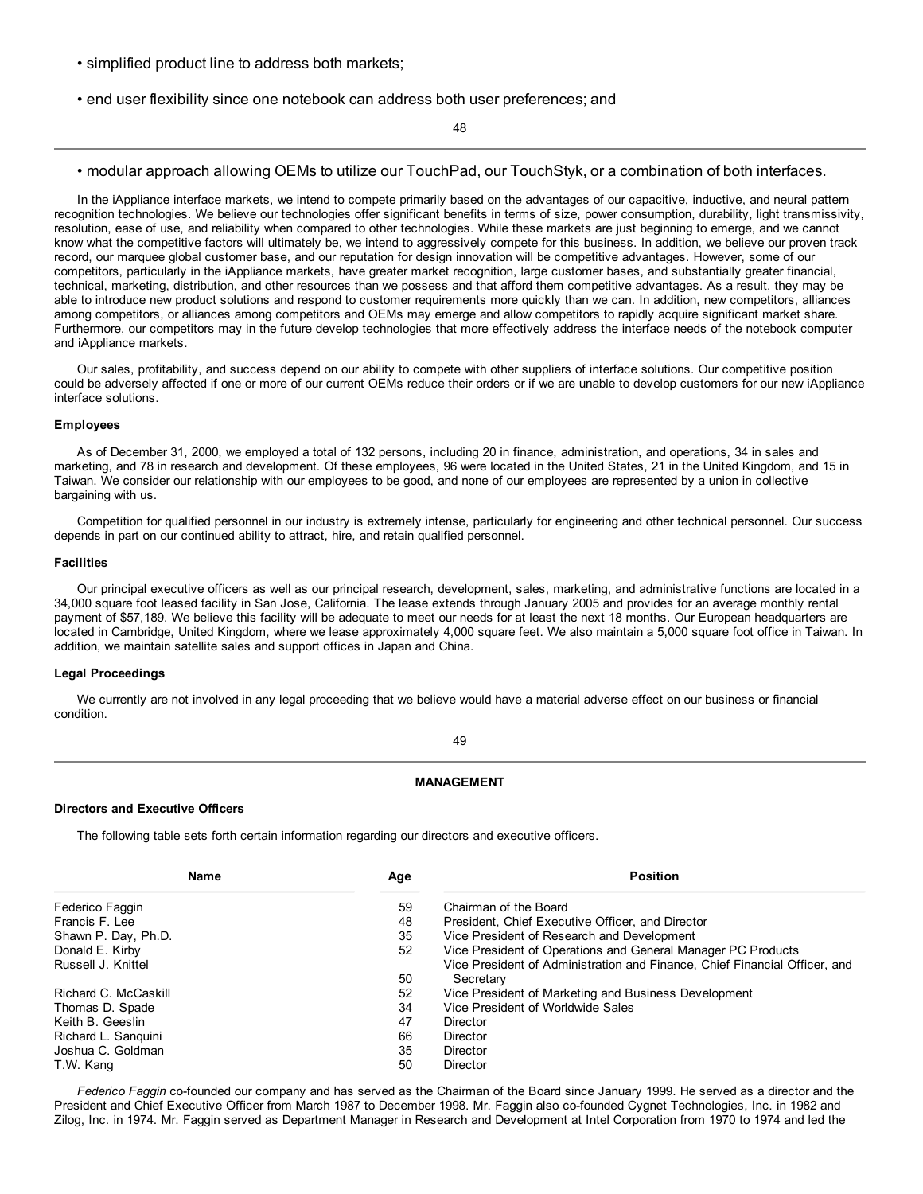- simplified product line to address both markets;
- end user flexibility since one notebook can address both user preferences; and
- modular approach allowing OEMs to utilize our TouchPad, our TouchStyk, or a combination of both interfaces.

In the iAppliance interface markets, we intend to compete primarily based on the advantages of our capacitive, inductive, and neural pattern recognition technologies. We believe our technologies offer significant benefits in terms of size, power consumption, durability, light transmissivity, resolution, ease of use, and reliability when compared to other technologies. While these markets are just beginning to emerge, and we cannot know what the competitive factors will ultimately be, we intend to aggressively compete for this business. In addition, we believe our proven track record, our marquee global customer base, and our reputation for design innovation will be competitive advantages. However, some of our competitors, particularly in the iAppliance markets, have greater market recognition, large customer bases, and substantially greater financial, technical, marketing, distribution, and other resources than we possess and that afford them competitive advantages. As a result, they may be able to introduce new product solutions and respond to customer requirements more quickly than we can. In addition, new competitors, alliances among competitors, or alliances among competitors and OEMs may emerge and allow competitors to rapidly acquire significant market share. Furthermore, our competitors may in the future develop technologies that more effectively address the interface needs of the notebook computer and iAppliance markets.

Our sales, profitability, and success depend on our ability to compete with other suppliers of interface solutions. Our competitive position could be adversely affected if one or more of our current OEMs reduce their orders or if we are unable to develop customers for our new iAppliance interface solutions.

**Employees**

As of December 31, 2000, we employed a total of 132 persons, including 20 in finance, administration, and operations, 34 in sales and marketing, and 78 in research and development. Of these employees, 96 were located in the United States, 21 in the United Kingdom, and 15 in Taiwan. We consider our relationship with our employees to be good, and none of our employees are represented by a union in collective bargaining with us.

Competition for qualified personnel in our industry is extremely intense, particularly for engineering and other technical personnel. Our success depends in part on our continued ability to attract, hire, and retain qualified personnel.

**Facilities**

Our principal executive officers as well as our principal research, development, sales, marketing, and administrative functions are located in a 34,000 square foot leased facility in San Jose, California. The lease extends through January 2005 and provides for an average monthly rental payment of $57,189. We believe this facility will be adequate to meet our needs for at least the next 18 months. Our European headquarters are located in Cambridge, United Kingdom, where we lease approximately 4,000 square feet. We also maintain a 5,000 square foot office in Taiwan. In addition, we maintain satellite sales and support offices in Japan and China.

**Legal Proceedings**

We currently are not involved in any legal proceeding that we believe would have a material adverse effect on our business or financial condition.

## MANAGEMENT

**Directors and Executive Officers**

The following table sets forth certain information regarding our directors and executive officers.

| Name | Age | Position |
|---|---|---|
| Federico Faggin | 59 | Chairman of the Board |
| Francis F. Lee | 48 | President, Chief Executive Officer, and Director |
| Shawn P. Day, Ph.D. | 35 | Vice President of Research and Development |
| Donald E. Kirby | 52 | Vice President of Operations and General Manager PC Products |
| Russell J. Knittel | 50 | Vice President of Administration and Finance, Chief Financial Officer, and Secretary |
| Richard C. McCaskill | 52 | Vice President of Marketing and Business Development |
| Thomas D. Spade | 34 | Vice President of Worldwide Sales |
| Keith B. Geeslin | 47 | Director |
| Richard L. Sanquini | 66 | Director |
| Joshua C. Goldman | 35 | Director |
| T.W. Kang | 50 | Director |

*Federico Faggin* co-founded our company and has served as the Chairman of the Board since January 1999. He served as a director and the President and Chief Executive Officer from March 1987 to December 1998. Mr. Faggin also co-founded Cygnet Technologies, Inc. in 1982 and Zilog, Inc. in 1974. Mr. Faggin served as Department Manager in Research and Development at Intel Corporation from 1970 to 1974 and led the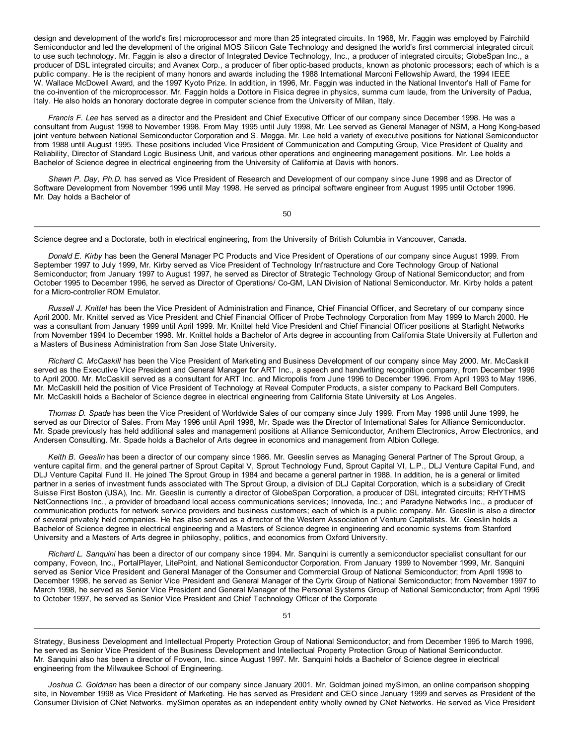design and development of the world's first microprocessor and more than 25 integrated circuits. In 1968, Mr. Faggin was employed by Fairchild Semiconductor and led the development of the original MOS Silicon Gate Technology and designed the world's first commercial integrated circuit to use such technology. Mr. Faggin is also a director of Integrated Device Technology, Inc., a producer of integrated circuits; GlobeSpan Inc., a producer of DSL integrated circuits; and Avanex Corp., a producer of fiber optic-based products, known as photonic processors; each of which is a public company. He is the recipient of many honors and awards including the 1988 International Marconi Fellowship Award, the 1994 IEEE W. Wallace McDowell Award, and the 1997 Kyoto Prize. In addition, in 1996, Mr. Faggin was inducted in the National Inventor's Hall of Fame for the co-invention of the microprocessor. Mr. Faggin holds a Dottore in Fisica degree in physics, summa cum laude, from the University of Padua, Italy. He also holds an honorary doctorate degree in computer science from the University of Milan, Italy.

*Francis F. Lee* has served as a director and the President and Chief Executive Officer of our company since December 1998. He was a consultant from August 1998 to November 1998. From May 1995 until July 1998, Mr. Lee served as General Manager of NSM, a Hong Kong-based joint venture between National Semiconductor Corporation and S. Megga. Mr. Lee held a variety of executive positions for National Semiconductor from 1988 until August 1995. These positions included Vice President of Communication and Computing Group, Vice President of Quality and Reliability, Director of Standard Logic Business Unit, and various other operations and engineering management positions. Mr. Lee holds a Bachelor of Science degree in electrical engineering from the University of California at Davis with honors.

*Shawn P. Day, Ph.D.* has served as Vice President of Research and Development of our company since June 1998 and as Director of Software Development from November 1996 until May 1998. He served as principal software engineer from August 1995 until October 1996. Mr. Day holds a Bachelor of Science degree and a Doctorate, both in electrical engineering, from the University of British Columbia in Vancouver, Canada.

*Donald E. Kirby* has been the General Manager PC Products and Vice President of Operations of our company since August 1999. From September 1997 to July 1999, Mr. Kirby served as Vice President of Technology Infrastructure and Core Technology Group of National Semiconductor; from January 1997 to August 1997, he served as Director of Strategic Technology Group of National Semiconductor; and from October 1995 to December 1996, he served as Director of Operations/ Co-GM, LAN Division of National Semiconductor. Mr. Kirby holds a patent for a Micro-controller ROM Emulator.

*Russell J. Knittel* has been the Vice President of Administration and Finance, Chief Financial Officer, and Secretary of our company since April 2000. Mr. Knittel served as Vice President and Chief Financial Officer of Probe Technology Corporation from May 1999 to March 2000. He was a consultant from January 1999 until April 1999. Mr. Knittel held Vice President and Chief Financial Officer positions at Starlight Networks from November 1994 to December 1998. Mr. Knittel holds a Bachelor of Arts degree in accounting from California State University at Fullerton and a Masters of Business Administration from San Jose State University.

*Richard C. McCaskill* has been the Vice President of Marketing and Business Development of our company since May 2000. Mr. McCaskill served as the Executive Vice President and General Manager for ART Inc., a speech and handwriting recognition company, from December 1996 to April 2000. Mr. McCaskill served as a consultant for ART Inc. and Micropolis from June 1996 to December 1996. From April 1993 to May 1996, Mr. McCaskill held the position of Vice President of Technology at Reveal Computer Products, a sister company to Packard Bell Computers. Mr. McCaskill holds a Bachelor of Science degree in electrical engineering from California State University at Los Angeles.

*Thomas D. Spade* has been the Vice President of Worldwide Sales of our company since July 1999. From May 1998 until June 1999, he served as our Director of Sales. From May 1996 until April 1998, Mr. Spade was the Director of International Sales for Alliance Semiconductor. Mr. Spade previously has held additional sales and management positions at Alliance Semiconductor, Anthem Electronics, Arrow Electronics, and Andersen Consulting. Mr. Spade holds a Bachelor of Arts degree in economics and management from Albion College.

*Keith B. Geeslin* has been a director of our company since 1986. Mr. Geeslin serves as Managing General Partner of The Sprout Group, a venture capital firm, and the general partner of Sprout Capital V, Sprout Technology Fund, Sprout Capital VI, L.P., DLJ Venture Capital Fund, and DLJ Venture Capital Fund II. He joined The Sprout Group in 1984 and became a general partner in 1988. In addition, he is a general or limited partner in a series of investment funds associated with The Sprout Group, a division of DLJ Capital Corporation, which is a subsidiary of Credit Suisse First Boston (USA), Inc. Mr. Geeslin is currently a director of GlobeSpan Corporation, a producer of DSL integrated circuits; RHYTHMS NetConnections Inc., a provider of broadband local access communications services; Innoveda, Inc.; and Paradyne Networks Inc., a producer of communication products for network service providers and business customers; each of which is a public company. Mr. Geeslin is also a director of several privately held companies. He has also served as a director of the Western Association of Venture Capitalists. Mr. Geeslin holds a Bachelor of Science degree in electrical engineering and a Masters of Science degree in engineering and economic systems from Stanford University and a Masters of Arts degree in philosophy, politics, and economics from Oxford University.

*Richard L. Sanquini* has been a director of our company since 1994. Mr. Sanquini is currently a semiconductor specialist consultant for our company, Foveon, Inc., PortalPlayer, LitePoint, and National Semiconductor Corporation. From January 1999 to November 1999, Mr. Sanquini served as Senior Vice President and General Manager of the Consumer and Commercial Group of National Semiconductor; from April 1998 to December 1998, he served as Senior Vice President and General Manager of the Cyrix Group of National Semiconductor; from November 1997 to March 1998, he served as Senior Vice President and General Manager of the Personal Systems Group of National Semiconductor; from April 1996 to October 1997, he served as Senior Vice President and Chief Technology Officer of the Corporate Strategy, Business Development and Intellectual Property Protection Group of National Semiconductor; and from December 1995 to March 1996, he served as Senior Vice President of the Business Development and Intellectual Property Protection Group of National Semiconductor. Mr. Sanquini also has been a director of Foveon, Inc. since August 1997. Mr. Sanquini holds a Bachelor of Science degree in electrical engineering from the Milwaukee School of Engineering.

*Joshua C. Goldman* has been a director of our company since January 2001. Mr. Goldman joined mySimon, an online comparison shopping site, in November 1998 as Vice President of Marketing. He has served as President and CEO since January 1999 and serves as President of the Consumer Division of CNet Networks. mySimon operates as an independent entity wholly owned by CNet Networks. He served as Vice President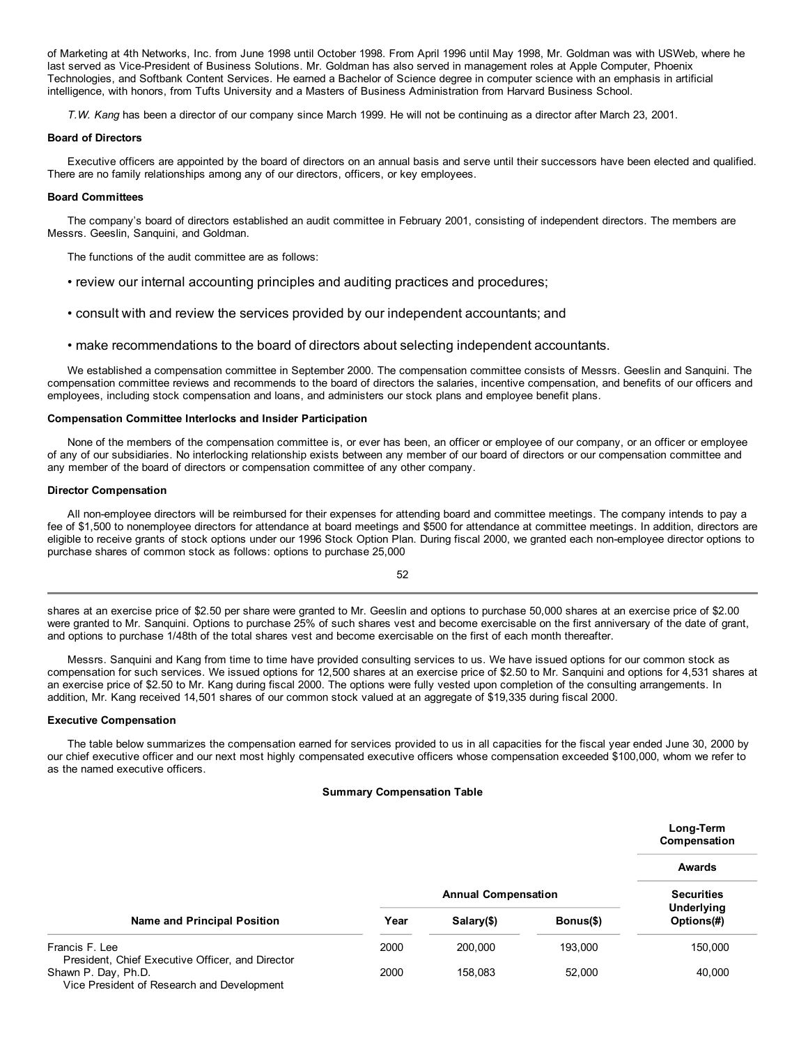of Marketing at 4th Networks, Inc. from June 1998 until October 1998. From April 1996 until May 1998, Mr. Goldman was with USWeb, where he last served as Vice-President of Business Solutions. Mr. Goldman has also served in management roles at Apple Computer, Phoenix Technologies, and Softbank Content Services. He earned a Bachelor of Science degree in computer science with an emphasis in artificial intelligence, with honors, from Tufts University and a Masters of Business Administration from Harvard Business School.

*T.W. Kang* has been a director of our company since March 1999. He will not be continuing as a director after March 23, 2001.

**Board of Directors**

Executive officers are appointed by the board of directors on an annual basis and serve until their successors have been elected and qualified. There are no family relationships among any of our directors, officers, or key employees.

**Board Committees**

The company's board of directors established an audit committee in February 2001, consisting of independent directors. The members are Messrs. Geeslin, Sanquini, and Goldman.

The functions of the audit committee are as follows:

- review our internal accounting principles and auditing practices and procedures;
- consult with and review the services provided by our independent accountants; and
- make recommendations to the board of directors about selecting independent accountants.

We established a compensation committee in September 2000. The compensation committee consists of Messrs. Geeslin and Sanquini. The compensation committee reviews and recommends to the board of directors the salaries, incentive compensation, and benefits of our officers and employees, including stock compensation and loans, and administers our stock plans and employee benefit plans.

**Compensation Committee Interlocks and Insider Participation**

None of the members of the compensation committee is, or ever has been, an officer or employee of our company, or an officer or employee of any of our subsidiaries. No interlocking relationship exists between any member of our board of directors or our compensation committee and any member of the board of directors or compensation committee of any other company.

**Director Compensation**

All non-employee directors will be reimbursed for their expenses for attending board and committee meetings. The company intends to pay a fee of $1,500 to nonemployee directors for attendance at board meetings and $500 for attendance at committee meetings. In addition, directors are eligible to receive grants of stock options under our 1996 Stock Option Plan. During fiscal 2000, we granted each non-employee director options to purchase shares of common stock as follows: options to purchase 25,000 shares at an exercise price of $2.50 per share were granted to Mr. Geeslin and options to purchase 50,000 shares at an exercise price of $2.00 were granted to Mr. Sanquini. Options to purchase 25% of such shares vest and become exercisable on the first anniversary of the date of grant, and options to purchase 1/48th of the total shares vest and become exercisable on the first of each month thereafter.

Messrs. Sanquini and Kang from time to time have provided consulting services to us. We have issued options for our common stock as compensation for such services. We issued options for 12,500 shares at an exercise price of $2.50 to Mr. Sanquini and options for 4,531 shares at an exercise price of $2.50 to Mr. Kang during fiscal 2000. The options were fully vested upon completion of the consulting arrangements. In addition, Mr. Kang received 14,501 shares of our common stock valued at an aggregate of $19,335 during fiscal 2000.

**Executive Compensation**

The table below summarizes the compensation earned for services provided to us in all capacities for the fiscal year ended June 30, 2000 by our chief executive officer and our next most highly compensated executive officers whose compensation exceeded $100,000, whom we refer to as the named executive officers.

**Summary Compensation Table**

| | | | | Long-Term Compensation |
|---|---|---|---|---|
| | | | | Awards |
| | Annual Compensation | | | Securities |
| Name and Principal Position | Year | Salary($) | Bonus($) | Underlying Options(#) |
| Francis F. Lee<br>President, Chief Executive Officer, and Director | 2000 | 200,000 | 193,000 | 150,000 |
| Shawn P. Day, Ph.D.<br>Vice President of Research and Development | 2000 | 158,083 | 52,000 | 40,000 |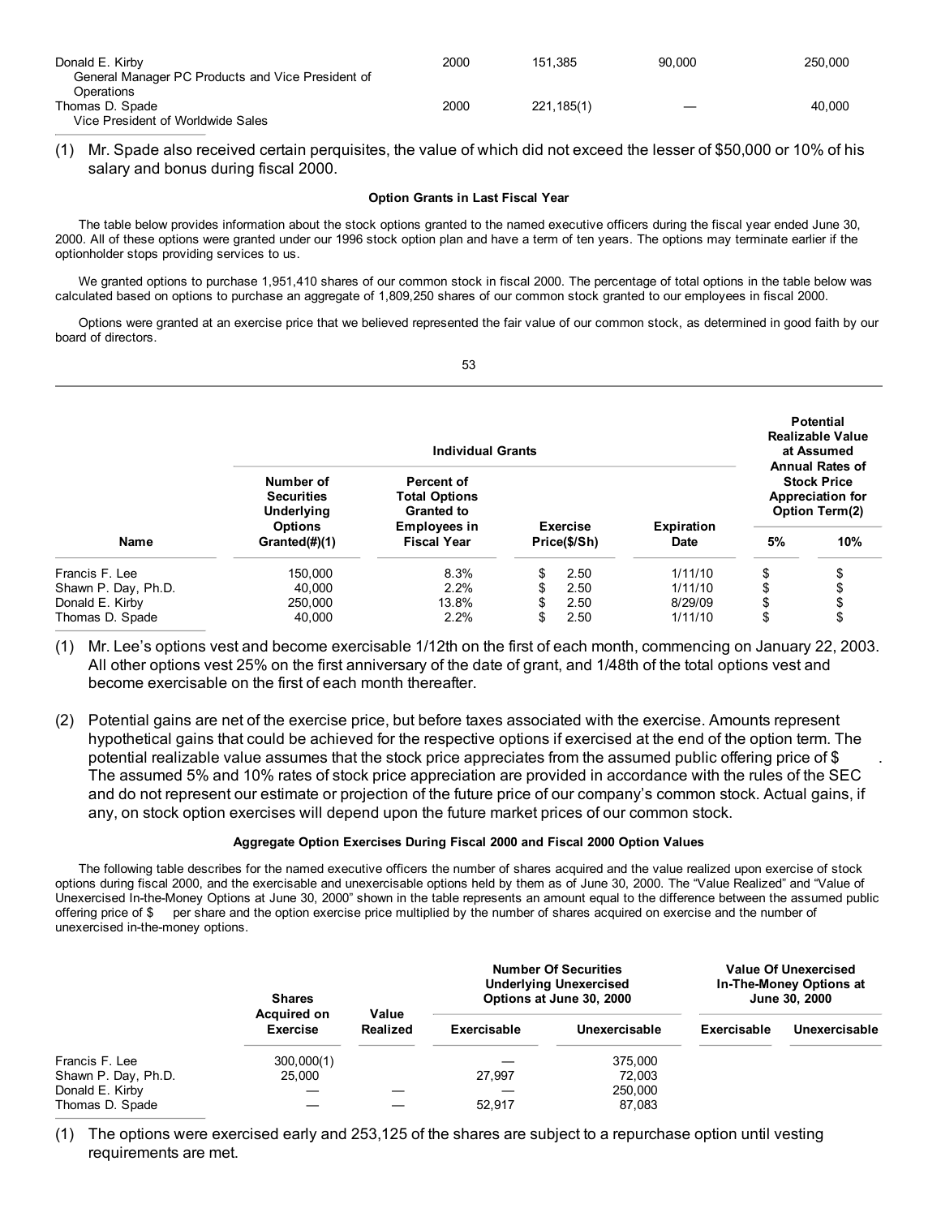| | | | | |
|---|---|---|---|---|
| Donald E. Kirby<br>General Manager PC Products and Vice President of Operations | 2000 | 151,385 | 90,000 | 250,000 |
| Thomas D. Spade<br>Vice President of Worldwide Sales | 2000 | 221,185(1) | — | 40,000 |

(1) Mr. Spade also received certain perquisites, the value of which did not exceed the lesser of $50,000 or 10% of his salary and bonus during fiscal 2000.

**Option Grants in Last Fiscal Year**

The table below provides information about the stock options granted to the named executive officers during the fiscal year ended June 30, 2000. All of these options were granted under our 1996 stock option plan and have a term of ten years. The options may terminate earlier if the optionholder stops providing services to us.

We granted options to purchase 1,951,410 shares of our common stock in fiscal 2000. The percentage of total options in the table below was calculated based on options to purchase an aggregate of 1,809,250 shares of our common stock granted to our employees in fiscal 2000.

Options were granted at an exercise price that we believed represented the fair value of our common stock, as determined in good faith by our board of directors.

| | Individual Grants | | | | Potential Realizable Value at Assumed Annual Rates of Stock Price Appreciation for Option Term(2) | |
|---|---|---|---|---|---|---|
| Name | Number of Securities Underlying Options Granted(#)(1) | Percent of Total Options Granted to Employees in Fiscal Year | Exercise Price($/Sh) | Expiration Date | 5% | 10% |
| Francis F. Lee | 150,000 | 8.3% | $ 2.50 | 1/11/10 | $ | $ |
| Shawn P. Day, Ph.D. | 40,000 | 2.2% | $ 2.50 | 1/11/10 | $ | $ |
| Donald E. Kirby | 250,000 | 13.8% | $ 2.50 | 8/29/09 | $ | $ |
| Thomas D. Spade | 40,000 | 2.2% | $ 2.50 | 1/11/10 | $ | $ |

(1) Mr. Lee's options vest and become exercisable 1/12th on the first of each month, commencing on January 22, 2003. All other options vest 25% on the first anniversary of the date of grant, and 1/48th of the total options vest and become exercisable on the first of each month thereafter.

(2) Potential gains are net of the exercise price, but before taxes associated with the exercise. Amounts represent hypothetical gains that could be achieved for the respective options if exercised at the end of the option term. The potential realizable value assumes that the stock price appreciates from the assumed public offering price of $ . The assumed 5% and 10% rates of stock price appreciation are provided in accordance with the rules of the SEC and do not represent our estimate or projection of the future price of our company's common stock. Actual gains, if any, on stock option exercises will depend upon the future market prices of our common stock.

**Aggregate Option Exercises During Fiscal 2000 and Fiscal 2000 Option Values**

The following table describes for the named executive officers the number of shares acquired and the value realized upon exercise of stock options during fiscal 2000, and the exercisable and unexercisable options held by them as of June 30, 2000. The "Value Realized" and "Value of Unexercised In-the-Money Options at June 30, 2000" shown in the table represents an amount equal to the difference between the assumed public offering price of $ per share and the option exercise price multiplied by the number of shares acquired on exercise and the number of unexercised in-the-money options.

| | | | Number Of Securities Underlying Unexercised Options at June 30, 2000 | | Value Of Unexercised In-The-Money Options at June 30, 2000 | |
|---|---|---|---|---|---|---|
| | Shares Acquired on Exercise | Value Realized | Exercisable | Unexercisable | Exercisable | Unexercisable |
| Francis F. Lee | 300,000(1) | | — | 375,000 | | |
| Shawn P. Day, Ph.D. | 25,000 | | 27,997 | 72,003 | | |
| Donald E. Kirby | — | — | — | 250,000 | | |
| Thomas D. Spade | — | — | 52,917 | 87,083 | | |

(1) The options were exercised early and 253,125 of the shares are subject to a repurchase option until vesting requirements are met.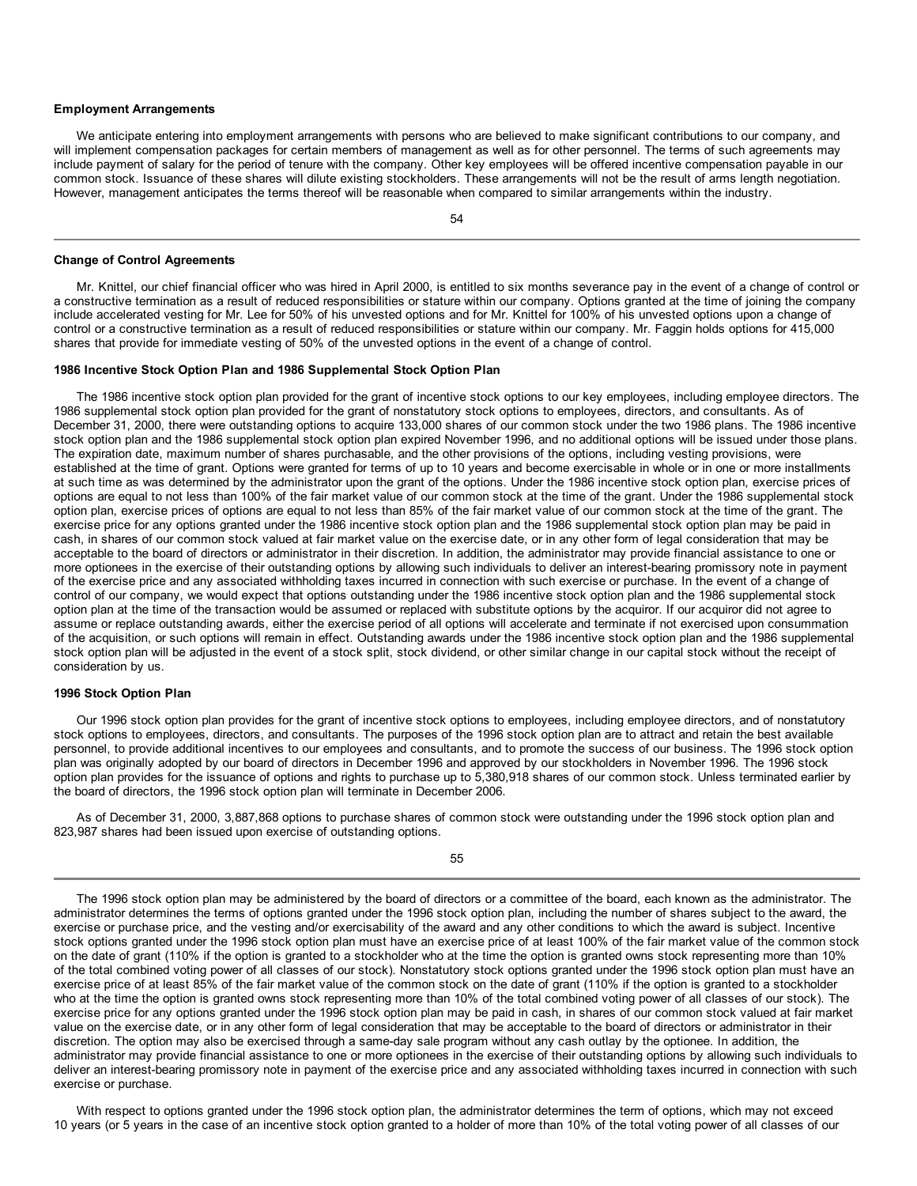**Employment Arrangements**

We anticipate entering into employment arrangements with persons who are believed to make significant contributions to our company, and will implement compensation packages for certain members of management as well as for other personnel. The terms of such agreements may include payment of salary for the period of tenure with the company. Other key employees will be offered incentive compensation payable in our common stock. Issuance of these shares will dilute existing stockholders. These arrangements will not be the result of arms length negotiation. However, management anticipates the terms thereof will be reasonable when compared to similar arrangements within the industry.

**Change of Control Agreements**

Mr. Knittel, our chief financial officer who was hired in April 2000, is entitled to six months severance pay in the event of a change of control or a constructive termination as a result of reduced responsibilities or stature within our company. Options granted at the time of joining the company include accelerated vesting for Mr. Lee for 50% of his unvested options and for Mr. Knittel for 100% of his unvested options upon a change of control or a constructive termination as a result of reduced responsibilities or stature within our company. Mr. Faggin holds options for 415,000 shares that provide for immediate vesting of 50% of the unvested options in the event of a change of control.

**1986 Incentive Stock Option Plan and 1986 Supplemental Stock Option Plan**

The 1986 incentive stock option plan provided for the grant of incentive stock options to our key employees, including employee directors. The 1986 supplemental stock option plan provided for the grant of nonstatutory stock options to employees, directors, and consultants. As of December 31, 2000, there were outstanding options to acquire 133,000 shares of our common stock under the two 1986 plans. The 1986 incentive stock option plan and the 1986 supplemental stock option plan expired November 1996, and no additional options will be issued under those plans. The expiration date, maximum number of shares purchasable, and the other provisions of the options, including vesting provisions, were established at the time of grant. Options were granted for terms of up to 10 years and become exercisable in whole or in one or more installments at such time as was determined by the administrator upon the grant of the options. Under the 1986 incentive stock option plan, exercise prices of options are equal to not less than 100% of the fair market value of our common stock at the time of the grant. Under the 1986 supplemental stock option plan, exercise prices of options are equal to not less than 85% of the fair market value of our common stock at the time of the grant. The exercise price for any options granted under the 1986 incentive stock option plan and the 1986 supplemental stock option plan may be paid in cash, in shares of our common stock valued at fair market value on the exercise date, or in any other form of legal consideration that may be acceptable to the board of directors or administrator in their discretion. In addition, the administrator may provide financial assistance to one or more optionees in the exercise of their outstanding options by allowing such individuals to deliver an interest-bearing promissory note in payment of the exercise price and any associated withholding taxes incurred in connection with such exercise or purchase. In the event of a change of control of our company, we would expect that options outstanding under the 1986 incentive stock option plan and the 1986 supplemental stock option plan at the time of the transaction would be assumed or replaced with substitute options by the acquiror. If our acquiror did not agree to assume or replace outstanding awards, either the exercise period of all options will accelerate and terminate if not exercised upon consummation of the acquisition, or such options will remain in effect. Outstanding awards under the 1986 incentive stock option plan and the 1986 supplemental stock option plan will be adjusted in the event of a stock split, stock dividend, or other similar change in our capital stock without the receipt of consideration by us.

**1996 Stock Option Plan**

Our 1996 stock option plan provides for the grant of incentive stock options to employees, including employee directors, and of nonstatutory stock options to employees, directors, and consultants. The purposes of the 1996 stock option plan are to attract and retain the best available personnel, to provide additional incentives to our employees and consultants, and to promote the success of our business. The 1996 stock option plan was originally adopted by our board of directors in December 1996 and approved by our stockholders in November 1996. The 1996 stock option plan provides for the issuance of options and rights to purchase up to 5,380,918 shares of our common stock. Unless terminated earlier by the board of directors, the 1996 stock option plan will terminate in December 2006.

As of December 31, 2000, 3,887,868 options to purchase shares of common stock were outstanding under the 1996 stock option plan and 823,987 shares had been issued upon exercise of outstanding options.

The 1996 stock option plan may be administered by the board of directors or a committee of the board, each known as the administrator. The administrator determines the terms of options granted under the 1996 stock option plan, including the number of shares subject to the award, the exercise or purchase price, and the vesting and/or exercisability of the award and any other conditions to which the award is subject. Incentive stock options granted under the 1996 stock option plan must have an exercise price of at least 100% of the fair market value of the common stock on the date of grant (110% if the option is granted to a stockholder who at the time the option is granted owns stock representing more than 10% of the total combined voting power of all classes of our stock). Nonstatutory stock options granted under the 1996 stock option plan must have an exercise price of at least 85% of the fair market value of the common stock on the date of grant (110% if the option is granted to a stockholder who at the time the option is granted owns stock representing more than 10% of the total combined voting power of all classes of our stock). The exercise price for any options granted under the 1996 stock option plan may be paid in cash, in shares of our common stock valued at fair market value on the exercise date, or in any other form of legal consideration that may be acceptable to the board of directors or administrator in their discretion. The option may also be exercised through a same-day sale program without any cash outlay by the optionee. In addition, the administrator may provide financial assistance to one or more optionees in the exercise of their outstanding options by allowing such individuals to deliver an interest-bearing promissory note in payment of the exercise price and any associated withholding taxes incurred in connection with such exercise or purchase.

With respect to options granted under the 1996 stock option plan, the administrator determines the term of options, which may not exceed 10 years (or 5 years in the case of an incentive stock option granted to a holder of more than 10% of the total voting power of all classes of our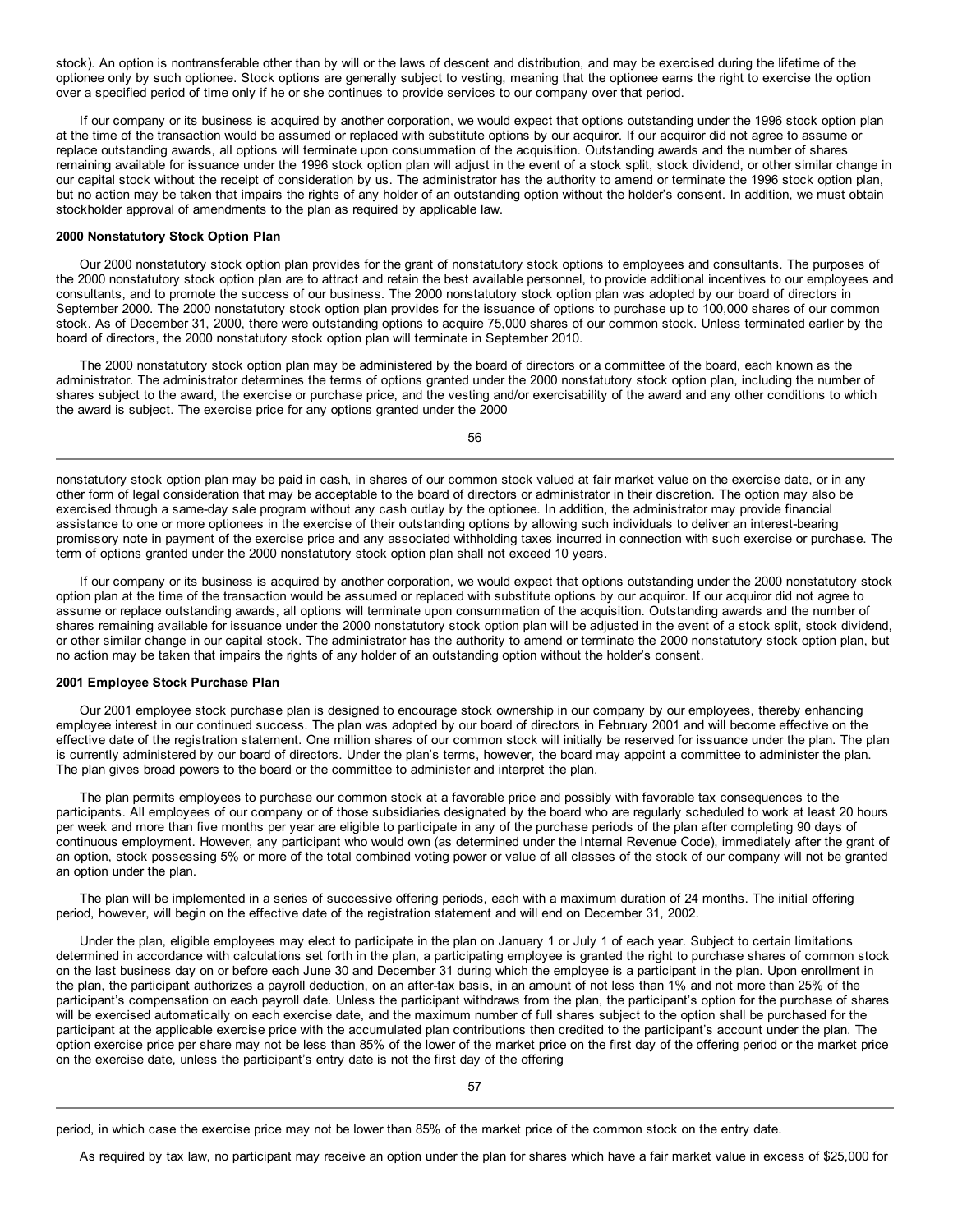stock). An option is nontransferable other than by will or the laws of descent and distribution, and may be exercised during the lifetime of the optionee only by such optionee. Stock options are generally subject to vesting, meaning that the optionee earns the right to exercise the option over a specified period of time only if he or she continues to provide services to our company over that period.

If our company or its business is acquired by another corporation, we would expect that options outstanding under the 1996 stock option plan at the time of the transaction would be assumed or replaced with substitute options by our acquiror. If our acquiror did not agree to assume or replace outstanding awards, all options will terminate upon consummation of the acquisition. Outstanding awards and the number of shares remaining available for issuance under the 1996 stock option plan will adjust in the event of a stock split, stock dividend, or other similar change in our capital stock without the receipt of consideration by us. The administrator has the authority to amend or terminate the 1996 stock option plan, but no action may be taken that impairs the rights of any holder of an outstanding option without the holder's consent. In addition, we must obtain stockholder approval of amendments to the plan as required by applicable law.

**2000 Nonstatutory Stock Option Plan**

Our 2000 nonstatutory stock option plan provides for the grant of nonstatutory stock options to employees and consultants. The purposes of the 2000 nonstatutory stock option plan are to attract and retain the best available personnel, to provide additional incentives to our employees and consultants, and to promote the success of our business. The 2000 nonstatutory stock option plan was adopted by our board of directors in September 2000. The 2000 nonstatutory stock option plan provides for the issuance of options to purchase up to 100,000 shares of our common stock. As of December 31, 2000, there were outstanding options to acquire 75,000 shares of our common stock. Unless terminated earlier by the board of directors, the 2000 nonstatutory stock option plan will terminate in September 2010.

The 2000 nonstatutory stock option plan may be administered by the board of directors or a committee of the board, each known as the administrator. The administrator determines the terms of options granted under the 2000 nonstatutory stock option plan, including the number of shares subject to the award, the exercise or purchase price, and the vesting and/or exercisability of the award and any other conditions to which the award is subject. The exercise price for any options granted under the 2000 nonstatutory stock option plan may be paid in cash, in shares of our common stock valued at fair market value on the exercise date, or in any other form of legal consideration that may be acceptable to the board of directors or administrator in their discretion. The option may also be exercised through a same-day sale program without any cash outlay by the optionee. In addition, the administrator may provide financial assistance to one or more optionees in the exercise of their outstanding options by allowing such individuals to deliver an interest-bearing promissory note in payment of the exercise price and any associated withholding taxes incurred in connection with such exercise or purchase. The term of options granted under the 2000 nonstatutory stock option plan shall not exceed 10 years.

If our company or its business is acquired by another corporation, we would expect that options outstanding under the 2000 nonstatutory stock option plan at the time of the transaction would be assumed or replaced with substitute options by our acquiror. If our acquiror did not agree to assume or replace outstanding awards, all options will terminate upon consummation of the acquisition. Outstanding awards and the number of shares remaining available for issuance under the 2000 nonstatutory stock option plan will be adjusted in the event of a stock split, stock dividend, or other similar change in our capital stock. The administrator has the authority to amend or terminate the 2000 nonstatutory stock option plan, but no action may be taken that impairs the rights of any holder of an outstanding option without the holder's consent.

**2001 Employee Stock Purchase Plan**

Our 2001 employee stock purchase plan is designed to encourage stock ownership in our company by our employees, thereby enhancing employee interest in our continued success. The plan was adopted by our board of directors in February 2001 and will become effective on the effective date of the registration statement. One million shares of our common stock will initially be reserved for issuance under the plan. The plan is currently administered by our board of directors. Under the plan's terms, however, the board may appoint a committee to administer the plan. The plan gives broad powers to the board or the committee to administer and interpret the plan.

The plan permits employees to purchase our common stock at a favorable price and possibly with favorable tax consequences to the participants. All employees of our company or of those subsidiaries designated by the board who are regularly scheduled to work at least 20 hours per week and more than five months per year are eligible to participate in any of the purchase periods of the plan after completing 90 days of continuous employment. However, any participant who would own (as determined under the Internal Revenue Code), immediately after the grant of an option, stock possessing 5% or more of the total combined voting power or value of all classes of the stock of our company will not be granted an option under the plan.

The plan will be implemented in a series of successive offering periods, each with a maximum duration of 24 months. The initial offering period, however, will begin on the effective date of the registration statement and will end on December 31, 2002.

Under the plan, eligible employees may elect to participate in the plan on January 1 or July 1 of each year. Subject to certain limitations determined in accordance with calculations set forth in the plan, a participating employee is granted the right to purchase shares of common stock on the last business day on or before each June 30 and December 31 during which the employee is a participant in the plan. Upon enrollment in the plan, the participant authorizes a payroll deduction, on an after-tax basis, in an amount of not less than 1% and not more than 25% of the participant's compensation on each payroll date. Unless the participant withdraws from the plan, the participant's option for the purchase of shares will be exercised automatically on each exercise date, and the maximum number of full shares subject to the option shall be purchased for the participant at the applicable exercise price with the accumulated plan contributions then credited to the participant's account under the plan. The option exercise price per share may not be less than 85% of the lower of the market price on the first day of the offering period or the market price on the exercise date, unless the participant's entry date is not the first day of the offering period, in which case the exercise price may not be lower than 85% of the market price of the common stock on the entry date.

As required by tax law, no participant may receive an option under the plan for shares which have a fair market value in excess of $25,000 for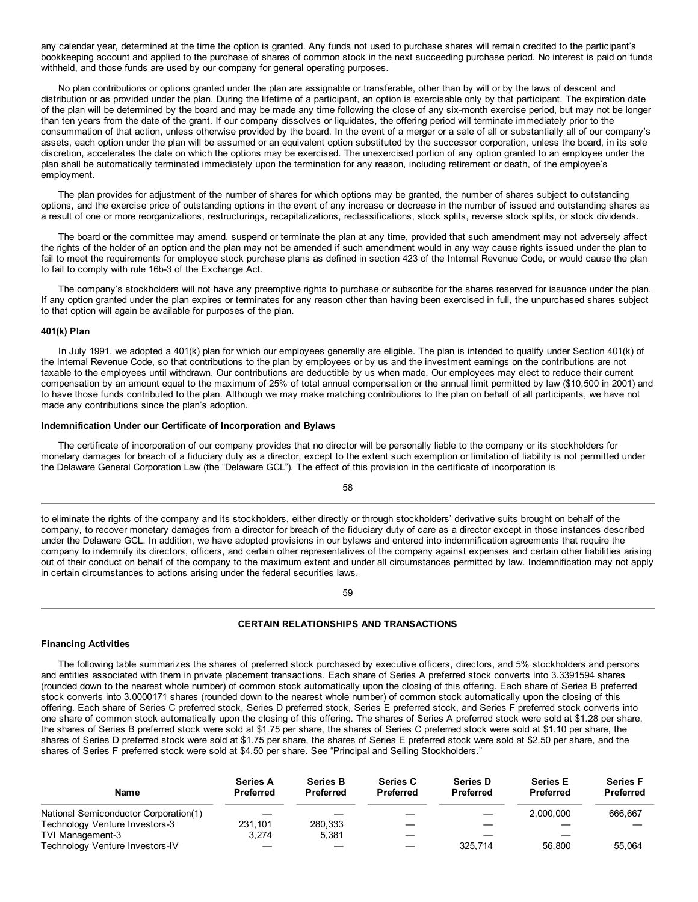any calendar year, determined at the time the option is granted. Any funds not used to purchase shares will remain credited to the participant's bookkeeping account and applied to the purchase of shares of common stock in the next succeeding purchase period. No interest is paid on funds withheld, and those funds are used by our company for general operating purposes.

No plan contributions or options granted under the plan are assignable or transferable, other than by will or by the laws of descent and distribution or as provided under the plan. During the lifetime of a participant, an option is exercisable only by that participant. The expiration date of the plan will be determined by the board and may be made any time following the close of any six-month exercise period, but may not be longer than ten years from the date of the grant. If our company dissolves or liquidates, the offering period will terminate immediately prior to the consummation of that action, unless otherwise provided by the board. In the event of a merger or a sale of all or substantially all of our company's assets, each option under the plan will be assumed or an equivalent option substituted by the successor corporation, unless the board, in its sole discretion, accelerates the date on which the options may be exercised. The unexercised portion of any option granted to an employee under the plan shall be automatically terminated immediately upon the termination for any reason, including retirement or death, of the employee's employment.

The plan provides for adjustment of the number of shares for which options may be granted, the number of shares subject to outstanding options, and the exercise price of outstanding options in the event of any increase or decrease in the number of issued and outstanding shares as a result of one or more reorganizations, restructurings, recapitalizations, reclassifications, stock splits, reverse stock splits, or stock dividends.

The board or the committee may amend, suspend or terminate the plan at any time, provided that such amendment may not adversely affect the rights of the holder of an option and the plan may not be amended if such amendment would in any way cause rights issued under the plan to fail to meet the requirements for employee stock purchase plans as defined in section 423 of the Internal Revenue Code, or would cause the plan to fail to comply with rule 16b-3 of the Exchange Act.

The company's stockholders will not have any preemptive rights to purchase or subscribe for the shares reserved for issuance under the plan. If any option granted under the plan expires or terminates for any reason other than having been exercised in full, the unpurchased shares subject to that option will again be available for purposes of the plan.

**401(k) Plan**

In July 1991, we adopted a 401(k) plan for which our employees generally are eligible. The plan is intended to qualify under Section 401(k) of the Internal Revenue Code, so that contributions to the plan by employees or by us and the investment earnings on the contributions are not taxable to the employees until withdrawn. Our contributions are deductible by us when made. Our employees may elect to reduce their current compensation by an amount equal to the maximum of 25% of total annual compensation or the annual limit permitted by law ($10,500 in 2001) and to have those funds contributed to the plan. Although we may make matching contributions to the plan on behalf of all participants, we have not made any contributions since the plan's adoption.

**Indemnification Under our Certificate of Incorporation and Bylaws**

The certificate of incorporation of our company provides that no director will be personally liable to the company or its stockholders for monetary damages for breach of a fiduciary duty as a director, except to the extent such exemption or limitation of liability is not permitted under the Delaware General Corporation Law (the "Delaware GCL"). The effect of this provision in the certificate of incorporation is to eliminate the rights of the company and its stockholders, either directly or through stockholders' derivative suits brought on behalf of the company, to recover monetary damages from a director for breach of the fiduciary duty of care as a director except in those instances described under the Delaware GCL. In addition, we have adopted provisions in our bylaws and entered into indemnification agreements that require the company to indemnify its directors, officers, and certain other representatives of the company against expenses and certain other liabilities arising out of their conduct on behalf of the company to the maximum extent and under all circumstances permitted by law. Indemnification may not apply in certain circumstances to actions arising under the federal securities laws.

## CERTAIN RELATIONSHIPS AND TRANSACTIONS

**Financing Activities**

The following table summarizes the shares of preferred stock purchased by executive officers, directors, and 5% stockholders and persons and entities associated with them in private placement transactions. Each share of Series A preferred stock converts into 3.3391594 shares (rounded down to the nearest whole number) of common stock automatically upon the closing of this offering. Each share of Series B preferred stock converts into 3.0000171 shares (rounded down to the nearest whole number) of common stock automatically upon the closing of this offering. Each share of Series C preferred stock, Series D preferred stock, Series E preferred stock, and Series F preferred stock converts into one share of common stock automatically upon the closing of this offering. The shares of Series A preferred stock were sold at $1.28 per share, the shares of Series B preferred stock were sold at $1.75 per share, the shares of Series C preferred stock were sold at $1.10 per share, the shares of Series D preferred stock were sold at $1.75 per share, the shares of Series E preferred stock were sold at $2.50 per share, and the shares of Series F preferred stock were sold at $4.50 per share. See "Principal and Selling Stockholders."

| Name | Series A Preferred | Series B Preferred | Series C Preferred | Series D Preferred | Series E Preferred | Series F Preferred |
|---|---|---|---|---|---|---|
| National Semiconductor Corporation(1) | — | — | — | — | 2,000,000 | 666,667 |
| Technology Venture Investors-3 | 231,101 | 280,333 | — | — | — | — |
| TVI Management-3 | 3,274 | 5,381 | — | — | — | |
| Technology Venture Investors-IV | — | — | — | 325,714 | 56,800 | 55,064 |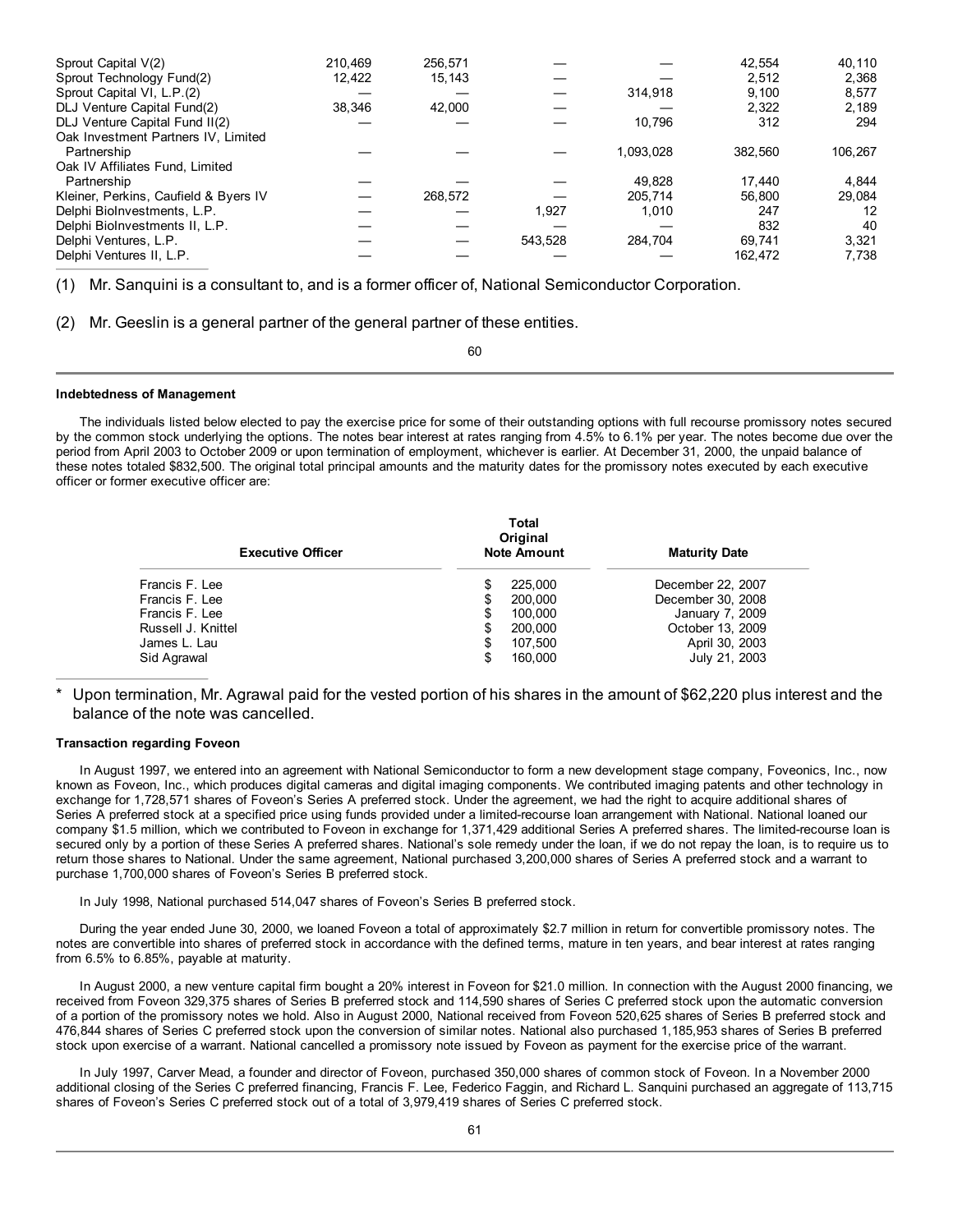| | | | | | | |
|---|---|---|---|---|---|---|
| Sprout Capital V(2) | 210,469 | 256,571 | — | — | 42,554 | 40,110 |
| Sprout Technology Fund(2) | 12,422 | 15,143 | — | — | 2,512 | 2,368 |
| Sprout Capital VI, L.P.(2) | — | — | — | 314,918 | 9,100 | 8,577 |
| DLJ Venture Capital Fund(2) | 38,346 | 42,000 | — | — | 2,322 | 2,189 |
| DLJ Venture Capital Fund II(2) | — | — | — | 10,796 | 312 | 294 |
| Oak Investment Partners IV, Limited Partnership | — | — | — | 1,093,028 | 382,560 | 106,267 |
| Oak IV Affiliates Fund, Limited Partnership | — | — | — | 49,828 | 17,440 | 4,844 |
| Kleiner, Perkins, Caufield & Byers IV | — | 268,572 | — | 205,714 | 56,800 | 29,084 |
| Delphi BioInvestments, L.P. | — | — | 1,927 | 1,010 | 247 | 12 |
| Delphi BioInvestments II, L.P. | — | — | — | — | 832 | 40 |
| Delphi Ventures, L.P. | — | — | 543,528 | 284,704 | 69,741 | 3,321 |
| Delphi Ventures II, L.P. | — | — | — | — | 162,472 | 7,738 |

(1) Mr. Sanquini is a consultant to, and is a former officer of, National Semiconductor Corporation.

(2) Mr. Geeslin is a general partner of the general partner of these entities.

**Indebtedness of Management**

The individuals listed below elected to pay the exercise price for some of their outstanding options with full recourse promissory notes secured by the common stock underlying the options. The notes bear interest at rates ranging from 4.5% to 6.1% per year. The notes become due over the period from April 2003 to October 2009 or upon termination of employment, whichever is earlier. At December 31, 2000, the unpaid balance of these notes totaled $832,500. The original total principal amounts and the maturity dates for the promissory notes executed by each executive officer or former executive officer are:

| Executive Officer | Total Original Note Amount | Maturity Date |
|---|---|---|
| Francis F. Lee | $ 225,000 | December 22, 2007 |
| Francis F. Lee | $ 200,000 | December 30, 2008 |
| Francis F. Lee | $ 100,000 | January 7, 2009 |
| Russell J. Knittel | $ 200,000 | October 13, 2009 |
| James L. Lau | $ 107,500 | April 30, 2003 |
| Sid Agrawal | $ 160,000 | July 21, 2003 |

\* Upon termination, Mr. Agrawal paid for the vested portion of his shares in the amount of $62,220 plus interest and the balance of the note was cancelled.

**Transaction regarding Foveon**

In August 1997, we entered into an agreement with National Semiconductor to form a new development stage company, Foveonics, Inc., now known as Foveon, Inc., which produces digital cameras and digital imaging components. We contributed imaging patents and other technology in exchange for 1,728,571 shares of Foveon's Series A preferred stock. Under the agreement, we had the right to acquire additional shares of Series A preferred stock at a specified price using funds provided under a limited-recourse loan arrangement with National. National loaned our company $1.5 million, which we contributed to Foveon in exchange for 1,371,429 additional Series A preferred shares. The limited-recourse loan is secured only by a portion of these Series A preferred shares. National's sole remedy under the loan, if we do not repay the loan, is to require us to return those shares to National. Under the same agreement, National purchased 3,200,000 shares of Series A preferred stock and a warrant to purchase 1,700,000 shares of Foveon's Series B preferred stock.

In July 1998, National purchased 514,047 shares of Foveon's Series B preferred stock.

During the year ended June 30, 2000, we loaned Foveon a total of approximately $2.7 million in return for convertible promissory notes. The notes are convertible into shares of preferred stock in accordance with the defined terms, mature in ten years, and bear interest at rates ranging from 6.5% to 6.85%, payable at maturity.

In August 2000, a new venture capital firm bought a 20% interest in Foveon for $21.0 million. In connection with the August 2000 financing, we received from Foveon 329,375 shares of Series B preferred stock and 114,590 shares of Series C preferred stock upon the automatic conversion of a portion of the promissory notes we hold. Also in August 2000, National received from Foveon 520,625 shares of Series B preferred stock and 476,844 shares of Series C preferred stock upon the conversion of similar notes. National also purchased 1,185,953 shares of Series B preferred stock upon exercise of a warrant. National cancelled a promissory note issued by Foveon as payment for the exercise price of the warrant.

In July 1997, Carver Mead, a founder and director of Foveon, purchased 350,000 shares of common stock of Foveon. In a November 2000 additional closing of the Series C preferred financing, Francis F. Lee, Federico Faggin, and Richard L. Sanquini purchased an aggregate of 113,715 shares of Foveon's Series C preferred stock out of a total of 3,979,419 shares of Series C preferred stock.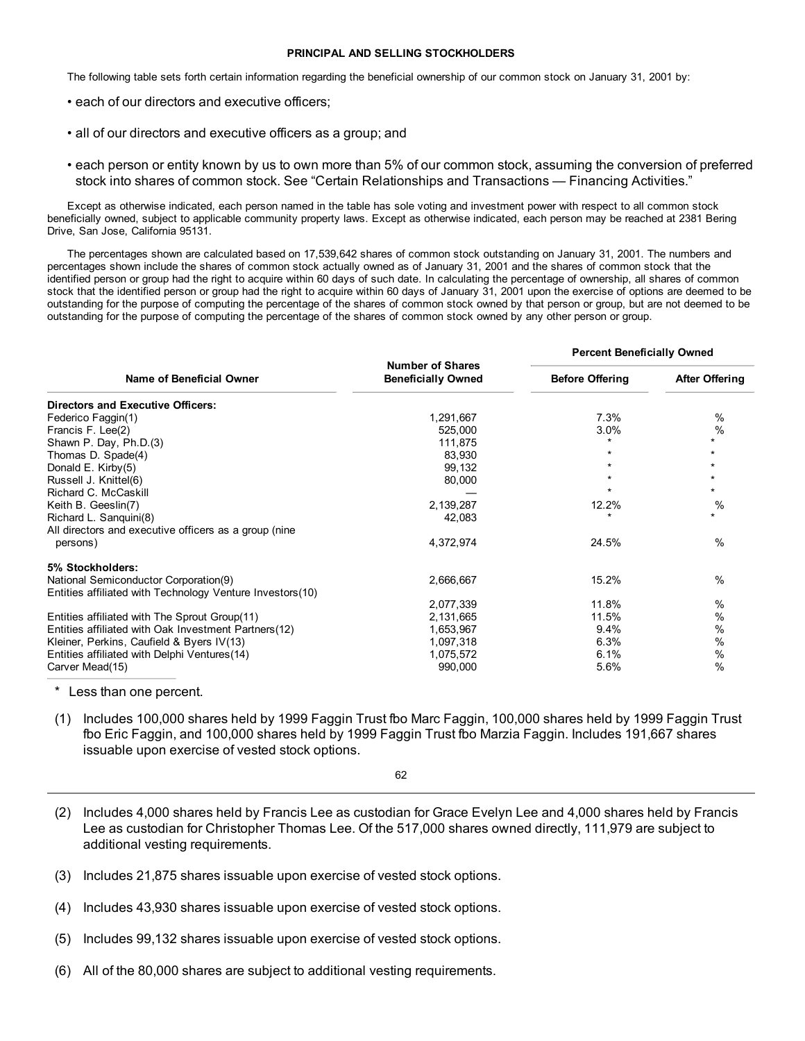**PRINCIPAL AND SELLING STOCKHOLDERS**

The following table sets forth certain information regarding the beneficial ownership of our common stock on January 31, 2001 by:

- each of our directors and executive officers;
- all of our directors and executive officers as a group; and
- each person or entity known by us to own more than 5% of our common stock, assuming the conversion of preferred stock into shares of common stock. See "Certain Relationships and Transactions — Financing Activities."

Except as otherwise indicated, each person named in the table has sole voting and investment power with respect to all common stock beneficially owned, subject to applicable community property laws. Except as otherwise indicated, each person may be reached at 2381 Bering Drive, San Jose, California 95131.

The percentages shown are calculated based on 17,539,642 shares of common stock outstanding on January 31, 2001. The numbers and percentages shown include the shares of common stock actually owned as of January 31, 2001 and the shares of common stock that the identified person or group had the right to acquire within 60 days of such date. In calculating the percentage of ownership, all shares of common stock that the identified person or group had the right to acquire within 60 days of January 31, 2001 upon the exercise of options are deemed to be outstanding for the purpose of computing the percentage of the shares of common stock owned by that person or group, but are not deemed to be outstanding for the purpose of computing the percentage of the shares of common stock owned by any other person or group.

| Name of Beneficial Owner | Number of Shares Beneficially Owned | Percent Beneficially Owned | |
|---|---|---|---|
| | | Before Offering | After Offering |
| **Directors and Executive Officers:** | | | |
| Federico Faggin(1) | 1,291,667 | 7.3% | % |
| Francis F. Lee(2) | 525,000 | 3.0% | % |
| Shawn P. Day, Ph.D.(3) | 111,875 | * | * |
| Thomas D. Spade(4) | 83,930 | * | * |
| Donald E. Kirby(5) | 99,132 | * | * |
| Russell J. Knittel(6) | 80,000 | * | * |
| Richard C. McCaskill | — | * | * |
| Keith B. Geeslin(7) | 2,139,287 | 12.2% | % |
| Richard L. Sanquini(8) | 42,083 | * | * |
| All directors and executive officers as a group (nine persons) | 4,372,974 | 24.5% | % |
| **5% Stockholders:** | | | |
| National Semiconductor Corporation(9) | 2,666,667 | 15.2% | % |
| Entities affiliated with Technology Venture Investors(10) | 2,077,339 | 11.8% | % |
| Entities affiliated with The Sprout Group(11) | 2,131,665 | 11.5% | % |
| Entities affiliated with Oak Investment Partners(12) | 1,653,967 | 9.4% | % |
| Kleiner, Perkins, Caufield & Byers IV(13) | 1,097,318 | 6.3% | % |
| Entities affiliated with Delphi Ventures(14) | 1,075,572 | 6.1% | % |
| Carver Mead(15) | 990,000 | 5.6% | % |

\* Less than one percent.

(1) Includes 100,000 shares held by 1999 Faggin Trust fbo Marc Faggin, 100,000 shares held by 1999 Faggin Trust fbo Eric Faggin, and 100,000 shares held by 1999 Faggin Trust fbo Marzia Faggin. Includes 191,667 shares issuable upon exercise of vested stock options.

(2) Includes 4,000 shares held by Francis Lee as custodian for Grace Evelyn Lee and 4,000 shares held by Francis Lee as custodian for Christopher Thomas Lee. Of the 517,000 shares owned directly, 111,979 are subject to additional vesting requirements.

(3) Includes 21,875 shares issuable upon exercise of vested stock options.

(4) Includes 43,930 shares issuable upon exercise of vested stock options.

(5) Includes 99,132 shares issuable upon exercise of vested stock options.

(6) All of the 80,000 shares are subject to additional vesting requirements.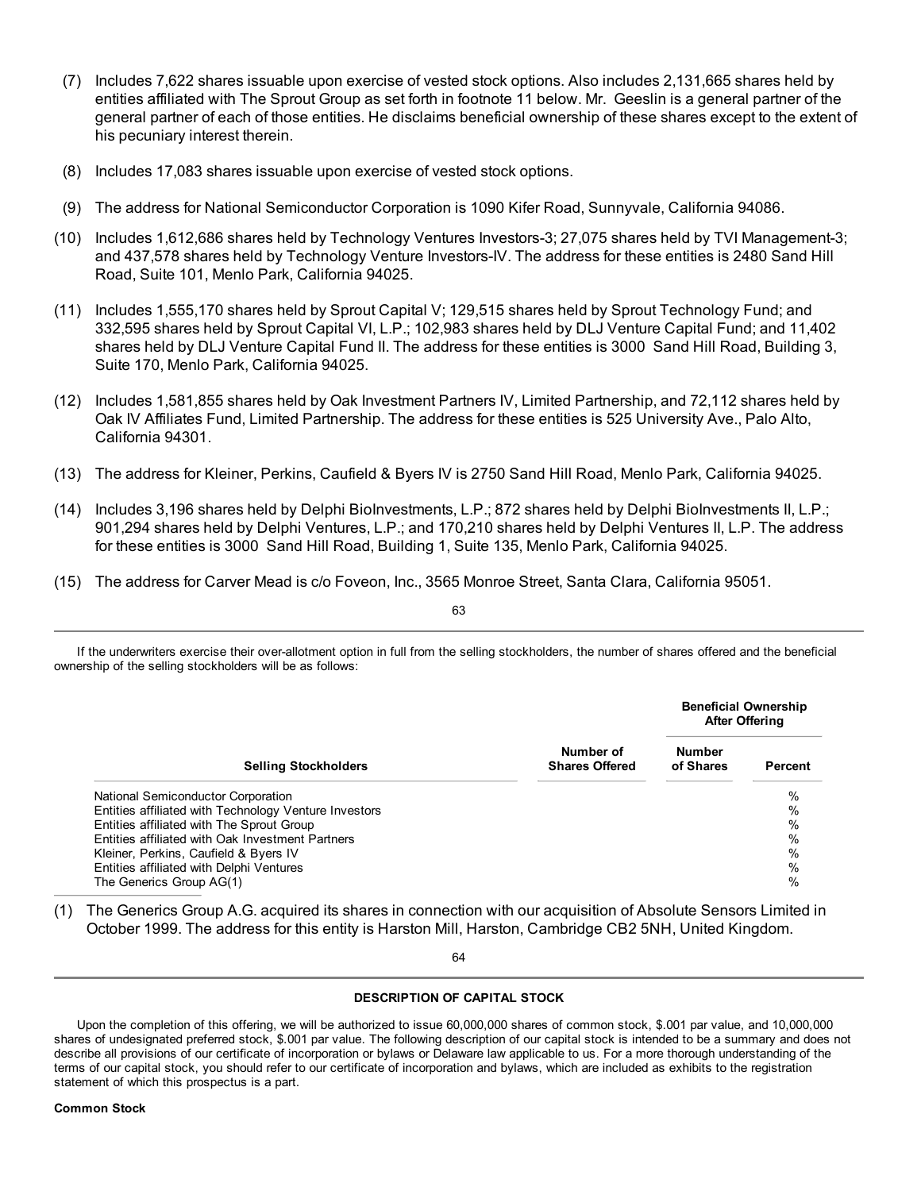(7) Includes 7,622 shares issuable upon exercise of vested stock options. Also includes 2,131,665 shares held by entities affiliated with The Sprout Group as set forth in footnote 11 below. Mr. Geeslin is a general partner of the general partner of each of those entities. He disclaims beneficial ownership of these shares except to the extent of his pecuniary interest therein.

(8) Includes 17,083 shares issuable upon exercise of vested stock options.

(9) The address for National Semiconductor Corporation is 1090 Kifer Road, Sunnyvale, California 94086.

(10) Includes 1,612,686 shares held by Technology Ventures Investors-3; 27,075 shares held by TVI Management-3; and 437,578 shares held by Technology Venture Investors-IV. The address for these entities is 2480 Sand Hill Road, Suite 101, Menlo Park, California 94025.

(11) Includes 1,555,170 shares held by Sprout Capital V; 129,515 shares held by Sprout Technology Fund; and 332,595 shares held by Sprout Capital VI, L.P.; 102,983 shares held by DLJ Venture Capital Fund; and 11,402 shares held by DLJ Venture Capital Fund II. The address for these entities is 3000 Sand Hill Road, Building 3, Suite 170, Menlo Park, California 94025.

(12) Includes 1,581,855 shares held by Oak Investment Partners IV, Limited Partnership, and 72,112 shares held by Oak IV Affiliates Fund, Limited Partnership. The address for these entities is 525 University Ave., Palo Alto, California 94301.

(13) The address for Kleiner, Perkins, Caufield & Byers IV is 2750 Sand Hill Road, Menlo Park, California 94025.

(14) Includes 3,196 shares held by Delphi BioInvestments, L.P.; 872 shares held by Delphi BioInvestments II, L.P.; 901,294 shares held by Delphi Ventures, L.P.; and 170,210 shares held by Delphi Ventures II, L.P. The address for these entities is 3000 Sand Hill Road, Building 1, Suite 135, Menlo Park, California 94025.

(15) The address for Carver Mead is c/o Foveon, Inc., 3565 Monroe Street, Santa Clara, California 95051.

If the underwriters exercise their over-allotment option in full from the selling stockholders, the number of shares offered and the beneficial ownership of the selling stockholders will be as follows:

| Selling Stockholders | Number of Shares Offered | Beneficial Ownership After Offering | |
|---|---|---|---|
| | | Number of Shares | Percent |
| National Semiconductor Corporation | | | % |
| Entities affiliated with Technology Venture Investors | | | % |
| Entities affiliated with The Sprout Group | | | % |
| Entities affiliated with Oak Investment Partners | | | % |
| Kleiner, Perkins, Caufield & Byers IV | | | % |
| Entities affiliated with Delphi Ventures | | | % |
| The Generics Group AG(1) | | | % |

(1) The Generics Group A.G. acquired its shares in connection with our acquisition of Absolute Sensors Limited in October 1999. The address for this entity is Harston Mill, Harston, Cambridge CB2 5NH, United Kingdom.

## DESCRIPTION OF CAPITAL STOCK

Upon the completion of this offering, we will be authorized to issue 60,000,000 shares of common stock, $.001 par value, and 10,000,000 shares of undesignated preferred stock, $.001 par value. The following description of our capital stock is intended to be a summary and does not describe all provisions of our certificate of incorporation or bylaws or Delaware law applicable to us. For a more thorough understanding of the terms of our capital stock, you should refer to our certificate of incorporation and bylaws, which are included as exhibits to the registration statement of which this prospectus is a part.

### Common Stock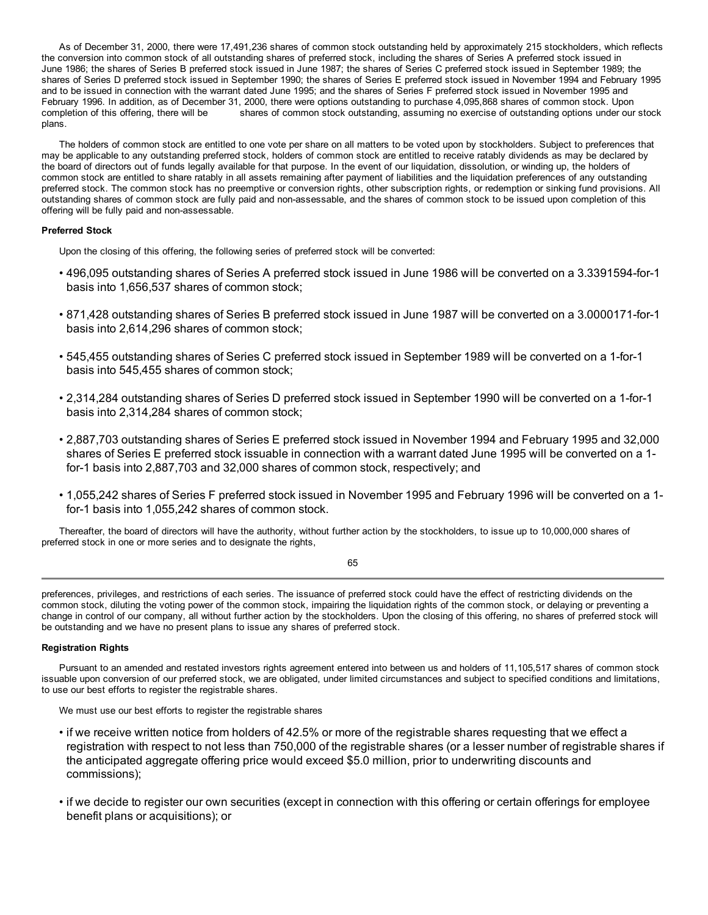As of December 31, 2000, there were 17,491,236 shares of common stock outstanding held by approximately 215 stockholders, which reflects the conversion into common stock of all outstanding shares of preferred stock, including the shares of Series A preferred stock issued in June 1986; the shares of Series B preferred stock issued in June 1987; the shares of Series C preferred stock issued in September 1989; the shares of Series D preferred stock issued in September 1990; the shares of Series E preferred stock issued in November 1994 and February 1995 and to be issued in connection with the warrant dated June 1995; and the shares of Series F preferred stock issued in November 1995 and February 1996. In addition, as of December 31, 2000, there were options outstanding to purchase 4,095,868 shares of common stock. Upon completion of this offering, there will be shares of common stock outstanding, assuming no exercise of outstanding options under our stock plans.

The holders of common stock are entitled to one vote per share on all matters to be voted upon by stockholders. Subject to preferences that may be applicable to any outstanding preferred stock, holders of common stock are entitled to receive ratably dividends as may be declared by the board of directors out of funds legally available for that purpose. In the event of our liquidation, dissolution, or winding up, the holders of common stock are entitled to share ratably in all assets remaining after payment of liabilities and the liquidation preferences of any outstanding preferred stock. The common stock has no preemptive or conversion rights, other subscription rights, or redemption or sinking fund provisions. All outstanding shares of common stock are fully paid and non-assessable, and the shares of common stock to be issued upon completion of this offering will be fully paid and non-assessable.

**Preferred Stock**

Upon the closing of this offering, the following series of preferred stock will be converted:

- 496,095 outstanding shares of Series A preferred stock issued in June 1986 will be converted on a 3.3391594-for-1 basis into 1,656,537 shares of common stock;
- 871,428 outstanding shares of Series B preferred stock issued in June 1987 will be converted on a 3.0000171-for-1 basis into 2,614,296 shares of common stock;
- 545,455 outstanding shares of Series C preferred stock issued in September 1989 will be converted on a 1-for-1 basis into 545,455 shares of common stock;
- 2,314,284 outstanding shares of Series D preferred stock issued in September 1990 will be converted on a 1-for-1 basis into 2,314,284 shares of common stock;
- 2,887,703 outstanding shares of Series E preferred stock issued in November 1994 and February 1995 and 32,000 shares of Series E preferred stock issuable in connection with a warrant dated June 1995 will be converted on a 1-for-1 basis into 2,887,703 and 32,000 shares of common stock, respectively; and
- 1,055,242 shares of Series F preferred stock issued in November 1995 and February 1996 will be converted on a 1-for-1 basis into 1,055,242 shares of common stock.

Thereafter, the board of directors will have the authority, without further action by the stockholders, to issue up to 10,000,000 shares of preferred stock in one or more series and to designate the rights, preferences, privileges, and restrictions of each series. The issuance of preferred stock could have the effect of restricting dividends on the common stock, diluting the voting power of the common stock, impairing the liquidation rights of the common stock, or delaying or preventing a change in control of our company, all without further action by the stockholders. Upon the closing of this offering, no shares of preferred stock will be outstanding and we have no present plans to issue any shares of preferred stock.

**Registration Rights**

Pursuant to an amended and restated investors rights agreement entered into between us and holders of 11,105,517 shares of common stock issuable upon conversion of our preferred stock, we are obligated, under limited circumstances and subject to specified conditions and limitations, to use our best efforts to register the registrable shares.

We must use our best efforts to register the registrable shares

- if we receive written notice from holders of 42.5% or more of the registrable shares requesting that we effect a registration with respect to not less than 750,000 of the registrable shares (or a lesser number of registrable shares if the anticipated aggregate offering price would exceed $5.0 million, prior to underwriting discounts and commissions);
- if we decide to register our own securities (except in connection with this offering or certain offerings for employee benefit plans or acquisitions); or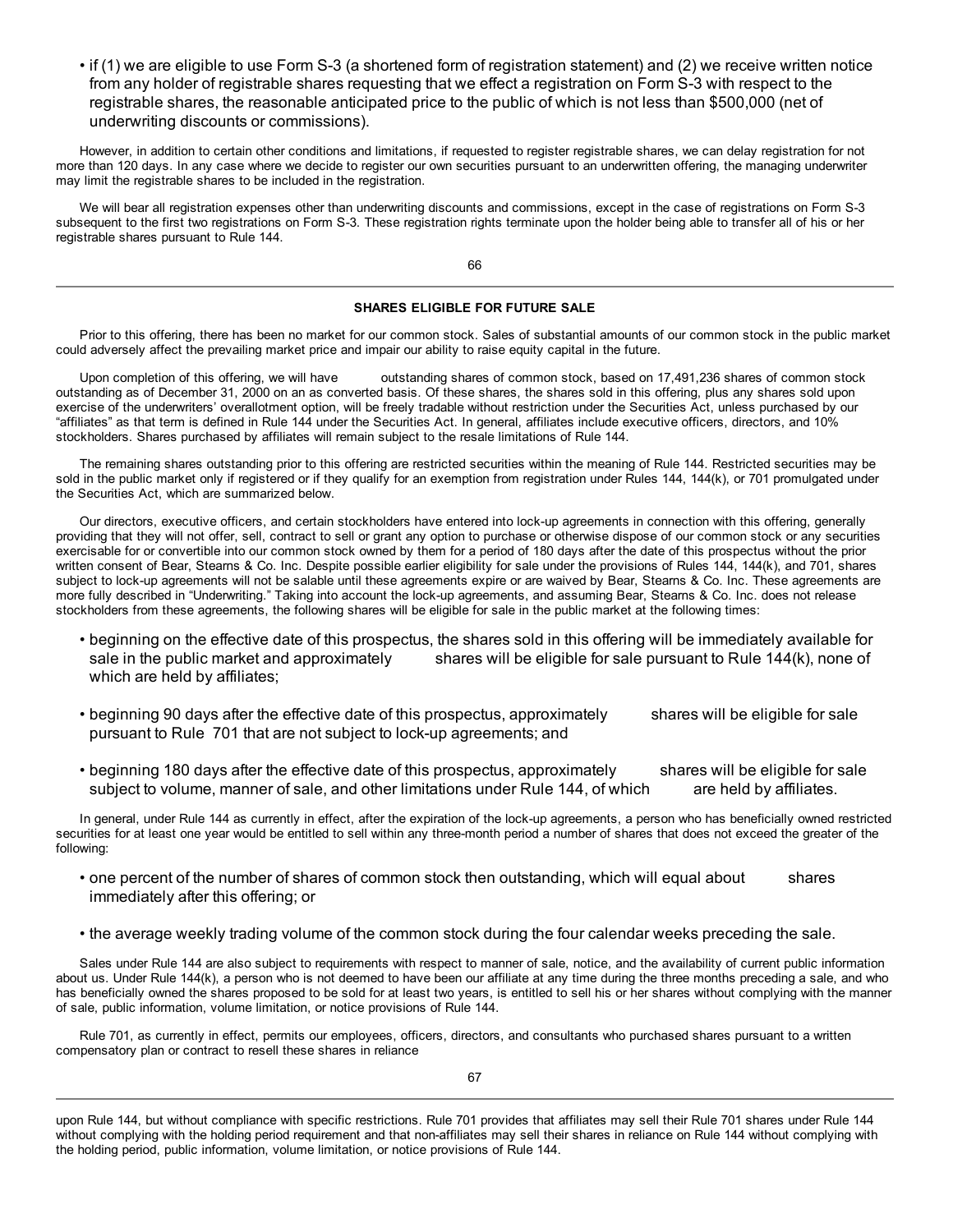- if (1) we are eligible to use Form S-3 (a shortened form of registration statement) and (2) we receive written notice from any holder of registrable shares requesting that we effect a registration on Form S-3 with respect to the registrable shares, the reasonable anticipated price to the public of which is not less than $500,000 (net of underwriting discounts or commissions).

However, in addition to certain other conditions and limitations, if requested to register registrable shares, we can delay registration for not more than 120 days. In any case where we decide to register our own securities pursuant to an underwritten offering, the managing underwriter may limit the registrable shares to be included in the registration.

We will bear all registration expenses other than underwriting discounts and commissions, except in the case of registrations on Form S-3 subsequent to the first two registrations on Form S-3. These registration rights terminate upon the holder being able to transfer all of his or her registrable shares pursuant to Rule 144.

## SHARES ELIGIBLE FOR FUTURE SALE

Prior to this offering, there has been no market for our common stock. Sales of substantial amounts of our common stock in the public market could adversely affect the prevailing market price and impair our ability to raise equity capital in the future.

Upon completion of this offering, we will have outstanding shares of common stock, based on 17,491,236 shares of common stock outstanding as of December 31, 2000 on an as converted basis. Of these shares, the shares sold in this offering, plus any shares sold upon exercise of the underwriters' overallotment option, will be freely tradable without restriction under the Securities Act, unless purchased by our "affiliates" as that term is defined in Rule 144 under the Securities Act. In general, affiliates include executive officers, directors, and 10% stockholders. Shares purchased by affiliates will remain subject to the resale limitations of Rule 144.

The remaining shares outstanding prior to this offering are restricted securities within the meaning of Rule 144. Restricted securities may be sold in the public market only if registered or if they qualify for an exemption from registration under Rules 144, 144(k), or 701 promulgated under the Securities Act, which are summarized below.

Our directors, executive officers, and certain stockholders have entered into lock-up agreements in connection with this offering, generally providing that they will not offer, sell, contract to sell or grant any option to purchase or otherwise dispose of our common stock or any securities exercisable for or convertible into our common stock owned by them for a period of 180 days after the date of this prospectus without the prior written consent of Bear, Stearns & Co. Inc. Despite possible earlier eligibility for sale under the provisions of Rules 144, 144(k), and 701, shares subject to lock-up agreements will not be salable until these agreements expire or are waived by Bear, Stearns & Co. Inc. These agreements are more fully described in "Underwriting." Taking into account the lock-up agreements, and assuming Bear, Stearns & Co. Inc. does not release stockholders from these agreements, the following shares will be eligible for sale in the public market at the following times:

- beginning on the effective date of this prospectus, the shares sold in this offering will be immediately available for sale in the public market and approximately shares will be eligible for sale pursuant to Rule 144(k), none of which are held by affiliates;
- beginning 90 days after the effective date of this prospectus, approximately shares will be eligible for sale pursuant to Rule 701 that are not subject to lock-up agreements; and
- beginning 180 days after the effective date of this prospectus, approximately shares will be eligible for sale subject to volume, manner of sale, and other limitations under Rule 144, of which are held by affiliates.

In general, under Rule 144 as currently in effect, after the expiration of the lock-up agreements, a person who has beneficially owned restricted securities for at least one year would be entitled to sell within any three-month period a number of shares that does not exceed the greater of the following:

- one percent of the number of shares of common stock then outstanding, which will equal about shares immediately after this offering; or
- the average weekly trading volume of the common stock during the four calendar weeks preceding the sale.

Sales under Rule 144 are also subject to requirements with respect to manner of sale, notice, and the availability of current public information about us. Under Rule 144(k), a person who is not deemed to have been our affiliate at any time during the three months preceding a sale, and who has beneficially owned the shares proposed to be sold for at least two years, is entitled to sell his or her shares without complying with the manner of sale, public information, volume limitation, or notice provisions of Rule 144.

Rule 701, as currently in effect, permits our employees, officers, directors, and consultants who purchased shares pursuant to a written compensatory plan or contract to resell these shares in reliance upon Rule 144, but without compliance with specific restrictions. Rule 701 provides that affiliates may sell their Rule 701 shares under Rule 144 without complying with the holding period requirement and that non-affiliates may sell their shares in reliance on Rule 144 without complying with the holding period, public information, volume limitation, or notice provisions of Rule 144.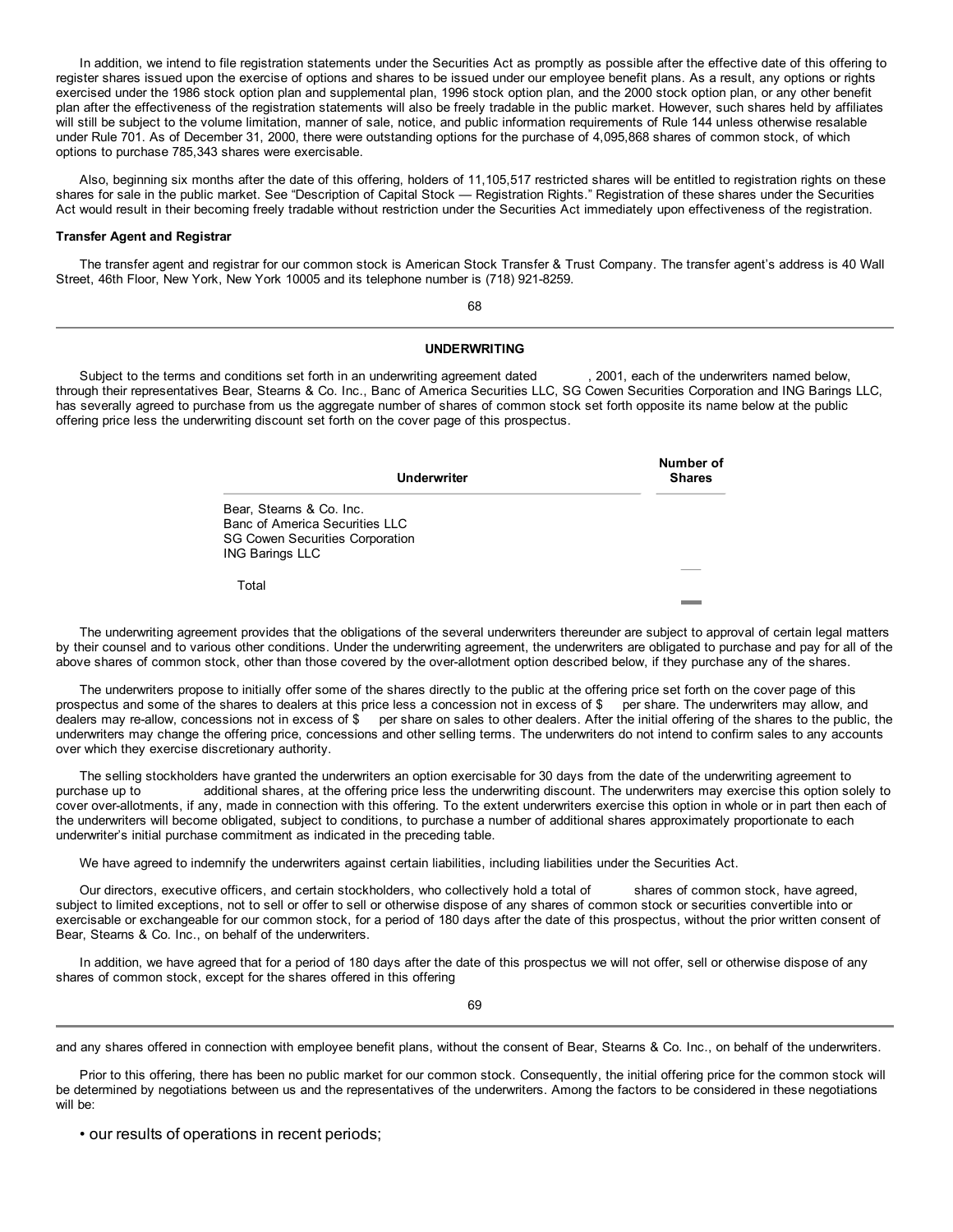In addition, we intend to file registration statements under the Securities Act as promptly as possible after the effective date of this offering to register shares issued upon the exercise of options and shares to be issued under our employee benefit plans. As a result, any options or rights exercised under the 1986 stock option plan and supplemental plan, 1996 stock option plan, and the 2000 stock option plan, or any other benefit plan after the effectiveness of the registration statements will also be freely tradable in the public market. However, such shares held by affiliates will still be subject to the volume limitation, manner of sale, notice, and public information requirements of Rule 144 unless otherwise resalable under Rule 701. As of December 31, 2000, there were outstanding options for the purchase of 4,095,868 shares of common stock, of which options to purchase 785,343 shares were exercisable.

Also, beginning six months after the date of this offering, holders of 11,105,517 restricted shares will be entitled to registration rights on these shares for sale in the public market. See "Description of Capital Stock — Registration Rights." Registration of these shares under the Securities Act would result in their becoming freely tradable without restriction under the Securities Act immediately upon effectiveness of the registration.

**Transfer Agent and Registrar**

The transfer agent and registrar for our common stock is American Stock Transfer & Trust Company. The transfer agent's address is 40 Wall Street, 46th Floor, New York, New York 10005 and its telephone number is (718) 921-8259.

## UNDERWRITING

Subject to the terms and conditions set forth in an underwriting agreement dated , 2001, each of the underwriters named below, through their representatives Bear, Stearns & Co. Inc., Banc of America Securities LLC, SG Cowen Securities Corporation and ING Barings LLC, has severally agreed to purchase from us the aggregate number of shares of common stock set forth opposite its name below at the public offering price less the underwriting discount set forth on the cover page of this prospectus.

| Underwriter | Number of Shares |
|---|---|
| Bear, Stearns & Co. Inc. | |
| Banc of America Securities LLC | |
| SG Cowen Securities Corporation | |
| ING Barings LLC | |
| Total | |

The underwriting agreement provides that the obligations of the several underwriters thereunder are subject to approval of certain legal matters by their counsel and to various other conditions. Under the underwriting agreement, the underwriters are obligated to purchase and pay for all of the above shares of common stock, other than those covered by the over-allotment option described below, if they purchase any of the shares.

The underwriters propose to initially offer some of the shares directly to the public at the offering price set forth on the cover page of this prospectus and some of the shares to dealers at this price less a concession not in excess of $ per share. The underwriters may allow, and dealers may re-allow, concessions not in excess of $ per share on sales to other dealers. After the initial offering of the shares to the public, the underwriters may change the offering price, concessions and other selling terms. The underwriters do not intend to confirm sales to any accounts over which they exercise discretionary authority.

The selling stockholders have granted the underwriters an option exercisable for 30 days from the date of the underwriting agreement to purchase up to additional shares, at the offering price less the underwriting discount. The underwriters may exercise this option solely to cover over-allotments, if any, made in connection with this offering. To the extent underwriters exercise this option in whole or in part then each of the underwriters will become obligated, subject to conditions, to purchase a number of additional shares approximately proportionate to each underwriter's initial purchase commitment as indicated in the preceding table.

We have agreed to indemnify the underwriters against certain liabilities, including liabilities under the Securities Act.

Our directors, executive officers, and certain stockholders, who collectively hold a total of shares of common stock, have agreed, subject to limited exceptions, not to sell or offer to sell or otherwise dispose of any shares of common stock or securities convertible into or exercisable or exchangeable for our common stock, for a period of 180 days after the date of this prospectus, without the prior written consent of Bear, Stearns & Co. Inc., on behalf of the underwriters.

In addition, we have agreed that for a period of 180 days after the date of this prospectus we will not offer, sell or otherwise dispose of any shares of common stock, except for the shares offered in this offering and any shares offered in connection with employee benefit plans, without the consent of Bear, Stearns & Co. Inc., on behalf of the underwriters.

Prior to this offering, there has been no public market for our common stock. Consequently, the initial offering price for the common stock will be determined by negotiations between us and the representatives of the underwriters. Among the factors to be considered in these negotiations will be:

- our results of operations in recent periods;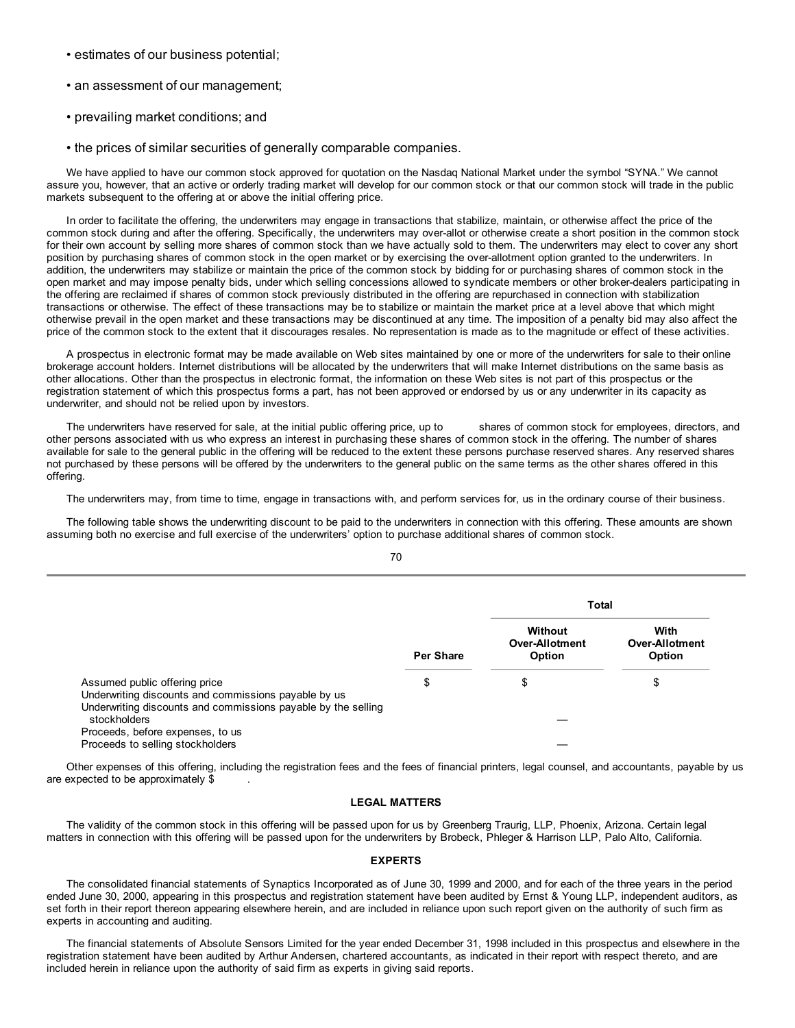- estimates of our business potential;
- an assessment of our management;
- prevailing market conditions; and
- the prices of similar securities of generally comparable companies.

We have applied to have our common stock approved for quotation on the Nasdaq National Market under the symbol "SYNA." We cannot assure you, however, that an active or orderly trading market will develop for our common stock or that our common stock will trade in the public markets subsequent to the offering at or above the initial offering price.

In order to facilitate the offering, the underwriters may engage in transactions that stabilize, maintain, or otherwise affect the price of the common stock during and after the offering. Specifically, the underwriters may over-allot or otherwise create a short position in the common stock for their own account by selling more shares of common stock than we have actually sold to them. The underwriters may elect to cover any short position by purchasing shares of common stock in the open market or by exercising the over-allotment option granted to the underwriters. In addition, the underwriters may stabilize or maintain the price of the common stock by bidding for or purchasing shares of common stock in the open market and may impose penalty bids, under which selling concessions allowed to syndicate members or other broker-dealers participating in the offering are reclaimed if shares of common stock previously distributed in the offering are repurchased in connection with stabilization transactions or otherwise. The effect of these transactions may be to stabilize or maintain the market price at a level above that which might otherwise prevail in the open market and these transactions may be discontinued at any time. The imposition of a penalty bid may also affect the price of the common stock to the extent that it discourages resales. No representation is made as to the magnitude or effect of these activities.

A prospectus in electronic format may be made available on Web sites maintained by one or more of the underwriters for sale to their online brokerage account holders. Internet distributions will be allocated by the underwriters that will make Internet distributions on the same basis as other allocations. Other than the prospectus in electronic format, the information on these Web sites is not part of this prospectus or the registration statement of which this prospectus forms a part, has not been approved or endorsed by us or any underwriter in its capacity as underwriter, and should not be relied upon by investors.

The underwriters have reserved for sale, at the initial public offering price, up to shares of common stock for employees, directors, and other persons associated with us who express an interest in purchasing these shares of common stock in the offering. The number of shares available for sale to the general public in the offering will be reduced to the extent these persons purchase reserved shares. Any reserved shares not purchased by these persons will be offered by the underwriters to the general public on the same terms as the other shares offered in this offering.

The underwriters may, from time to time, engage in transactions with, and perform services for, us in the ordinary course of their business.

The following table shows the underwriting discount to be paid to the underwriters in connection with this offering. These amounts are shown assuming both no exercise and full exercise of the underwriters' option to purchase additional shares of common stock.

| | | Total | |
|---|---|---|---|
| | **Per Share** | **Without Over-Allotment Option** | **With Over-Allotment Option** |
| Assumed public offering price | $ | $ | $ |
| Underwriting discounts and commissions payable by us | | | |
| Underwriting discounts and commissions payable by the selling stockholders | | — | |
| Proceeds, before expenses, to us | | | |
| Proceeds to selling stockholders | | — | |

Other expenses of this offering, including the registration fees and the fees of financial printers, legal counsel, and accountants, payable by us are expected to be approximately $ .

## LEGAL MATTERS

The validity of the common stock in this offering will be passed upon for us by Greenberg Traurig, LLP, Phoenix, Arizona. Certain legal matters in connection with this offering will be passed upon for the underwriters by Brobeck, Phleger & Harrison LLP, Palo Alto, California.

## EXPERTS

The consolidated financial statements of Synaptics Incorporated as of June 30, 1999 and 2000, and for each of the three years in the period ended June 30, 2000, appearing in this prospectus and registration statement have been audited by Ernst & Young LLP, independent auditors, as set forth in their report thereon appearing elsewhere herein, and are included in reliance upon such report given on the authority of such firm as experts in accounting and auditing.

The financial statements of Absolute Sensors Limited for the year ended December 31, 1998 included in this prospectus and elsewhere in the registration statement have been audited by Arthur Andersen, chartered accountants, as indicated in their report with respect thereto, and are included herein in reliance upon the authority of said firm as experts in giving said reports.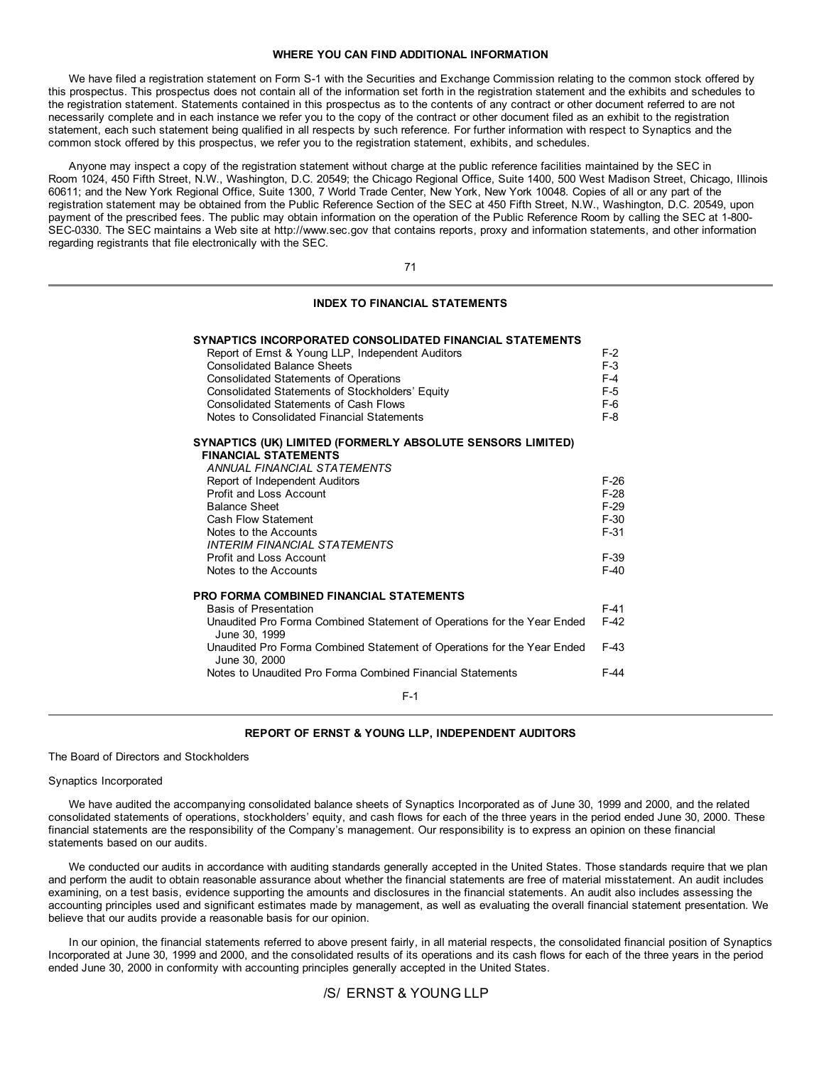## WHERE YOU CAN FIND ADDITIONAL INFORMATION

We have filed a registration statement on Form S-1 with the Securities and Exchange Commission relating to the common stock offered by this prospectus. This prospectus does not contain all of the information set forth in the registration statement and the exhibits and schedules to the registration statement. Statements contained in this prospectus as to the contents of any contract or other document referred to are not necessarily complete and in each instance we refer you to the copy of the contract or other document filed as an exhibit to the registration statement, each such statement being qualified in all respects by such reference. For further information with respect to Synaptics and the common stock offered by this prospectus, we refer you to the registration statement, exhibits, and schedules.

Anyone may inspect a copy of the registration statement without charge at the public reference facilities maintained by the SEC in Room 1024, 450 Fifth Street, N.W., Washington, D.C. 20549; the Chicago Regional Office, Suite 1400, 500 West Madison Street, Chicago, Illinois 60611; and the New York Regional Office, Suite 1300, 7 World Trade Center, New York, New York 10048. Copies of all or any part of the registration statement may be obtained from the Public Reference Section of the SEC at 450 Fifth Street, N.W., Washington, D.C. 20549, upon payment of the prescribed fees. The public may obtain information on the operation of the Public Reference Room by calling the SEC at 1-800-SEC-0330. The SEC maintains a Web site at http://www.sec.gov that contains reports, proxy and information statements, and other information regarding registrants that file electronically with the SEC.

## INDEX TO FINANCIAL STATEMENTS

| | |
|---|---|
| **SYNAPTICS INCORPORATED CONSOLIDATED FINANCIAL STATEMENTS** | |
| Report of Ernst & Young LLP, Independent Auditors | F-2 |
| Consolidated Balance Sheets | F-3 |
| Consolidated Statements of Operations | F-4 |
| Consolidated Statements of Stockholders' Equity | F-5 |
| Consolidated Statements of Cash Flows | F-6 |
| Notes to Consolidated Financial Statements | F-8 |
| **SYNAPTICS (UK) LIMITED (FORMERLY ABSOLUTE SENSORS LIMITED) FINANCIAL STATEMENTS** | |
| *ANNUAL FINANCIAL STATEMENTS* | |
| Report of Independent Auditors | F-26 |
| Profit and Loss Account | F-28 |
| Balance Sheet | F-29 |
| Cash Flow Statement | F-30 |
| Notes to the Accounts | F-31 |
| *INTERIM FINANCIAL STATEMENTS* | |
| Profit and Loss Account | F-39 |
| Notes to the Accounts | F-40 |
| **PRO FORMA COMBINED FINANCIAL STATEMENTS** | |
| Basis of Presentation | F-41 |
| Unaudited Pro Forma Combined Statement of Operations for the Year Ended June 30, 1999 | F-42 |
| Unaudited Pro Forma Combined Statement of Operations for the Year Ended June 30, 2000 | F-43 |
| Notes to Unaudited Pro Forma Combined Financial Statements | F-44 |

## REPORT OF ERNST & YOUNG LLP, INDEPENDENT AUDITORS

The Board of Directors and Stockholders

Synaptics Incorporated

We have audited the accompanying consolidated balance sheets of Synaptics Incorporated as of June 30, 1999 and 2000, and the related consolidated statements of operations, stockholders' equity, and cash flows for each of the three years in the period ended June 30, 2000. These financial statements are the responsibility of the Company's management. Our responsibility is to express an opinion on these financial statements based on our audits.

We conducted our audits in accordance with auditing standards generally accepted in the United States. Those standards require that we plan and perform the audit to obtain reasonable assurance about whether the financial statements are free of material misstatement. An audit includes examining, on a test basis, evidence supporting the amounts and disclosures in the financial statements. An audit also includes assessing the accounting principles used and significant estimates made by management, as well as evaluating the overall financial statement presentation. We believe that our audits provide a reasonable basis for our opinion.

In our opinion, the financial statements referred to above present fairly, in all material respects, the consolidated financial position of Synaptics Incorporated at June 30, 1999 and 2000, and the consolidated results of its operations and its cash flows for each of the three years in the period ended June 30, 2000 in conformity with accounting principles generally accepted in the United States.

/S/ ERNST & YOUNG LLP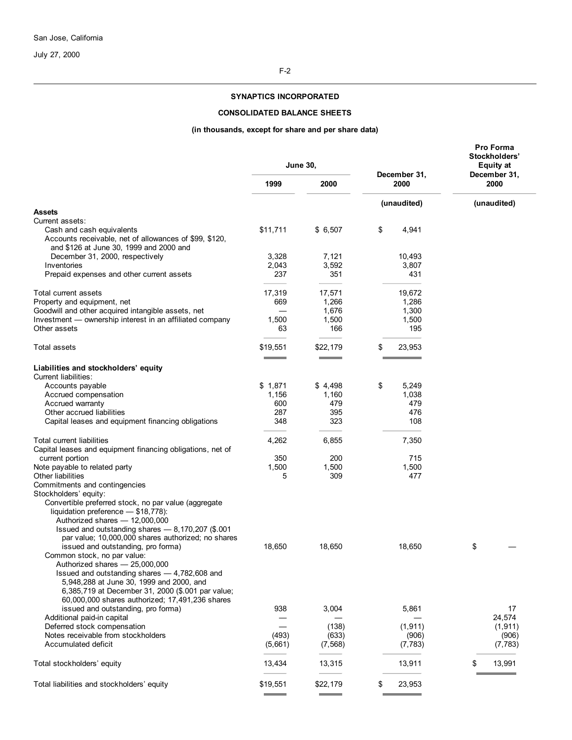San Jose, California

July 27, 2000

## SYNAPTICS INCORPORATED

## CONSOLIDATED BALANCE SHEETS

**(in thousands, except for share and per share data)**

| | June 30, 1999 | June 30, 2000 | December 31, 2000 | Pro Forma Stockholders' Equity at December 31, 2000 |
|---|---|---|---|---|
| | | | (unaudited) | (unaudited) |
| **Assets** | | | | |
| Current assets: | | | | |
| Cash and cash equivalents | $11,711 | $ 6,507 | $ 4,941 | |
| Accounts receivable, net of allowances of $99, $120, and $126 at June 30, 1999 and 2000 and December 31, 2000, respectively | 3,328 | 7,121 | 10,493 | |
| Inventories | 2,043 | 3,592 | 3,807 | |
| Prepaid expenses and other current assets | 237 | 351 | 431 | |
| Total current assets | 17,319 | 17,571 | 19,672 | |
| Property and equipment, net | 669 | 1,266 | 1,286 | |
| Goodwill and other acquired intangible assets, net | — | 1,676 | 1,300 | |
| Investment — ownership interest in an affiliated company | 1,500 | 1,500 | 1,500 | |
| Other assets | 63 | 166 | 195 | |
| Total assets | $19,551 | $22,179 | $ 23,953 | |
| **Liabilities and stockholders' equity** | | | | |
| Current liabilities: | | | | |
| Accounts payable | $ 1,871 | $ 4,498 | $ 5,249 | |
| Accrued compensation | 1,156 | 1,160 | 1,038 | |
| Accrued warranty | 600 | 479 | 479 | |
| Other accrued liabilities | 287 | 395 | 476 | |
| Capital leases and equipment financing obligations | 348 | 323 | 108 | |
| Total current liabilities | 4,262 | 6,855 | 7,350 | |
| Capital leases and equipment financing obligations, net of current portion | 350 | 200 | 715 | |
| Note payable to related party | 1,500 | 1,500 | 1,500 | |
| Other liabilities | 5 | 309 | 477 | |
| Commitments and contingencies | | | | |
| Stockholders' equity: | | | | |
| Convertible preferred stock, no par value (aggregate liquidation preference — $18,778): Authorized shares — 12,000,000 Issued and outstanding shares — 8,170,207 ($.001 par value; 10,000,000 shares authorized; no shares issued and outstanding, pro forma) | 18,650 | 18,650 | 18,650 | $ — |
| Common stock, no par value: Authorized shares — 25,000,000 Issued and outstanding shares — 4,782,608 and 5,948,288 at June 30, 1999 and 2000, and 6,385,719 at December 31, 2000 ($.001 par value; 60,000,000 shares authorized; 17,491,236 shares issued and outstanding, pro forma) | 938 | 3,004 | 5,861 | 17 |
| Additional paid-in capital | — | — | — | 24,574 |
| Deferred stock compensation | — | (138) | (1,911) | (1,911) |
| Notes receivable from stockholders | (493) | (633) | (906) | (906) |
| Accumulated deficit | (5,661) | (7,568) | (7,783) | (7,783) |
| Total stockholders' equity | 13,434 | 13,315 | 13,911 | $ 13,991 |
| Total liabilities and stockholders' equity | $19,551 | $22,179 | $ 23,953 | |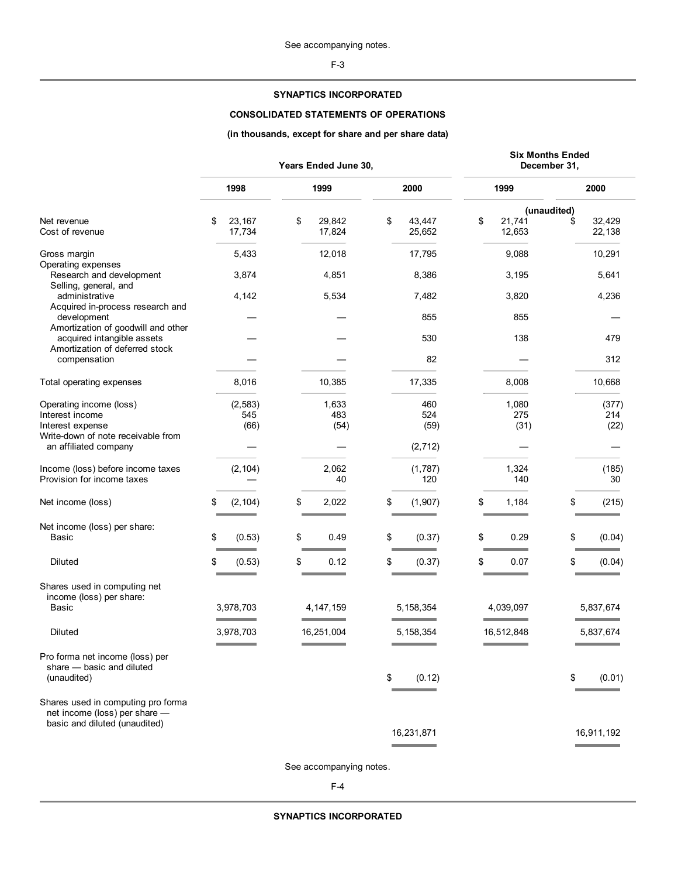See accompanying notes.

## SYNAPTICS INCORPORATED

## CONSOLIDATED STATEMENTS OF OPERATIONS

**(in thousands, except for share and per share data)**

| | Years Ended June 30, | | | Six Months Ended December 31, | |
|---|---|---|---|---|---|
| | 1998 | 1999 | 2000 | 1999 | 2000 |
| | | | | (unaudited) | |
| Net revenue | $ 23,167 | $ 29,842 | $ 43,447 | $ 21,741 | $ 32,429 |
| Cost of revenue | 17,734 | 17,824 | 25,652 | 12,653 | 22,138 |
| Gross margin | 5,433 | 12,018 | 17,795 | 9,088 | 10,291 |
| Operating expenses | | | | | |
| Research and development | 3,874 | 4,851 | 8,386 | 3,195 | 5,641 |
| Selling, general, and administrative | 4,142 | 5,534 | 7,482 | 3,820 | 4,236 |
| Acquired in-process research and development | — | — | 855 | 855 | — |
| Amortization of goodwill and other acquired intangible assets | — | — | 530 | 138 | 479 |
| Amortization of deferred stock compensation | — | — | 82 | — | 312 |
| Total operating expenses | 8,016 | 10,385 | 17,335 | 8,008 | 10,668 |
| Operating income (loss) | (2,583) | 1,633 | 460 | 1,080 | (377) |
| Interest income | 545 | 483 | 524 | 275 | 214 |
| Interest expense | (66) | (54) | (59) | (31) | (22) |
| Write-down of note receivable from an affiliated company | — | — | (2,712) | — | — |
| Income (loss) before income taxes | (2,104) | 2,062 | (1,787) | 1,324 | (185) |
| Provision for income taxes | — | 40 | 120 | 140 | 30 |
| Net income (loss) | $ (2,104) | $ 2,022 | $ (1,907) | $ 1,184 | $ (215) |
| Net income (loss) per share: | | | | | |
| Basic | $ (0.53) | $ 0.49 | $ (0.37) | $ 0.29 | $ (0.04) |
| Diluted | $ (0.53) | $ 0.12 | $ (0.37) | $ 0.07 | $ (0.04) |
| Shares used in computing net income (loss) per share: | | | | | |
| Basic | 3,978,703 | 4,147,159 | 5,158,354 | 4,039,097 | 5,837,674 |
| Diluted | 3,978,703 | 16,251,004 | 5,158,354 | 16,512,848 | 5,837,674 |
| Pro forma net income (loss) per share — basic and diluted (unaudited) | | | $ (0.12) | | $ (0.01) |
| Shares used in computing pro forma net income (loss) per share — basic and diluted (unaudited) | | | 16,231,871 | | 16,911,192 |

See accompanying notes.

## SYNAPTICS INCORPORATED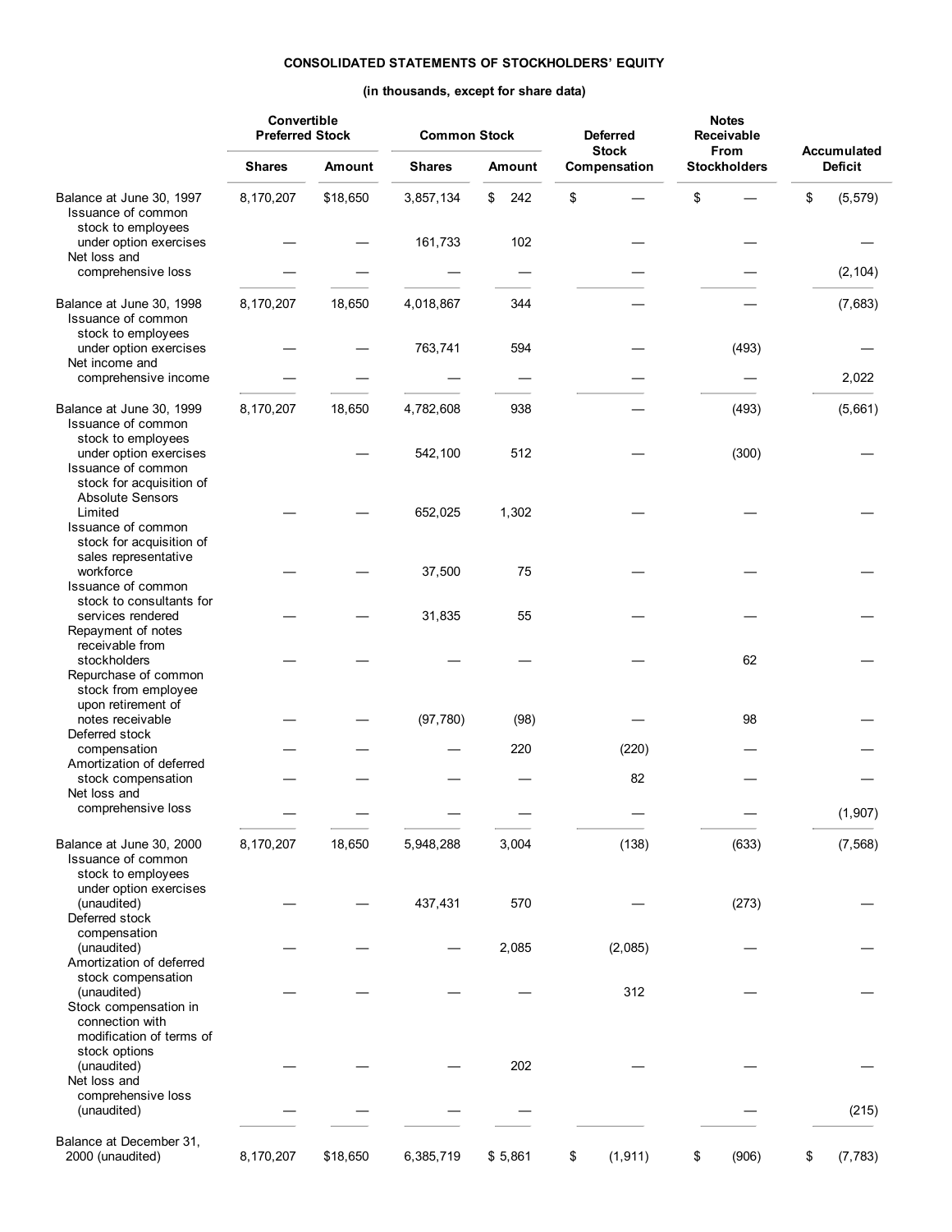**CONSOLIDATED STATEMENTS OF STOCKHOLDERS' EQUITY**

**(in thousands, except for share data)**

| | Convertible Preferred Stock | | Common Stock | | Deferred Stock Compensation | Notes Receivable From Stockholders | Accumulated Deficit |
|---|---|---|---|---|---|---|---|
| | Shares | Amount | Shares | Amount | | | |
| Balance at June 30, 1997 | 8,170,207 | $18,650 | 3,857,134 | $ 242 | $ — | $ — | $ (5,579) |
| Issuance of common stock to employees under option exercises | — | — | 161,733 | 102 | — | — | — |
| Net loss and comprehensive loss | — | — | — | — | — | — | (2,104) |
| Balance at June 30, 1998 | 8,170,207 | 18,650 | 4,018,867 | 344 | — | — | (7,683) |
| Issuance of common stock to employees under option exercises | — | — | 763,741 | 594 | — | (493) | — |
| Net income and comprehensive income | — | — | — | — | — | — | 2,022 |
| Balance at June 30, 1999 | 8,170,207 | 18,650 | 4,782,608 | 938 | — | (493) | (5,661) |
| Issuance of common stock to employees under option exercises | | — | 542,100 | 512 | — | (300) | — |
| Issuance of common stock for acquisition of Absolute Sensors Limited | — | — | 652,025 | 1,302 | — | — | — |
| Issuance of common stock for acquisition of sales representative workforce | — | — | 37,500 | 75 | — | — | — |
| Issuance of common stock to consultants for services rendered | — | — | 31,835 | 55 | — | — | — |
| Repayment of notes receivable from stockholders | — | — | — | — | — | 62 | — |
| Repurchase of common stock from employee upon retirement of notes receivable | — | — | (97,780) | (98) | — | 98 | — |
| Deferred stock compensation | — | — | — | 220 | (220) | — | — |
| Amortization of deferred stock compensation | — | — | — | — | 82 | — | — |
| Net loss and comprehensive loss | — | — | — | — | — | — | (1,907) |
| Balance at June 30, 2000 | 8,170,207 | 18,650 | 5,948,288 | 3,004 | (138) | (633) | (7,568) |
| Issuance of common stock to employees under option exercises (unaudited) | — | — | 437,431 | 570 | — | (273) | — |
| Deferred stock compensation (unaudited) | — | — | — | 2,085 | (2,085) | — | — |
| Amortization of deferred stock compensation (unaudited) | — | — | — | — | 312 | — | — |
| Stock compensation in connection with modification of terms of stock options (unaudited) | — | — | — | 202 | — | — | — |
| Net loss and comprehensive loss (unaudited) | — | — | — | — | — | — | (215) |
| Balance at December 31, 2000 (unaudited) | 8,170,207 | $18,650 | 6,385,719 | $ 5,861 | $ (1,911) | $ (906) | $ (7,783) |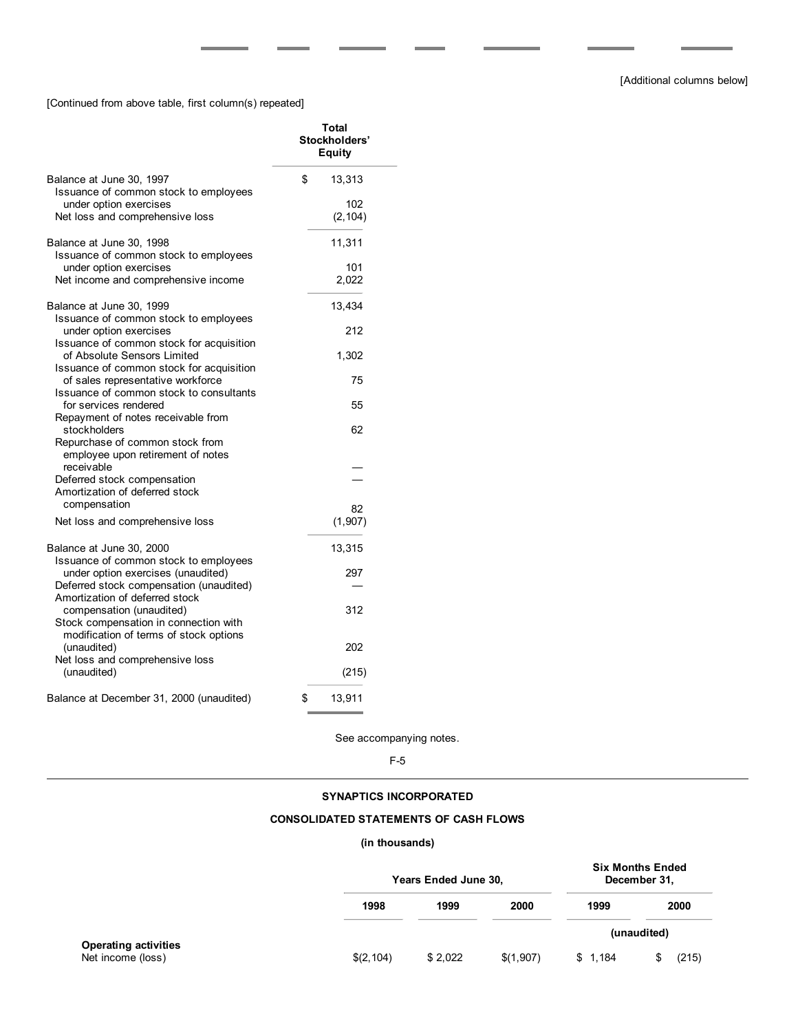[Additional columns below]

[Continued from above table, first column(s) repeated]

| | Total Stockholders' Equity |
|---|---|
| Balance at June 30, 1997 | $ 13,313 |
| Issuance of common stock to employees under option exercises | 102 |
| Net loss and comprehensive loss | (2,104) |
| Balance at June 30, 1998 | 11,311 |
| Issuance of common stock to employees under option exercises | 101 |
| Net income and comprehensive income | 2,022 |
| Balance at June 30, 1999 | 13,434 |
| Issuance of common stock to employees under option exercises | 212 |
| Issuance of common stock for acquisition of Absolute Sensors Limited | 1,302 |
| Issuance of common stock for acquisition of sales representative workforce | 75 |
| Issuance of common stock to consultants for services rendered | 55 |
| Repayment of notes receivable from stockholders | 62 |
| Repurchase of common stock from employee upon retirement of notes receivable | — |
| Deferred stock compensation | — |
| Amortization of deferred stock compensation | 82 |
| Net loss and comprehensive loss | (1,907) |
| Balance at June 30, 2000 | 13,315 |
| Issuance of common stock to employees under option exercises (unaudited) | 297 |
| Deferred stock compensation (unaudited) | — |
| Amortization of deferred stock compensation (unaudited) | 312 |
| Stock compensation in connection with modification of terms of stock options (unaudited) | 202 |
| Net loss and comprehensive loss (unaudited) | (215) |
| Balance at December 31, 2000 (unaudited) | $ 13,911 |

See accompanying notes.

## SYNAPTICS INCORPORATED

## CONSOLIDATED STATEMENTS OF CASH FLOWS

**(in thousands)**

| | Years Ended June 30, | | | Six Months Ended December 31, | |
|---|---|---|---|---|---|
| | 1998 | 1999 | 2000 | 1999 | 2000 |
| | | | | (unaudited) | |
| **Operating activities** | | | | | |
| Net income (loss) | $(2,104) | $ 2,022 | $(1,907) | $ 1,184 | $ (215) |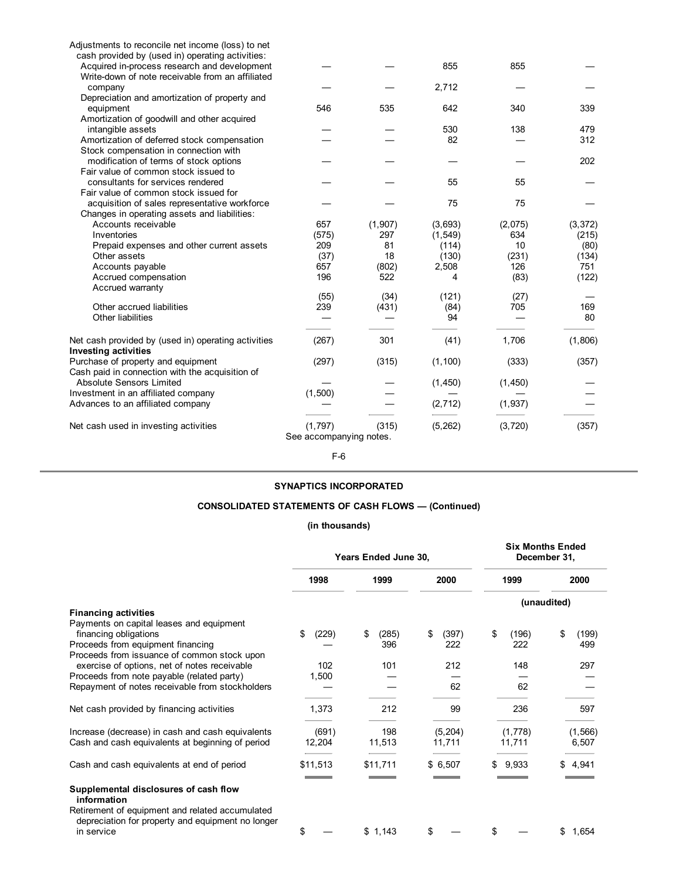| | | | | | |
|---|---|---|---|---|---|
| Adjustments to reconcile net income (loss) to net cash provided by (used in) operating activities: | | | | | |
| Acquired in-process research and development | — | — | 855 | 855 | — |
| Write-down of note receivable from an affiliated company | — | — | 2,712 | — | — |
| Depreciation and amortization of property and equipment | 546 | 535 | 642 | 340 | 339 |
| Amortization of goodwill and other acquired intangible assets | — | — | 530 | 138 | 479 |
| Amortization of deferred stock compensation | — | — | 82 | — | 312 |
| Stock compensation in connection with modification of terms of stock options | — | — | — | — | 202 |
| Fair value of common stock issued to consultants for services rendered | — | — | 55 | 55 | — |
| Fair value of common stock issued for acquisition of sales representative workforce | — | — | 75 | 75 | — |
| Changes in operating assets and liabilities: | | | | | |
| Accounts receivable | 657 | (1,907) | (3,693) | (2,075) | (3,372) |
| Inventories | (575) | 297 | (1,549) | 634 | (215) |
| Prepaid expenses and other current assets | 209 | 81 | (114) | 10 | (80) |
| Other assets | (37) | 18 | (130) | (231) | (134) |
| Accounts payable | 657 | (802) | 2,508 | 126 | 751 |
| Accrued compensation | 196 | 522 | 4 | (83) | (122) |
| Accrued warranty | (55) | (34) | (121) | (27) | — |
| Other accrued liabilities | 239 | (431) | (84) | 705 | 169 |
| Other liabilities | — | — | 94 | — | 80 |
| Net cash provided by (used in) operating activities | (267) | 301 | (41) | 1,706 | (1,806) |
| **Investing activities** | | | | | |
| Purchase of property and equipment | (297) | (315) | (1,100) | (333) | (357) |
| Cash paid in connection with the acquisition of Absolute Sensors Limited | — | — | (1,450) | (1,450) | — |
| Investment in an affiliated company | (1,500) | — | — | — | — |
| Advances to an affiliated company | — | — | (2,712) | (1,937) | — |
| Net cash used in investing activities | (1,797) | (315) | (5,262) | (3,720) | (357) |

See accompanying notes.

**SYNAPTICS INCORPORATED**

**CONSOLIDATED STATEMENTS OF CASH FLOWS — (Continued)**

**(in thousands)**

| | Years Ended June 30, | | | Six Months Ended December 31, | |
|---|---|---|---|---|---|
| | 1998 | 1999 | 2000 | 1999 | 2000 |
| | | | | (unaudited) | |
| **Financing activities** | | | | | |
| Payments on capital leases and equipment financing obligations | $ (229) | $ (285) | $ (397) | $ (196) | $ (199) |
| Proceeds from equipment financing | — | 396 | 222 | 222 | 499 |
| Proceeds from issuance of common stock upon exercise of options, net of notes receivable | 102 | 101 | 212 | 148 | 297 |
| Proceeds from note payable (related party) | 1,500 | — | — | — | — |
| Repayment of notes receivable from stockholders | — | — | 62 | 62 | — |
| Net cash provided by financing activities | 1,373 | 212 | 99 | 236 | 597 |
| Increase (decrease) in cash and cash equivalents | (691) | 198 | (5,204) | (1,778) | (1,566) |
| Cash and cash equivalents at beginning of period | 12,204 | 11,513 | 11,711 | 11,711 | 6,507 |
| Cash and cash equivalents at end of period | $11,513 | $11,711 | $ 6,507 | $ 9,933 | $ 4,941 |
| **Supplemental disclosures of cash flow information** | | | | | |
| Retirement of equipment and related accumulated depreciation for property and equipment no longer in service | $ — | $ 1,143 | $ — | $ — | $ 1,654 |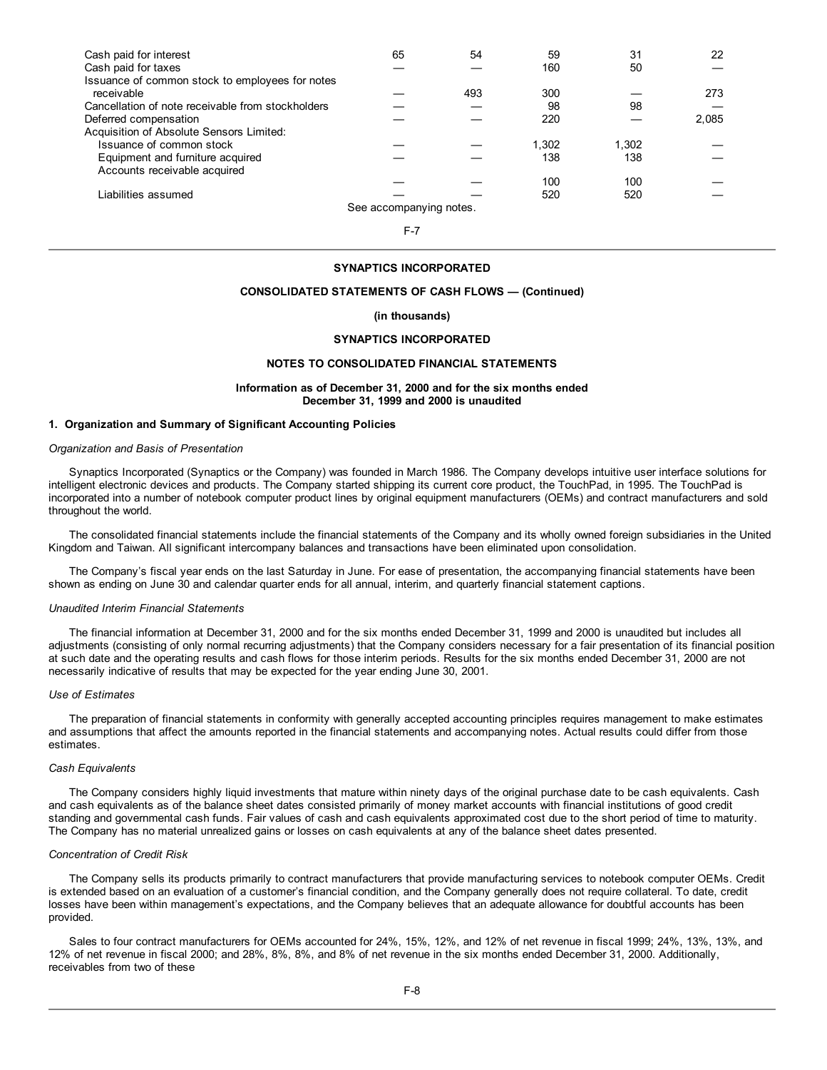| | | | | | |
|---|---|---|---|---|---|
| Cash paid for interest | 65 | 54 | 59 | 31 | 22 |
| Cash paid for taxes | — | — | 160 | 50 | — |
| Issuance of common stock to employees for notes receivable | — | 493 | 300 | — | 273 |
| Cancellation of note receivable from stockholders | — | — | 98 | 98 | — |
| Deferred compensation | — | — | 220 | — | 2,085 |
| Acquisition of Absolute Sensors Limited: | | | | | |
| Issuance of common stock | — | — | 1,302 | 1,302 | — |
| Equipment and furniture acquired | — | — | 138 | 138 | — |
| Accounts receivable acquired | — | — | 100 | 100 | — |
| Liabilities assumed | — | — | 520 | 520 | — |

See accompanying notes.

**SYNAPTICS INCORPORATED**

**CONSOLIDATED STATEMENTS OF CASH FLOWS — (Continued)**

**(in thousands)**

**SYNAPTICS INCORPORATED**

**NOTES TO CONSOLIDATED FINANCIAL STATEMENTS**

**Information as of December 31, 2000 and for the six months ended December 31, 1999 and 2000 is unaudited**

### 1. Organization and Summary of Significant Accounting Policies

*Organization and Basis of Presentation*

Synaptics Incorporated (Synaptics or the Company) was founded in March 1986. The Company develops intuitive user interface solutions for intelligent electronic devices and products. The Company started shipping its current core product, the TouchPad, in 1995. The TouchPad is incorporated into a number of notebook computer product lines by original equipment manufacturers (OEMs) and contract manufacturers and sold throughout the world.

The consolidated financial statements include the financial statements of the Company and its wholly owned foreign subsidiaries in the United Kingdom and Taiwan. All significant intercompany balances and transactions have been eliminated upon consolidation.

The Company's fiscal year ends on the last Saturday in June. For ease of presentation, the accompanying financial statements have been shown as ending on June 30 and calendar quarter ends for all annual, interim, and quarterly financial statement captions.

*Unaudited Interim Financial Statements*

The financial information at December 31, 2000 and for the six months ended December 31, 1999 and 2000 is unaudited but includes all adjustments (consisting of only normal recurring adjustments) that the Company considers necessary for a fair presentation of its financial position at such date and the operating results and cash flows for those interim periods. Results for the six months ended December 31, 2000 are not necessarily indicative of results that may be expected for the year ending June 30, 2001.

*Use of Estimates*

The preparation of financial statements in conformity with generally accepted accounting principles requires management to make estimates and assumptions that affect the amounts reported in the financial statements and accompanying notes. Actual results could differ from those estimates.

*Cash Equivalents*

The Company considers highly liquid investments that mature within ninety days of the original purchase date to be cash equivalents. Cash and cash equivalents as of the balance sheet dates consisted primarily of money market accounts with financial institutions of good credit standing and governmental cash funds. Fair values of cash and cash equivalents approximated cost due to the short period of time to maturity. The Company has no material unrealized gains or losses on cash equivalents at any of the balance sheet dates presented.

*Concentration of Credit Risk*

The Company sells its products primarily to contract manufacturers that provide manufacturing services to notebook computer OEMs. Credit is extended based on an evaluation of a customer's financial condition, and the Company generally does not require collateral. To date, credit losses have been within management's expectations, and the Company believes that an adequate allowance for doubtful accounts has been provided.

Sales to four contract manufacturers for OEMs accounted for 24%, 15%, 12%, and 12% of net revenue in fiscal 1999; 24%, 13%, 13%, and 12% of net revenue in fiscal 2000; and 28%, 8%, 8%, and 8% of net revenue in the six months ended December 31, 2000. Additionally, receivables from two of these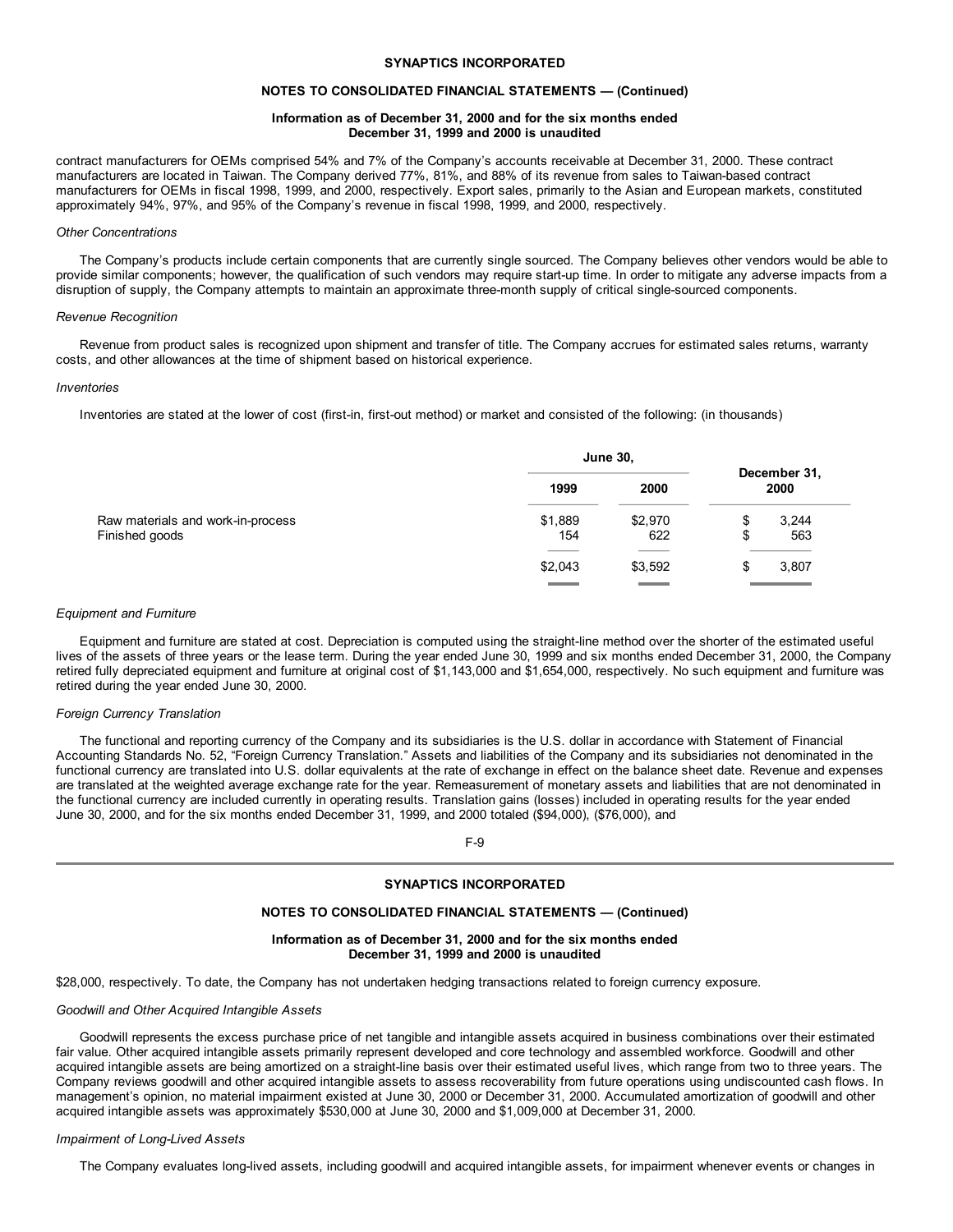contract manufacturers for OEMs comprised 54% and 7% of the Company's accounts receivable at December 31, 2000. These contract manufacturers are located in Taiwan. The Company derived 77%, 81%, and 88% of its revenue from sales to Taiwan-based contract manufacturers for OEMs in fiscal 1998, 1999, and 2000, respectively. Export sales, primarily to the Asian and European markets, constituted approximately 94%, 97%, and 95% of the Company's revenue in fiscal 1998, 1999, and 2000, respectively.

*Other Concentrations*

The Company's products include certain components that are currently single sourced. The Company believes other vendors would be able to provide similar components; however, the qualification of such vendors may require start-up time. In order to mitigate any adverse impacts from a disruption of supply, the Company attempts to maintain an approximate three-month supply of critical single-sourced components.

*Revenue Recognition*

Revenue from product sales is recognized upon shipment and transfer of title. The Company accrues for estimated sales returns, warranty costs, and other allowances at the time of shipment based on historical experience.

*Inventories*

Inventories are stated at the lower of cost (first-in, first-out method) or market and consisted of the following: (in thousands)

| | June 30, | | December 31, |
|---|---|---|---|
| | 1999 | 2000 | 2000 |
| Raw materials and work-in-process | $1,889 | $2,970 | $ 3,244 |
| Finished goods | 154 | 622 | $ 563 |
| | $2,043 | $3,592 | $ 3,807 |

*Equipment and Furniture*

Equipment and furniture are stated at cost. Depreciation is computed using the straight-line method over the shorter of the estimated useful lives of the assets of three years or the lease term. During the year ended June 30, 1999 and six months ended December 31, 2000, the Company retired fully depreciated equipment and furniture at original cost of $1,143,000 and $1,654,000, respectively. No such equipment and furniture was retired during the year ended June 30, 2000.

*Foreign Currency Translation*

The functional and reporting currency of the Company and its subsidiaries is the U.S. dollar in accordance with Statement of Financial Accounting Standards No. 52, "Foreign Currency Translation." Assets and liabilities of the Company and its subsidiaries not denominated in the functional currency are translated into U.S. dollar equivalents at the rate of exchange in effect on the balance sheet date. Revenue and expenses are translated at the weighted average exchange rate for the year. Remeasurement of monetary assets and liabilities that are not denominated in the functional currency are included currently in operating results. Translation gains (losses) included in operating results for the year ended June 30, 2000, and for the six months ended December 31, 1999, and 2000 totaled ($94,000), ($76,000), and $28,000, respectively. To date, the Company has not undertaken hedging transactions related to foreign currency exposure.

*Goodwill and Other Acquired Intangible Assets*

Goodwill represents the excess purchase price of net tangible and intangible assets acquired in business combinations over their estimated fair value. Other acquired intangible assets primarily represent developed and core technology and assembled workforce. Goodwill and other acquired intangible assets are being amortized on a straight-line basis over their estimated useful lives, which range from two to three years. The Company reviews goodwill and other acquired intangible assets to assess recoverability from future operations using undiscounted cash flows. In management's opinion, no material impairment existed at June 30, 2000 or December 31, 2000. Accumulated amortization of goodwill and other acquired intangible assets was approximately $530,000 at June 30, 2000 and $1,009,000 at December 31, 2000.

*Impairment of Long-Lived Assets*

The Company evaluates long-lived assets, including goodwill and acquired intangible assets, for impairment whenever events or changes in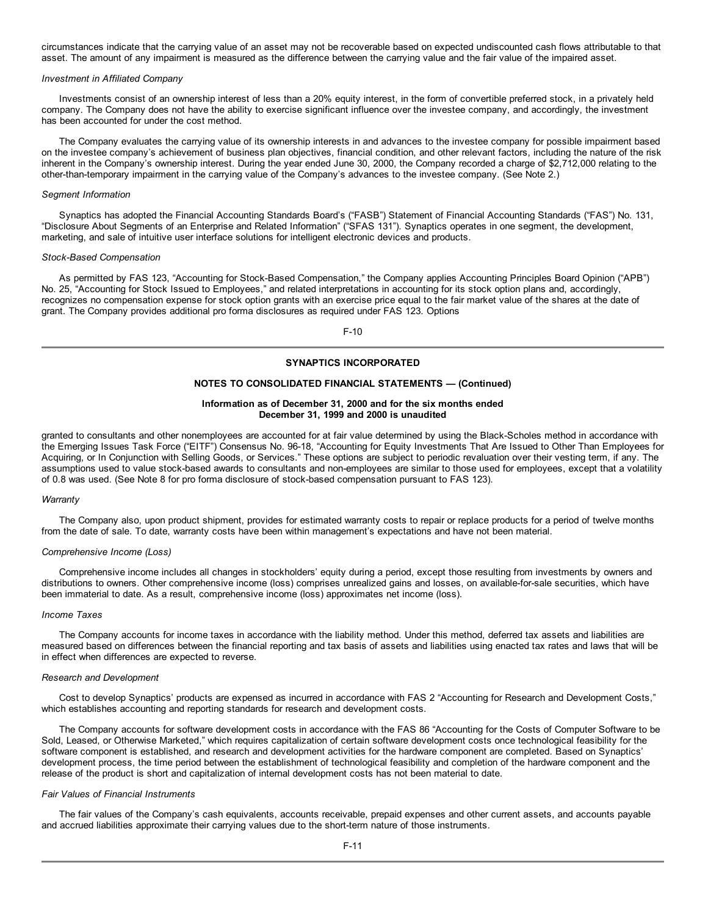circumstances indicate that the carrying value of an asset may not be recoverable based on expected undiscounted cash flows attributable to that asset. The amount of any impairment is measured as the difference between the carrying value and the fair value of the impaired asset.

*Investment in Affiliated Company*

Investments consist of an ownership interest of less than a 20% equity interest, in the form of convertible preferred stock, in a privately held company. The Company does not have the ability to exercise significant influence over the investee company, and accordingly, the investment has been accounted for under the cost method.

The Company evaluates the carrying value of its ownership interests in and advances to the investee company for possible impairment based on the investee company's achievement of business plan objectives, financial condition, and other relevant factors, including the nature of the risk inherent in the Company's ownership interest. During the year ended June 30, 2000, the Company recorded a charge of $2,712,000 relating to the other-than-temporary impairment in the carrying value of the Company's advances to the investee company. (See Note 2.)

*Segment Information*

Synaptics has adopted the Financial Accounting Standards Board's ("FASB") Statement of Financial Accounting Standards ("FAS") No. 131, "Disclosure About Segments of an Enterprise and Related Information" ("SFAS 131"). Synaptics operates in one segment, the development, marketing, and sale of intuitive user interface solutions for intelligent electronic devices and products.

*Stock-Based Compensation*

As permitted by FAS 123, "Accounting for Stock-Based Compensation," the Company applies Accounting Principles Board Opinion ("APB") No. 25, "Accounting for Stock Issued to Employees," and related interpretations in accounting for its stock option plans and, accordingly, recognizes no compensation expense for stock option grants with an exercise price equal to the fair market value of the shares at the date of grant. The Company provides additional pro forma disclosures as required under FAS 123. Options

**SYNAPTICS INCORPORATED**

**NOTES TO CONSOLIDATED FINANCIAL STATEMENTS — (Continued)**

**Information as of December 31, 2000 and for the six months ended December 31, 1999 and 2000 is unaudited**

granted to consultants and other nonemployees are accounted for at fair value determined by using the Black-Scholes method in accordance with the Emerging Issues Task Force ("EITF") Consensus No. 96-18, "Accounting for Equity Investments That Are Issued to Other Than Employees for Acquiring, or In Conjunction with Selling Goods, or Services." These options are subject to periodic revaluation over their vesting term, if any. The assumptions used to value stock-based awards to consultants and non-employees are similar to those used for employees, except that a volatility of 0.8 was used. (See Note 8 for pro forma disclosure of stock-based compensation pursuant to FAS 123).

*Warranty*

The Company also, upon product shipment, provides for estimated warranty costs to repair or replace products for a period of twelve months from the date of sale. To date, warranty costs have been within management's expectations and have not been material.

*Comprehensive Income (Loss)*

Comprehensive income includes all changes in stockholders' equity during a period, except those resulting from investments by owners and distributions to owners. Other comprehensive income (loss) comprises unrealized gains and losses, on available-for-sale securities, which have been immaterial to date. As a result, comprehensive income (loss) approximates net income (loss).

*Income Taxes*

The Company accounts for income taxes in accordance with the liability method. Under this method, deferred tax assets and liabilities are measured based on differences between the financial reporting and tax basis of assets and liabilities using enacted tax rates and laws that will be in effect when differences are expected to reverse.

*Research and Development*

Cost to develop Synaptics' products are expensed as incurred in accordance with FAS 2 "Accounting for Research and Development Costs," which establishes accounting and reporting standards for research and development costs.

The Company accounts for software development costs in accordance with the FAS 86 "Accounting for the Costs of Computer Software to be Sold, Leased, or Otherwise Marketed," which requires capitalization of certain software development costs once technological feasibility for the software component is established, and research and development activities for the hardware component are completed. Based on Synaptics' development process, the time period between the establishment of technological feasibility and completion of the hardware component and the release of the product is short and capitalization of internal development costs has not been material to date.

*Fair Values of Financial Instruments*

The fair values of the Company's cash equivalents, accounts receivable, prepaid expenses and other current assets, and accounts payable and accrued liabilities approximate their carrying values due to the short-term nature of those instruments.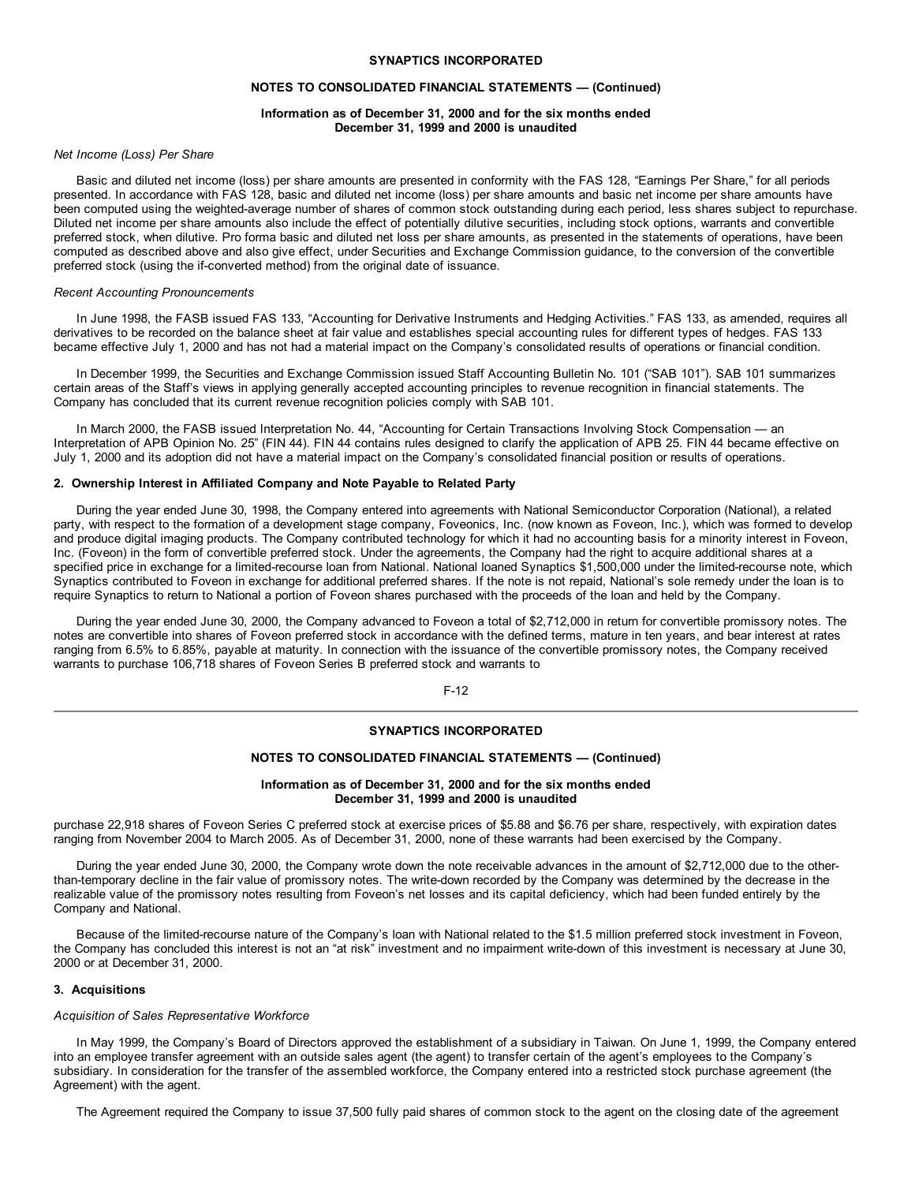*Net Income (Loss) Per Share*

Basic and diluted net income (loss) per share amounts are presented in conformity with the FAS 128, "Earnings Per Share," for all periods presented. In accordance with FAS 128, basic and diluted net income (loss) per share amounts and basic net income per share amounts have been computed using the weighted-average number of shares of common stock outstanding during each period, less shares subject to repurchase. Diluted net income per share amounts also include the effect of potentially dilutive securities, including stock options, warrants and convertible preferred stock, when dilutive. Pro forma basic and diluted net loss per share amounts, as presented in the statements of operations, have been computed as described above and also give effect, under Securities and Exchange Commission guidance, to the conversion of the convertible preferred stock (using the if-converted method) from the original date of issuance.

*Recent Accounting Pronouncements*

In June 1998, the FASB issued FAS 133, "Accounting for Derivative Instruments and Hedging Activities." FAS 133, as amended, requires all derivatives to be recorded on the balance sheet at fair value and establishes special accounting rules for different types of hedges. FAS 133 became effective July 1, 2000 and has not had a material impact on the Company's consolidated results of operations or financial condition.

In December 1999, the Securities and Exchange Commission issued Staff Accounting Bulletin No. 101 ("SAB 101"). SAB 101 summarizes certain areas of the Staff's views in applying generally accepted accounting principles to revenue recognition in financial statements. The Company has concluded that its current revenue recognition policies comply with SAB 101.

In March 2000, the FASB issued Interpretation No. 44, "Accounting for Certain Transactions Involving Stock Compensation — an Interpretation of APB Opinion No. 25" (FIN 44). FIN 44 contains rules designed to clarify the application of APB 25. FIN 44 became effective on July 1, 2000 and its adoption did not have a material impact on the Company's consolidated financial position or results of operations.

**2. Ownership Interest in Affiliated Company and Note Payable to Related Party**

During the year ended June 30, 1998, the Company entered into agreements with National Semiconductor Corporation (National), a related party, with respect to the formation of a development stage company, Foveonics, Inc. (now known as Foveon, Inc.), which was formed to develop and produce digital imaging products. The Company contributed technology for which it had no accounting basis for a minority interest in Foveon, Inc. (Foveon) in the form of convertible preferred stock. Under the agreements, the Company had the right to acquire additional shares at a specified price in exchange for a limited-recourse loan from National. National loaned Synaptics $1,500,000 under the limited-recourse note, which Synaptics contributed to Foveon in exchange for additional preferred shares. If the note is not repaid, National's sole remedy under the loan is to require Synaptics to return to National a portion of Foveon shares purchased with the proceeds of the loan and held by the Company.

During the year ended June 30, 2000, the Company advanced to Foveon a total of $2,712,000 in return for convertible promissory notes. The notes are convertible into shares of Foveon preferred stock in accordance with the defined terms, mature in ten years, and bear interest at rates ranging from 6.5% to 6.85%, payable at maturity. In connection with the issuance of the convertible promissory notes, the Company received warrants to purchase 106,718 shares of Foveon Series B preferred stock and warrants to purchase 22,918 shares of Foveon Series C preferred stock at exercise prices of $5.88 and $6.76 per share, respectively, with expiration dates ranging from November 2004 to March 2005. As of December 31, 2000, none of these warrants had been exercised by the Company.

During the year ended June 30, 2000, the Company wrote down the note receivable advances in the amount of $2,712,000 due to the other-than-temporary decline in the fair value of promissory notes. The write-down recorded by the Company was determined by the decrease in the realizable value of the promissory notes resulting from Foveon's net losses and its capital deficiency, which had been funded entirely by the Company and National.

Because of the limited-recourse nature of the Company's loan with National related to the $1.5 million preferred stock investment in Foveon, the Company has concluded this interest is not an "at risk" investment and no impairment write-down of this investment is necessary at June 30, 2000 or at December 31, 2000.

**3. Acquisitions**

*Acquisition of Sales Representative Workforce*

In May 1999, the Company's Board of Directors approved the establishment of a subsidiary in Taiwan. On June 1, 1999, the Company entered into an employee transfer agreement with an outside sales agent (the agent) to transfer certain of the agent's employees to the Company's subsidiary. In consideration for the transfer of the assembled workforce, the Company entered into a restricted stock purchase agreement (the Agreement) with the agent.

The Agreement required the Company to issue 37,500 fully paid shares of common stock to the agent on the closing date of the agreement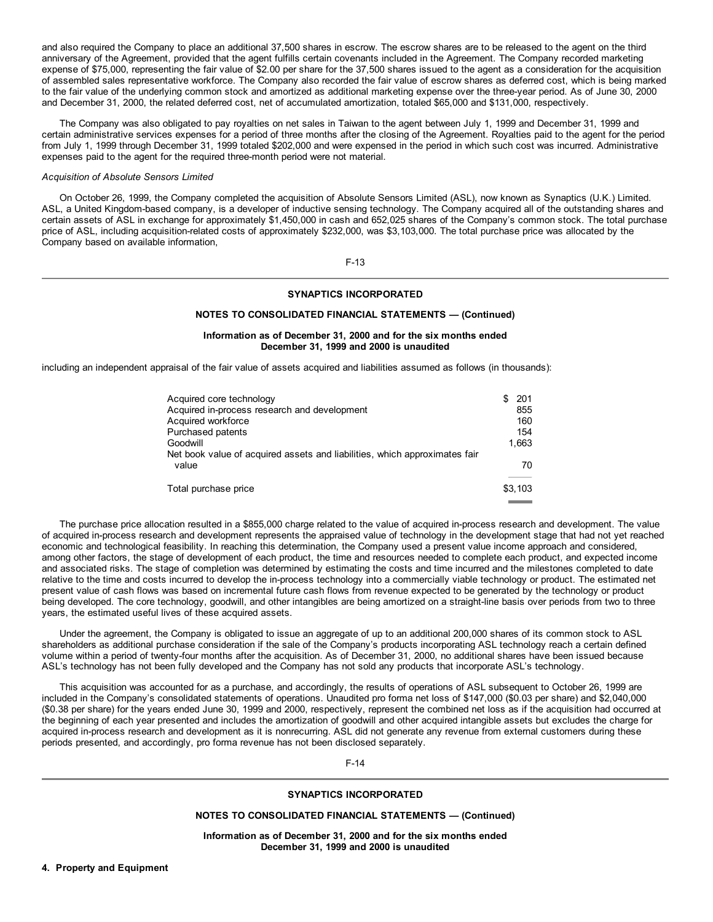and also required the Company to place an additional 37,500 shares in escrow. The escrow shares are to be released to the agent on the third anniversary of the Agreement, provided that the agent fulfills certain covenants included in the Agreement. The Company recorded marketing expense of $75,000, representing the fair value of $2.00 per share for the 37,500 shares issued to the agent as a consideration for the acquisition of assembled sales representative workforce. The Company also recorded the fair value of escrow shares as deferred cost, which is being marked to the fair value of the underlying common stock and amortized as additional marketing expense over the three-year period. As of June 30, 2000 and December 31, 2000, the related deferred cost, net of accumulated amortization, totaled $65,000 and $131,000, respectively.

The Company was also obligated to pay royalties on net sales in Taiwan to the agent between July 1, 1999 and December 31, 1999 and certain administrative services expenses for a period of three months after the closing of the Agreement. Royalties paid to the agent for the period from July 1, 1999 through December 31, 1999 totaled $202,000 and were expensed in the period in which such cost was incurred. Administrative expenses paid to the agent for the required three-month period were not material.

*Acquisition of Absolute Sensors Limited*

On October 26, 1999, the Company completed the acquisition of Absolute Sensors Limited (ASL), now known as Synaptics (U.K.) Limited. ASL, a United Kingdom-based company, is a developer of inductive sensing technology. The Company acquired all of the outstanding shares and certain assets of ASL in exchange for approximately $1,450,000 in cash and 652,025 shares of the Company's common stock. The total purchase price of ASL, including acquisition-related costs of approximately $232,000, was $3,103,000. The total purchase price was allocated by the Company based on available information,

**SYNAPTICS INCORPORATED**

**NOTES TO CONSOLIDATED FINANCIAL STATEMENTS — (Continued)**

**Information as of December 31, 2000 and for the six months ended December 31, 1999 and 2000 is unaudited**

including an independent appraisal of the fair value of assets acquired and liabilities assumed as follows (in thousands):

| | |
|---|---|
| Acquired core technology | $ 201 |
| Acquired in-process research and development | 855 |
| Acquired workforce | 160 |
| Purchased patents | 154 |
| Goodwill | 1,663 |
| Net book value of acquired assets and liabilities, which approximates fair value | 70 |
| Total purchase price | $3,103 |

The purchase price allocation resulted in a $855,000 charge related to the value of acquired in-process research and development. The value of acquired in-process research and development represents the appraised value of technology in the development stage that had not yet reached economic and technological feasibility. In reaching this determination, the Company used a present value income approach and considered, among other factors, the stage of development of each product, the time and resources needed to complete each product, and expected income and associated risks. The stage of completion was determined by estimating the costs and time incurred and the milestones completed to date relative to the time and costs incurred to develop the in-process technology into a commercially viable technology or product. The estimated net present value of cash flows was based on incremental future cash flows from revenue expected to be generated by the technology or product being developed. The core technology, goodwill, and other intangibles are being amortized on a straight-line basis over periods from two to three years, the estimated useful lives of these acquired assets.

Under the agreement, the Company is obligated to issue an aggregate of up to an additional 200,000 shares of its common stock to ASL shareholders as additional purchase consideration if the sale of the Company's products incorporating ASL technology reach a certain defined volume within a period of twenty-four months after the acquisition. As of December 31, 2000, no additional shares have been issued because ASL's technology has not been fully developed and the Company has not sold any products that incorporate ASL's technology.

This acquisition was accounted for as a purchase, and accordingly, the results of operations of ASL subsequent to October 26, 1999 are included in the Company's consolidated statements of operations. Unaudited pro forma net loss of $147,000 ($0.03 per share) and $2,040,000 ($0.38 per share) for the years ended June 30, 1999 and 2000, respectively, represent the combined net loss as if the acquisition had occurred at the beginning of each year presented and includes the amortization of goodwill and other acquired intangible assets but excludes the charge for acquired in-process research and development as it is nonrecurring. ASL did not generate any revenue from external customers during these periods presented, and accordingly, pro forma revenue has not been disclosed separately.

**SYNAPTICS INCORPORATED**

**NOTES TO CONSOLIDATED FINANCIAL STATEMENTS — (Continued)**

**Information as of December 31, 2000 and for the six months ended December 31, 1999 and 2000 is unaudited**

**4. Property and Equipment**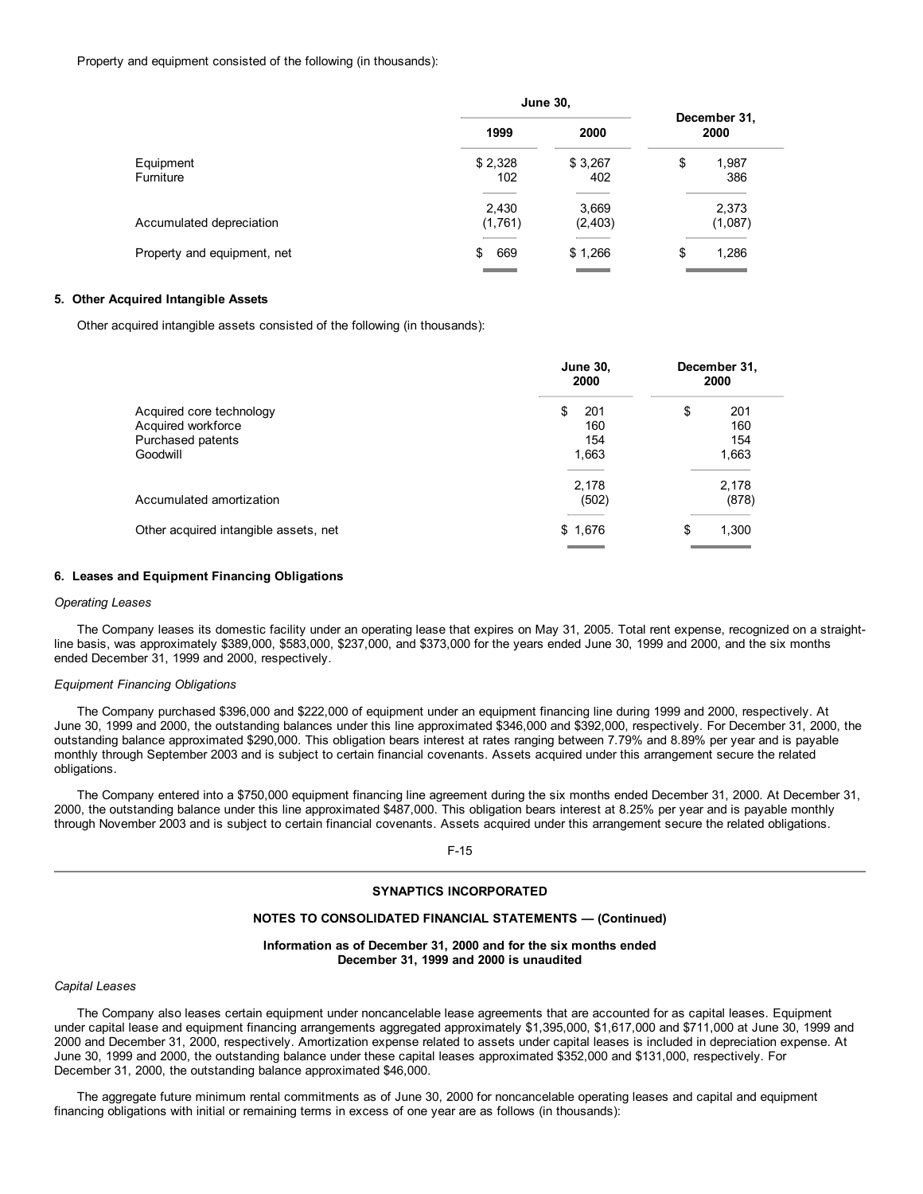Property and equipment consisted of the following (in thousands):

| | June 30, | | December 31, |
|---|---|---|---|
| | 1999 | 2000 | 2000 |
| Equipment | $ 2,328 | $ 3,267 | $ 1,987 |
| Furniture | 102 | 402 | 386 |
| | 2,430 | 3,669 | 2,373 |
| Accumulated depreciation | (1,761) | (2,403) | (1,087) |
| Property and equipment, net | $ 669 | $ 1,266 | $ 1,286 |

**5. Other Acquired Intangible Assets**

Other acquired intangible assets consisted of the following (in thousands):

| | June 30, 2000 | December 31, 2000 |
|---|---|---|
| Acquired core technology | $ 201 | $ 201 |
| Acquired workforce | 160 | 160 |
| Purchased patents | 154 | 154 |
| Goodwill | 1,663 | 1,663 |
| | 2,178 | 2,178 |
| Accumulated amortization | (502) | (878) |
| Other acquired intangible assets, net | $ 1,676 | $ 1,300 |

**6. Leases and Equipment Financing Obligations**

*Operating Leases*

The Company leases its domestic facility under an operating lease that expires on May 31, 2005. Total rent expense, recognized on a straight-line basis, was approximately $389,000, $583,000, $237,000, and $373,000 for the years ended June 30, 1999 and 2000, and the six months ended December 31, 1999 and 2000, respectively.

*Equipment Financing Obligations*

The Company purchased $396,000 and $222,000 of equipment under an equipment financing line during 1999 and 2000, respectively. At June 30, 1999 and 2000, the outstanding balances under this line approximated $346,000 and $392,000, respectively. For December 31, 2000, the outstanding balance approximated $290,000. This obligation bears interest at rates ranging between 7.79% and 8.89% per year and is payable monthly through September 2003 and is subject to certain financial covenants. Assets acquired under this arrangement secure the related obligations.

The Company entered into a $750,000 equipment financing line agreement during the six months ended December 31, 2000. At December 31, 2000, the outstanding balance under this line approximated $487,000. This obligation bears interest at 8.25% per year and is payable monthly through November 2003 and is subject to certain financial covenants. Assets acquired under this arrangement secure the related obligations.

**SYNAPTICS INCORPORATED**

**NOTES TO CONSOLIDATED FINANCIAL STATEMENTS — (Continued)**

**Information as of December 31, 2000 and for the six months ended December 31, 1999 and 2000 is unaudited**

*Capital Leases*

The Company also leases certain equipment under noncancelable lease agreements that are accounted for as capital leases. Equipment under capital lease and equipment financing arrangements aggregated approximately $1,395,000, $1,617,000 and $711,000 at June 30, 1999 and 2000 and December 31, 2000, respectively. Amortization expense related to assets under capital leases is included in depreciation expense. At June 30, 1999 and 2000, the outstanding balance under these capital leases approximated $352,000 and $131,000, respectively. For December 31, 2000, the outstanding balance approximated $46,000.

The aggregate future minimum rental commitments as of June 30, 2000 for noncancelable operating leases and capital and equipment financing obligations with initial or remaining terms in excess of one year are as follows (in thousands):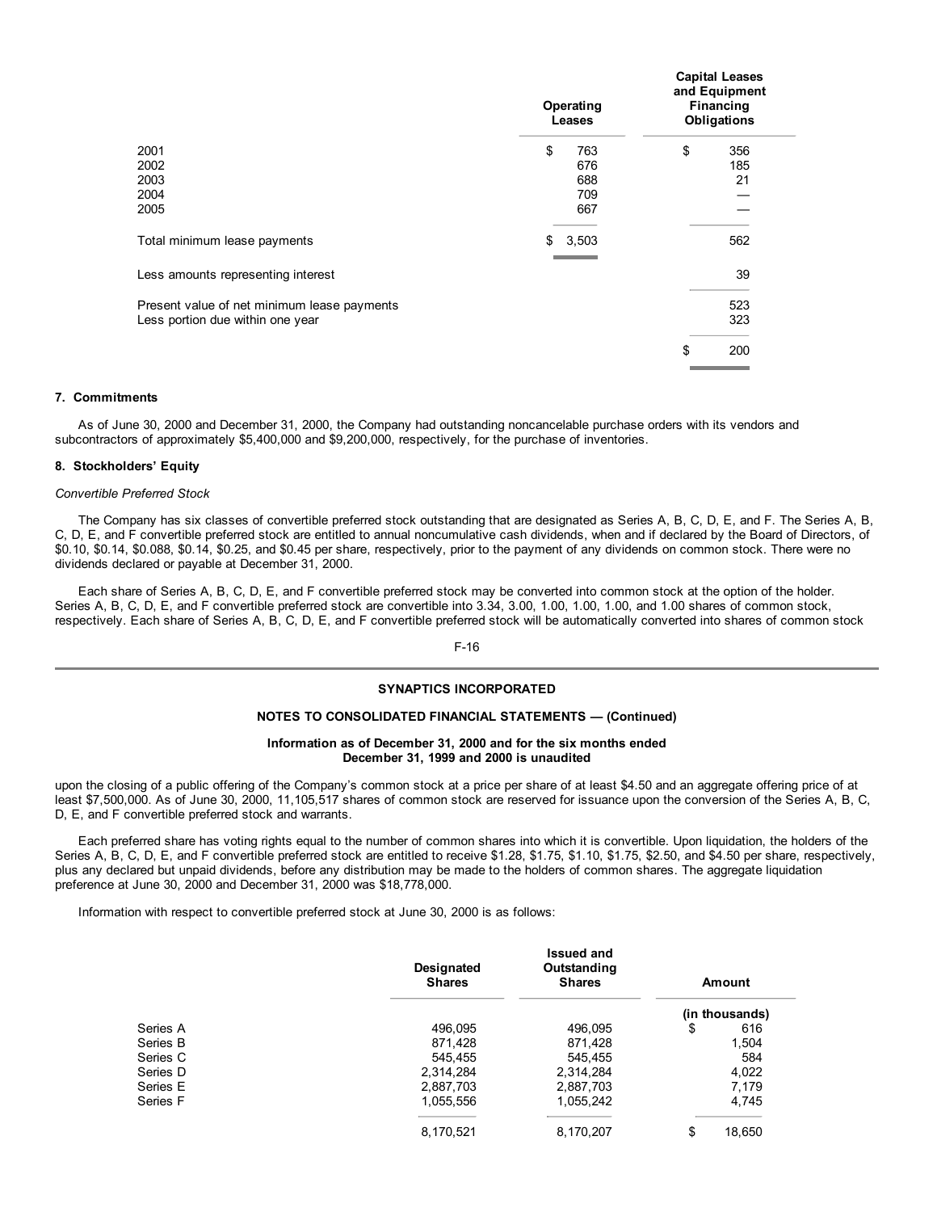| | Operating Leases | Capital Leases and Equipment Financing Obligations |
|---|---|---|
| 2001 | $ 763 | $ 356 |
| 2002 | 676 | 185 |
| 2003 | 688 | 21 |
| 2004 | 709 | — |
| 2005 | 667 | — |
| Total minimum lease payments | $ 3,503 | 562 |
| Less amounts representing interest | | 39 |
| Present value of net minimum lease payments | | 523 |
| Less portion due within one year | | 323 |
| | | $ 200 |

### 7. Commitments

As of June 30, 2000 and December 31, 2000, the Company had outstanding noncancelable purchase orders with its vendors and subcontractors of approximately $5,400,000 and $9,200,000, respectively, for the purchase of inventories.

### 8. Stockholders' Equity

*Convertible Preferred Stock*

The Company has six classes of convertible preferred stock outstanding that are designated as Series A, B, C, D, E, and F. The Series A, B, C, D, E, and F convertible preferred stock are entitled to annual noncumulative cash dividends, when and if declared by the Board of Directors, of $0.10, $0.14, $0.088, $0.14, $0.25, and $0.45 per share, respectively, prior to the payment of any dividends on common stock. There were no dividends declared or payable at December 31, 2000.

Each share of Series A, B, C, D, E, and F convertible preferred stock may be converted into common stock at the option of the holder. Series A, B, C, D, E, and F convertible preferred stock are convertible into 3.34, 3.00, 1.00, 1.00, 1.00, and 1.00 shares of common stock, respectively. Each share of Series A, B, C, D, E, and F convertible preferred stock will be automatically converted into shares of common stock upon the closing of a public offering of the Company's common stock at a price per share of at least $4.50 and an aggregate offering price of at least $7,500,000. As of June 30, 2000, 11,105,517 shares of common stock are reserved for issuance upon the conversion of the Series A, B, C, D, E, and F convertible preferred stock and warrants.

Each preferred share has voting rights equal to the number of common shares into which it is convertible. Upon liquidation, the holders of the Series A, B, C, D, E, and F convertible preferred stock are entitled to receive $1.28, $1.75, $1.10, $1.75, $2.50, and $4.50 per share, respectively, plus any declared but unpaid dividends, before any distribution may be made to the holders of common shares. The aggregate liquidation preference at June 30, 2000 and December 31, 2000 was $18,778,000.

Information with respect to convertible preferred stock at June 30, 2000 is as follows:

| | Designated Shares | Issued and Outstanding Shares | Amount |
|---|---|---|---|
| | | | (in thousands) |
| Series A | 496,095 | 496,095 | $ 616 |
| Series B | 871,428 | 871,428 | 1,504 |
| Series C | 545,455 | 545,455 | 584 |
| Series D | 2,314,284 | 2,314,284 | 4,022 |
| Series E | 2,887,703 | 2,887,703 | 7,179 |
| Series F | 1,055,556 | 1,055,242 | 4,745 |
| | 8,170,521 | 8,170,207 | $ 18,650 |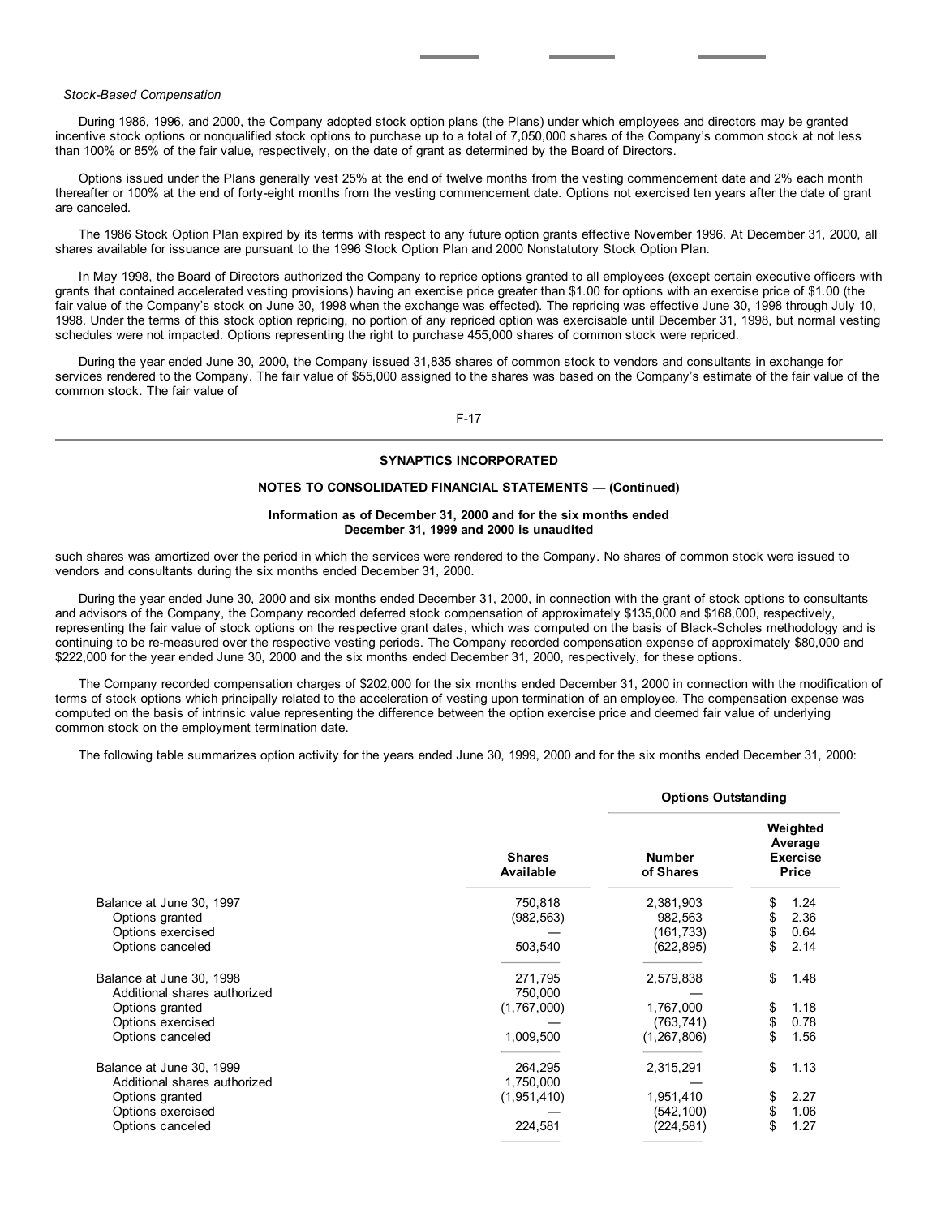*Stock-Based Compensation*

During 1986, 1996, and 2000, the Company adopted stock option plans (the Plans) under which employees and directors may be granted incentive stock options or nonqualified stock options to purchase up to a total of 7,050,000 shares of the Company's common stock at not less than 100% or 85% of the fair value, respectively, on the date of grant as determined by the Board of Directors.

Options issued under the Plans generally vest 25% at the end of twelve months from the vesting commencement date and 2% each month thereafter or 100% at the end of forty-eight months from the vesting commencement date. Options not exercised ten years after the date of grant are canceled.

The 1986 Stock Option Plan expired by its terms with respect to any future option grants effective November 1996. At December 31, 2000, all shares available for issuance are pursuant to the 1996 Stock Option Plan and 2000 Nonstatutory Stock Option Plan.

In May 1998, the Board of Directors authorized the Company to reprice options granted to all employees (except certain executive officers with grants that contained accelerated vesting provisions) having an exercise price greater than $1.00 for options with an exercise price of $1.00 (the fair value of the Company's stock on June 30, 1998 when the exchange was effected). The repricing was effective June 30, 1998 through July 10, 1998. Under the terms of this stock option repricing, no portion of any repriced option was exercisable until December 31, 1998, but normal vesting schedules were not impacted. Options representing the right to purchase 455,000 shares of common stock were repriced.

During the year ended June 30, 2000, the Company issued 31,835 shares of common stock to vendors and consultants in exchange for services rendered to the Company. The fair value of $55,000 assigned to the shares was based on the Company's estimate of the fair value of the common stock. The fair value of such shares was amortized over the period in which the services were rendered to the Company. No shares of common stock were issued to vendors and consultants during the six months ended December 31, 2000.

During the year ended June 30, 2000 and six months ended December 31, 2000, in connection with the grant of stock options to consultants and advisors of the Company, the Company recorded deferred stock compensation of approximately $135,000 and $168,000, respectively, representing the fair value of stock options on the respective grant dates, which was computed on the basis of Black-Scholes methodology and is continuing to be re-measured over the respective vesting periods. The Company recorded compensation expense of approximately $80,000 and $222,000 for the year ended June 30, 2000 and the six months ended December 31, 2000, respectively, for these options.

The Company recorded compensation charges of $202,000 for the six months ended December 31, 2000 in connection with the modification of terms of stock options which principally related to the acceleration of vesting upon termination of an employee. The compensation expense was computed on the basis of intrinsic value representing the difference between the option exercise price and deemed fair value of underlying common stock on the employment termination date.

The following table summarizes option activity for the years ended June 30, 1999, 2000 and for the six months ended December 31, 2000:

| | | Options Outstanding | |
|---|---|---|---|
| | Shares Available | Number of Shares | Weighted Average Exercise Price |
| Balance at June 30, 1997 | 750,818 | 2,381,903 | $ 1.24 |
| Options granted | (982,563) | 982,563 | $ 2.36 |
| Options exercised | — | (161,733) | $ 0.64 |
| Options canceled | 503,540 | (622,895) | $ 2.14 |
| Balance at June 30, 1998 | 271,795 | 2,579,838 | $ 1.48 |
| Additional shares authorized | 750,000 | — | |
| Options granted | (1,767,000) | 1,767,000 | $ 1.18 |
| Options exercised | — | (763,741) | $ 0.78 |
| Options canceled | 1,009,500 | (1,267,806) | $ 1.56 |
| Balance at June 30, 1999 | 264,295 | 2,315,291 | $ 1.13 |
| Additional shares authorized | 1,750,000 | — | |
| Options granted | (1,951,410) | 1,951,410 | $ 2.27 |
| Options exercised | — | (542,100) | $ 1.06 |
| Options canceled | 224,581 | (224,581) | $ 1.27 |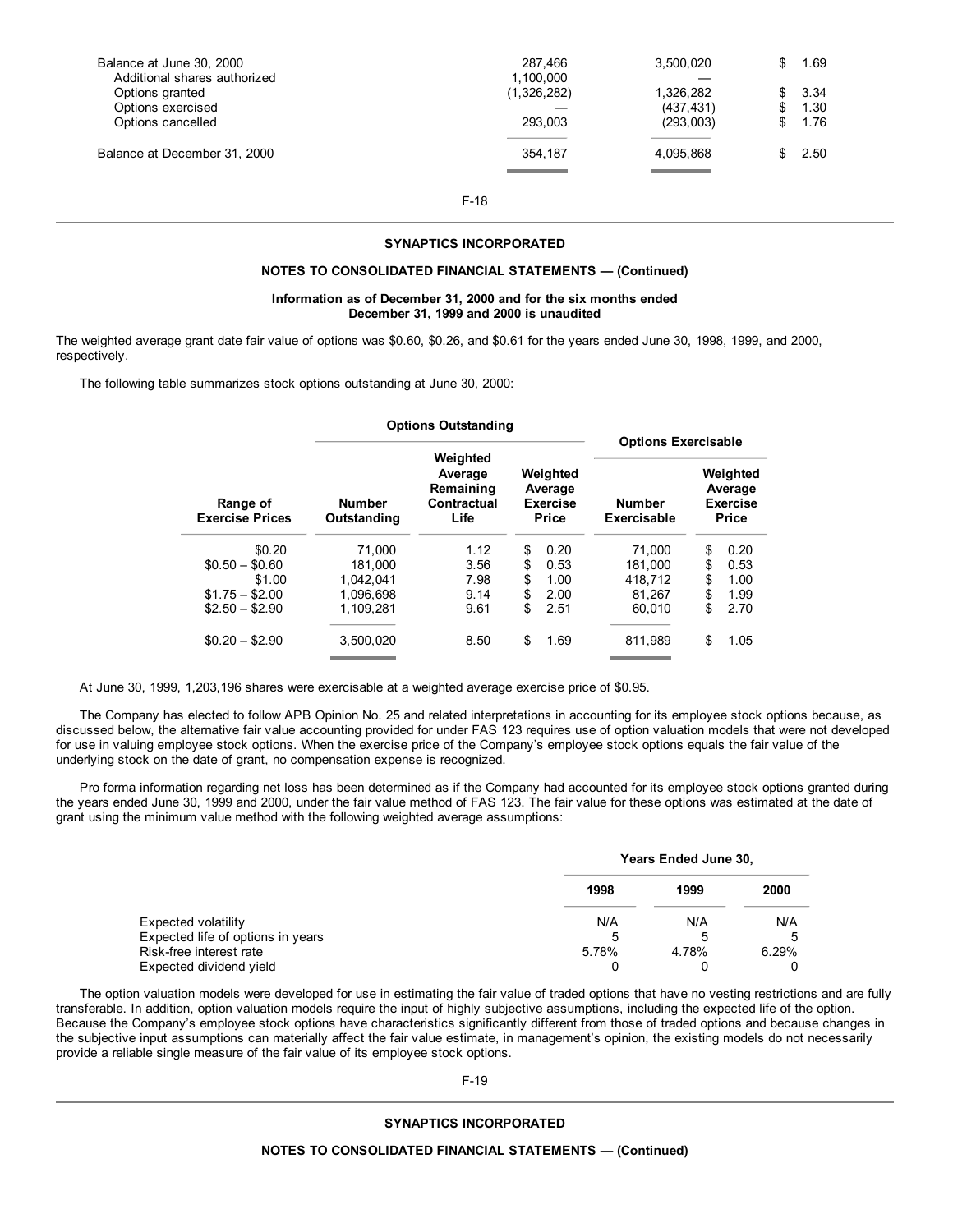| | | | |
|---|---|---|---|
| Balance at June 30, 2000 | 287,466 | 3,500,020 | $ 1.69 |
| Additional shares authorized | 1,100,000 | — | |
| Options granted | (1,326,282) | 1,326,282 | $ 3.34 |
| Options exercised | — | (437,431) | $ 1.30 |
| Options cancelled | 293,003 | (293,003) | $ 1.76 |
| Balance at December 31, 2000 | 354,187 | 4,095,868 | $ 2.50 |

**SYNAPTICS INCORPORATED**

**NOTES TO CONSOLIDATED FINANCIAL STATEMENTS — (Continued)**

**Information as of December 31, 2000 and for the six months ended December 31, 1999 and 2000 is unaudited**

The weighted average grant date fair value of options was $0.60, $0.26, and $0.61 for the years ended June 30, 1998, 1999, and 2000, respectively.

The following table summarizes stock options outstanding at June 30, 2000:

| | Options Outstanding | | | Options Exercisable | |
|---|---|---|---|---|---|
| Range of Exercise Prices | Number Outstanding | Weighted Average Remaining Contractual Life | Weighted Average Exercise Price | Number Exercisable | Weighted Average Exercise Price |
| $0.20 | 71,000 | 1.12 | $ 0.20 | 71,000 | $ 0.20 |
| $0.50 – $0.60 | 181,000 | 3.56 | $ 0.53 | 181,000 | $ 0.53 |
| $1.00 | 1,042,041 | 7.98 | $ 1.00 | 418,712 | $ 1.00 |
| $1.75 – $2.00 | 1,096,698 | 9.14 | $ 2.00 | 81,267 | $ 1.99 |
| $2.50 – $2.90 | 1,109,281 | 9.61 | $ 2.51 | 60,010 | $ 2.70 |
| $0.20 – $2.90 | 3,500,020 | 8.50 | $ 1.69 | 811,989 | $ 1.05 |

At June 30, 1999, 1,203,196 shares were exercisable at a weighted average exercise price of $0.95.

The Company has elected to follow APB Opinion No. 25 and related interpretations in accounting for its employee stock options because, as discussed below, the alternative fair value accounting provided for under FAS 123 requires use of option valuation models that were not developed for use in valuing employee stock options. When the exercise price of the Company's employee stock options equals the fair value of the underlying stock on the date of grant, no compensation expense is recognized.

Pro forma information regarding net loss has been determined as if the Company had accounted for its employee stock options granted during the years ended June 30, 1999 and 2000, under the fair value method of FAS 123. The fair value for these options was estimated at the date of grant using the minimum value method with the following weighted average assumptions:

| | Years Ended June 30, | | |
|---|---|---|---|
| | 1998 | 1999 | 2000 |
| Expected volatility | N/A | N/A | N/A |
| Expected life of options in years | 5 | 5 | 5 |
| Risk-free interest rate | 5.78% | 4.78% | 6.29% |
| Expected dividend yield | 0 | 0 | 0 |

The option valuation models were developed for use in estimating the fair value of traded options that have no vesting restrictions and are fully transferable. In addition, option valuation models require the input of highly subjective assumptions, including the expected life of the option. Because the Company's employee stock options have characteristics significantly different from those of traded options and because changes in the subjective input assumptions can materially affect the fair value estimate, in management's opinion, the existing models do not necessarily provide a reliable single measure of the fair value of its employee stock options.

**SYNAPTICS INCORPORATED**

**NOTES TO CONSOLIDATED FINANCIAL STATEMENTS — (Continued)**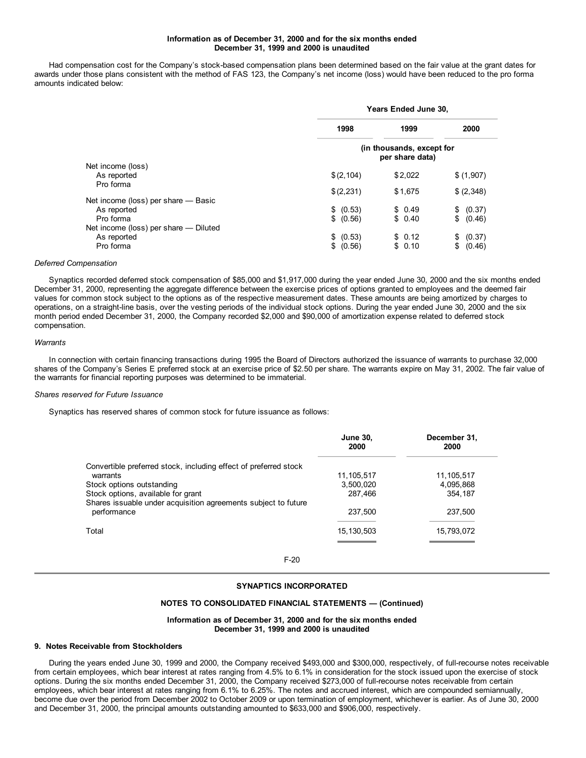**Information as of December 31, 2000 and for the six months ended December 31, 1999 and 2000 is unaudited**

Had compensation cost for the Company's stock-based compensation plans been determined based on the fair value at the grant dates for awards under those plans consistent with the method of FAS 123, the Company's net income (loss) would have been reduced to the pro forma amounts indicated below:

| | Years Ended June 30, | | |
|---|---|---|---|
| | 1998 | 1999 | 2000 |
| | (in thousands, except for per share data) | | |
| Net income (loss) | | | |
| As reported | $(2,104) | $2,022 | $ (1,907) |
| Pro forma | $(2,231) | $1,675 | $ (2,348) |
| Net income (loss) per share — Basic | | | |
| As reported | $ (0.53) | $ 0.49 | $ (0.37) |
| Pro forma | $ (0.56) | $ 0.40 | $ (0.46) |
| Net income (loss) per share — Diluted | | | |
| As reported | $ (0.53) | $ 0.12 | $ (0.37) |
| Pro forma | $ (0.56) | $ 0.10 | $ (0.46) |

*Deferred Compensation*

Synaptics recorded deferred stock compensation of $85,000 and $1,917,000 during the year ended June 30, 2000 and the six months ended December 31, 2000, representing the aggregate difference between the exercise prices of options granted to employees and the deemed fair values for common stock subject to the options as of the respective measurement dates. These amounts are being amortized by charges to operations, on a straight-line basis, over the vesting periods of the individual stock options. During the year ended June 30, 2000 and the six month period ended December 31, 2000, the Company recorded $2,000 and $90,000 of amortization expense related to deferred stock compensation.

*Warrants*

In connection with certain financing transactions during 1995 the Board of Directors authorized the issuance of warrants to purchase 32,000 shares of the Company's Series E preferred stock at an exercise price of $2.50 per share. The warrants expire on May 31, 2002. The fair value of the warrants for financial reporting purposes was determined to be immaterial.

*Shares reserved for Future Issuance*

Synaptics has reserved shares of common stock for future issuance as follows:

| | June 30, 2000 | December 31, 2000 |
|---|---|---|
| Convertible preferred stock, including effect of preferred stock warrants | 11,105,517 | 11,105,517 |
| Stock options outstanding | 3,500,020 | 4,095,868 |
| Stock options, available for grant | 287,466 | 354,187 |
| Shares issuable under acquisition agreements subject to future performance | 237,500 | 237,500 |
| Total | 15,130,503 | 15,793,072 |

**SYNAPTICS INCORPORATED**

**NOTES TO CONSOLIDATED FINANCIAL STATEMENTS — (Continued)**

**Information as of December 31, 2000 and for the six months ended December 31, 1999 and 2000 is unaudited**

### 9. Notes Receivable from Stockholders

During the years ended June 30, 1999 and 2000, the Company received $493,000 and $300,000, respectively, of full-recourse notes receivable from certain employees, which bear interest at rates ranging from 4.5% to 6.1% in consideration for the stock issued upon the exercise of stock options. During the six months ended December 31, 2000, the Company received $273,000 of full-recourse notes receivable from certain employees, which bear interest at rates ranging from 6.1% to 6.25%. The notes and accrued interest, which are compounded semiannually, become due over the period from December 2002 to October 2009 or upon termination of employment, whichever is earlier. As of June 30, 2000 and December 31, 2000, the principal amounts outstanding amounted to $633,000 and $906,000, respectively.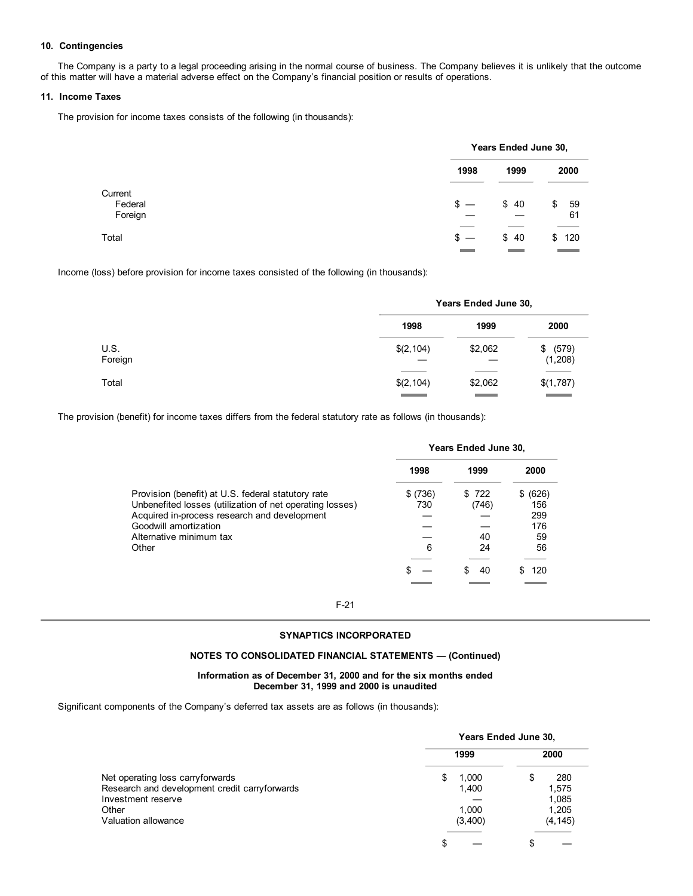### 10. Contingencies

The Company is a party to a legal proceeding arising in the normal course of business. The Company believes it is unlikely that the outcome of this matter will have a material adverse effect on the Company's financial position or results of operations.

### 11. Income Taxes

The provision for income taxes consists of the following (in thousands):

| | Years Ended June 30, | | |
|---|---|---|---|
| | 1998 | 1999 | 2000 |
| Current | | | |
| Federal | $ — | $ 40 | $ 59 |
| Foreign | — | — | 61 |
| Total | $ — | $ 40 | $ 120 |

Income (loss) before provision for income taxes consisted of the following (in thousands):

| | Years Ended June 30, | | |
|---|---|---|---|
| | 1998 | 1999 | 2000 |
| U.S. | $(2,104) | $2,062 | $ (579) |
| Foreign | — | — | (1,208) |
| Total | $(2,104) | $2,062 | $(1,787) |

The provision (benefit) for income taxes differs from the federal statutory rate as follows (in thousands):

| | Years Ended June 30, | | |
|---|---|---|---|
| | 1998 | 1999 | 2000 |
| Provision (benefit) at U.S. federal statutory rate | $ (736) | $ 722 | $ (626) |
| Unbenefited losses (utilization of net operating losses) | 730 | (746) | 156 |
| Acquired in-process research and development | — | — | 299 |
| Goodwill amortization | — | — | 176 |
| Alternative minimum tax | — | 40 | 59 |
| Other | 6 | 24 | 56 |
| | $ — | $ 40 | $ 120 |

## SYNAPTICS INCORPORATED

## NOTES TO CONSOLIDATED FINANCIAL STATEMENTS — (Continued)

**Information as of December 31, 2000 and for the six months ended December 31, 1999 and 2000 is unaudited**

Significant components of the Company's deferred tax assets are as follows (in thousands):

| | Years Ended June 30, | |
|---|---|---|
| | 1999 | 2000 |
| Net operating loss carryforwards | $ 1,000 | $ 280 |
| Research and development credit carryforwards | 1,400 | 1,575 |
| Investment reserve | — | 1,085 |
| Other | 1,000 | 1,205 |
| Valuation allowance | (3,400) | (4,145) |
| | $ — | $ — |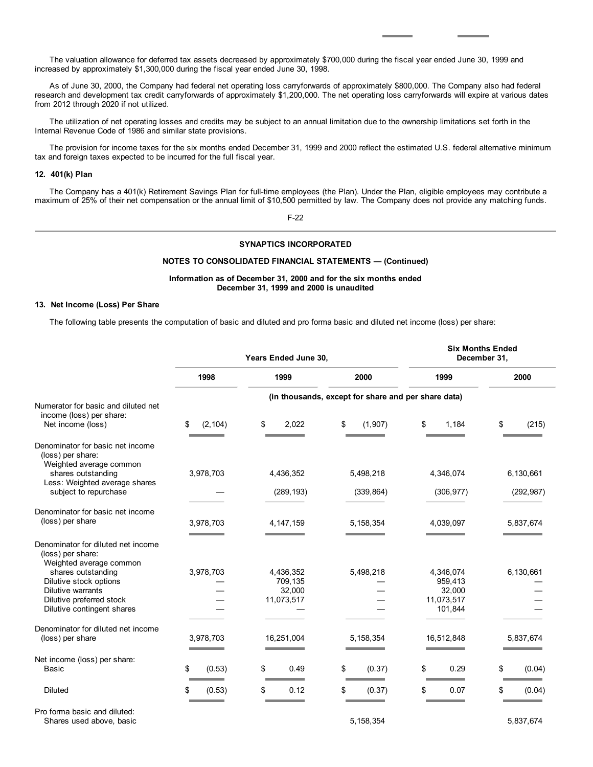The valuation allowance for deferred tax assets decreased by approximately $700,000 during the fiscal year ended June 30, 1999 and increased by approximately $1,300,000 during the fiscal year ended June 30, 1998.

As of June 30, 2000, the Company had federal net operating loss carryforwards of approximately $800,000. The Company also had federal research and development tax credit carryforwards of approximately $1,200,000. The net operating loss carryforwards will expire at various dates from 2012 through 2020 if not utilized.

The utilization of net operating losses and credits may be subject to an annual limitation due to the ownership limitations set forth in the Internal Revenue Code of 1986 and similar state provisions.

The provision for income taxes for the six months ended December 31, 1999 and 2000 reflect the estimated U.S. federal alternative minimum tax and foreign taxes expected to be incurred for the full fiscal year.

**12. 401(k) Plan**

The Company has a 401(k) Retirement Savings Plan for full-time employees (the Plan). Under the Plan, eligible employees may contribute a maximum of 25% of their net compensation or the annual limit of $10,500 permitted by law. The Company does not provide any matching funds.

**SYNAPTICS INCORPORATED**

**NOTES TO CONSOLIDATED FINANCIAL STATEMENTS — (Continued)**

**Information as of December 31, 2000 and for the six months ended December 31, 1999 and 2000 is unaudited**

**13. Net Income (Loss) Per Share**

The following table presents the computation of basic and diluted and pro forma basic and diluted net income (loss) per share:

| | Years Ended June 30, | | | Six Months Ended December 31, | |
|---|---|---|---|---|---|
| | 1998 | 1999 | 2000 | 1999 | 2000 |
| | (in thousands, except for share and per share data) | | | | |
| Numerator for basic and diluted net income (loss) per share: | | | | | |
| Net income (loss) | $ (2,104) | $ 2,022 | $ (1,907) | $ 1,184 | $ (215) |
| Denominator for basic net income (loss) per share: | | | | | |
| Weighted average common shares outstanding | 3,978,703 | 4,436,352 | 5,498,218 | 4,346,074 | 6,130,661 |
| Less: Weighted average shares subject to repurchase | — | (289,193) | (339,864) | (306,977) | (292,987) |
| Denominator for basic net income (loss) per share | 3,978,703 | 4,147,159 | 5,158,354 | 4,039,097 | 5,837,674 |
| Denominator for diluted net income (loss) per share: | | | | | |
| Weighted average common shares outstanding | 3,978,703 | 4,436,352 | 5,498,218 | 4,346,074 | 6,130,661 |
| Dilutive stock options | — | 709,135 | — | 959,413 | — |
| Dilutive warrants | — | 32,000 | — | 32,000 | — |
| Dilutive preferred stock | — | 11,073,517 | — | 11,073,517 | — |
| Dilutive contingent shares | — | — | — | 101,844 | — |
| Denominator for diluted net income (loss) per share | 3,978,703 | 16,251,004 | 5,158,354 | 16,512,848 | 5,837,674 |
| Net income (loss) per share: | | | | | |
| Basic | $ (0.53) | $ 0.49 | $ (0.37) | $ 0.29 | $ (0.04) |
| Diluted | $ (0.53) | $ 0.12 | $ (0.37) | $ 0.07 | $ (0.04) |
| Pro forma basic and diluted: | | | | | |
| Shares used above, basic | | | 5,158,354 | | 5,837,674 |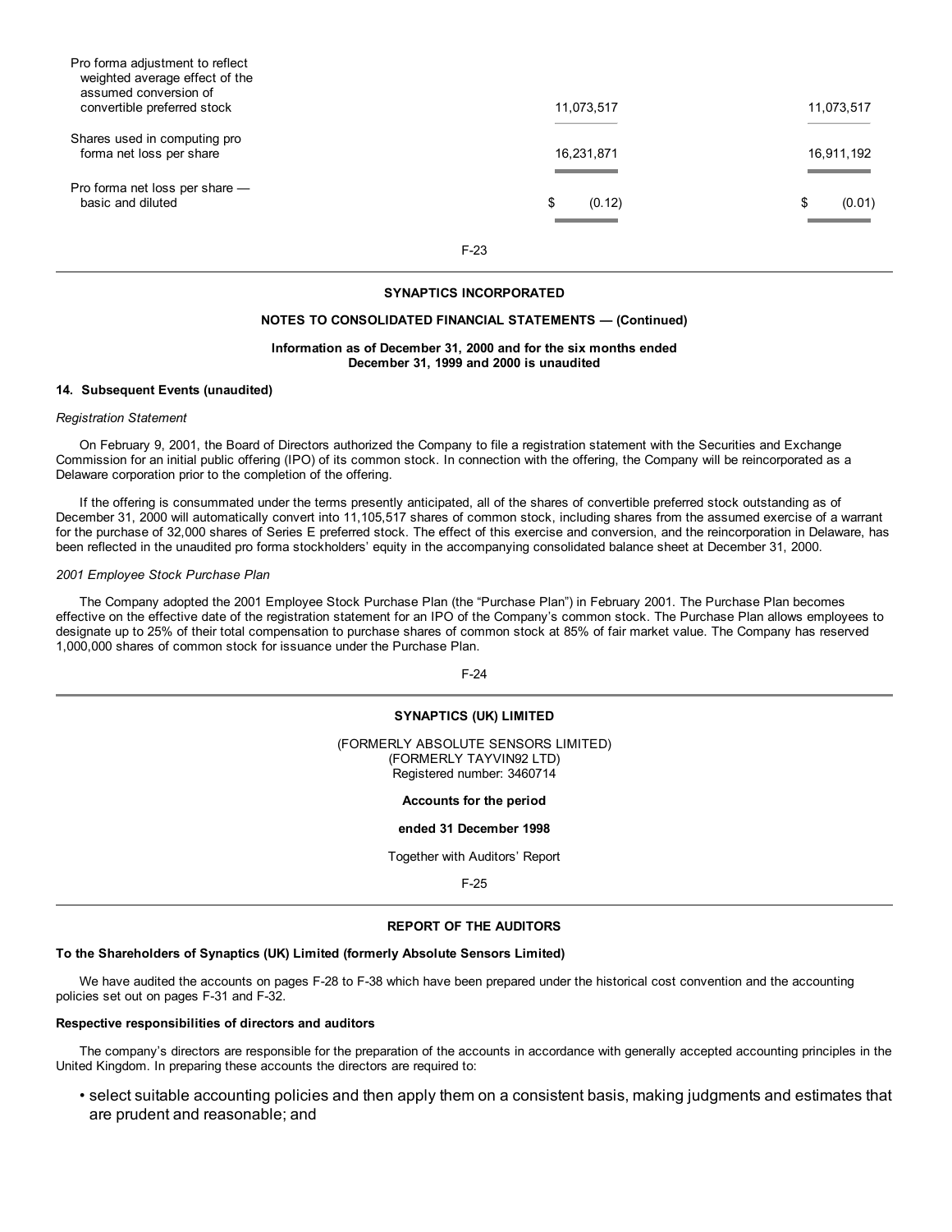| | | |
|---|---|---|
| Pro forma adjustment to reflect weighted average effect of the assumed conversion of convertible preferred stock | 11,073,517 | 11,073,517 |
| Shares used in computing pro forma net loss per share | 16,231,871 | 16,911,192 |
| Pro forma net loss per share — basic and diluted | $ (0.12) | $ (0.01) |

**SYNAPTICS INCORPORATED**

**NOTES TO CONSOLIDATED FINANCIAL STATEMENTS — (Continued)**

**Information as of December 31, 2000 and for the six months ended December 31, 1999 and 2000 is unaudited**

**14. Subsequent Events (unaudited)**

*Registration Statement*

On February 9, 2001, the Board of Directors authorized the Company to file a registration statement with the Securities and Exchange Commission for an initial public offering (IPO) of its common stock. In connection with the offering, the Company will be reincorporated as a Delaware corporation prior to the completion of the offering.

If the offering is consummated under the terms presently anticipated, all of the shares of convertible preferred stock outstanding as of December 31, 2000 will automatically convert into 11,105,517 shares of common stock, including shares from the assumed exercise of a warrant for the purchase of 32,000 shares of Series E preferred stock. The effect of this exercise and conversion, and the reincorporation in Delaware, has been reflected in the unaudited pro forma stockholders' equity in the accompanying consolidated balance sheet at December 31, 2000.

*2001 Employee Stock Purchase Plan*

The Company adopted the 2001 Employee Stock Purchase Plan (the "Purchase Plan") in February 2001. The Purchase Plan becomes effective on the effective date of the registration statement for an IPO of the Company's common stock. The Purchase Plan allows employees to designate up to 25% of their total compensation to purchase shares of common stock at 85% of fair market value. The Company has reserved 1,000,000 shares of common stock for issuance under the Purchase Plan.

**SYNAPTICS (UK) LIMITED**

(FORMERLY ABSOLUTE SENSORS LIMITED)
(FORMERLY TAYVIN92 LTD)
Registered number: 3460714

**Accounts for the period**

**ended 31 December 1998**

Together with Auditors' Report

**REPORT OF THE AUDITORS**

**To the Shareholders of Synaptics (UK) Limited (formerly Absolute Sensors Limited)**

We have audited the accounts on pages F-28 to F-38 which have been prepared under the historical cost convention and the accounting policies set out on pages F-31 and F-32.

**Respective responsibilities of directors and auditors**

The company's directors are responsible for the preparation of the accounts in accordance with generally accepted accounting principles in the United Kingdom. In preparing these accounts the directors are required to:

- select suitable accounting policies and then apply them on a consistent basis, making judgments and estimates that are prudent and reasonable; and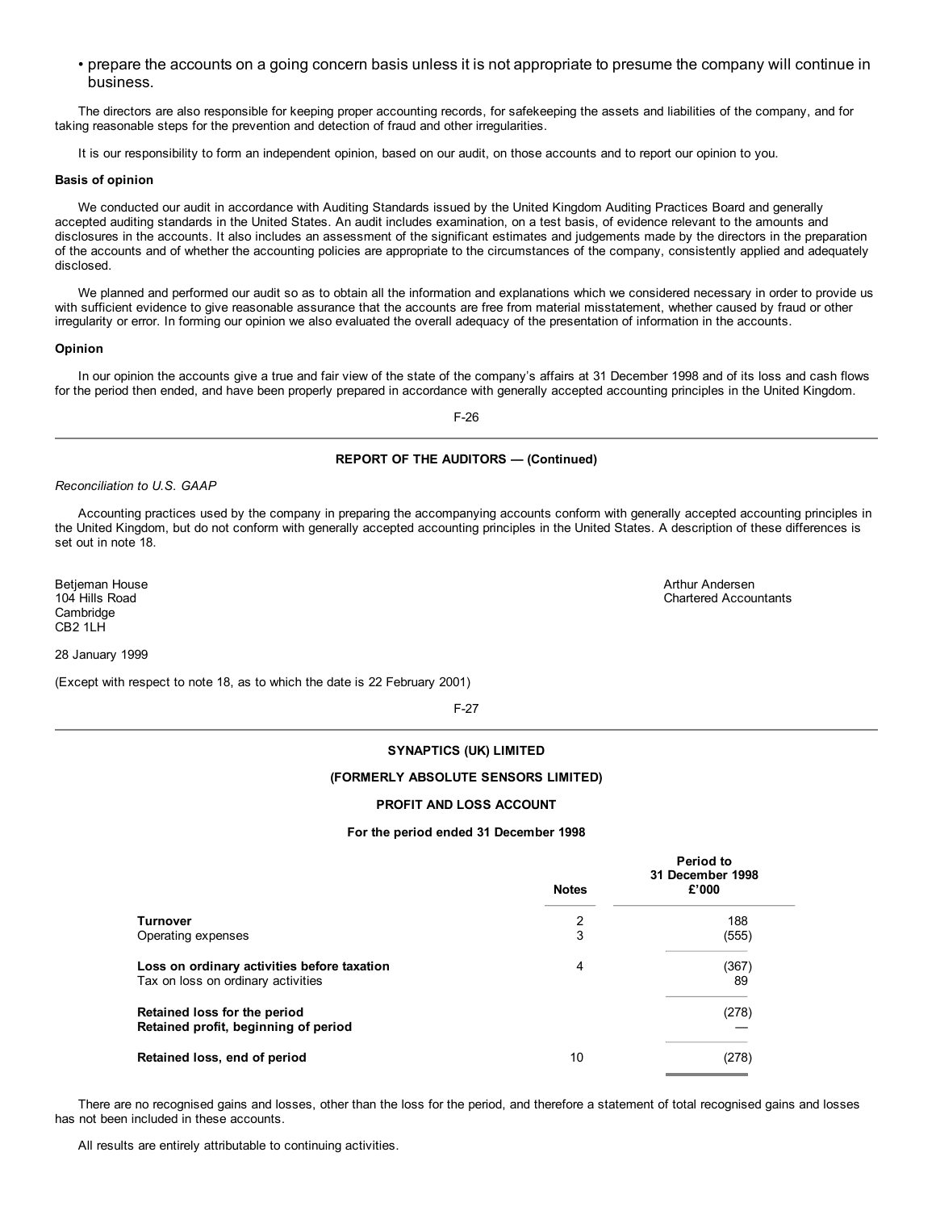- prepare the accounts on a going concern basis unless it is not appropriate to presume the company will continue in business.

The directors are also responsible for keeping proper accounting records, for safekeeping the assets and liabilities of the company, and for taking reasonable steps for the prevention and detection of fraud and other irregularities.

It is our responsibility to form an independent opinion, based on our audit, on those accounts and to report our opinion to you.

**Basis of opinion**

We conducted our audit in accordance with Auditing Standards issued by the United Kingdom Auditing Practices Board and generally accepted auditing standards in the United States. An audit includes examination, on a test basis, of evidence relevant to the amounts and disclosures in the accounts. It also includes an assessment of the significant estimates and judgements made by the directors in the preparation of the accounts and of whether the accounting policies are appropriate to the circumstances of the company, consistently applied and adequately disclosed.

We planned and performed our audit so as to obtain all the information and explanations which we considered necessary in order to provide us with sufficient evidence to give reasonable assurance that the accounts are free from material misstatement, whether caused by fraud or other irregularity or error. In forming our opinion we also evaluated the overall adequacy of the presentation of information in the accounts.

**Opinion**

In our opinion the accounts give a true and fair view of the state of the company's affairs at 31 December 1998 and of its loss and cash flows for the period then ended, and have been properly prepared in accordance with generally accepted accounting principles in the United Kingdom.

**REPORT OF THE AUDITORS — (Continued)**

*Reconciliation to U.S. GAAP*

Accounting practices used by the company in preparing the accompanying accounts conform with generally accepted accounting principles in the United Kingdom, but do not conform with generally accepted accounting principles in the United States. A description of these differences is set out in note 18.

Betjeman House
104 Hills Road
Cambridge
CB2 1LH

Arthur Andersen
Chartered Accountants

28 January 1999

(Except with respect to note 18, as to which the date is 22 February 2001)

**SYNAPTICS (UK) LIMITED**

**(FORMERLY ABSOLUTE SENSORS LIMITED)**

**PROFIT AND LOSS ACCOUNT**

**For the period ended 31 December 1998**

| | Notes | Period to 31 December 1998 £'000 |
|---|---|---|
| **Turnover** | 2 | 188 |
| Operating expenses | 3 | (555) |
| **Loss on ordinary activities before taxation** | 4 | (367) |
| Tax on loss on ordinary activities | | 89 |
| **Retained loss for the period** | | (278) |
| **Retained profit, beginning of period** | | — |
| **Retained loss, end of period** | 10 | (278) |

There are no recognised gains and losses, other than the loss for the period, and therefore a statement of total recognised gains and losses has not been included in these accounts.

All results are entirely attributable to continuing activities.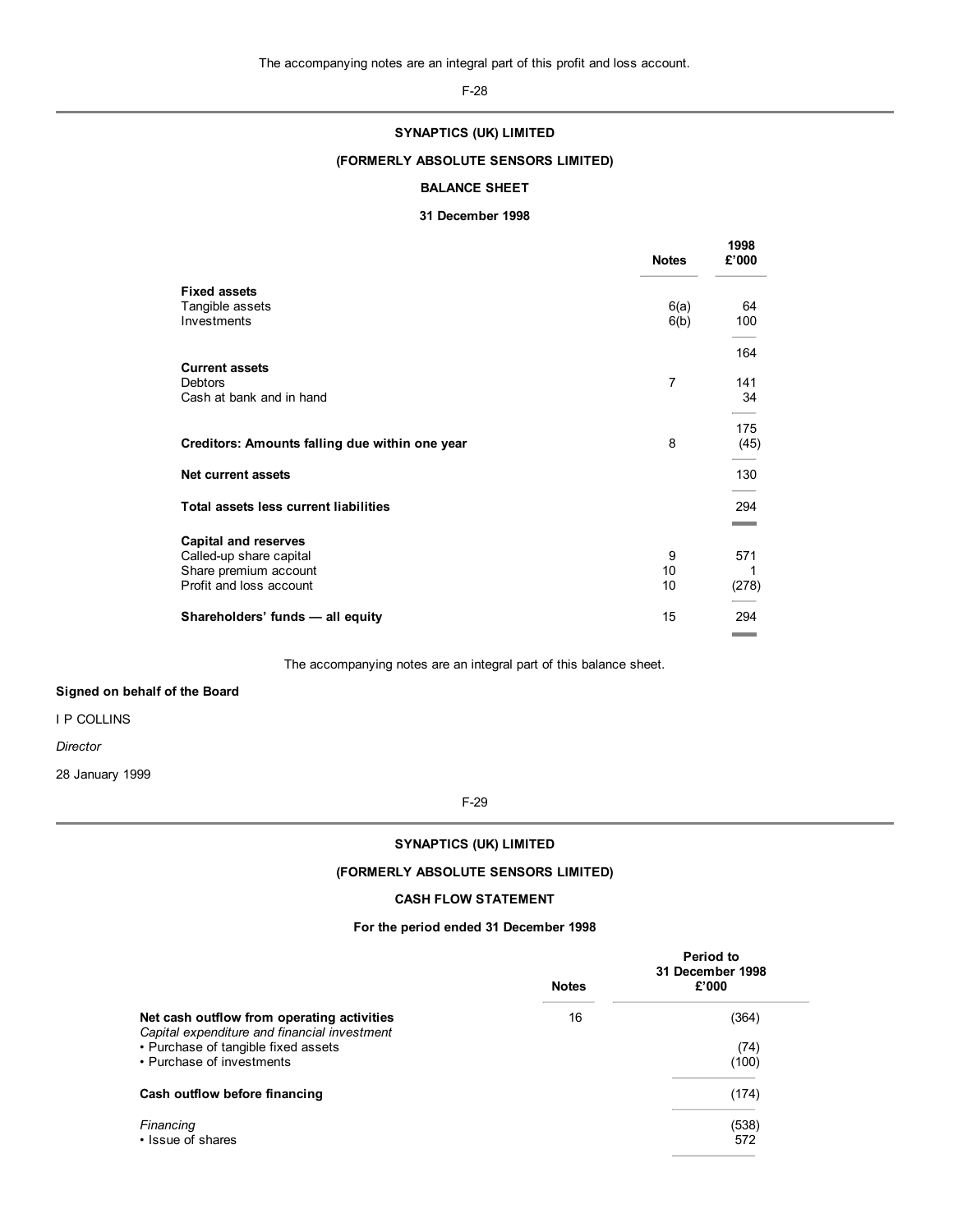The accompanying notes are an integral part of this profit and loss account.

## SYNAPTICS (UK) LIMITED

## (FORMERLY ABSOLUTE SENSORS LIMITED)

### BALANCE SHEET

### 31 December 1998

| | Notes | 1998 £'000 |
|---|---|---|
| **Fixed assets** | | |
| Tangible assets | 6(a) | 64 |
| Investments | 6(b) | 100 |
| | | 164 |
| **Current assets** | | |
| Debtors | 7 | 141 |
| Cash at bank and in hand | | 34 |
| | | 175 |
| **Creditors: Amounts falling due within one year** | 8 | (45) |
| **Net current assets** | | 130 |
| **Total assets less current liabilities** | | 294 |
| **Capital and reserves** | | |
| Called-up share capital | 9 | 571 |
| Share premium account | 10 | 1 |
| Profit and loss account | 10 | (278) |
| **Shareholders' funds — all equity** | 15 | 294 |

The accompanying notes are an integral part of this balance sheet.

**Signed on behalf of the Board**

I P COLLINS

*Director*

28 January 1999

## SYNAPTICS (UK) LIMITED

## (FORMERLY ABSOLUTE SENSORS LIMITED)

### CASH FLOW STATEMENT

### For the period ended 31 December 1998

| | Notes | Period to 31 December 1998 £'000 |
|---|---|---|
| **Net cash outflow from operating activities** | 16 | (364) |
| *Capital expenditure and financial investment* | | |
| • Purchase of tangible fixed assets | | (74) |
| • Purchase of investments | | (100) |
| **Cash outflow before financing** | | (174) |
| *Financing* | | (538) |
| • Issue of shares | | 572 |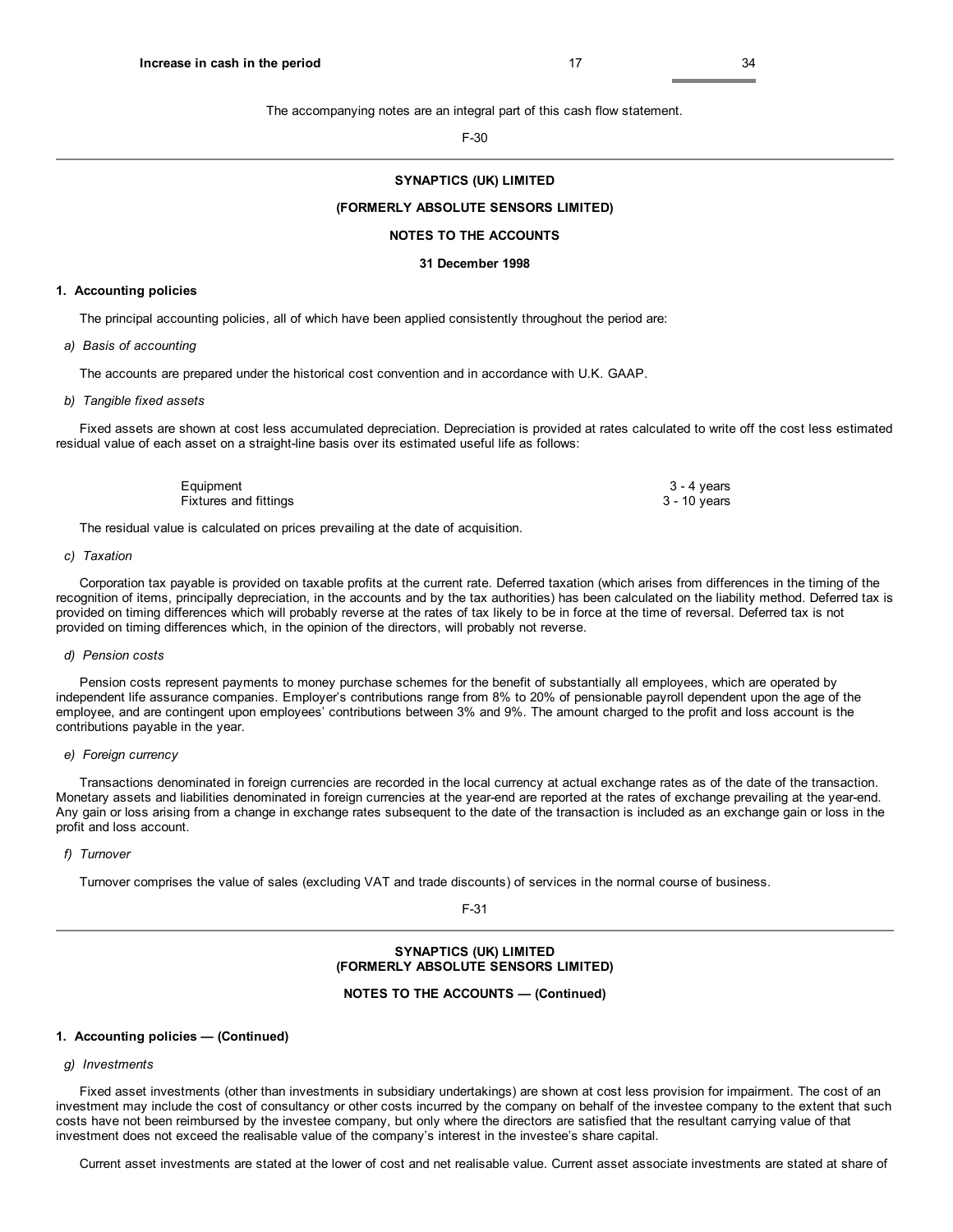| | | |
|---|---|---|
| **Increase in cash in the period** | 17 | 34 |

The accompanying notes are an integral part of this cash flow statement.

**SYNAPTICS (UK) LIMITED**

**(FORMERLY ABSOLUTE SENSORS LIMITED)**

**NOTES TO THE ACCOUNTS**

**31 December 1998**

**1. Accounting policies**

The principal accounting policies, all of which have been applied consistently throughout the period are:

*a) Basis of accounting*

The accounts are prepared under the historical cost convention and in accordance with U.K. GAAP.

*b) Tangible fixed assets*

Fixed assets are shown at cost less accumulated depreciation. Depreciation is provided at rates calculated to write off the cost less estimated residual value of each asset on a straight-line basis over its estimated useful life as follows:

| | |
|---|---|
| Equipment | 3 - 4 years |
| Fixtures and fittings | 3 - 10 years |

The residual value is calculated on prices prevailing at the date of acquisition.

*c) Taxation*

Corporation tax payable is provided on taxable profits at the current rate. Deferred taxation (which arises from differences in the timing of the recognition of items, principally depreciation, in the accounts and by the tax authorities) has been calculated on the liability method. Deferred tax is provided on timing differences which will probably reverse at the rates of tax likely to be in force at the time of reversal. Deferred tax is not provided on timing differences which, in the opinion of the directors, will probably not reverse.

*d) Pension costs*

Pension costs represent payments to money purchase schemes for the benefit of substantially all employees, which are operated by independent life assurance companies. Employer's contributions range from 8% to 20% of pensionable payroll dependent upon the age of the employee, and are contingent upon employees' contributions between 3% and 9%. The amount charged to the profit and loss account is the contributions payable in the year.

*e) Foreign currency*

Transactions denominated in foreign currencies are recorded in the local currency at actual exchange rates as of the date of the transaction. Monetary assets and liabilities denominated in foreign currencies at the year-end are reported at the rates of exchange prevailing at the year-end. Any gain or loss arising from a change in exchange rates subsequent to the date of the transaction is included as an exchange gain or loss in the profit and loss account.

*f) Turnover*

Turnover comprises the value of sales (excluding VAT and trade discounts) of services in the normal course of business.

**SYNAPTICS (UK) LIMITED**
**(FORMERLY ABSOLUTE SENSORS LIMITED)**

**NOTES TO THE ACCOUNTS — (Continued)**

**1. Accounting policies — (Continued)**

*g) Investments*

Fixed asset investments (other than investments in subsidiary undertakings) are shown at cost less provision for impairment. The cost of an investment may include the cost of consultancy or other costs incurred by the company on behalf of the investee company to the extent that such costs have not been reimbursed by the investee company, but only where the directors are satisfied that the resultant carrying value of that investment does not exceed the realisable value of the company's interest in the investee's share capital.

Current asset investments are stated at the lower of cost and net realisable value. Current asset associate investments are stated at share of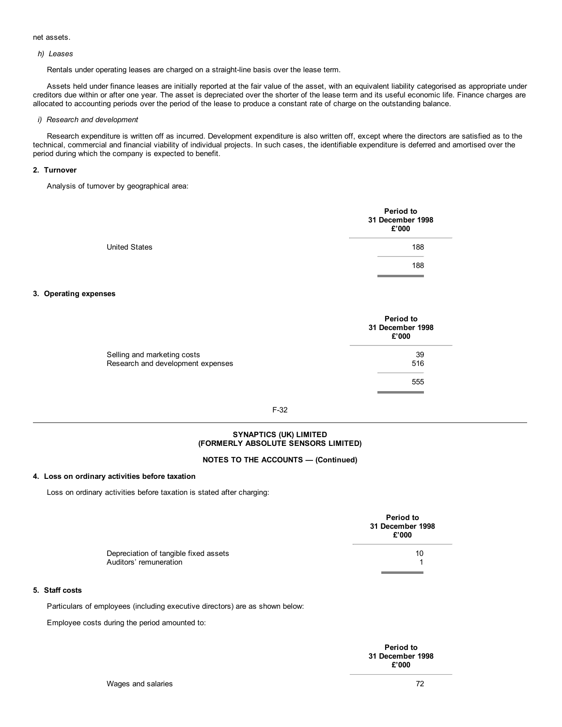net assets.

*h) Leases*

Rentals under operating leases are charged on a straight-line basis over the lease term.

Assets held under finance leases are initially reported at the fair value of the asset, with an equivalent liability categorised as appropriate under creditors due within or after one year. The asset is depreciated over the shorter of the lease term and its useful economic life. Finance charges are allocated to accounting periods over the period of the lease to produce a constant rate of charge on the outstanding balance.

*i) Research and development*

Research expenditure is written off as incurred. Development expenditure is also written off, except where the directors are satisfied as to the technical, commercial and financial viability of individual projects. In such cases, the identifiable expenditure is deferred and amortised over the period during which the company is expected to benefit.

**2. Turnover**

Analysis of turnover by geographical area:

| | Period to 31 December 1998 £'000 |
|---|---|
| United States | 188 |
| | 188 |

**3. Operating expenses**

| | Period to 31 December 1998 £'000 |
|---|---|
| Selling and marketing costs | 39 |
| Research and development expenses | 516 |
| | 555 |

**SYNAPTICS (UK) LIMITED**
**(FORMERLY ABSOLUTE SENSORS LIMITED)**

**NOTES TO THE ACCOUNTS — (Continued)**

**4. Loss on ordinary activities before taxation**

Loss on ordinary activities before taxation is stated after charging:

| | Period to 31 December 1998 £'000 |
|---|---|
| Depreciation of tangible fixed assets | 10 |
| Auditors' remuneration | 1 |

**5. Staff costs**

Particulars of employees (including executive directors) are as shown below:

Employee costs during the period amounted to:

| | Period to 31 December 1998 £'000 |
|---|---|
| Wages and salaries | 72 |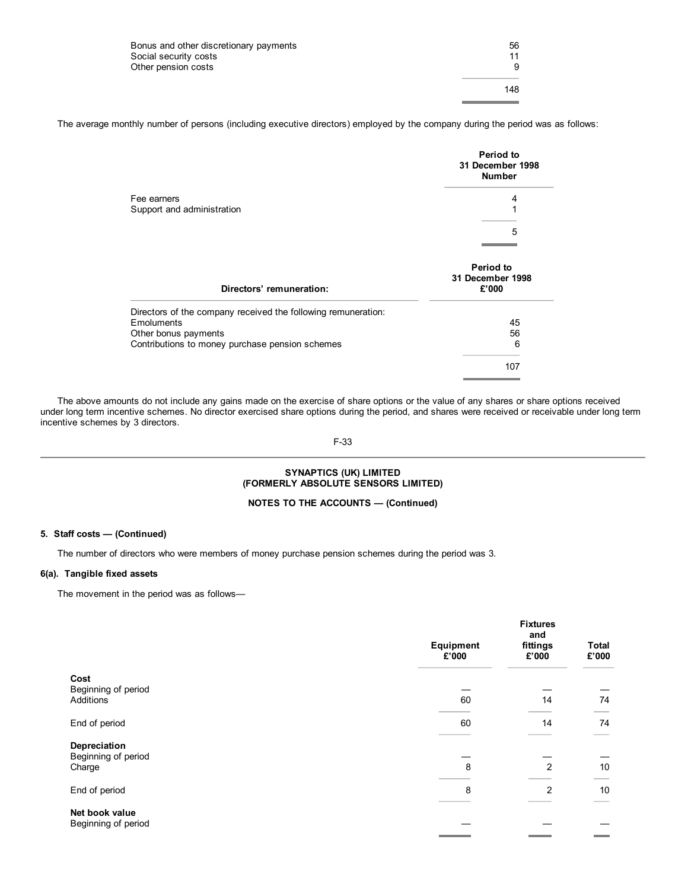| | |
|---|---|
| Bonus and other discretionary payments | 56 |
| Social security costs | 11 |
| Other pension costs | 9 |
| | 148 |

The average monthly number of persons (including executive directors) employed by the company during the period was as follows:

| | Period to 31 December 1998 Number |
|---|---|
| Fee earners | 4 |
| Support and administration | 1 |
| | 5 |

| Directors' remuneration: | Period to 31 December 1998 £'000 |
|---|---|
| Directors of the company received the following remuneration: | |
| Emoluments | 45 |
| Other bonus payments | 56 |
| Contributions to money purchase pension schemes | 6 |
| | 107 |

The above amounts do not include any gains made on the exercise of share options or the value of any shares or share options received under long term incentive schemes. No director exercised share options during the period, and shares were received or receivable under long term incentive schemes by 3 directors.

**SYNAPTICS (UK) LIMITED**
**(FORMERLY ABSOLUTE SENSORS LIMITED)**

**NOTES TO THE ACCOUNTS — (Continued)**

**5. Staff costs — (Continued)**

The number of directors who were members of money purchase pension schemes during the period was 3.

**6(a). Tangible fixed assets**

The movement in the period was as follows—

| | Equipment £'000 | Fixtures and fittings £'000 | Total £'000 |
|---|---|---|---|
| **Cost** | | | |
| Beginning of period | — | — | — |
| Additions | 60 | 14 | 74 |
| End of period | 60 | 14 | 74 |
| **Depreciation** | | | |
| Beginning of period | — | — | — |
| Charge | 8 | 2 | 10 |
| End of period | 8 | 2 | 10 |
| **Net book value** | | | |
| Beginning of period | — | — | — |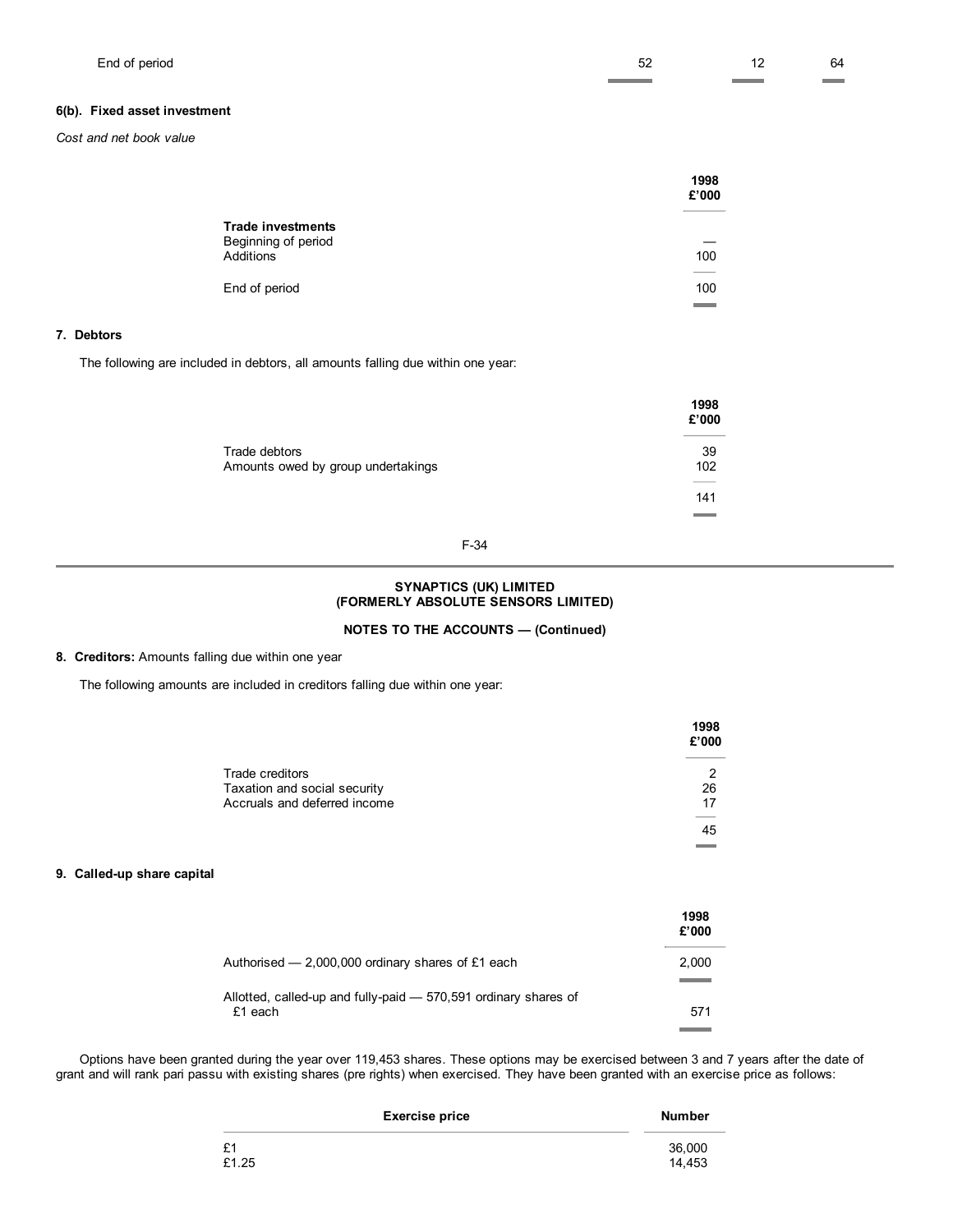| | | | |
|---|---|---|---|
| End of period | 52 | 12 | 64 |

### 6(b). Fixed asset investment

*Cost and net book value*

| | 1998 £'000 |
|---|---|
| **Trade investments** | |
| Beginning of period | — |
| Additions | 100 |
| End of period | 100 |

### 7. Debtors

The following are included in debtors, all amounts falling due within one year:

| | 1998 £'000 |
|---|---|
| Trade debtors | 39 |
| Amounts owed by group undertakings | 102 |
| | 141 |

**SYNAPTICS (UK) LIMITED**
**(FORMERLY ABSOLUTE SENSORS LIMITED)**

**NOTES TO THE ACCOUNTS — (Continued)**

### 8. Creditors: Amounts falling due within one year

The following amounts are included in creditors falling due within one year:

| | 1998 £'000 |
|---|---|
| Trade creditors | 2 |
| Taxation and social security | 26 |
| Accruals and deferred income | 17 |
| | 45 |

### 9. Called-up share capital

| | 1998 £'000 |
|---|---|
| Authorised — 2,000,000 ordinary shares of £1 each | 2,000 |
| Allotted, called-up and fully-paid — 570,591 ordinary shares of £1 each | 571 |

Options have been granted during the year over 119,453 shares. These options may be exercised between 3 and 7 years after the date of grant and will rank pari passu with existing shares (pre rights) when exercised. They have been granted with an exercise price as follows:

| Exercise price | Number |
|---|---|
| £1 | 36,000 |
| £1.25 | 14,453 |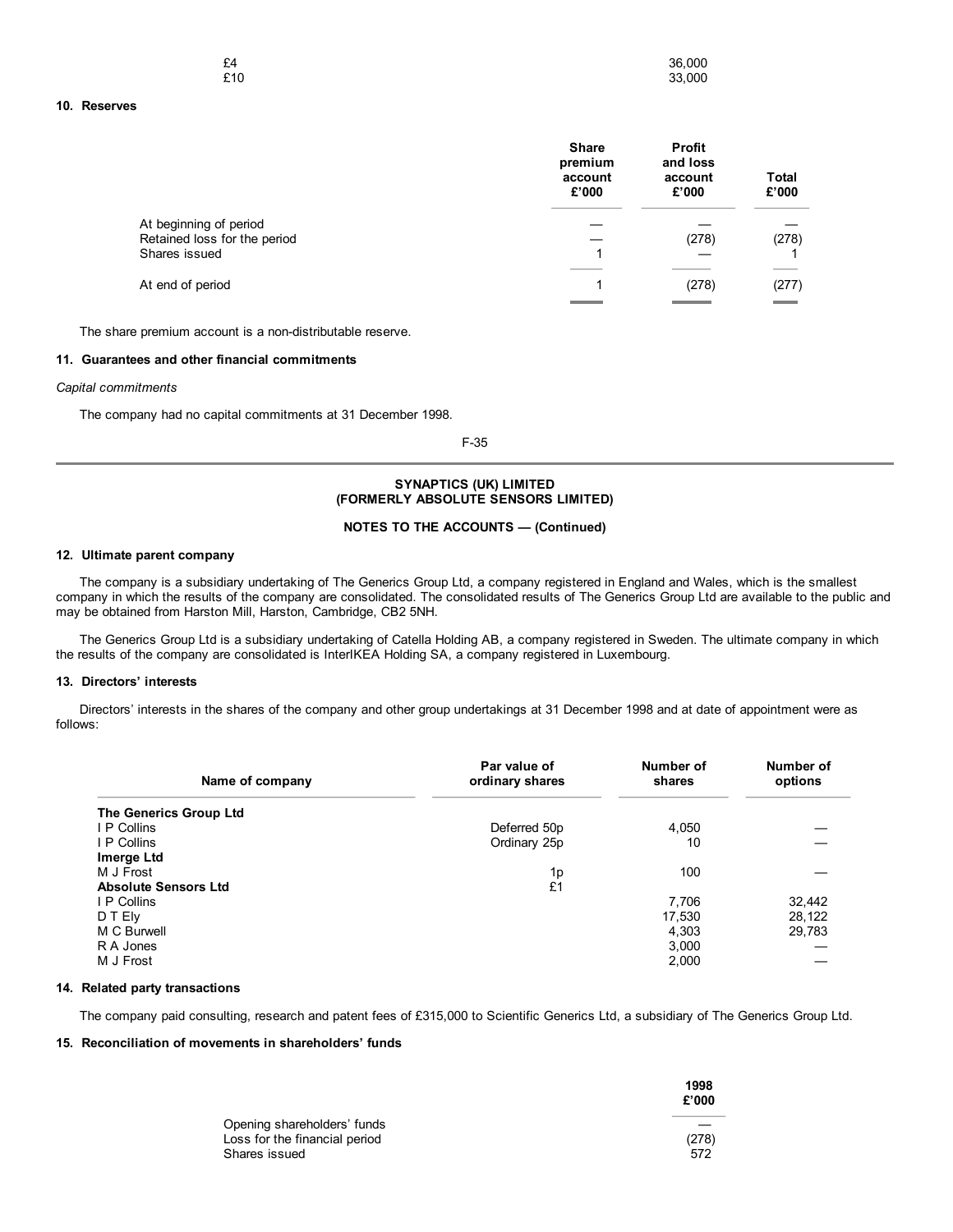| | |
|---|---|
| £4 | 36,000 |
| £10 | 33,000 |

**10. Reserves**

| | Share premium account £'000 | Profit and loss account £'000 | Total £'000 |
|---|---|---|---|
| At beginning of period | — | — | — |
| Retained loss for the period | — | (278) | (278) |
| Shares issued | 1 | — | 1 |
| At end of period | 1 | (278) | (277) |

The share premium account is a non-distributable reserve.

**11. Guarantees and other financial commitments**

*Capital commitments*

The company had no capital commitments at 31 December 1998.

**SYNAPTICS (UK) LIMITED**
**(FORMERLY ABSOLUTE SENSORS LIMITED)**

**NOTES TO THE ACCOUNTS — (Continued)**

**12. Ultimate parent company**

The company is a subsidiary undertaking of The Generics Group Ltd, a company registered in England and Wales, which is the smallest company in which the results of the company are consolidated. The consolidated results of The Generics Group Ltd are available to the public and may be obtained from Harston Mill, Harston, Cambridge, CB2 5NH.

The Generics Group Ltd is a subsidiary undertaking of Catella Holding AB, a company registered in Sweden. The ultimate company in which the results of the company are consolidated is InterIKEA Holding SA, a company registered in Luxembourg.

**13. Directors' interests**

Directors' interests in the shares of the company and other group undertakings at 31 December 1998 and at date of appointment were as follows:

| Name of company | Par value of ordinary shares | Number of shares | Number of options |
|---|---|---|---|
| **The Generics Group Ltd** | | | |
| I P Collins | Deferred 50p | 4,050 | — |
| I P Collins | Ordinary 25p | 10 | — |
| **Imerge Ltd** | | | |
| M J Frost | 1p | 100 | — |
| **Absolute Sensors Ltd** | £1 | | |
| I P Collins | | 7,706 | 32,442 |
| D T Ely | | 17,530 | 28,122 |
| M C Burwell | | 4,303 | 29,783 |
| R A Jones | | 3,000 | — |
| M J Frost | | 2,000 | — |

**14. Related party transactions**

The company paid consulting, research and patent fees of £315,000 to Scientific Generics Ltd, a subsidiary of The Generics Group Ltd.

**15. Reconciliation of movements in shareholders' funds**

| | 1998 £'000 |
|---|---|
| Opening shareholders' funds | — |
| Loss for the financial period | (278) |
| Shares issued | 572 |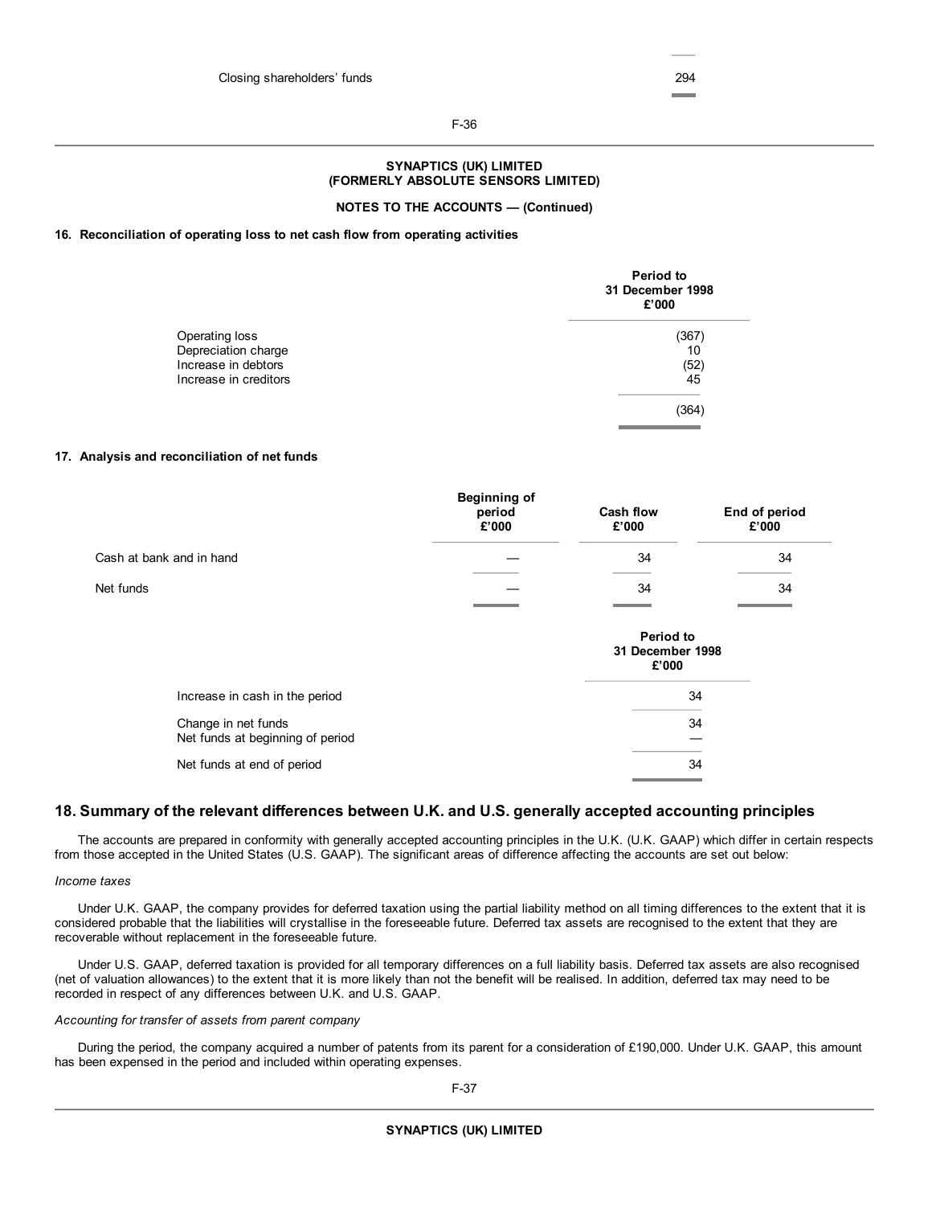| | |
|---|---|
| Closing shareholders' funds | 294 |

**SYNAPTICS (UK) LIMITED**
**(FORMERLY ABSOLUTE SENSORS LIMITED)**

**NOTES TO THE ACCOUNTS — (Continued)**

**16. Reconciliation of operating loss to net cash flow from operating activities**

| | Period to 31 December 1998 £'000 |
|---|---|
| Operating loss | (367) |
| Depreciation charge | 10 |
| Increase in debtors | (52) |
| Increase in creditors | 45 |
| | (364) |

**17. Analysis and reconciliation of net funds**

| | Beginning of period £'000 | Cash flow £'000 | End of period £'000 |
|---|---|---|---|
| Cash at bank and in hand | — | 34 | 34 |
| Net funds | — | 34 | 34 |

| | Period to 31 December 1998 £'000 |
|---|---|
| Increase in cash in the period | 34 |
| Change in net funds | 34 |
| Net funds at beginning of period | — |
| Net funds at end of period | 34 |

## 18. Summary of the relevant differences between U.K. and U.S. generally accepted accounting principles

The accounts are prepared in conformity with generally accepted accounting principles in the U.K. (U.K. GAAP) which differ in certain respects from those accepted in the United States (U.S. GAAP). The significant areas of difference affecting the accounts are set out below:

*Income taxes*

Under U.K. GAAP, the company provides for deferred taxation using the partial liability method on all timing differences to the extent that it is considered probable that the liabilities will crystallise in the foreseeable future. Deferred tax assets are recognised to the extent that they are recoverable without replacement in the foreseeable future.

Under U.S. GAAP, deferred taxation is provided for all temporary differences on a full liability basis. Deferred tax assets are also recognised (net of valuation allowances) to the extent that it is more likely than not the benefit will be realised. In addition, deferred tax may need to be recorded in respect of any differences between U.K. and U.S. GAAP.

*Accounting for transfer of assets from parent company*

During the period, the company acquired a number of patents from its parent for a consideration of £190,000. Under U.K. GAAP, this amount has been expensed in the period and included within operating expenses.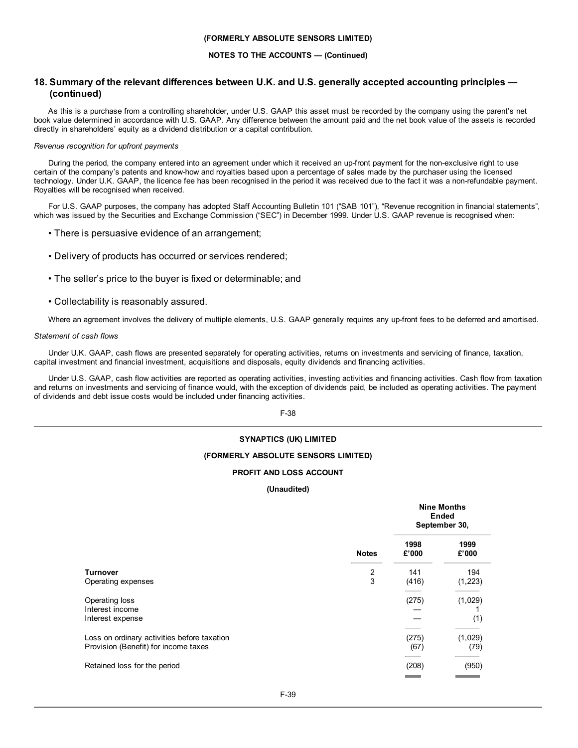## 18. Summary of the relevant differences between U.K. and U.S. generally accepted accounting principles — (continued)

As this is a purchase from a controlling shareholder, under U.S. GAAP this asset must be recorded by the company using the parent's net book value determined in accordance with U.S. GAAP. Any difference between the amount paid and the net book value of the assets is recorded directly in shareholders' equity as a dividend distribution or a capital contribution.

*Revenue recognition for upfront payments*

During the period, the company entered into an agreement under which it received an up-front payment for the non-exclusive right to use certain of the company's patents and know-how and royalties based upon a percentage of sales made by the purchaser using the licensed technology. Under U.K. GAAP, the licence fee has been recognised in the period it was received due to the fact it was a non-refundable payment. Royalties will be recognised when received.

For U.S. GAAP purposes, the company has adopted Staff Accounting Bulletin 101 ("SAB 101"), "Revenue recognition in financial statements", which was issued by the Securities and Exchange Commission ("SEC") in December 1999. Under U.S. GAAP revenue is recognised when:

- There is persuasive evidence of an arrangement;
- Delivery of products has occurred or services rendered;
- The seller's price to the buyer is fixed or determinable; and
- Collectability is reasonably assured.

Where an agreement involves the delivery of multiple elements, U.S. GAAP generally requires any up-front fees to be deferred and amortised.

*Statement of cash flows*

Under U.K. GAAP, cash flows are presented separately for operating activities, returns on investments and servicing of finance, taxation, capital investment and financial investment, acquisitions and disposals, equity dividends and financing activities.

Under U.S. GAAP, cash flow activities are reported as operating activities, investing activities and financing activities. Cash flow from taxation and returns on investments and servicing of finance would, with the exception of dividends paid, be included as operating activities. The payment of dividends and debt issue costs would be included under financing activities.

**SYNAPTICS (UK) LIMITED**

**(FORMERLY ABSOLUTE SENSORS LIMITED)**

**PROFIT AND LOSS ACCOUNT**

**(Unaudited)**

| | | Nine Months Ended September 30, | |
|---|---|---|---|
| | **Notes** | **1998 £'000** | **1999 £'000** |
| **Turnover** | 2 | 141 | 194 |
| Operating expenses | 3 | (416) | (1,223) |
| Operating loss | | (275) | (1,029) |
| Interest income | | — | 1 |
| Interest expense | | — | (1) |
| Loss on ordinary activities before taxation | | (275) | (1,029) |
| Provision (Benefit) for income taxes | | (67) | (79) |
| Retained loss for the period | | (208) | (950) |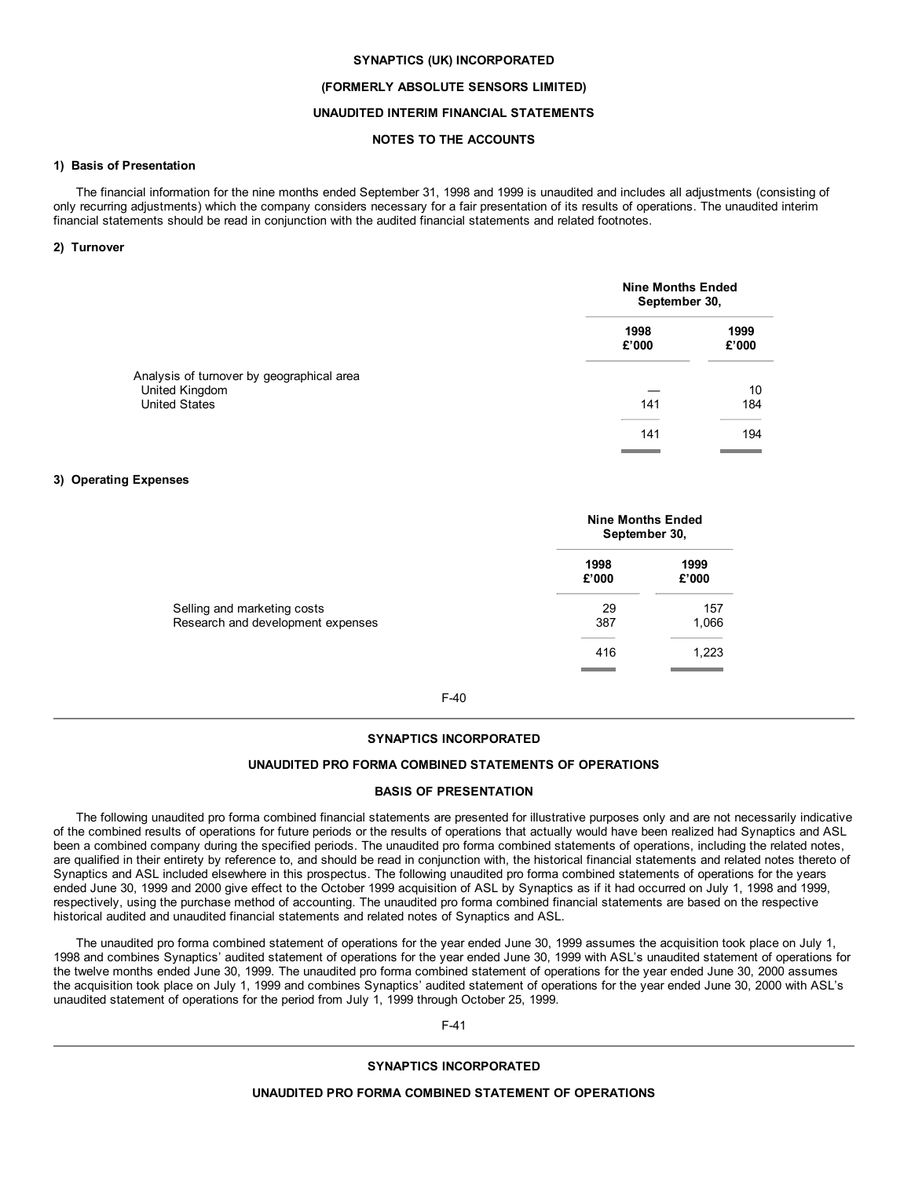**SYNAPTICS (UK) INCORPORATED**

**(FORMERLY ABSOLUTE SENSORS LIMITED)**

**UNAUDITED INTERIM FINANCIAL STATEMENTS**

**NOTES TO THE ACCOUNTS**

**1) Basis of Presentation**

The financial information for the nine months ended September 31, 1998 and 1999 is unaudited and includes all adjustments (consisting of only recurring adjustments) which the company considers necessary for a fair presentation of its results of operations. The unaudited interim financial statements should be read in conjunction with the audited financial statements and related footnotes.

**2) Turnover**

| | Nine Months Ended September 30, | |
|---|---|---|
| | **1998 £'000** | **1999 £'000** |
| Analysis of turnover by geographical area | | |
| United Kingdom | — | 10 |
| United States | 141 | 184 |
| | 141 | 194 |

**3) Operating Expenses**

| | Nine Months Ended September 30, | |
|---|---|---|
| | **1998 £'000** | **1999 £'000** |
| Selling and marketing costs | 29 | 157 |
| Research and development expenses | 387 | 1,066 |
| | 416 | 1,223 |

---

**SYNAPTICS INCORPORATED**

**UNAUDITED PRO FORMA COMBINED STATEMENTS OF OPERATIONS**

**BASIS OF PRESENTATION**

The following unaudited pro forma combined financial statements are presented for illustrative purposes only and are not necessarily indicative of the combined results of operations for future periods or the results of operations that actually would have been realized had Synaptics and ASL been a combined company during the specified periods. The unaudited pro forma combined statements of operations, including the related notes, are qualified in their entirety by reference to, and should be read in conjunction with, the historical financial statements and related notes thereto of Synaptics and ASL included elsewhere in this prospectus. The following unaudited pro forma combined statements of operations for the years ended June 30, 1999 and 2000 give effect to the October 1999 acquisition of ASL by Synaptics as if it had occurred on July 1, 1998 and 1999, respectively, using the purchase method of accounting. The unaudited pro forma combined financial statements are based on the respective historical audited and unaudited financial statements and related notes of Synaptics and ASL.

The unaudited pro forma combined statement of operations for the year ended June 30, 1999 assumes the acquisition took place on July 1, 1998 and combines Synaptics' audited statement of operations for the year ended June 30, 1999 with ASL's unaudited statement of operations for the twelve months ended June 30, 1999. The unaudited pro forma combined statement of operations for the year ended June 30, 2000 assumes the acquisition took place on July 1, 1999 and combines Synaptics' audited statement of operations for the year ended June 30, 2000 with ASL's unaudited statement of operations for the period from July 1, 1999 through October 25, 1999.

---

**SYNAPTICS INCORPORATED**

**UNAUDITED PRO FORMA COMBINED STATEMENT OF OPERATIONS**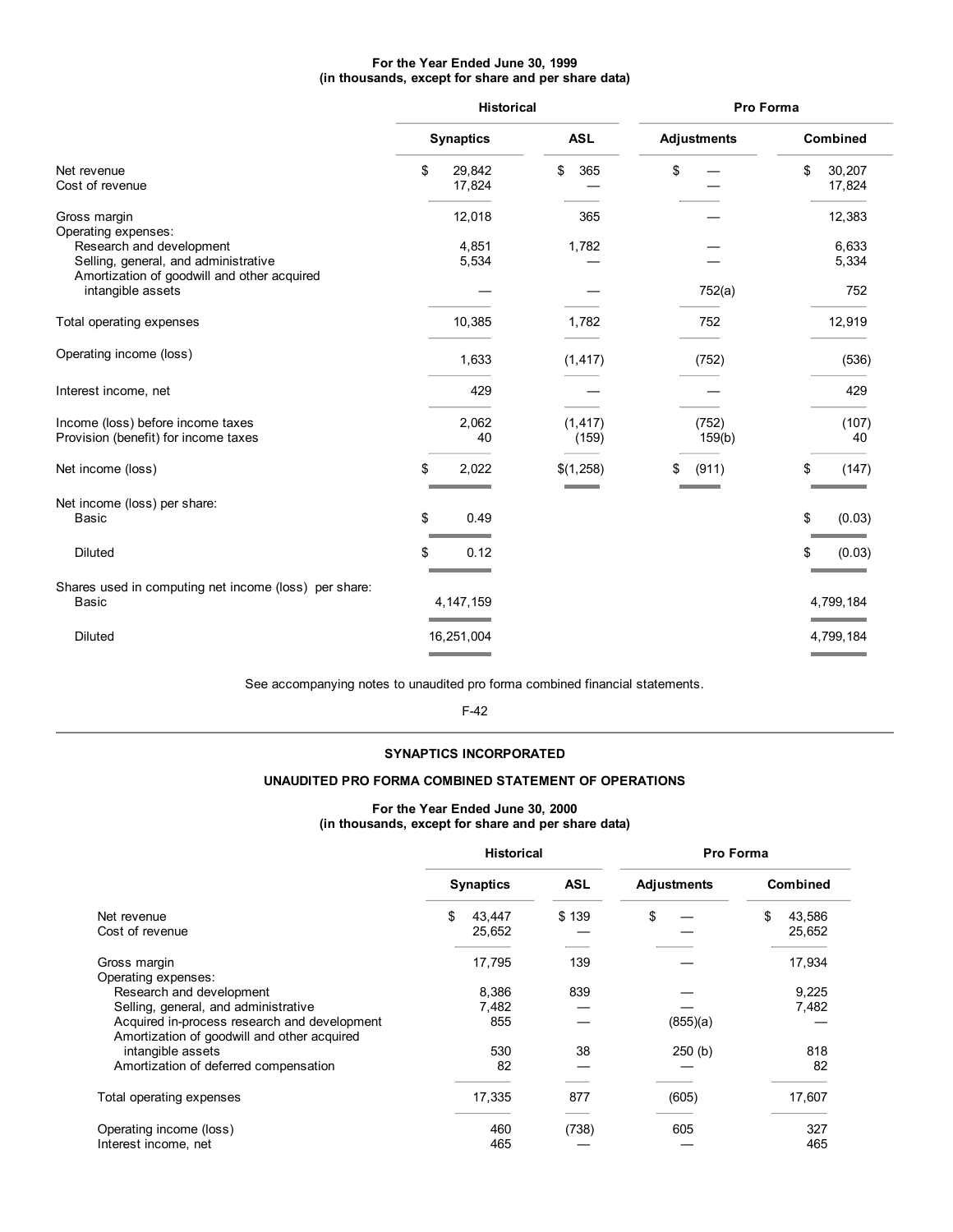**For the Year Ended June 30, 1999**
**(in thousands, except for share and per share data)**

| | Historical | | Pro Forma | |
|---|---|---|---|---|
| | Synaptics | ASL | Adjustments | Combined |
| Net revenue | $ 29,842 | $ 365 | $ — | $ 30,207 |
| Cost of revenue | 17,824 | — | — | 17,824 |
| Gross margin | 12,018 | 365 | — | 12,383 |
| Operating expenses: | | | | |
| Research and development | 4,851 | 1,782 | — | 6,633 |
| Selling, general, and administrative | 5,534 | — | — | 5,334 |
| Amortization of goodwill and other acquired intangible assets | — | — | 752(a) | 752 |
| Total operating expenses | 10,385 | 1,782 | 752 | 12,919 |
| Operating income (loss) | 1,633 | (1,417) | (752) | (536) |
| Interest income, net | 429 | — | — | 429 |
| Income (loss) before income taxes | 2,062 | (1,417) | (752) | (107) |
| Provision (benefit) for income taxes | 40 | (159) | 159(b) | 40 |
| Net income (loss) | $ 2,022 | $(1,258) | $ (911) | $ (147) |
| Net income (loss) per share: | | | | |
| Basic | $ 0.49 | | | $ (0.03) |
| Diluted | $ 0.12 | | | $ (0.03) |
| Shares used in computing net income (loss) per share: | | | | |
| Basic | 4,147,159 | | | 4,799,184 |
| Diluted | 16,251,004 | | | 4,799,184 |

See accompanying notes to unaudited pro forma combined financial statements.

## SYNAPTICS INCORPORATED

## UNAUDITED PRO FORMA COMBINED STATEMENT OF OPERATIONS

**For the Year Ended June 30, 2000**
**(in thousands, except for share and per share data)**

| | Historical | | Pro Forma | |
|---|---|---|---|---|
| | Synaptics | ASL | Adjustments | Combined |
| Net revenue | $ 43,447 | $ 139 | $ — | $ 43,586 |
| Cost of revenue | 25,652 | — | — | 25,652 |
| Gross margin | 17,795 | 139 | — | 17,934 |
| Operating expenses: | | | | |
| Research and development | 8,386 | 839 | — | 9,225 |
| Selling, general, and administrative | 7,482 | — | — | 7,482 |
| Acquired in-process research and development | 855 | — | (855)(a) | — |
| Amortization of goodwill and other acquired intangible assets | 530 | 38 | 250 (b) | 818 |
| Amortization of deferred compensation | 82 | — | — | 82 |
| Total operating expenses | 17,335 | 877 | (605) | 17,607 |
| Operating income (loss) | 460 | (738) | 605 | 327 |
| Interest income, net | 465 | — | — | 465 |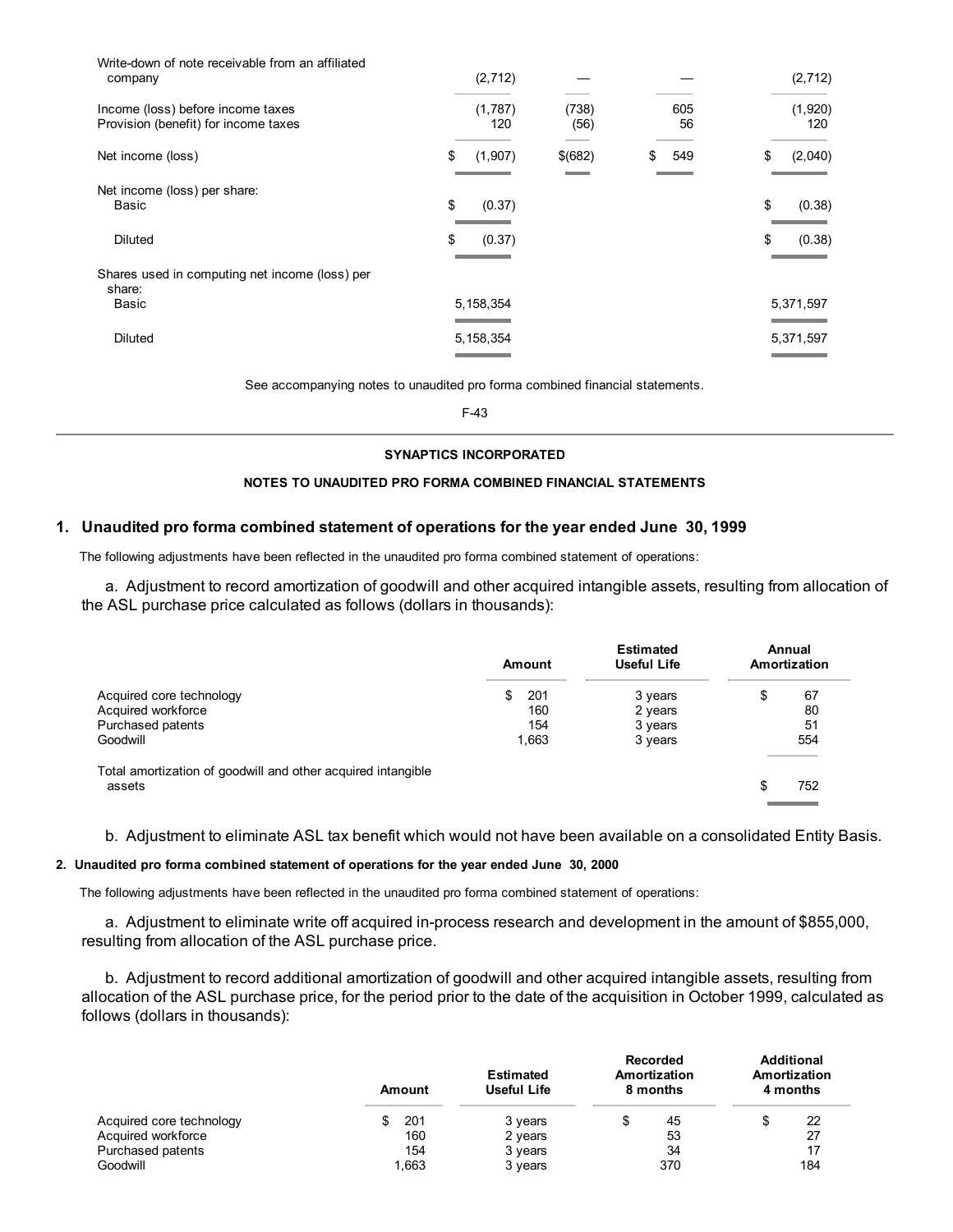| | | | | |
|---|---|---|---|---|
| Write-down of note receivable from an affiliated company | (2,712) | — | — | (2,712) |
| Income (loss) before income taxes | (1,787) | (738) | 605 | (1,920) |
| Provision (benefit) for income taxes | 120 | (56) | 56 | 120 |
| Net income (loss) | $ (1,907) | $(682) | $ 549 | $ (2,040) |
| Net income (loss) per share: | | | | |
| Basic | $ (0.37) | | | $ (0.38) |
| Diluted | $ (0.37) | | | $ (0.38) |
| Shares used in computing net income (loss) per share: | | | | |
| Basic | 5,158,354 | | | 5,371,597 |
| Diluted | 5,158,354 | | | 5,371,597 |

See accompanying notes to unaudited pro forma combined financial statements.

**SYNAPTICS INCORPORATED**

**NOTES TO UNAUDITED PRO FORMA COMBINED FINANCIAL STATEMENTS**

## 1. Unaudited pro forma combined statement of operations for the year ended June 30, 1999

The following adjustments have been reflected in the unaudited pro forma combined statement of operations:

a. Adjustment to record amortization of goodwill and other acquired intangible assets, resulting from allocation of the ASL purchase price calculated as follows (dollars in thousands):

| | Amount | Estimated Useful Life | Annual Amortization |
|---|---|---|---|
| Acquired core technology | $ 201 | 3 years | $ 67 |
| Acquired workforce | 160 | 2 years | 80 |
| Purchased patents | 154 | 3 years | 51 |
| Goodwill | 1,663 | 3 years | 554 |
| Total amortization of goodwill and other acquired intangible assets | | | $ 752 |

b. Adjustment to eliminate ASL tax benefit which would not have been available on a consolidated Entity Basis.

## 2. Unaudited pro forma combined statement of operations for the year ended June 30, 2000

The following adjustments have been reflected in the unaudited pro forma combined statement of operations:

a. Adjustment to eliminate write off acquired in-process research and development in the amount of $855,000, resulting from allocation of the ASL purchase price.

b. Adjustment to record additional amortization of goodwill and other acquired intangible assets, resulting from allocation of the ASL purchase price, for the period prior to the date of the acquisition in October 1999, calculated as follows (dollars in thousands):

| | Amount | Estimated Useful Life | Recorded Amortization 8 months | Additional Amortization 4 months |
|---|---|---|---|---|
| Acquired core technology | $ 201 | 3 years | $ 45 | $ 22 |
| Acquired workforce | 160 | 2 years | 53 | 27 |
| Purchased patents | 154 | 3 years | 34 | 17 |
| Goodwill | 1,663 | 3 years | 370 | 184 |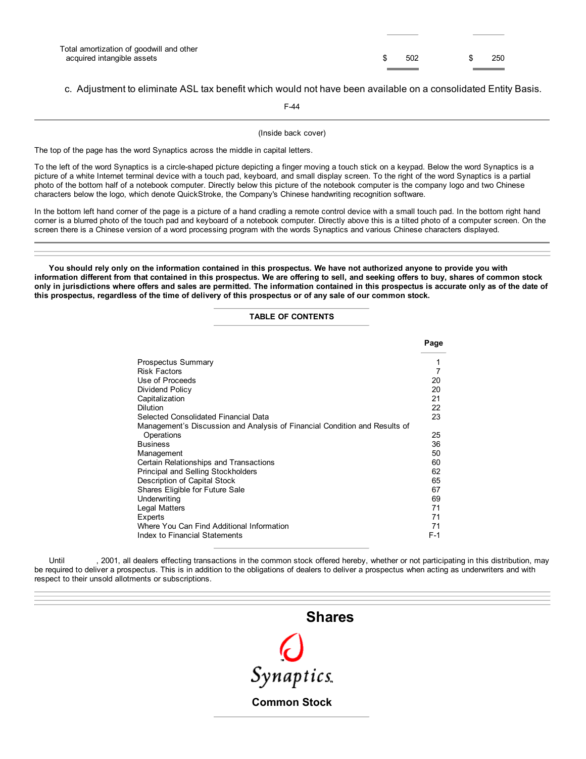| | | |
|---|---|---|
| Total amortization of goodwill and other acquired intangible assets | $ 502 | $ 250 |

c. Adjustment to eliminate ASL tax benefit which would not have been available on a consolidated Entity Basis.

(Inside back cover)

The top of the page has the word Synaptics across the middle in capital letters.

To the left of the word Synaptics is a circle-shaped picture depicting a finger moving a touch stick on a keypad. Below the word Synaptics is a picture of a white Internet terminal device with a touch pad, keyboard, and small display screen. To the right of the word Synaptics is a partial photo of the bottom half of a notebook computer. Directly below this picture of the notebook computer is the company logo and two Chinese characters below the logo, which denote QuickStroke, the Company's Chinese handwriting recognition software.

In the bottom left hand corner of the page is a picture of a hand cradling a remote control device with a small touch pad. In the bottom right hand corner is a blurred photo of the touch pad and keyboard of a notebook computer. Directly above this is a tilted photo of a computer screen. On the screen there is a Chinese version of a word processing program with the words Synaptics and various Chinese characters displayed.

---

**You should rely only on the information contained in this prospectus. We have not authorized anyone to provide you with information different from that contained in this prospectus. We are offering to sell, and seeking offers to buy, shares of common stock only in jurisdictions where offers and sales are permitted. The information contained in this prospectus is accurate only as of the date of this prospectus, regardless of the time of delivery of this prospectus or of any sale of our common stock.**

**TABLE OF CONTENTS**

| | **Page** |
|---|---|
| Prospectus Summary | 1 |
| Risk Factors | 7 |
| Use of Proceeds | 20 |
| Dividend Policy | 20 |
| Capitalization | 21 |
| Dilution | 22 |
| Selected Consolidated Financial Data | 23 |
| Management's Discussion and Analysis of Financial Condition and Results of Operations | 25 |
| Business | 36 |
| Management | 50 |
| Certain Relationships and Transactions | 60 |
| Principal and Selling Stockholders | 62 |
| Description of Capital Stock | 65 |
| Shares Eligible for Future Sale | 67 |
| Underwriting | 69 |
| Legal Matters | 71 |
| Experts | 71 |
| Where You Can Find Additional Information | 71 |
| Index to Financial Statements | F-1 |

Until , 2001, all dealers effecting transactions in the common stock offered hereby, whether or not participating in this distribution, may be required to deliver a prospectus. This is in addition to the obligations of dealers to deliver a prospectus when acting as underwriters and with respect to their unsold allotments or subscriptions.

---

## Shares

Synaptics

## Common Stock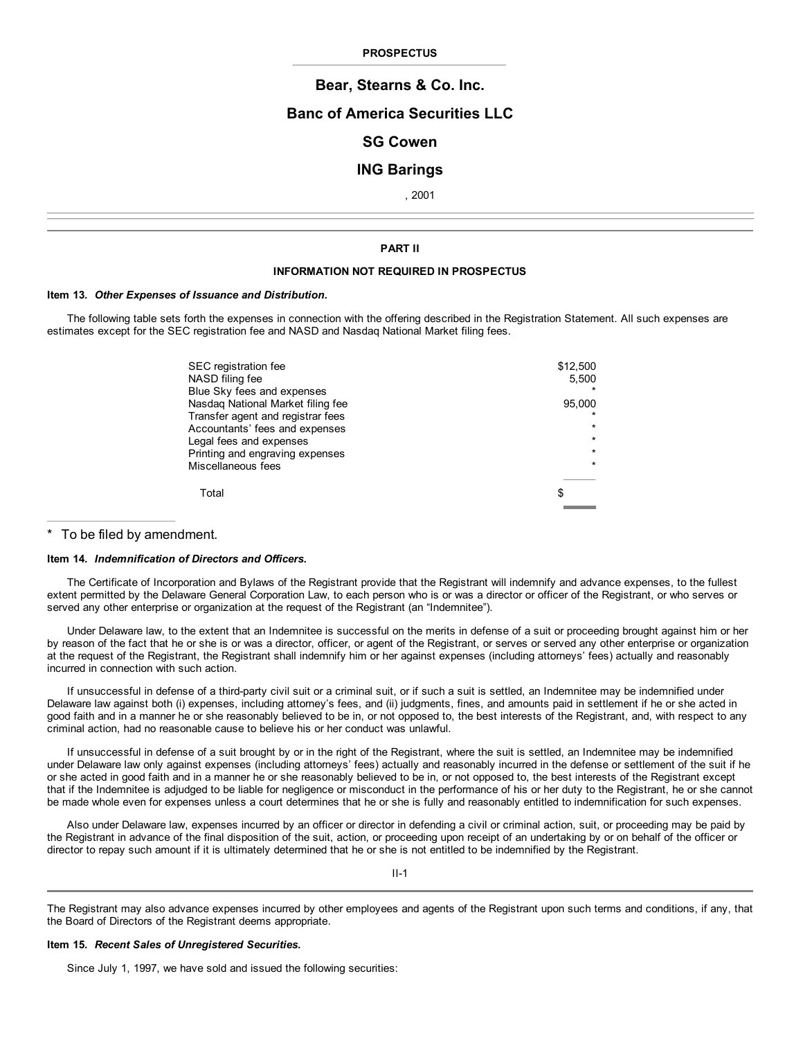**PROSPECTUS**

## Bear, Stearns & Co. Inc.

## Banc of America Securities LLC

## SG Cowen

## ING Barings

, 2001

---

**PART II**

**INFORMATION NOT REQUIRED IN PROSPECTUS**

**Item 13.** ***Other Expenses of Issuance and Distribution.***

The following table sets forth the expenses in connection with the offering described in the Registration Statement. All such expenses are estimates except for the SEC registration fee and NASD and Nasdaq National Market filing fees.

| | |
|---|---|
| SEC registration fee | $12,500 |
| NASD filing fee | 5,500 |
| Blue Sky fees and expenses | * |
| Nasdaq National Market filing fee | 95,000 |
| Transfer agent and registrar fees | * |
| Accountants' fees and expenses | * |
| Legal fees and expenses | * |
| Printing and engraving expenses | * |
| Miscellaneous fees | * |
| Total | $ |

\* To be filed by amendment.

**Item 14.** ***Indemnification of Directors and Officers.***

The Certificate of Incorporation and Bylaws of the Registrant provide that the Registrant will indemnify and advance expenses, to the fullest extent permitted by the Delaware General Corporation Law, to each person who is or was a director or officer of the Registrant, or who serves or served any other enterprise or organization at the request of the Registrant (an "Indemnitee").

Under Delaware law, to the extent that an Indemnitee is successful on the merits in defense of a suit or proceeding brought against him or her by reason of the fact that he or she is or was a director, officer, or agent of the Registrant, or serves or served any other enterprise or organization at the request of the Registrant, the Registrant shall indemnify him or her against expenses (including attorneys' fees) actually and reasonably incurred in connection with such action.

If unsuccessful in defense of a third-party civil suit or a criminal suit, or if such a suit is settled, an Indemnitee may be indemnified under Delaware law against both (i) expenses, including attorney's fees, and (ii) judgments, fines, and amounts paid in settlement if he or she acted in good faith and in a manner he or she reasonably believed to be in, or not opposed to, the best interests of the Registrant, and, with respect to any criminal action, had no reasonable cause to believe his or her conduct was unlawful.

If unsuccessful in defense of a suit brought by or in the right of the Registrant, where the suit is settled, an Indemnitee may be indemnified under Delaware law only against expenses (including attorneys' fees) actually and reasonably incurred in the defense or settlement of the suit if he or she acted in good faith and in a manner he or she reasonably believed to be in, or not opposed to, the best interests of the Registrant except that if the Indemnitee is adjudged to be liable for negligence or misconduct in the performance of his or her duty to the Registrant, he or she cannot be made whole even for expenses unless a court determines that he or she is fully and reasonably entitled to indemnification for such expenses.

Also under Delaware law, expenses incurred by an officer or director in defending a civil or criminal action, suit, or proceeding may be paid by the Registrant in advance of the final disposition of the suit, action, or proceeding upon receipt of an undertaking by or on behalf of the officer or director to repay such amount if it is ultimately determined that he or she is not entitled to be indemnified by the Registrant.

The Registrant may also advance expenses incurred by other employees and agents of the Registrant upon such terms and conditions, if any, that the Board of Directors of the Registrant deems appropriate.

**Item 15.** ***Recent Sales of Unregistered Securities.***

Since July 1, 1997, we have sold and issued the following securities: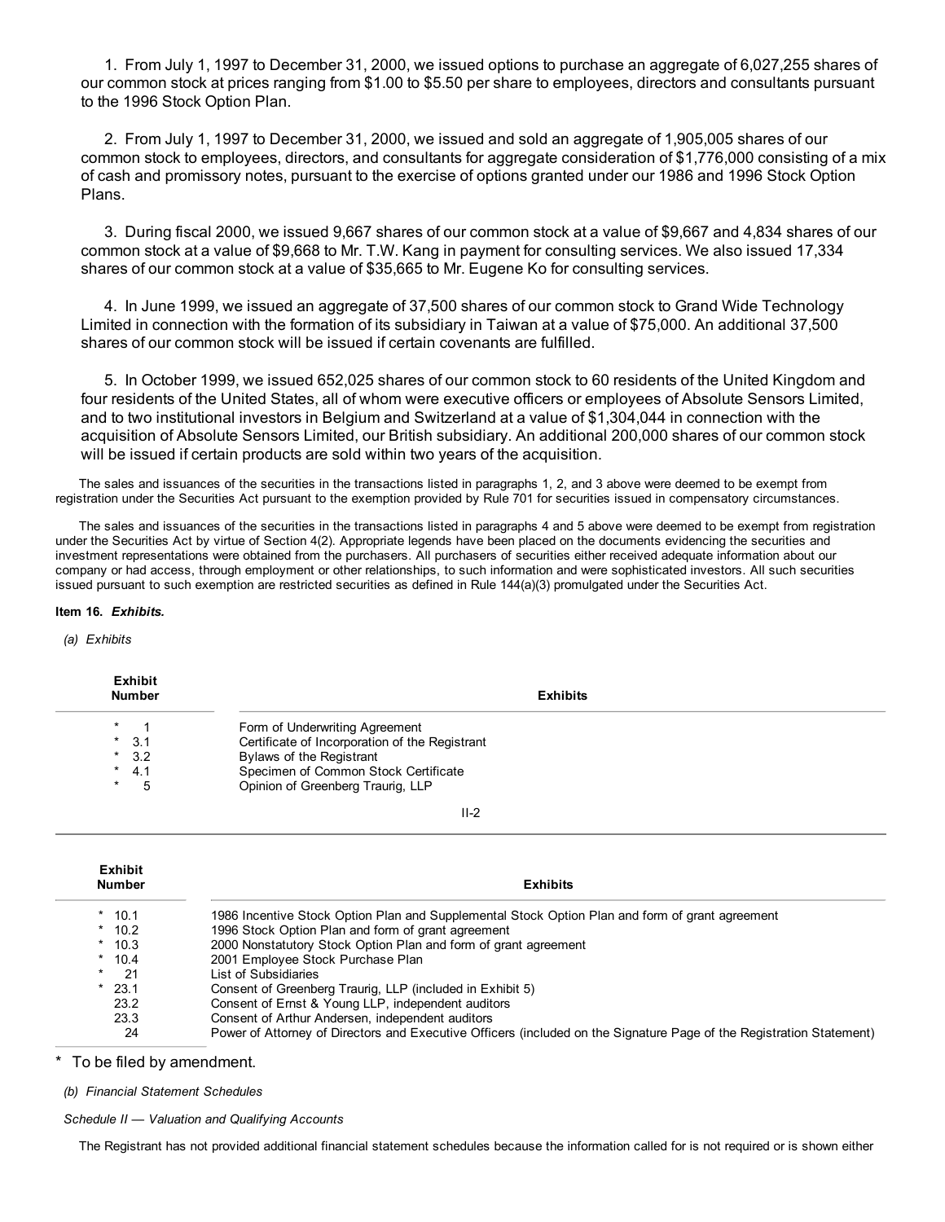1. From July 1, 1997 to December 31, 2000, we issued options to purchase an aggregate of 6,027,255 shares of our common stock at prices ranging from $1.00 to $5.50 per share to employees, directors and consultants pursuant to the 1996 Stock Option Plan.

2. From July 1, 1997 to December 31, 2000, we issued and sold an aggregate of 1,905,005 shares of our common stock to employees, directors, and consultants for aggregate consideration of $1,776,000 consisting of a mix of cash and promissory notes, pursuant to the exercise of options granted under our 1986 and 1996 Stock Option Plans.

3. During fiscal 2000, we issued 9,667 shares of our common stock at a value of $9,667 and 4,834 shares of our common stock at a value of $9,668 to Mr. T.W. Kang in payment for consulting services. We also issued 17,334 shares of our common stock at a value of $35,665 to Mr. Eugene Ko for consulting services.

4. In June 1999, we issued an aggregate of 37,500 shares of our common stock to Grand Wide Technology Limited in connection with the formation of its subsidiary in Taiwan at a value of $75,000. An additional 37,500 shares of our common stock will be issued if certain covenants are fulfilled.

5. In October 1999, we issued 652,025 shares of our common stock to 60 residents of the United Kingdom and four residents of the United States, all of whom were executive officers or employees of Absolute Sensors Limited, and to two institutional investors in Belgium and Switzerland at a value of $1,304,044 in connection with the acquisition of Absolute Sensors Limited, our British subsidiary. An additional 200,000 shares of our common stock will be issued if certain products are sold within two years of the acquisition.

The sales and issuances of the securities in the transactions listed in paragraphs 1, 2, and 3 above were deemed to be exempt from registration under the Securities Act pursuant to the exemption provided by Rule 701 for securities issued in compensatory circumstances.

The sales and issuances of the securities in the transactions listed in paragraphs 4 and 5 above were deemed to be exempt from registration under the Securities Act by virtue of Section 4(2). Appropriate legends have been placed on the documents evidencing the securities and investment representations were obtained from the purchasers. All purchasers of securities either received adequate information about our company or had access, through employment or other relationships, to such information and were sophisticated investors. All such securities issued pursuant to such exemption are restricted securities as defined in Rule 144(a)(3) promulgated under the Securities Act.

**Item 16.** ***Exhibits.***

*(a) Exhibits*

| Exhibit Number | Exhibits |
|---|---|
| * 1 | Form of Underwriting Agreement |
| * 3.1 | Certificate of Incorporation of the Registrant |
| * 3.2 | Bylaws of the Registrant |
| * 4.1 | Specimen of Common Stock Certificate |
| * 5 | Opinion of Greenberg Traurig, LLP |
| * 10.1 | 1986 Incentive Stock Option Plan and Supplemental Stock Option Plan and form of grant agreement |
| * 10.2 | 1996 Stock Option Plan and form of grant agreement |
| * 10.3 | 2000 Nonstatutory Stock Option Plan and form of grant agreement |
| * 10.4 | 2001 Employee Stock Purchase Plan |
| * 21 | List of Subsidiaries |
| * 23.1 | Consent of Greenberg Traurig, LLP (included in Exhibit 5) |
| 23.2 | Consent of Ernst & Young LLP, independent auditors |
| 23.3 | Consent of Arthur Andersen, independent auditors |
| 24 | Power of Attorney of Directors and Executive Officers (included on the Signature Page of the Registration Statement) |

\* To be filed by amendment.

*(b) Financial Statement Schedules*

*Schedule II — Valuation and Qualifying Accounts*

The Registrant has not provided additional financial statement schedules because the information called for is not required or is shown either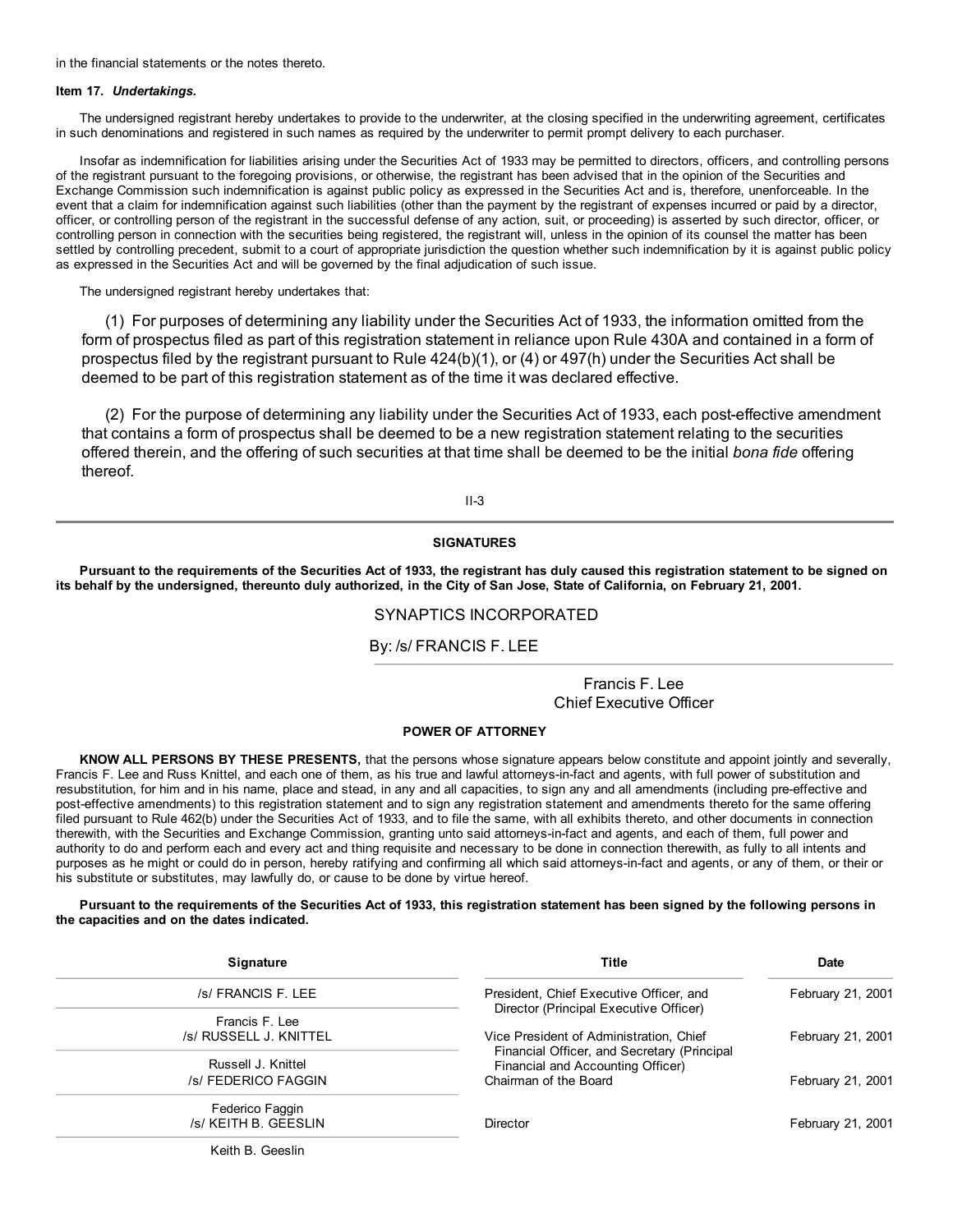in the financial statements or the notes thereto.

**Item 17.** ***Undertakings.***

The undersigned registrant hereby undertakes to provide to the underwriter, at the closing specified in the underwriting agreement, certificates in such denominations and registered in such names as required by the underwriter to permit prompt delivery to each purchaser.

Insofar as indemnification for liabilities arising under the Securities Act of 1933 may be permitted to directors, officers, and controlling persons of the registrant pursuant to the foregoing provisions, or otherwise, the registrant has been advised that in the opinion of the Securities and Exchange Commission such indemnification is against public policy as expressed in the Securities Act and is, therefore, unenforceable. In the event that a claim for indemnification against such liabilities (other than the payment by the registrant of expenses incurred or paid by a director, officer, or controlling person of the registrant in the successful defense of any action, suit, or proceeding) is asserted by such director, officer, or controlling person in connection with the securities being registered, the registrant will, unless in the opinion of its counsel the matter has been settled by controlling precedent, submit to a court of appropriate jurisdiction the question whether such indemnification by it is against public policy as expressed in the Securities Act and will be governed by the final adjudication of such issue.

The undersigned registrant hereby undertakes that:

(1) For purposes of determining any liability under the Securities Act of 1933, the information omitted from the form of prospectus filed as part of this registration statement in reliance upon Rule 430A and contained in a form of prospectus filed by the registrant pursuant to Rule 424(b)(1), or (4) or 497(h) under the Securities Act shall be deemed to be part of this registration statement as of the time it was declared effective.

(2) For the purpose of determining any liability under the Securities Act of 1933, each post-effective amendment that contains a form of prospectus shall be deemed to be a new registration statement relating to the securities offered therein, and the offering of such securities at that time shall be deemed to be the initial *bona fide* offering thereof.

## SIGNATURES

**Pursuant to the requirements of the Securities Act of 1933, the registrant has duly caused this registration statement to be signed on its behalf by the undersigned, thereunto duly authorized, in the City of San Jose, State of California, on February 21, 2001.**

SYNAPTICS INCORPORATED

By: /s/ FRANCIS F. LEE

Francis F. Lee
Chief Executive Officer

## POWER OF ATTORNEY

**KNOW ALL PERSONS BY THESE PRESENTS,** that the persons whose signature appears below constitute and appoint jointly and severally, Francis F. Lee and Russ Knittel, and each one of them, as his true and lawful attorneys-in-fact and agents, with full power of substitution and resubstitution, for him and in his name, place and stead, in any and all capacities, to sign any and all amendments (including pre-effective and post-effective amendments) to this registration statement and to sign any registration statement and amendments thereto for the same offering filed pursuant to Rule 462(b) under the Securities Act of 1933, and to file the same, with all exhibits thereto, and other documents in connection therewith, with the Securities and Exchange Commission, granting unto said attorneys-in-fact and agents, and each of them, full power and authority to do and perform each and every act and thing requisite and necessary to be done in connection therewith, as fully to all intents and purposes as he might or could do in person, hereby ratifying and confirming all which said attorneys-in-fact and agents, or any of them, or their or his substitute or substitutes, may lawfully do, or cause to be done by virtue hereof.

**Pursuant to the requirements of the Securities Act of 1933, this registration statement has been signed by the following persons in the capacities and on the dates indicated.**

| Signature | Title | Date |
|---|---|---|
| /s/ FRANCIS F. LEE<br>Francis F. Lee | President, Chief Executive Officer, and Director (Principal Executive Officer) | February 21, 2001 |
| /s/ RUSSELL J. KNITTEL<br>Russell J. Knittel | Vice President of Administration, Chief Financial Officer, and Secretary (Principal Financial and Accounting Officer) | February 21, 2001 |
| /s/ FEDERICO FAGGIN<br>Federico Faggin | Chairman of the Board | February 21, 2001 |
| /s/ KEITH B. GEESLIN<br>Keith B. Geeslin | Director | February 21, 2001 |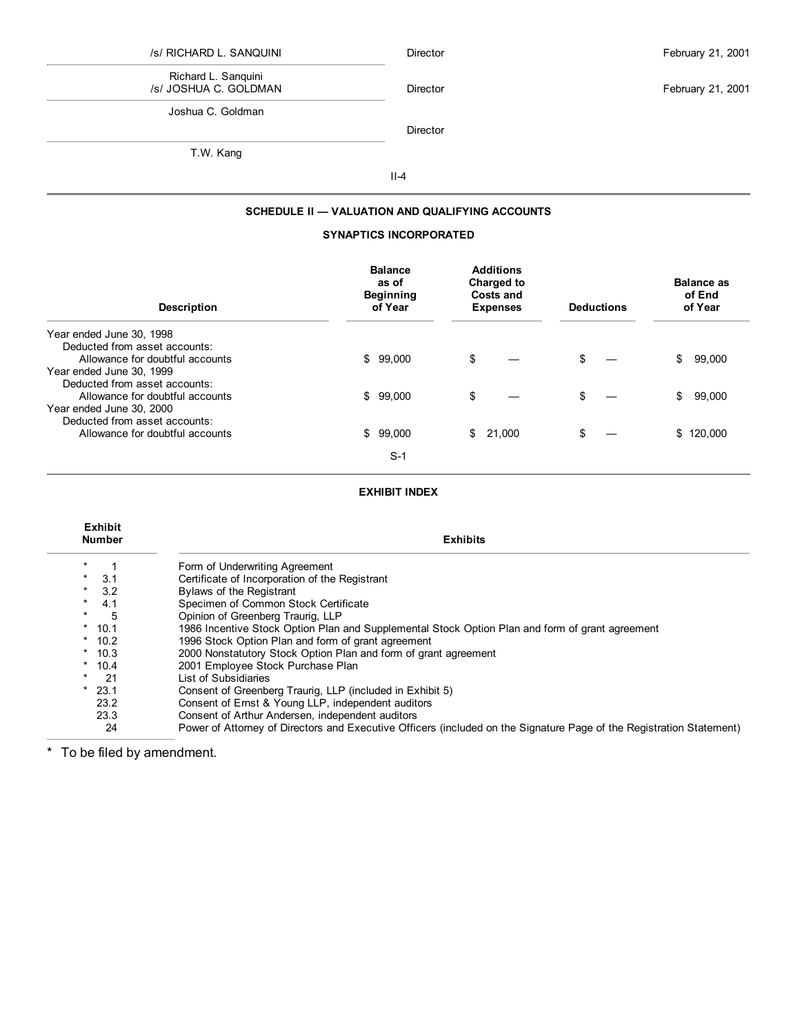| | | |
|---|---|---|
| /s/ RICHARD L. SANQUINI | Director | February 21, 2001 |
| Richard L. Sanquini | | |
| /s/ JOSHUA C. GOLDMAN | Director | February 21, 2001 |
| Joshua C. Goldman | | |
| | Director | |
| T.W. Kang | | |

II-4

### SCHEDULE II — VALUATION AND QUALIFYING ACCOUNTS

### SYNAPTICS INCORPORATED

| Description | Balance as of Beginning of Year | Additions Charged to Costs and Expenses | Deductions | Balance as of End of Year |
|---|---|---|---|---|
| Year ended June 30, 1998 | | | | |
| Deducted from asset accounts: | | | | |
| Allowance for doubtful accounts | $ 99,000 | $ — | $ — | $ 99,000 |
| Year ended June 30, 1999 | | | | |
| Deducted from asset accounts: | | | | |
| Allowance for doubtful accounts | $ 99,000 | $ — | $ — | $ 99,000 |
| Year ended June 30, 2000 | | | | |
| Deducted from asset accounts: | | | | |
| Allowance for doubtful accounts | $ 99,000 | $ 21,000 | $ — | $ 120,000 |

S-1

### EXHIBIT INDEX

| Exhibit Number | Exhibits |
|---|---|
| * 1 | Form of Underwriting Agreement |
| * 3.1 | Certificate of Incorporation of the Registrant |
| * 3.2 | Bylaws of the Registrant |
| * 4.1 | Specimen of Common Stock Certificate |
| * 5 | Opinion of Greenberg Traurig, LLP |
| * 10.1 | 1986 Incentive Stock Option Plan and Supplemental Stock Option Plan and form of grant agreement |
| * 10.2 | 1996 Stock Option Plan and form of grant agreement |
| * 10.3 | 2000 Nonstatutory Stock Option Plan and form of grant agreement |
| * 10.4 | 2001 Employee Stock Purchase Plan |
| * 21 | List of Subsidiaries |
| * 23.1 | Consent of Greenberg Traurig, LLP (included in Exhibit 5) |
| 23.2 | Consent of Ernst & Young LLP, independent auditors |
| 23.3 | Consent of Arthur Andersen, independent auditors |
| 24 | Power of Attorney of Directors and Executive Officers (included on the Signature Page of the Registration Statement) |

* To be filed by amendment.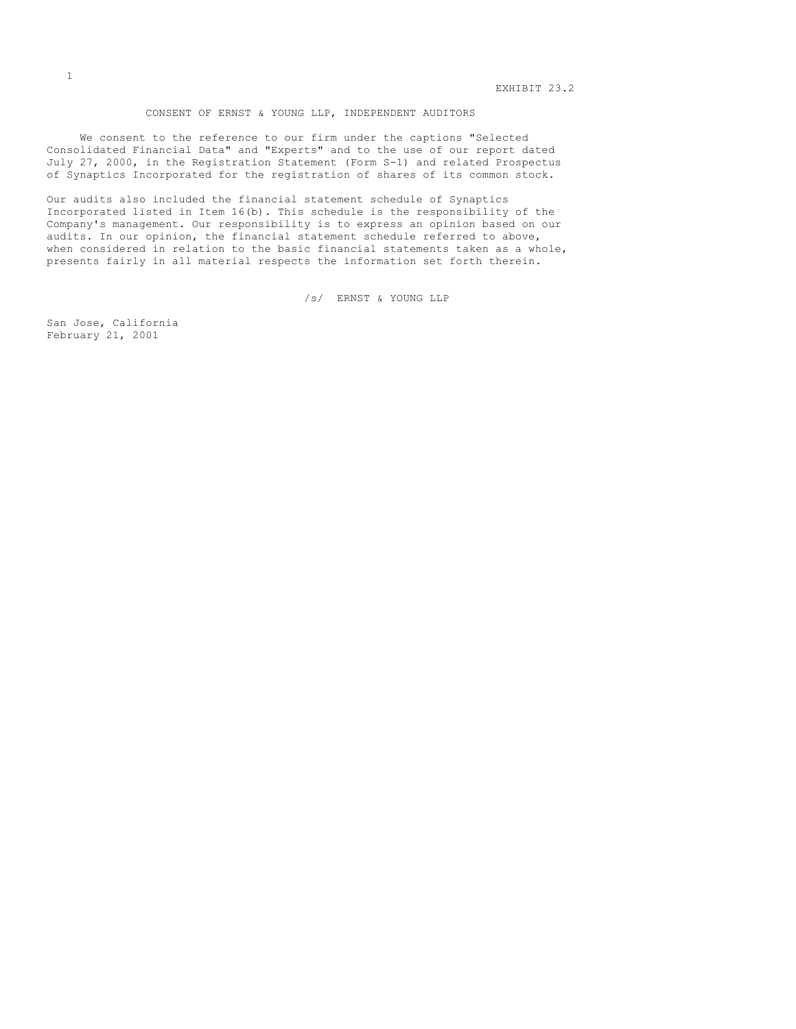EXHIBIT 23.2

## CONSENT OF ERNST & YOUNG LLP, INDEPENDENT AUDITORS

We consent to the reference to our firm under the captions "Selected Consolidated Financial Data" and "Experts" and to the use of our report dated July 27, 2000, in the Registration Statement (Form S-1) and related Prospectus of Synaptics Incorporated for the registration of shares of its common stock.

Our audits also included the financial statement schedule of Synaptics Incorporated listed in Item 16(b). This schedule is the responsibility of the Company's management. Our responsibility is to express an opinion based on our audits. In our opinion, the financial statement schedule referred to above, when considered in relation to the basic financial statements taken as a whole, presents fairly in all material respects the information set forth therein.

/s/ ERNST & YOUNG LLP

San Jose, California
February 21, 2001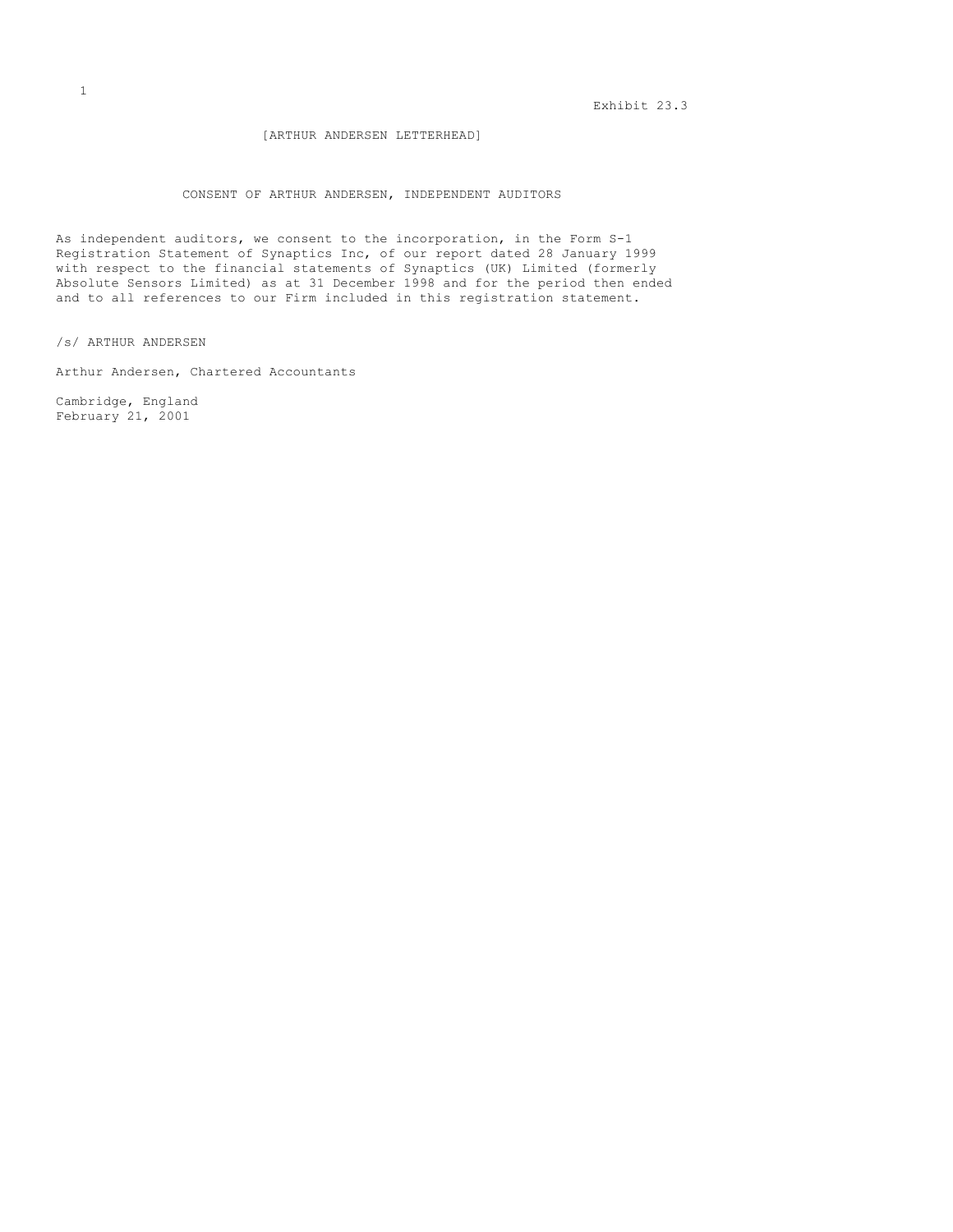Exhibit 23.3

[ARTHUR ANDERSEN LETTERHEAD]

## CONSENT OF ARTHUR ANDERSEN, INDEPENDENT AUDITORS

As independent auditors, we consent to the incorporation, in the Form S-1 Registration Statement of Synaptics Inc, of our report dated 28 January 1999 with respect to the financial statements of Synaptics (UK) Limited (formerly Absolute Sensors Limited) as at 31 December 1998 and for the period then ended and to all references to our Firm included in this registration statement.

/s/ ARTHUR ANDERSEN

Arthur Andersen, Chartered Accountants

Cambridge, England
February 21, 2001